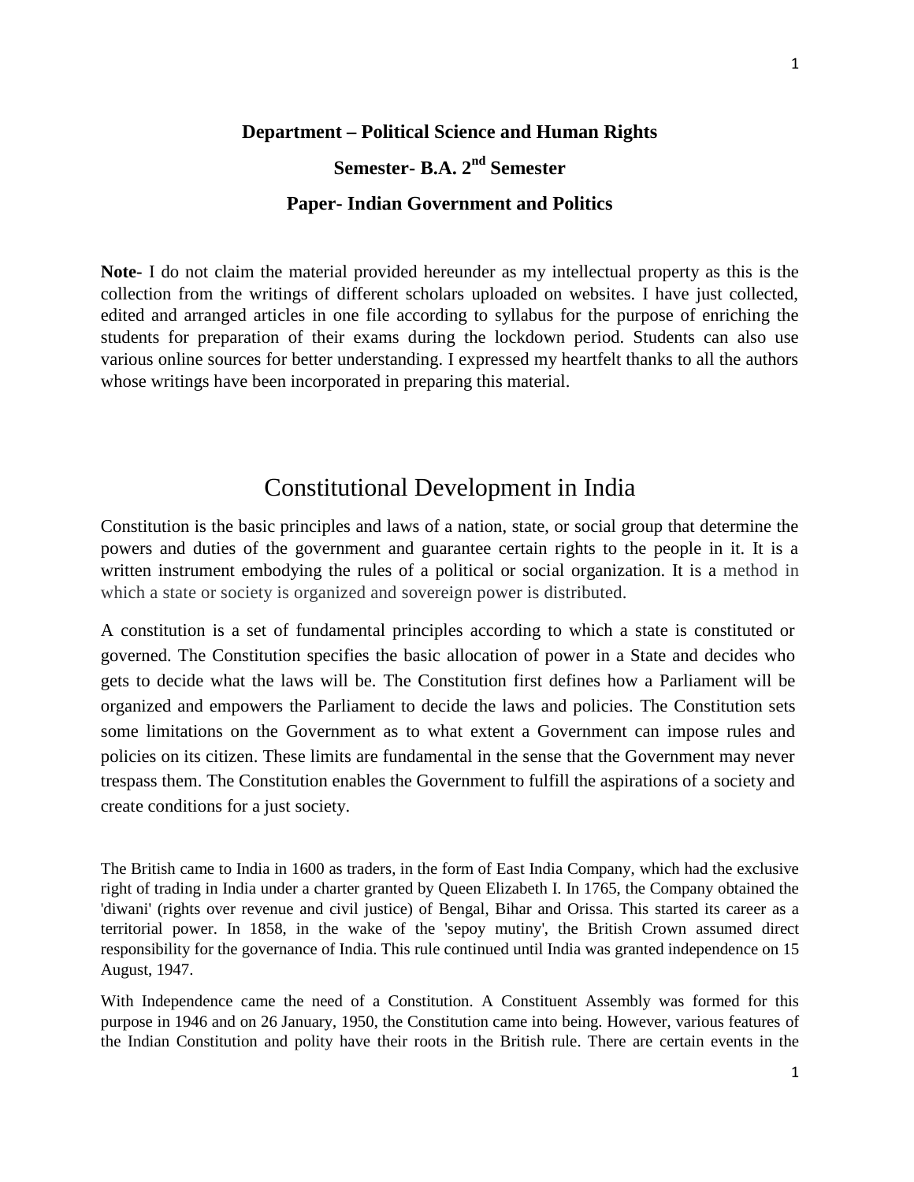**Department – Political Science and Human Rights**

**Semester- B.A. 2nd Semester**

**Paper- Indian Government and Politics**

**Note-** I do not claim the material provided hereunder as my intellectual property as this is the collection from the writings of different scholars uploaded on websites. I have just collected, edited and arranged articles in one file according to syllabus for the purpose of enriching the students for preparation of their exams during the lockdown period. Students can also use various online sources for better understanding. I expressed my heartfelt thanks to all the authors whose writings have been incorporated in preparing this material.

# Constitutional Development in India

Constitution is the basic principles and laws of a nation, state, or social group that determine the powers and duties of the government and guarantee certain rights to the people in it. It is a written instrument embodying the rules of a political or social organization. It is a method in which a state or society is organized and sovereign power is distributed.

A constitution is a set of fundamental principles according to which a state is constituted or governed. The Constitution specifies the basic allocation of power in a State and decides who gets to decide what the laws will be. The Constitution first defines how a Parliament will be organized and empowers the Parliament to decide the laws and policies. The Constitution sets some limitations on the Government as to what extent a Government can impose rules and policies on its citizen. These limits are fundamental in the sense that the Government may never trespass them. The Constitution enables the Government to fulfill the aspirations of a society and create conditions for a just society.

The British came to India in 1600 as traders, in the form of East India Company, which had the exclusive right of trading in India under a charter granted by Queen Elizabeth I. In 1765, the Company obtained the 'diwani' (rights over revenue and civil justice) of Bengal, Bihar and Orissa. This started its career as a territorial power. In 1858, in the wake of the 'sepoy mutiny', the British Crown assumed direct responsibility for the governance of India. This rule continued until India was granted independence on 15 August, 1947.

With Independence came the need of a Constitution. A Constituent Assembly was formed for this purpose in 1946 and on 26 January, 1950, the Constitution came into being. However, various features of the Indian Constitution and polity have their roots in the British rule. There are certain events in the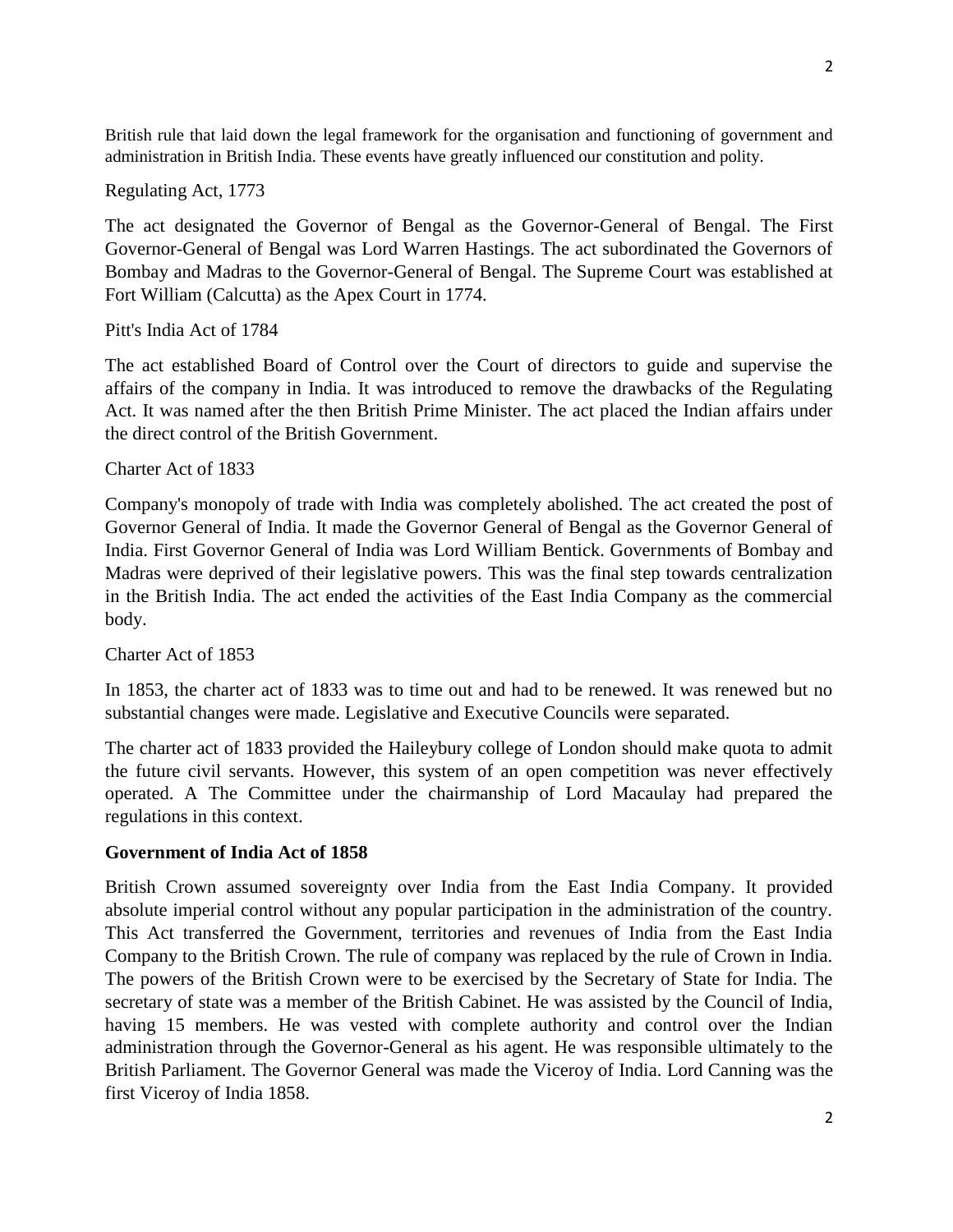British rule that laid down the legal framework for the organisation and functioning of government and administration in British India. These events have greatly influenced our constitution and polity.

Regulating Act, 1773

The act designated the Governor of Bengal as the Governor-General of Bengal. The First Governor-General of Bengal was Lord Warren Hastings. The act subordinated the Governors of Bombay and Madras to the Governor-General of Bengal. The Supreme Court was established at Fort William (Calcutta) as the Apex Court in 1774.

Pitt's India Act of 1784

The act established Board of Control over the Court of directors to guide and supervise the affairs of the company in India. It was introduced to remove the drawbacks of the Regulating Act. It was named after the then British Prime Minister. The act placed the Indian affairs under the direct control of the British Government.

Charter Act of 1833

Company's monopoly of trade with India was completely abolished. The act created the post of Governor General of India. It made the Governor General of Bengal as the Governor General of India. First Governor General of India was Lord William Bentick. Governments of Bombay and Madras were deprived of their legislative powers. This was the final step towards centralization in the British India. The act ended the activities of the East India Company as the commercial body.

Charter Act of 1853

In 1853, the charter act of 1833 was to time out and had to be renewed. It was renewed but no substantial changes were made. Legislative and Executive Councils were separated.

The charter act of 1833 provided the Haileybury college of London should make quota to admit the future civil servants. However, this system of an open competition was never effectively operated. A The Committee under the chairmanship of Lord Macaulay had prepared the regulations in this context.

**Government of India Act of 1858**

British Crown assumed sovereignty over India from the East India Company. It provided absolute imperial control without any popular participation in the administration of the country. This Act transferred the Government, territories and revenues of India from the East India Company to the British Crown. The rule of company was replaced by the rule of Crown in India. The powers of the British Crown were to be exercised by the Secretary of State for India. The secretary of state was a member of the British Cabinet. He was assisted by the Council of India, having 15 members. He was vested with complete authority and control over the Indian administration through the Governor-General as his agent. He was responsible ultimately to the British Parliament. The Governor General was made the Viceroy of India. Lord Canning was the first Viceroy of India 1858.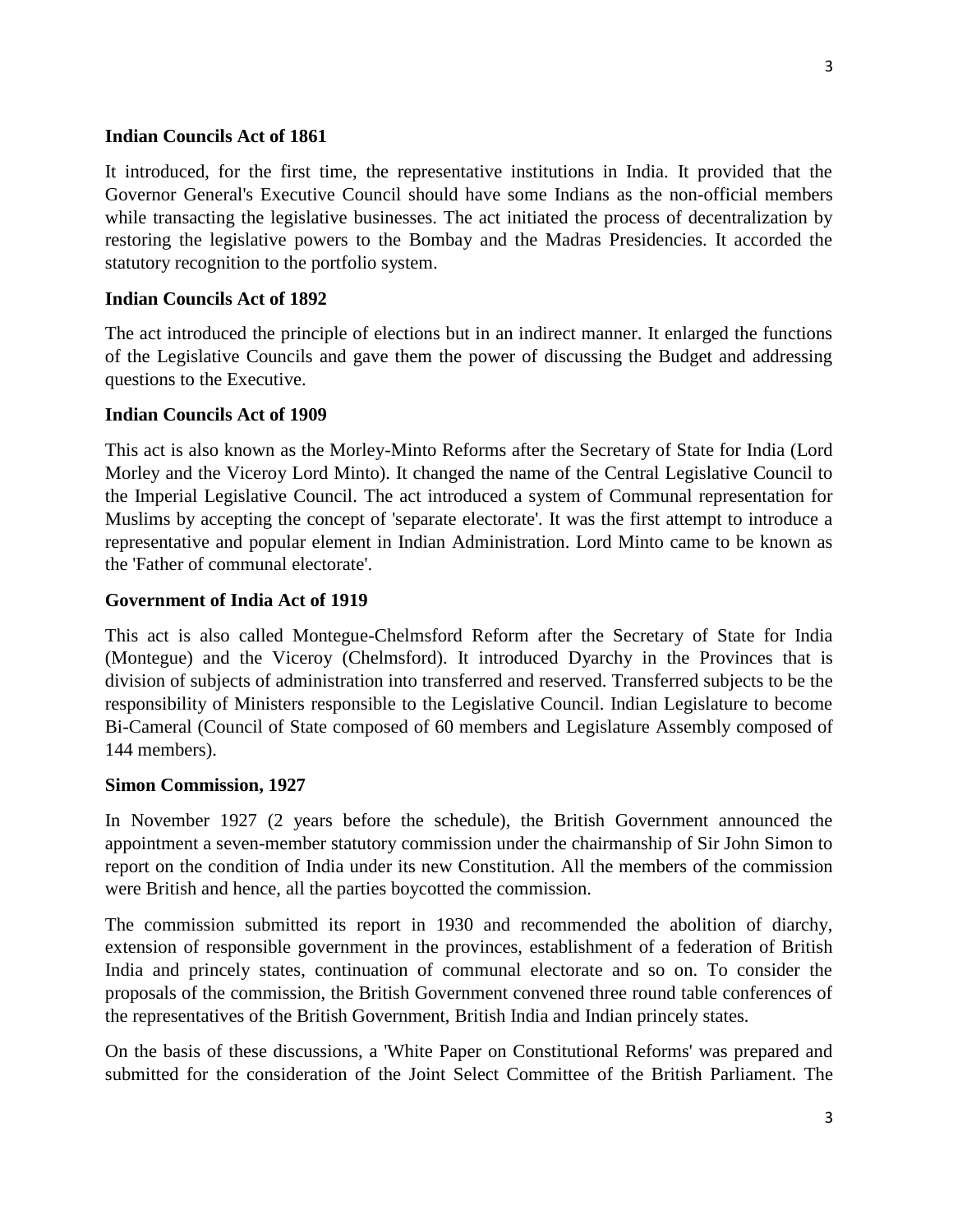**Indian Councils Act of 1861**

It introduced, for the first time, the representative institutions in India. It provided that the Governor General's Executive Council should have some Indians as the non-official members while transacting the legislative businesses. The act initiated the process of decentralization by restoring the legislative powers to the Bombay and the Madras Presidencies. It accorded the statutory recognition to the portfolio system.

**Indian Councils Act of 1892**

The act introduced the principle of elections but in an indirect manner. It enlarged the functions of the Legislative Councils and gave them the power of discussing the Budget and addressing questions to the Executive.

**Indian Councils Act of 1909**

This act is also known as the Morley-Minto Reforms after the Secretary of State for India (Lord Morley and the Viceroy Lord Minto). It changed the name of the Central Legislative Council to the Imperial Legislative Council. The act introduced a system of Communal representation for Muslims by accepting the concept of 'separate electorate'. It was the first attempt to introduce a representative and popular element in Indian Administration. Lord Minto came to be known as the 'Father of communal electorate'.

**Government of India Act of 1919**

This act is also called Montegue-Chelmsford Reform after the Secretary of State for India (Montegue) and the Viceroy (Chelmsford). It introduced Dyarchy in the Provinces that is division of subjects of administration into transferred and reserved. Transferred subjects to be the responsibility of Ministers responsible to the Legislative Council. Indian Legislature to become Bi-Cameral (Council of State composed of 60 members and Legislature Assembly composed of 144 members).

**Simon Commission, 1927**

In November 1927 (2 years before the schedule), the British Government announced the appointment a seven-member statutory commission under the chairmanship of Sir John Simon to report on the condition of India under its new Constitution. All the members of the commission were British and hence, all the parties boycotted the commission.

The commission submitted its report in 1930 and recommended the abolition of diarchy, extension of responsible government in the provinces, establishment of a federation of British India and princely states, continuation of communal electorate and so on. To consider the proposals of the commission, the British Government convened three round table conferences of the representatives of the British Government, British India and Indian princely states.

On the basis of these discussions, a 'White Paper on Constitutional Reforms' was prepared and submitted for the consideration of the Joint Select Committee of the British Parliament. The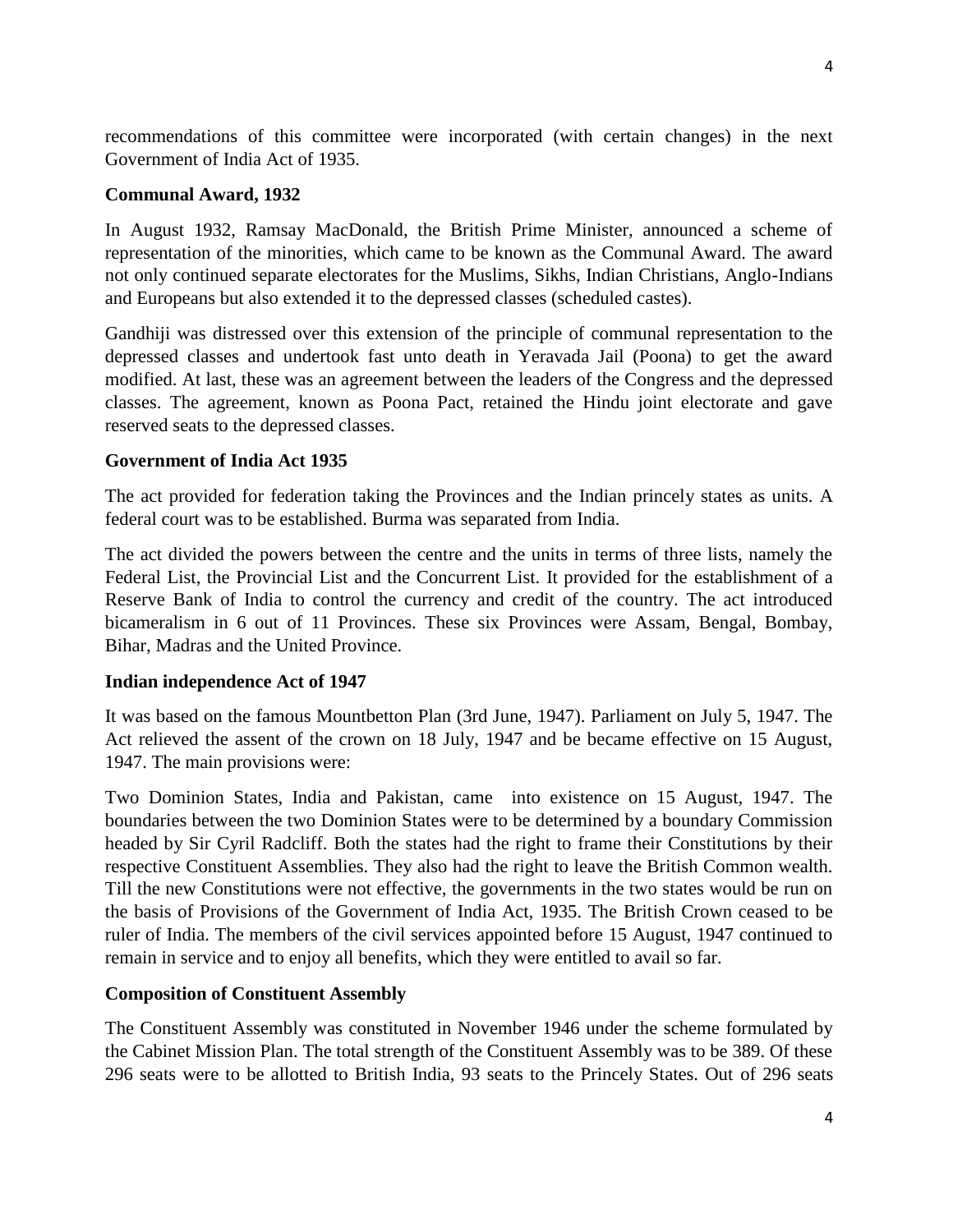recommendations of this committee were incorporated (with certain changes) in the next Government of India Act of 1935.

**Communal Award, 1932**

In August 1932, Ramsay MacDonald, the British Prime Minister, announced a scheme of representation of the minorities, which came to be known as the Communal Award. The award not only continued separate electorates for the Muslims, Sikhs, Indian Christians, Anglo-Indians and Europeans but also extended it to the depressed classes (scheduled castes).

Gandhiji was distressed over this extension of the principle of communal representation to the depressed classes and undertook fast unto death in Yeravada Jail (Poona) to get the award modified. At last, these was an agreement between the leaders of the Congress and the depressed classes. The agreement, known as Poona Pact, retained the Hindu joint electorate and gave reserved seats to the depressed classes.

**Government of India Act 1935**

The act provided for federation taking the Provinces and the Indian princely states as units. A federal court was to be established. Burma was separated from India.

The act divided the powers between the centre and the units in terms of three lists, namely the Federal List, the Provincial List and the Concurrent List. It provided for the establishment of a Reserve Bank of India to control the currency and credit of the country. The act introduced bicameralism in 6 out of 11 Provinces. These six Provinces were Assam, Bengal, Bombay, Bihar, Madras and the United Province.

**Indian independence Act of 1947**

It was based on the famous Mountbetton Plan (3rd June, 1947). Parliament on July 5, 1947. The Act relieved the assent of the crown on 18 July, 1947 and be became effective on 15 August, 1947. The main provisions were:

Two Dominion States, India and Pakistan, came into existence on 15 August, 1947. The boundaries between the two Dominion States were to be determined by a boundary Commission headed by Sir Cyril Radcliff. Both the states had the right to frame their Constitutions by their respective Constituent Assemblies. They also had the right to leave the British Common wealth. Till the new Constitutions were not effective, the governments in the two states would be run on the basis of Provisions of the Government of India Act, 1935. The British Crown ceased to be ruler of India. The members of the civil services appointed before 15 August, 1947 continued to remain in service and to enjoy all benefits, which they were entitled to avail so far.

**Composition of Constituent Assembly**

The Constituent Assembly was constituted in November 1946 under the scheme formulated by the Cabinet Mission Plan. The total strength of the Constituent Assembly was to be 389. Of these 296 seats were to be allotted to British India, 93 seats to the Princely States. Out of 296 seats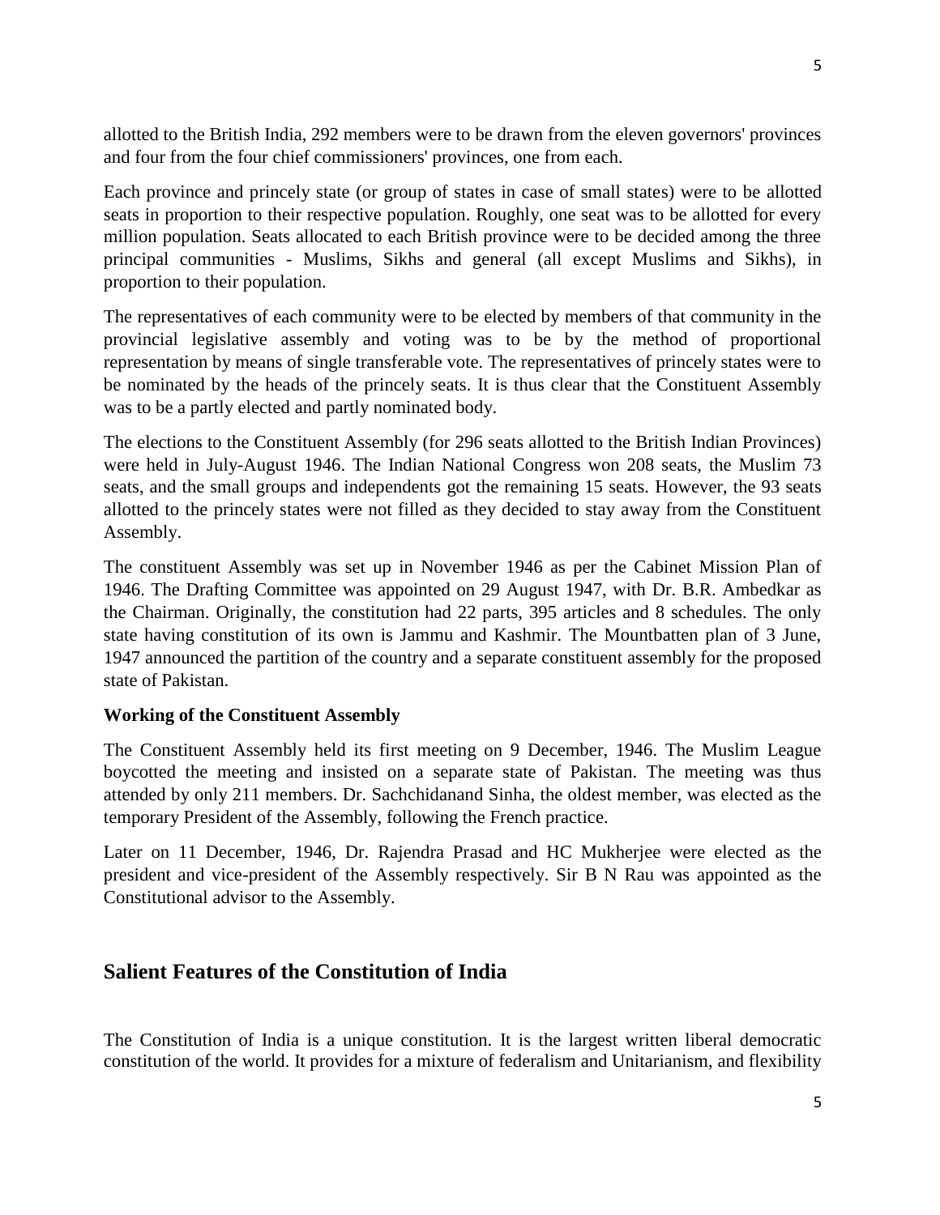allotted to the British India, 292 members were to be drawn from the eleven governors' provinces and four from the four chief commissioners' provinces, one from each.

Each province and princely state (or group of states in case of small states) were to be allotted seats in proportion to their respective population. Roughly, one seat was to be allotted for every million population. Seats allocated to each British province were to be decided among the three principal communities - Muslims, Sikhs and general (all except Muslims and Sikhs), in proportion to their population.

The representatives of each community were to be elected by members of that community in the provincial legislative assembly and voting was to be by the method of proportional representation by means of single transferable vote. The representatives of princely states were to be nominated by the heads of the princely seats. It is thus clear that the Constituent Assembly was to be a partly elected and partly nominated body.

The elections to the Constituent Assembly (for 296 seats allotted to the British Indian Provinces) were held in July-August 1946. The Indian National Congress won 208 seats, the Muslim 73 seats, and the small groups and independents got the remaining 15 seats. However, the 93 seats allotted to the princely states were not filled as they decided to stay away from the Constituent Assembly.

The constituent Assembly was set up in November 1946 as per the Cabinet Mission Plan of 1946. The Drafting Committee was appointed on 29 August 1947, with Dr. B.R. Ambedkar as the Chairman. Originally, the constitution had 22 parts, 395 articles and 8 schedules. The only state having constitution of its own is Jammu and Kashmir. The Mountbatten plan of 3 June, 1947 announced the partition of the country and a separate constituent assembly for the proposed state of Pakistan.

**Working of the Constituent Assembly**

The Constituent Assembly held its first meeting on 9 December, 1946. The Muslim League boycotted the meeting and insisted on a separate state of Pakistan. The meeting was thus attended by only 211 members. Dr. Sachchidanand Sinha, the oldest member, was elected as the temporary President of the Assembly, following the French practice.

Later on 11 December, 1946, Dr. Rajendra Prasad and HC Mukherjee were elected as the president and vice-president of the Assembly respectively. Sir B N Rau was appointed as the Constitutional advisor to the Assembly.

## Salient Features of the Constitution of India

The Constitution of India is a unique constitution. It is the largest written liberal democratic constitution of the world. It provides for a mixture of federalism and Unitarianism, and flexibility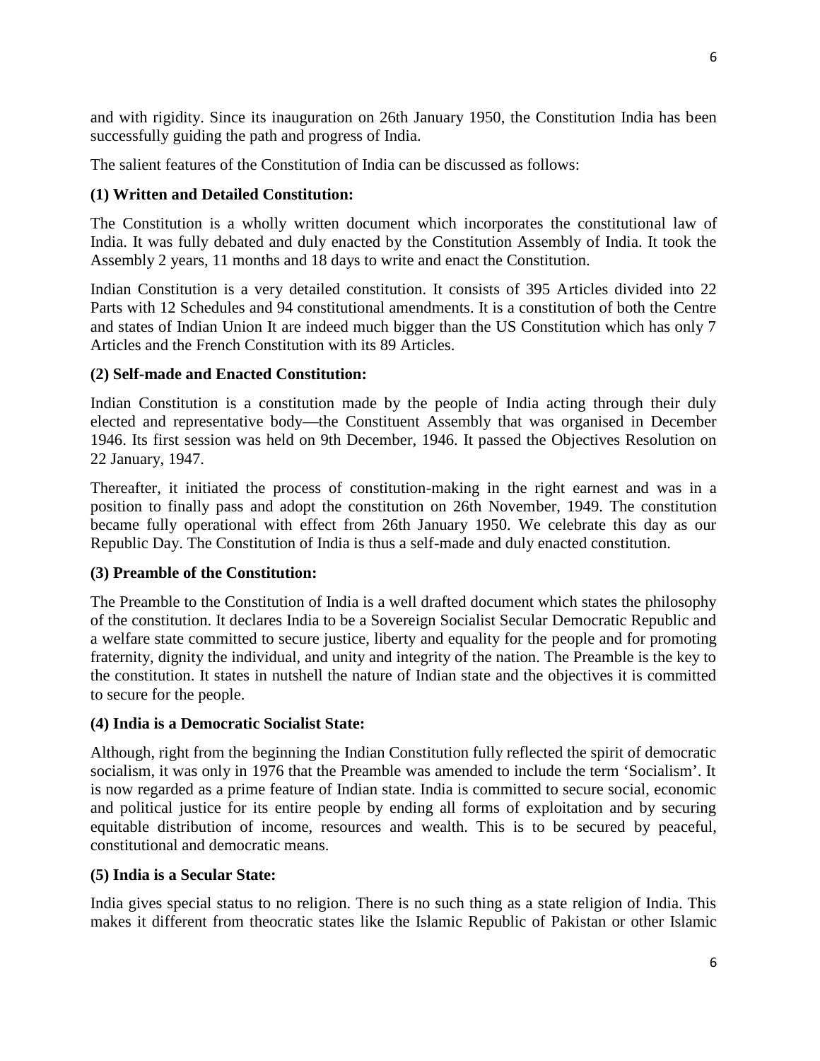and with rigidity. Since its inauguration on 26th January 1950, the Constitution India has been successfully guiding the path and progress of India.

The salient features of the Constitution of India can be discussed as follows:

**(1) Written and Detailed Constitution:**

The Constitution is a wholly written document which incorporates the constitutional law of India. It was fully debated and duly enacted by the Constitution Assembly of India. It took the Assembly 2 years, 11 months and 18 days to write and enact the Constitution.

Indian Constitution is a very detailed constitution. It consists of 395 Articles divided into 22 Parts with 12 Schedules and 94 constitutional amendments. It is a constitution of both the Centre and states of Indian Union It are indeed much bigger than the US Constitution which has only 7 Articles and the French Constitution with its 89 Articles.

**(2) Self-made and Enacted Constitution:**

Indian Constitution is a constitution made by the people of India acting through their duly elected and representative body—the Constituent Assembly that was organised in December 1946. Its first session was held on 9th December, 1946. It passed the Objectives Resolution on 22 January, 1947.

Thereafter, it initiated the process of constitution-making in the right earnest and was in a position to finally pass and adopt the constitution on 26th November, 1949. The constitution became fully operational with effect from 26th January 1950. We celebrate this day as our Republic Day. The Constitution of India is thus a self-made and duly enacted constitution.

**(3) Preamble of the Constitution:**

The Preamble to the Constitution of India is a well drafted document which states the philosophy of the constitution. It declares India to be a Sovereign Socialist Secular Democratic Republic and a welfare state committed to secure justice, liberty and equality for the people and for promoting fraternity, dignity the individual, and unity and integrity of the nation. The Preamble is the key to the constitution. It states in nutshell the nature of Indian state and the objectives it is committed to secure for the people.

**(4) India is a Democratic Socialist State:**

Although, right from the beginning the Indian Constitution fully reflected the spirit of democratic socialism, it was only in 1976 that the Preamble was amended to include the term 'Socialism'. It is now regarded as a prime feature of Indian state. India is committed to secure social, economic and political justice for its entire people by ending all forms of exploitation and by securing equitable distribution of income, resources and wealth. This is to be secured by peaceful, constitutional and democratic means.

**(5) India is a Secular State:**

India gives special status to no religion. There is no such thing as a state religion of India. This makes it different from theocratic states like the Islamic Republic of Pakistan or other Islamic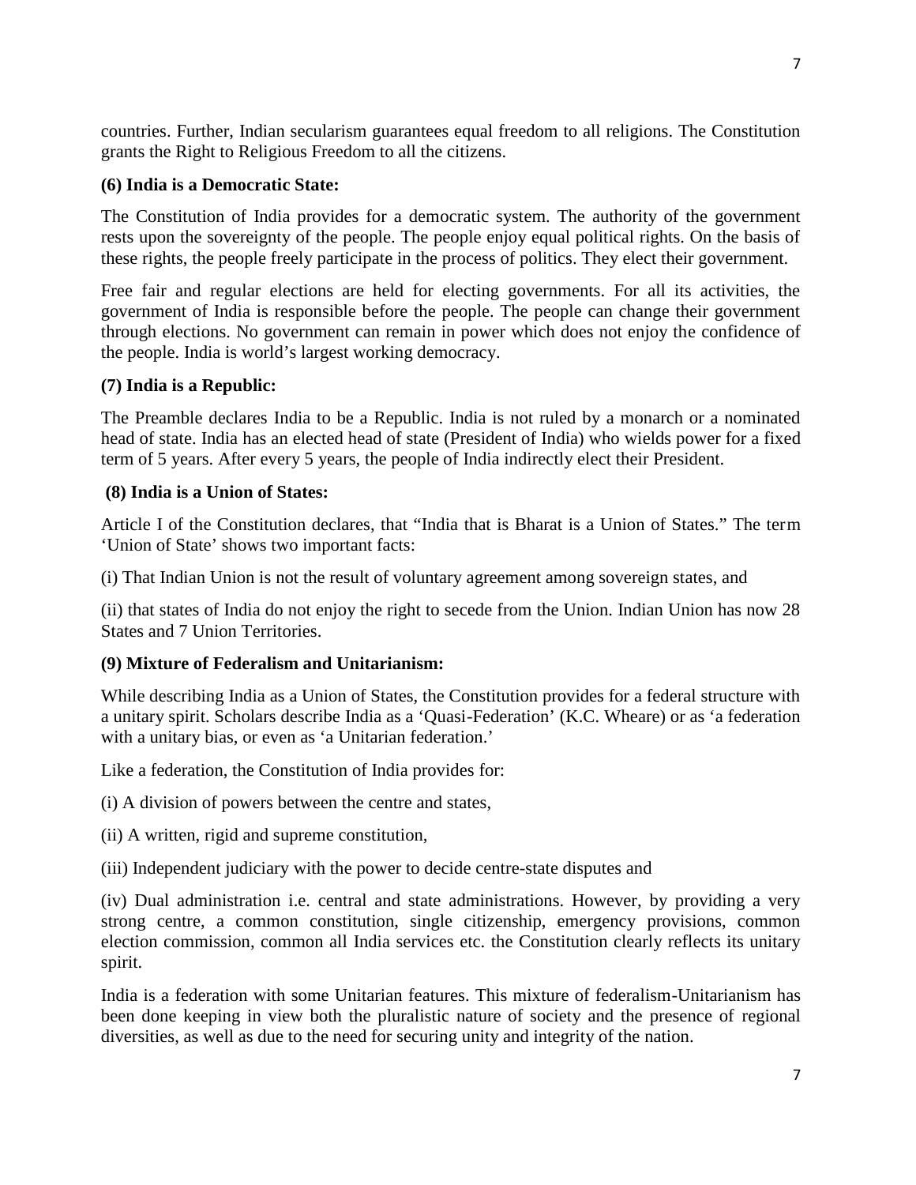countries. Further, Indian secularism guarantees equal freedom to all religions. The Constitution grants the Right to Religious Freedom to all the citizens.

**(6) India is a Democratic State:**

The Constitution of India provides for a democratic system. The authority of the government rests upon the sovereignty of the people. The people enjoy equal political rights. On the basis of these rights, the people freely participate in the process of politics. They elect their government.

Free fair and regular elections are held for electing governments. For all its activities, the government of India is responsible before the people. The people can change their government through elections. No government can remain in power which does not enjoy the confidence of the people. India is world's largest working democracy.

**(7) India is a Republic:**

The Preamble declares India to be a Republic. India is not ruled by a monarch or a nominated head of state. India has an elected head of state (President of India) who wields power for a fixed term of 5 years. After every 5 years, the people of India indirectly elect their President.

**(8) India is a Union of States:**

Article I of the Constitution declares, that "India that is Bharat is a Union of States." The term 'Union of State' shows two important facts:

(i) That Indian Union is not the result of voluntary agreement among sovereign states, and

(ii) that states of India do not enjoy the right to secede from the Union. Indian Union has now 28 States and 7 Union Territories.

**(9) Mixture of Federalism and Unitarianism:**

While describing India as a Union of States, the Constitution provides for a federal structure with a unitary spirit. Scholars describe India as a 'Quasi-Federation' (K.C. Wheare) or as 'a federation with a unitary bias, or even as 'a Unitarian federation.'

Like a federation, the Constitution of India provides for:

(i) A division of powers between the centre and states,

(ii) A written, rigid and supreme constitution,

(iii) Independent judiciary with the power to decide centre-state disputes and

(iv) Dual administration i.e. central and state administrations. However, by providing a very strong centre, a common constitution, single citizenship, emergency provisions, common election commission, common all India services etc. the Constitution clearly reflects its unitary spirit.

India is a federation with some Unitarian features. This mixture of federalism-Unitarianism has been done keeping in view both the pluralistic nature of society and the presence of regional diversities, as well as due to the need for securing unity and integrity of the nation.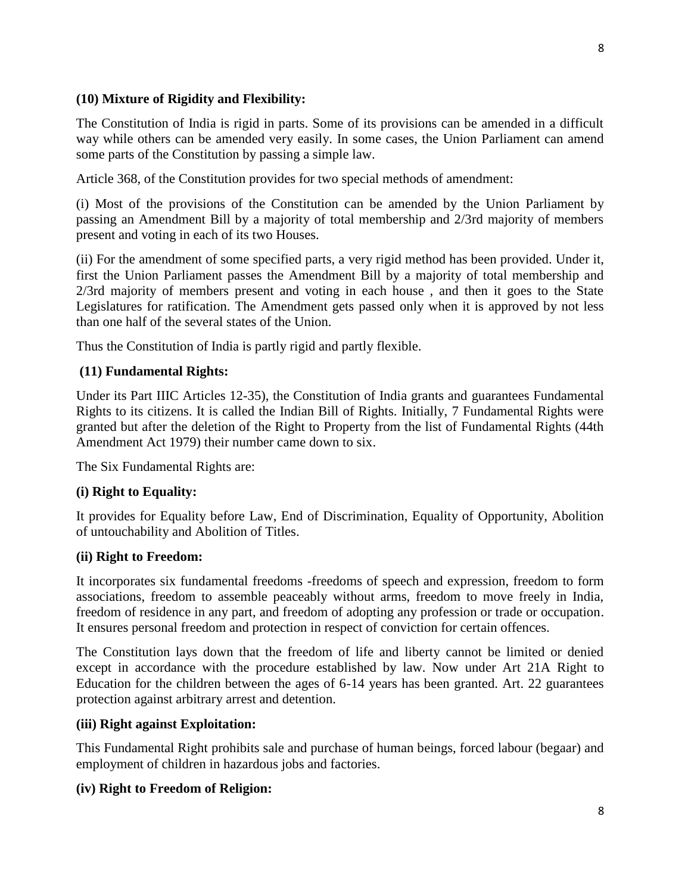**(10) Mixture of Rigidity and Flexibility:**

The Constitution of India is rigid in parts. Some of its provisions can be amended in a difficult way while others can be amended very easily. In some cases, the Union Parliament can amend some parts of the Constitution by passing a simple law.

Article 368, of the Constitution provides for two special methods of amendment:

(i) Most of the provisions of the Constitution can be amended by the Union Parliament by passing an Amendment Bill by a majority of total membership and 2/3rd majority of members present and voting in each of its two Houses.

(ii) For the amendment of some specified parts, a very rigid method has been provided. Under it, first the Union Parliament passes the Amendment Bill by a majority of total membership and 2/3rd majority of members present and voting in each house , and then it goes to the State Legislatures for ratification. The Amendment gets passed only when it is approved by not less than one half of the several states of the Union.

Thus the Constitution of India is partly rigid and partly flexible.

**(11) Fundamental Rights:**

Under its Part IIIC Articles 12-35), the Constitution of India grants and guarantees Fundamental Rights to its citizens. It is called the Indian Bill of Rights. Initially, 7 Fundamental Rights were granted but after the deletion of the Right to Property from the list of Fundamental Rights (44th Amendment Act 1979) their number came down to six.

The Six Fundamental Rights are:

**(i) Right to Equality:**

It provides for Equality before Law, End of Discrimination, Equality of Opportunity, Abolition of untouchability and Abolition of Titles.

**(ii) Right to Freedom:**

It incorporates six fundamental freedoms -freedoms of speech and expression, freedom to form associations, freedom to assemble peaceably without arms, freedom to move freely in India, freedom of residence in any part, and freedom of adopting any profession or trade or occupation. It ensures personal freedom and protection in respect of conviction for certain offences.

The Constitution lays down that the freedom of life and liberty cannot be limited or denied except in accordance with the procedure established by law. Now under Art 21A Right to Education for the children between the ages of 6-14 years has been granted. Art. 22 guarantees protection against arbitrary arrest and detention.

**(iii) Right against Exploitation:**

This Fundamental Right prohibits sale and purchase of human beings, forced labour (begaar) and employment of children in hazardous jobs and factories.

**(iv) Right to Freedom of Religion:**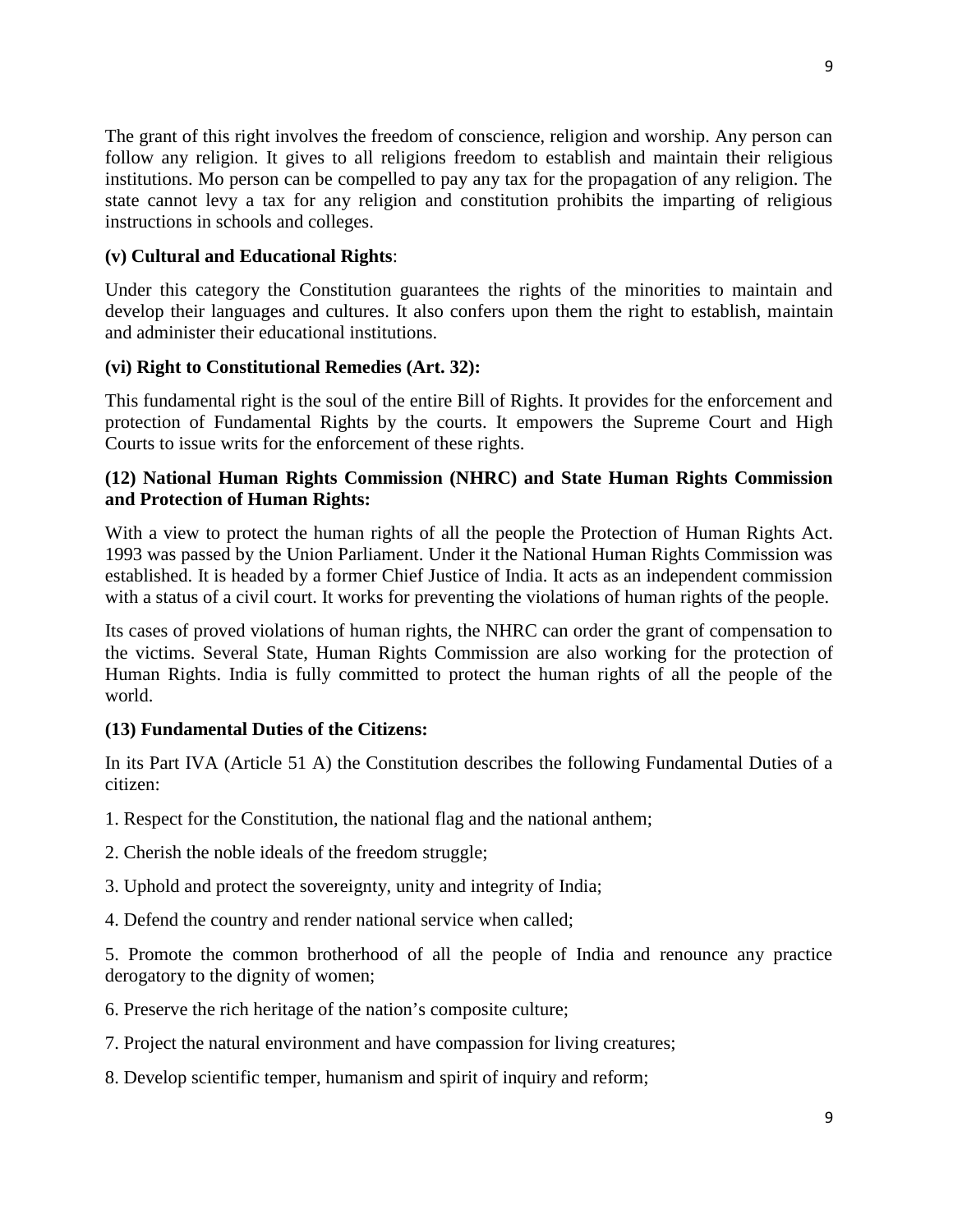The grant of this right involves the freedom of conscience, religion and worship. Any person can follow any religion. It gives to all religions freedom to establish and maintain their religious institutions. Mo person can be compelled to pay any tax for the propagation of any religion. The state cannot levy a tax for any religion and constitution prohibits the imparting of religious instructions in schools and colleges.

**(v) Cultural and Educational Rights**:

Under this category the Constitution guarantees the rights of the minorities to maintain and develop their languages and cultures. It also confers upon them the right to establish, maintain and administer their educational institutions.

**(vi) Right to Constitutional Remedies (Art. 32):**

This fundamental right is the soul of the entire Bill of Rights. It provides for the enforcement and protection of Fundamental Rights by the courts. It empowers the Supreme Court and High Courts to issue writs for the enforcement of these rights.

**(12) National Human Rights Commission (NHRC) and State Human Rights Commission and Protection of Human Rights:**

With a view to protect the human rights of all the people the Protection of Human Rights Act. 1993 was passed by the Union Parliament. Under it the National Human Rights Commission was established. It is headed by a former Chief Justice of India. It acts as an independent commission with a status of a civil court. It works for preventing the violations of human rights of the people.

Its cases of proved violations of human rights, the NHRC can order the grant of compensation to the victims. Several State, Human Rights Commission are also working for the protection of Human Rights. India is fully committed to protect the human rights of all the people of the world.

**(13) Fundamental Duties of the Citizens:**

In its Part IVA (Article 51 A) the Constitution describes the following Fundamental Duties of a citizen:

1. Respect for the Constitution, the national flag and the national anthem;

2. Cherish the noble ideals of the freedom struggle;

3. Uphold and protect the sovereignty, unity and integrity of India;

4. Defend the country and render national service when called;

5. Promote the common brotherhood of all the people of India and renounce any practice derogatory to the dignity of women;

6. Preserve the rich heritage of the nation's composite culture;

7. Project the natural environment and have compassion for living creatures;

8. Develop scientific temper, humanism and spirit of inquiry and reform;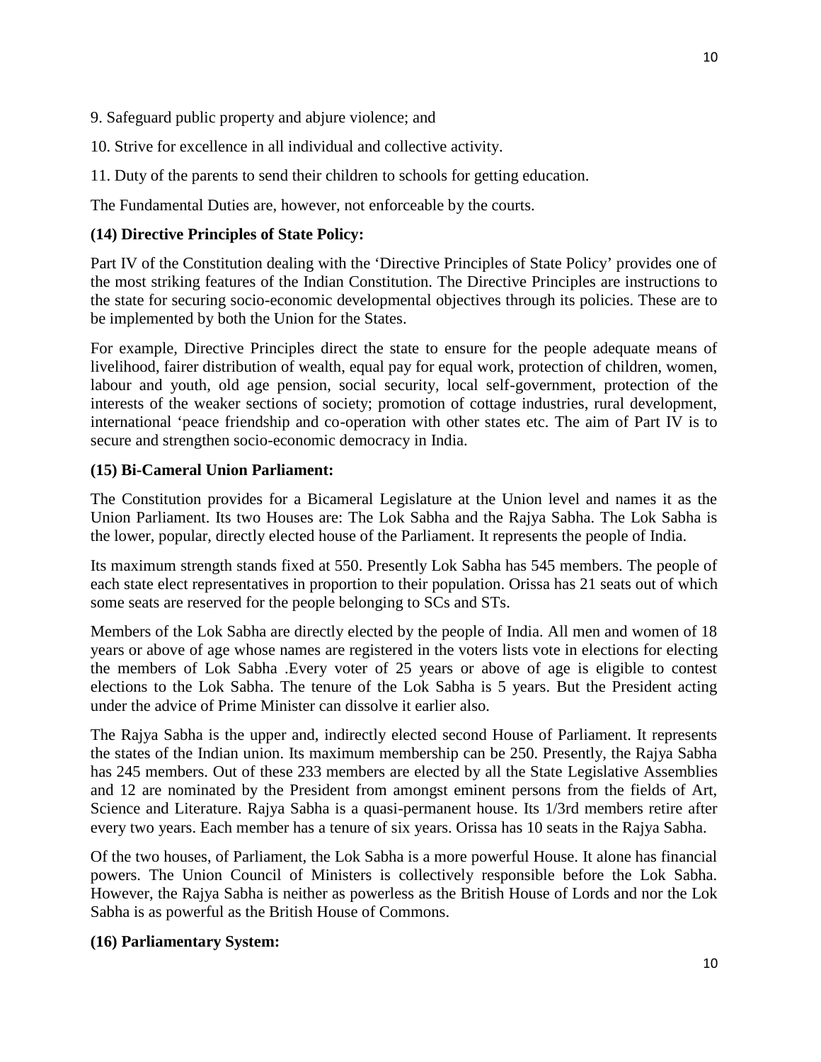9. Safeguard public property and abjure violence; and

10. Strive for excellence in all individual and collective activity.

11. Duty of the parents to send their children to schools for getting education.

The Fundamental Duties are, however, not enforceable by the courts.

**(14) Directive Principles of State Policy:**

Part IV of the Constitution dealing with the 'Directive Principles of State Policy' provides one of the most striking features of the Indian Constitution. The Directive Principles are instructions to the state for securing socio-economic developmental objectives through its policies. These are to be implemented by both the Union for the States.

For example, Directive Principles direct the state to ensure for the people adequate means of livelihood, fairer distribution of wealth, equal pay for equal work, protection of children, women, labour and youth, old age pension, social security, local self-government, protection of the interests of the weaker sections of society; promotion of cottage industries, rural development, international 'peace friendship and co-operation with other states etc. The aim of Part IV is to secure and strengthen socio-economic democracy in India.

**(15) Bi-Cameral Union Parliament:**

The Constitution provides for a Bicameral Legislature at the Union level and names it as the Union Parliament. Its two Houses are: The Lok Sabha and the Rajya Sabha. The Lok Sabha is the lower, popular, directly elected house of the Parliament. It represents the people of India.

Its maximum strength stands fixed at 550. Presently Lok Sabha has 545 members. The people of each state elect representatives in proportion to their population. Orissa has 21 seats out of which some seats are reserved for the people belonging to SCs and STs.

Members of the Lok Sabha are directly elected by the people of India. All men and women of 18 years or above of age whose names are registered in the voters lists vote in elections for electing the members of Lok Sabha .Every voter of 25 years or above of age is eligible to contest elections to the Lok Sabha. The tenure of the Lok Sabha is 5 years. But the President acting under the advice of Prime Minister can dissolve it earlier also.

The Rajya Sabha is the upper and, indirectly elected second House of Parliament. It represents the states of the Indian union. Its maximum membership can be 250. Presently, the Rajya Sabha has 245 members. Out of these 233 members are elected by all the State Legislative Assemblies and 12 are nominated by the President from amongst eminent persons from the fields of Art, Science and Literature. Rajya Sabha is a quasi-permanent house. Its 1/3rd members retire after every two years. Each member has a tenure of six years. Orissa has 10 seats in the Rajya Sabha.

Of the two houses, of Parliament, the Lok Sabha is a more powerful House. It alone has financial powers. The Union Council of Ministers is collectively responsible before the Lok Sabha. However, the Rajya Sabha is neither as powerless as the British House of Lords and nor the Lok Sabha is as powerful as the British House of Commons.

**(16) Parliamentary System:**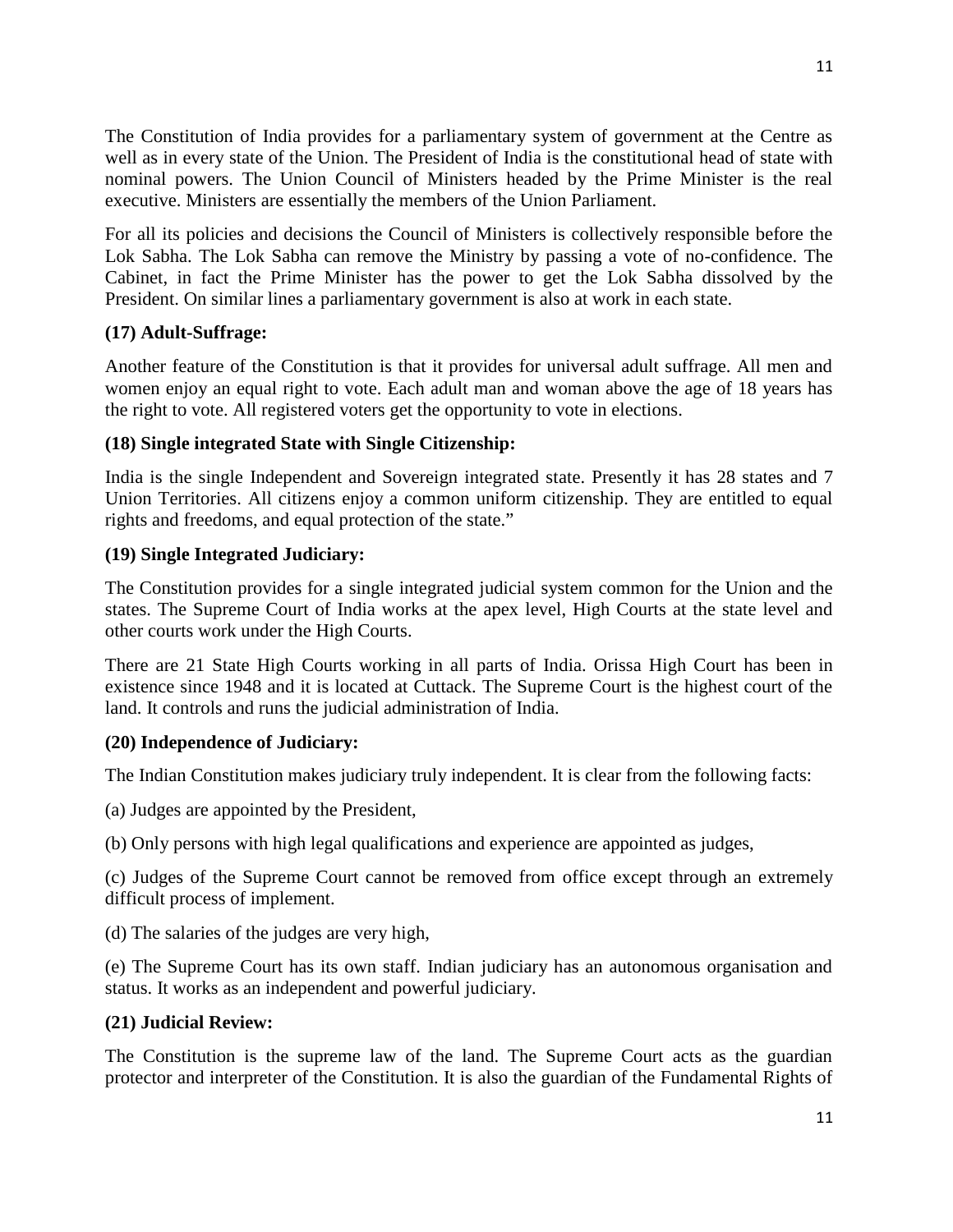The Constitution of India provides for a parliamentary system of government at the Centre as well as in every state of the Union. The President of India is the constitutional head of state with nominal powers. The Union Council of Ministers headed by the Prime Minister is the real executive. Ministers are essentially the members of the Union Parliament.

For all its policies and decisions the Council of Ministers is collectively responsible before the Lok Sabha. The Lok Sabha can remove the Ministry by passing a vote of no-confidence. The Cabinet, in fact the Prime Minister has the power to get the Lok Sabha dissolved by the President. On similar lines a parliamentary government is also at work in each state.

**(17) Adult-Suffrage:**

Another feature of the Constitution is that it provides for universal adult suffrage. All men and women enjoy an equal right to vote. Each adult man and woman above the age of 18 years has the right to vote. All registered voters get the opportunity to vote in elections.

**(18) Single integrated State with Single Citizenship:**

India is the single Independent and Sovereign integrated state. Presently it has 28 states and 7 Union Territories. All citizens enjoy a common uniform citizenship. They are entitled to equal rights and freedoms, and equal protection of the state."

**(19) Single Integrated Judiciary:**

The Constitution provides for a single integrated judicial system common for the Union and the states. The Supreme Court of India works at the apex level, High Courts at the state level and other courts work under the High Courts.

There are 21 State High Courts working in all parts of India. Orissa High Court has been in existence since 1948 and it is located at Cuttack. The Supreme Court is the highest court of the land. It controls and runs the judicial administration of India.

**(20) Independence of Judiciary:**

The Indian Constitution makes judiciary truly independent. It is clear from the following facts:

(a) Judges are appointed by the President,

(b) Only persons with high legal qualifications and experience are appointed as judges,

(c) Judges of the Supreme Court cannot be removed from office except through an extremely difficult process of implement.

(d) The salaries of the judges are very high,

(e) The Supreme Court has its own staff. Indian judiciary has an autonomous organisation and status. It works as an independent and powerful judiciary.

**(21) Judicial Review:**

The Constitution is the supreme law of the land. The Supreme Court acts as the guardian protector and interpreter of the Constitution. It is also the guardian of the Fundamental Rights of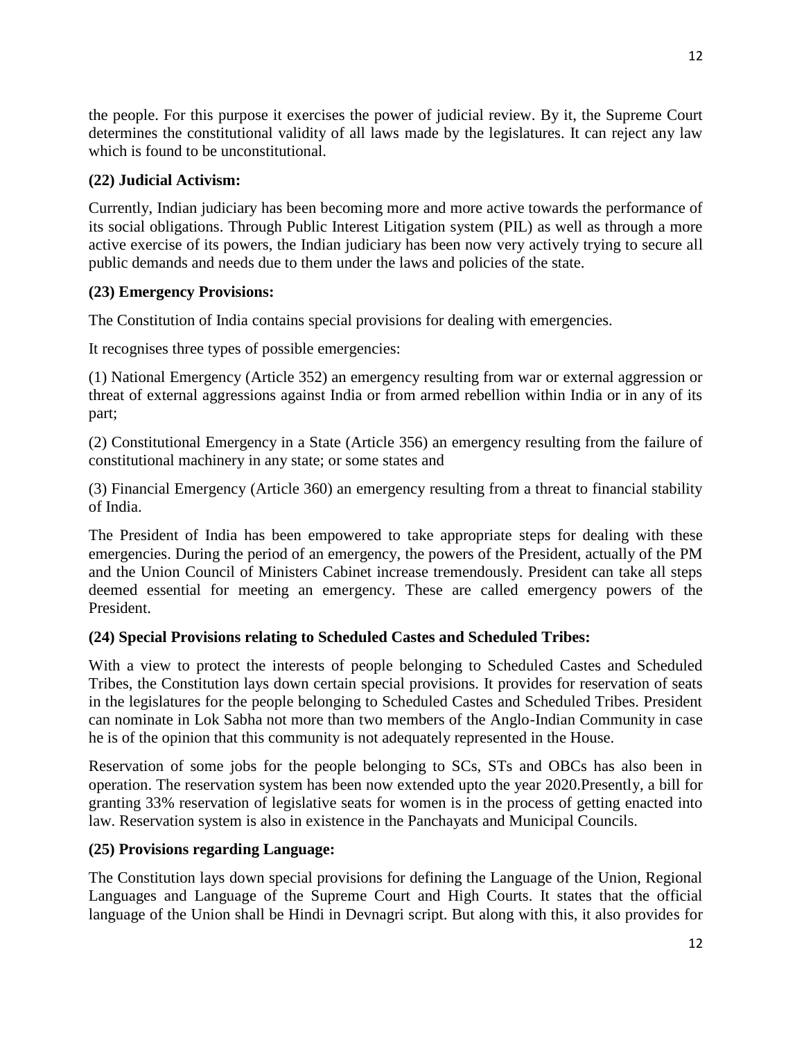the people. For this purpose it exercises the power of judicial review. By it, the Supreme Court determines the constitutional validity of all laws made by the legislatures. It can reject any law which is found to be unconstitutional.

**(22) Judicial Activism:**

Currently, Indian judiciary has been becoming more and more active towards the performance of its social obligations. Through Public Interest Litigation system (PIL) as well as through a more active exercise of its powers, the Indian judiciary has been now very actively trying to secure all public demands and needs due to them under the laws and policies of the state.

**(23) Emergency Provisions:**

The Constitution of India contains special provisions for dealing with emergencies.

It recognises three types of possible emergencies:

(1) National Emergency (Article 352) an emergency resulting from war or external aggression or threat of external aggressions against India or from armed rebellion within India or in any of its part;

(2) Constitutional Emergency in a State (Article 356) an emergency resulting from the failure of constitutional machinery in any state; or some states and

(3) Financial Emergency (Article 360) an emergency resulting from a threat to financial stability of India.

The President of India has been empowered to take appropriate steps for dealing with these emergencies. During the period of an emergency, the powers of the President, actually of the PM and the Union Council of Ministers Cabinet increase tremendously. President can take all steps deemed essential for meeting an emergency. These are called emergency powers of the President.

**(24) Special Provisions relating to Scheduled Castes and Scheduled Tribes:**

With a view to protect the interests of people belonging to Scheduled Castes and Scheduled Tribes, the Constitution lays down certain special provisions. It provides for reservation of seats in the legislatures for the people belonging to Scheduled Castes and Scheduled Tribes. President can nominate in Lok Sabha not more than two members of the Anglo-Indian Community in case he is of the opinion that this community is not adequately represented in the House.

Reservation of some jobs for the people belonging to SCs, STs and OBCs has also been in operation. The reservation system has been now extended upto the year 2020.Presently, a bill for granting 33% reservation of legislative seats for women is in the process of getting enacted into law. Reservation system is also in existence in the Panchayats and Municipal Councils.

**(25) Provisions regarding Language:**

The Constitution lays down special provisions for defining the Language of the Union, Regional Languages and Language of the Supreme Court and High Courts. It states that the official language of the Union shall be Hindi in Devnagri script. But along with this, it also provides for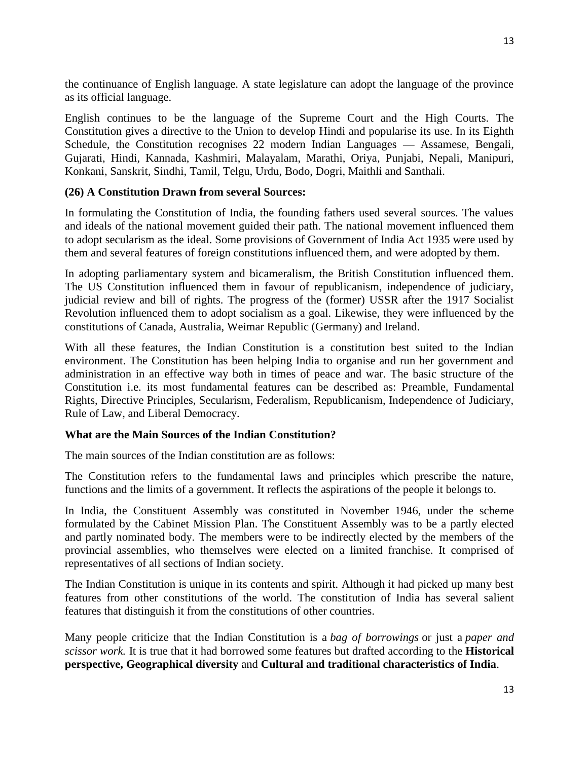the continuance of English language. A state legislature can adopt the language of the province as its official language.

English continues to be the language of the Supreme Court and the High Courts. The Constitution gives a directive to the Union to develop Hindi and popularise its use. In its Eighth Schedule, the Constitution recognises 22 modern Indian Languages — Assamese, Bengali, Gujarati, Hindi, Kannada, Kashmiri, Malayalam, Marathi, Oriya, Punjabi, Nepali, Manipuri, Konkani, Sanskrit, Sindhi, Tamil, Telgu, Urdu, Bodo, Dogri, Maithli and Santhali.

**(26) A Constitution Drawn from several Sources:**

In formulating the Constitution of India, the founding fathers used several sources. The values and ideals of the national movement guided their path. The national movement influenced them to adopt secularism as the ideal. Some provisions of Government of India Act 1935 were used by them and several features of foreign constitutions influenced them, and were adopted by them.

In adopting parliamentary system and bicameralism, the British Constitution influenced them. The US Constitution influenced them in favour of republicanism, independence of judiciary, judicial review and bill of rights. The progress of the (former) USSR after the 1917 Socialist Revolution influenced them to adopt socialism as a goal. Likewise, they were influenced by the constitutions of Canada, Australia, Weimar Republic (Germany) and Ireland.

With all these features, the Indian Constitution is a constitution best suited to the Indian environment. The Constitution has been helping India to organise and run her government and administration in an effective way both in times of peace and war. The basic structure of the Constitution i.e. its most fundamental features can be described as: Preamble, Fundamental Rights, Directive Principles, Secularism, Federalism, Republicanism, Independence of Judiciary, Rule of Law, and Liberal Democracy.

**What are the Main Sources of the Indian Constitution?**

The main sources of the Indian constitution are as follows:

The Constitution refers to the fundamental laws and principles which prescribe the nature, functions and the limits of a government. It reflects the aspirations of the people it belongs to.

In India, the Constituent Assembly was constituted in November 1946, under the scheme formulated by the Cabinet Mission Plan. The Constituent Assembly was to be a partly elected and partly nominated body. The members were to be indirectly elected by the members of the provincial assemblies, who themselves were elected on a limited franchise. It comprised of representatives of all sections of Indian society.

The Indian Constitution is unique in its contents and spirit. Although it had picked up many best features from other constitutions of the world. The constitution of India has several salient features that distinguish it from the constitutions of other countries.

Many people criticize that the Indian Constitution is a *bag of borrowings* or just a *paper and scissor work.* It is true that it had borrowed some features but drafted according to the **Historical perspective, Geographical diversity** and **Cultural and traditional characteristics of India**.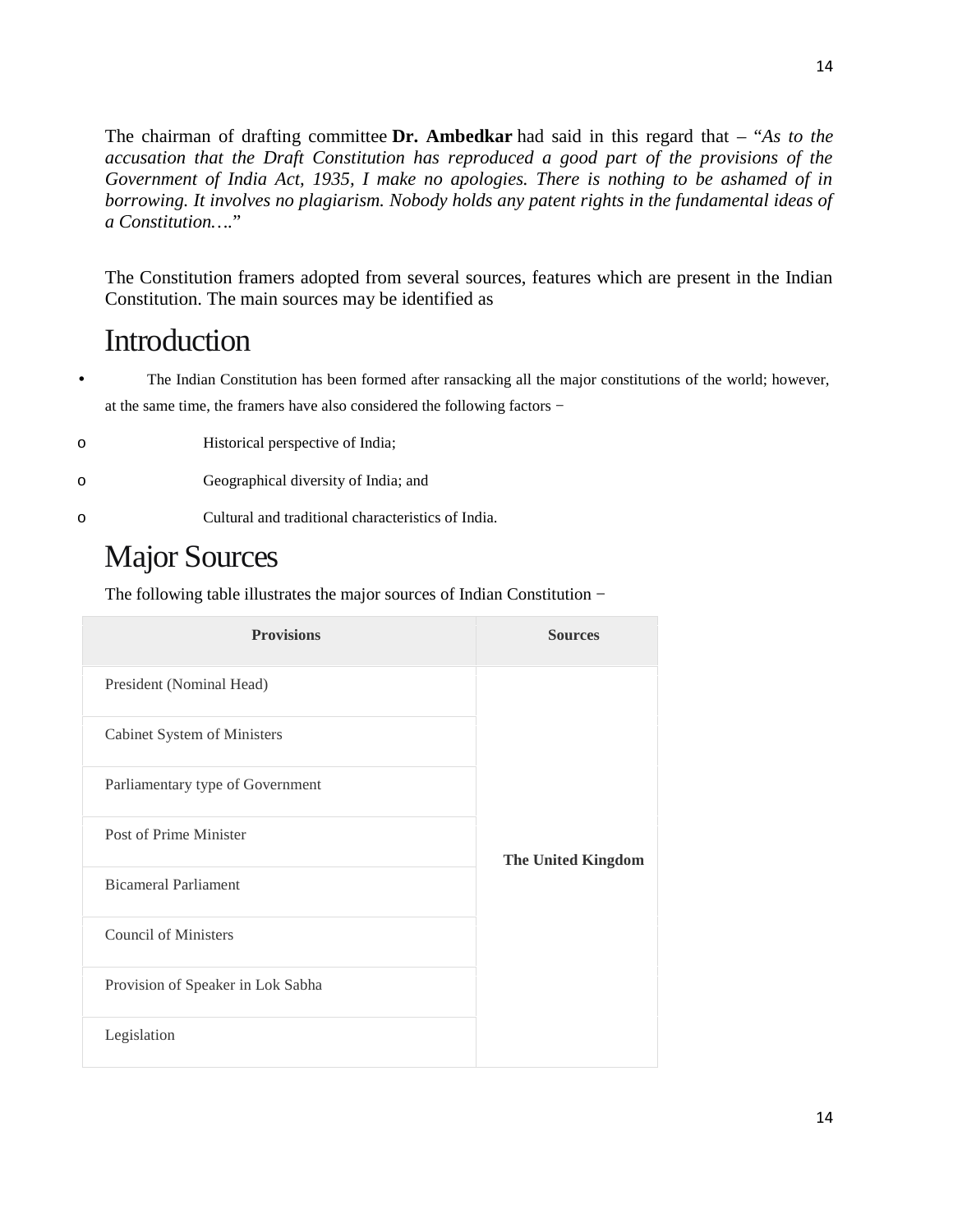The chairman of drafting committee **Dr. Ambedkar** had said in this regard that – "*As to the accusation that the Draft Constitution has reproduced a good part of the provisions of the Government of India Act, 1935, I make no apologies. There is nothing to be ashamed of in borrowing. It involves no plagiarism. Nobody holds any patent rights in the fundamental ideas of a Constitution….*"

The Constitution framers adopted from several sources, features which are present in the Indian Constitution. The main sources may be identified as

# Introduction

- The Indian Constitution has been formed after ransacking all the major constitutions of the world; however, at the same time, the framers have also considered the following factors −
  - Historical perspective of India;
  - Geographical diversity of India; and
  - Cultural and traditional characteristics of India.

# Major Sources

The following table illustrates the major sources of Indian Constitution −

| Provisions | Sources |
|---|---|
| President (Nominal Head) | **The United Kingdom** |
| Cabinet System of Ministers | |
| Parliamentary type of Government | |
| Post of Prime Minister | |
| Bicameral Parliament | |
| Council of Ministers | |
| Provision of Speaker in Lok Sabha | |
| Legislation | |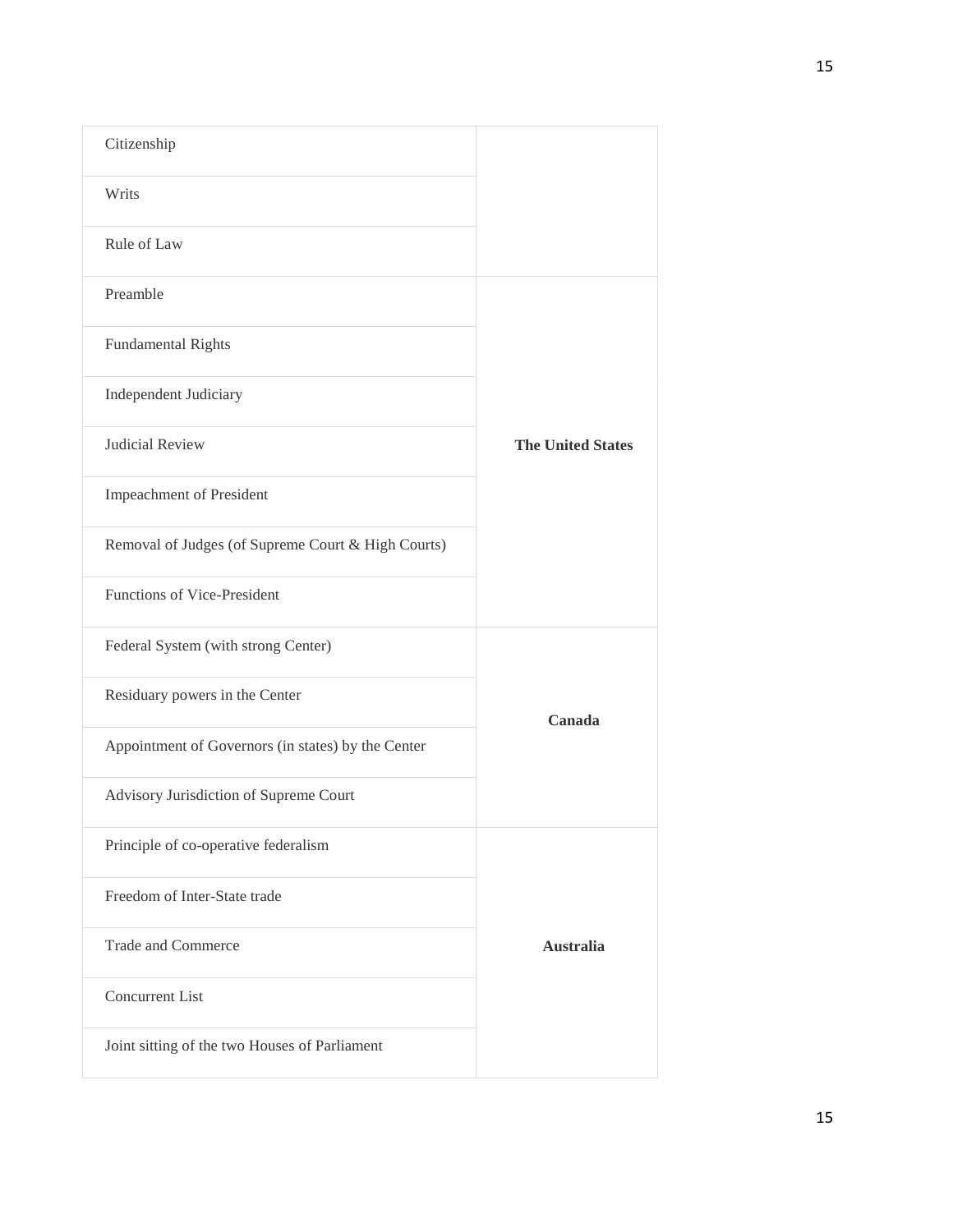| | |
|---|---|
| Citizenship | |
| Writs | |
| Rule of Law | |
| Preamble | **The United States** |
| Fundamental Rights | |
| Independent Judiciary | |
| Judicial Review | |
| Impeachment of President | |
| Removal of Judges (of Supreme Court & High Courts) | |
| Functions of Vice-President | |
| Federal System (with strong Center) | **Canada** |
| Residuary powers in the Center | |
| Appointment of Governors (in states) by the Center | |
| Advisory Jurisdiction of Supreme Court | |
| Principle of co-operative federalism | **Australia** |
| Freedom of Inter-State trade | |
| Trade and Commerce | |
| Concurrent List | |
| Joint sitting of the two Houses of Parliament | |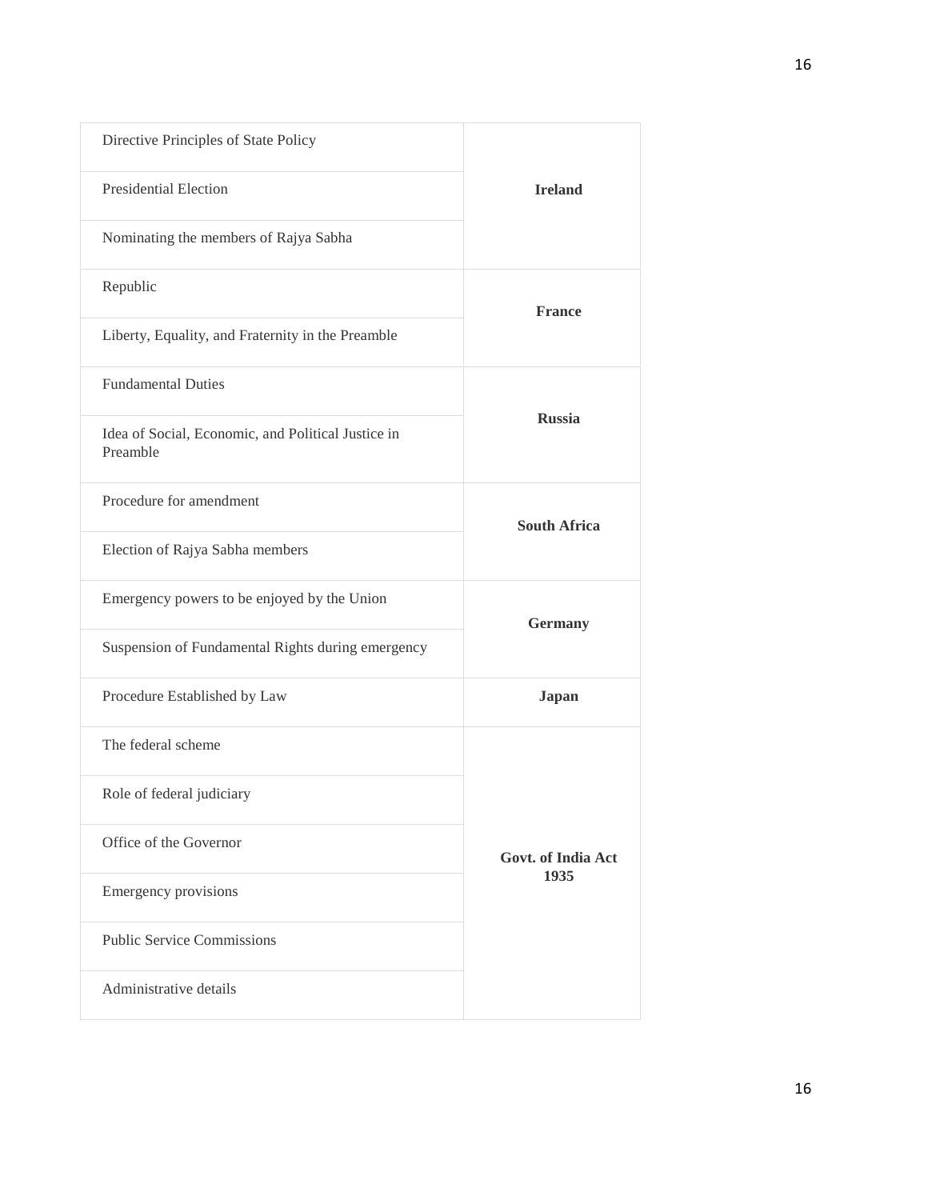| | |
|---|---|
| Directive Principles of State Policy | **Ireland** |
| Presidential Election | |
| Nominating the members of Rajya Sabha | |
| Republic | **France** |
| Liberty, Equality, and Fraternity in the Preamble | |
| Fundamental Duties | **Russia** |
| Idea of Social, Economic, and Political Justice in Preamble | |
| Procedure for amendment | **South Africa** |
| Election of Rajya Sabha members | |
| Emergency powers to be enjoyed by the Union | **Germany** |
| Suspension of Fundamental Rights during emergency | |
| Procedure Established by Law | **Japan** |
| The federal scheme | **Govt. of India Act 1935** |
| Role of federal judiciary | |
| Office of the Governor | |
| Emergency provisions | |
| Public Service Commissions | |
| Administrative details | |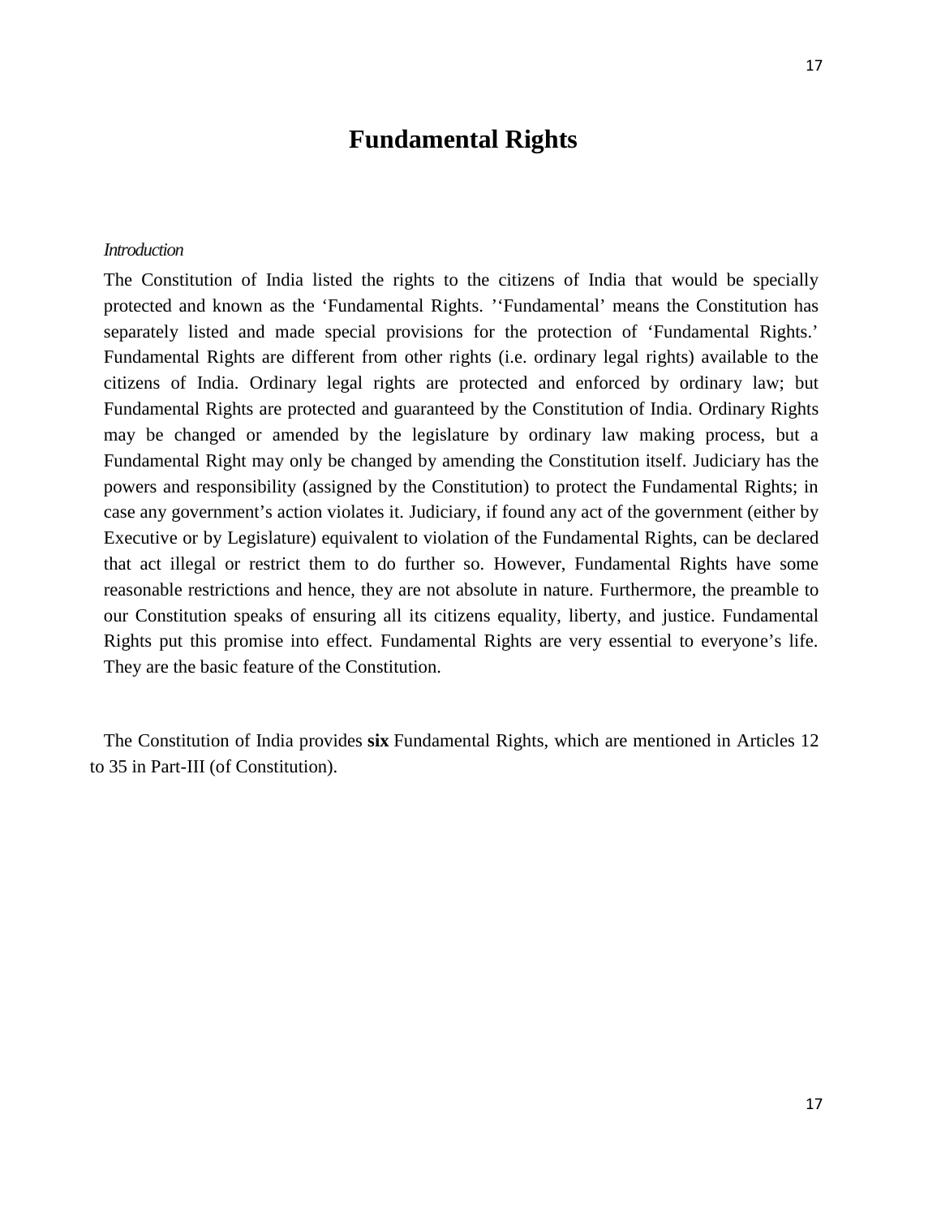# Fundamental Rights

*Introduction*

The Constitution of India listed the rights to the citizens of India that would be specially protected and known as the 'Fundamental Rights. ''Fundamental' means the Constitution has separately listed and made special provisions for the protection of 'Fundamental Rights.' Fundamental Rights are different from other rights (i.e. ordinary legal rights) available to the citizens of India. Ordinary legal rights are protected and enforced by ordinary law; but Fundamental Rights are protected and guaranteed by the Constitution of India. Ordinary Rights may be changed or amended by the legislature by ordinary law making process, but a Fundamental Right may only be changed by amending the Constitution itself. Judiciary has the powers and responsibility (assigned by the Constitution) to protect the Fundamental Rights; in case any government's action violates it. Judiciary, if found any act of the government (either by Executive or by Legislature) equivalent to violation of the Fundamental Rights, can be declared that act illegal or restrict them to do further so. However, Fundamental Rights have some reasonable restrictions and hence, they are not absolute in nature. Furthermore, the preamble to our Constitution speaks of ensuring all its citizens equality, liberty, and justice. Fundamental Rights put this promise into effect. Fundamental Rights are very essential to everyone's life. They are the basic feature of the Constitution.

The Constitution of India provides **six** Fundamental Rights, which are mentioned in Articles 12 to 35 in Part-III (of Constitution).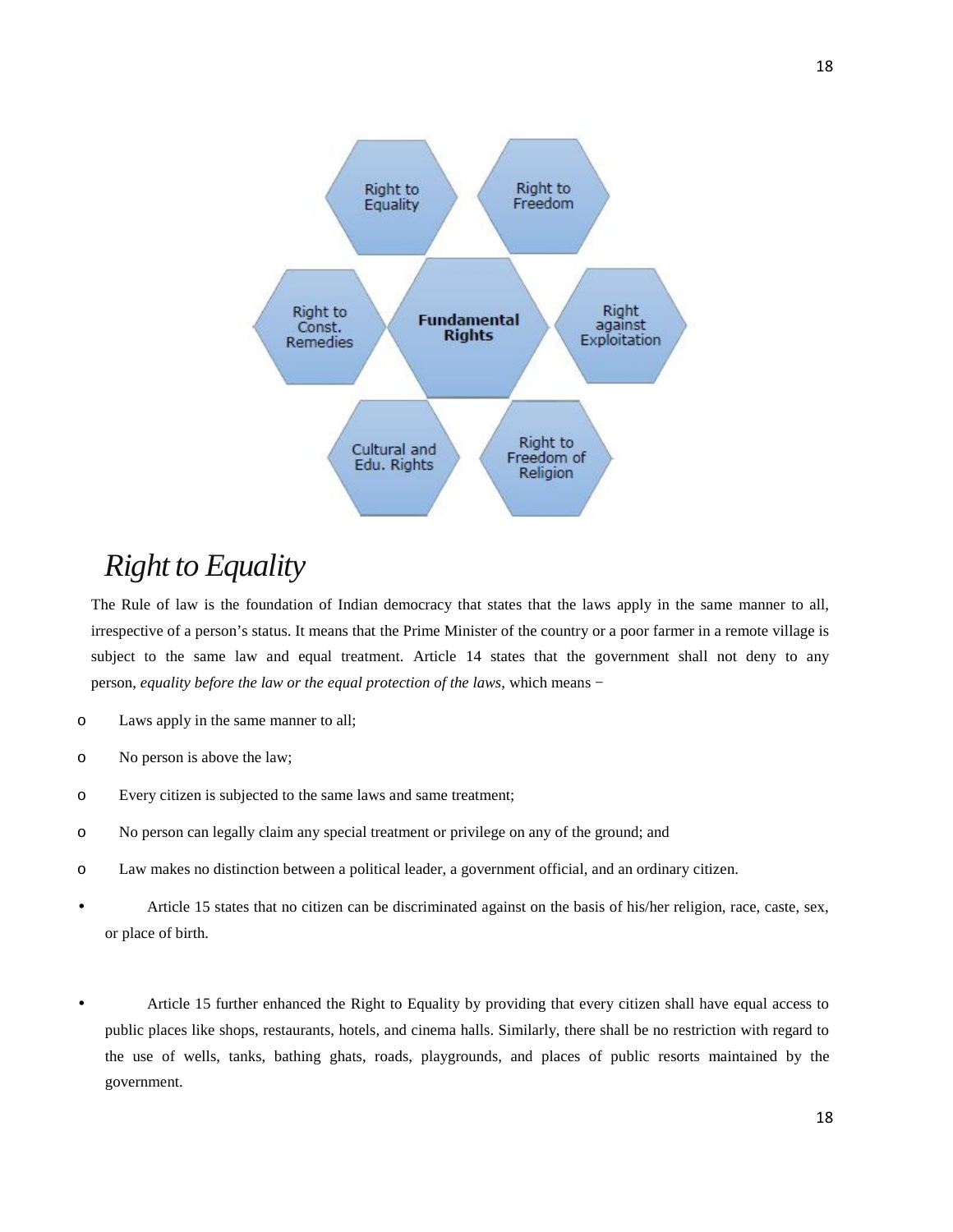Right to Equality

Right to Freedom

Right to Const. Remedies

**Fundamental Rights**

Right against Exploitation

Cultural and Edu. Rights

Right to Freedom of Religion

## *Right to Equality*

The Rule of law is the foundation of Indian democracy that states that the laws apply in the same manner to all, irrespective of a person's status. It means that the Prime Minister of the country or a poor farmer in a remote village is subject to the same law and equal treatment. Article 14 states that the government shall not deny to any person, *equality before the law or the equal protection of the laws*, which means −

- Laws apply in the same manner to all;
- No person is above the law;
- Every citizen is subjected to the same laws and same treatment;
- No person can legally claim any special treatment or privilege on any of the ground; and
- Law makes no distinction between a political leader, a government official, and an ordinary citizen.

- Article 15 states that no citizen can be discriminated against on the basis of his/her religion, race, caste, sex, or place of birth.

- Article 15 further enhanced the Right to Equality by providing that every citizen shall have equal access to public places like shops, restaurants, hotels, and cinema halls. Similarly, there shall be no restriction with regard to the use of wells, tanks, bathing ghats, roads, playgrounds, and places of public resorts maintained by the government.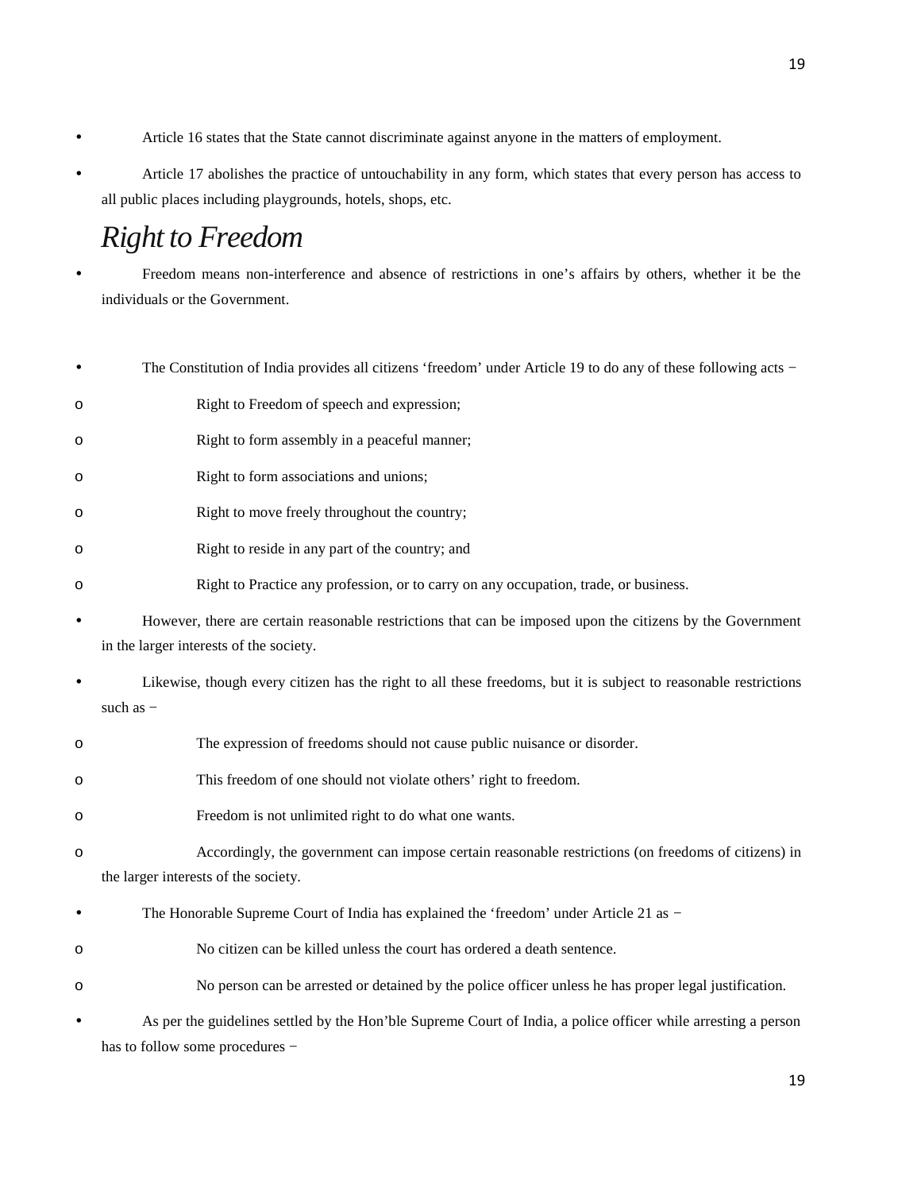- Article 16 states that the State cannot discriminate against anyone in the matters of employment.
- Article 17 abolishes the practice of untouchability in any form, which states that every person has access to all public places including playgrounds, hotels, shops, etc.

## *Right to Freedom*

- Freedom means non-interference and absence of restrictions in one's affairs by others, whether it be the individuals or the Government.

- The Constitution of India provides all citizens 'freedom' under Article 19 to do any of these following acts −
  - Right to Freedom of speech and expression;
  - Right to form assembly in a peaceful manner;
  - Right to form associations and unions;
  - Right to move freely throughout the country;
  - Right to reside in any part of the country; and
  - Right to Practice any profession, or to carry on any occupation, trade, or business.
- However, there are certain reasonable restrictions that can be imposed upon the citizens by the Government in the larger interests of the society.
- Likewise, though every citizen has the right to all these freedoms, but it is subject to reasonable restrictions such as −
  - The expression of freedoms should not cause public nuisance or disorder.
  - This freedom of one should not violate others' right to freedom.
  - Freedom is not unlimited right to do what one wants.
  - Accordingly, the government can impose certain reasonable restrictions (on freedoms of citizens) in the larger interests of the society.
- The Honorable Supreme Court of India has explained the 'freedom' under Article 21 as −
  - No citizen can be killed unless the court has ordered a death sentence.
  - No person can be arrested or detained by the police officer unless he has proper legal justification.
- As per the guidelines settled by the Hon'ble Supreme Court of India, a police officer while arresting a person has to follow some procedures −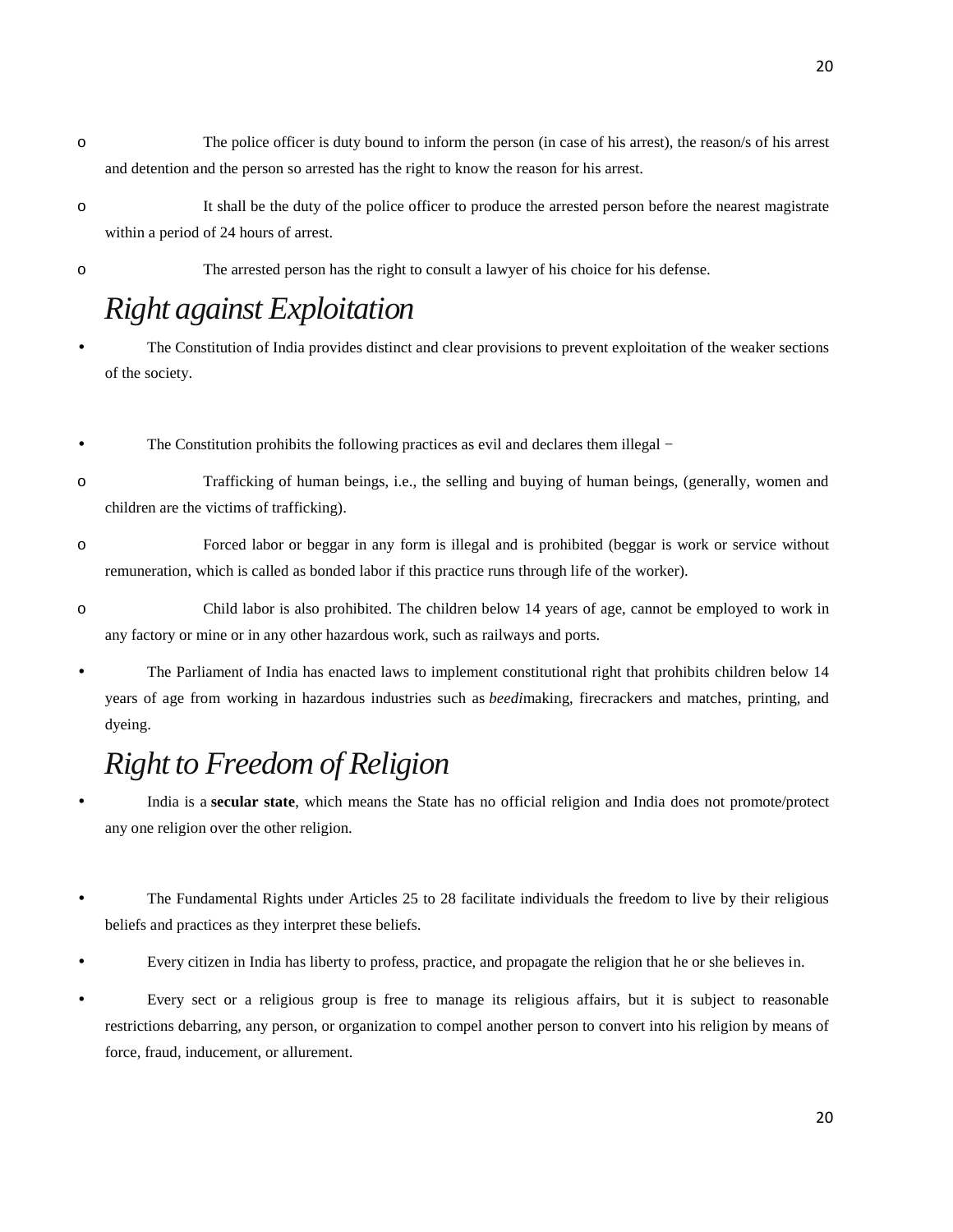- The police officer is duty bound to inform the person (in case of his arrest), the reason/s of his arrest and detention and the person so arrested has the right to know the reason for his arrest.
- It shall be the duty of the police officer to produce the arrested person before the nearest magistrate within a period of 24 hours of arrest.
- The arrested person has the right to consult a lawyer of his choice for his defense.

## *Right against Exploitation*

- The Constitution of India provides distinct and clear provisions to prevent exploitation of the weaker sections of the society.

- The Constitution prohibits the following practices as evil and declares them illegal −
    - Trafficking of human beings, i.e., the selling and buying of human beings, (generally, women and children are the victims of trafficking).
    - Forced labor or beggar in any form is illegal and is prohibited (beggar is work or service without remuneration, which is called as bonded labor if this practice runs through life of the worker).
    - Child labor is also prohibited. The children below 14 years of age, cannot be employed to work in any factory or mine or in any other hazardous work, such as railways and ports.
- The Parliament of India has enacted laws to implement constitutional right that prohibits children below 14 years of age from working in hazardous industries such as *beedi*making, firecrackers and matches, printing, and dyeing.

## *Right to Freedom of Religion*

- India is a **secular state**, which means the State has no official religion and India does not promote/protect any one religion over the other religion.

- The Fundamental Rights under Articles 25 to 28 facilitate individuals the freedom to live by their religious beliefs and practices as they interpret these beliefs.
- Every citizen in India has liberty to profess, practice, and propagate the religion that he or she believes in.
- Every sect or a religious group is free to manage its religious affairs, but it is subject to reasonable restrictions debarring, any person, or organization to compel another person to convert into his religion by means of force, fraud, inducement, or allurement.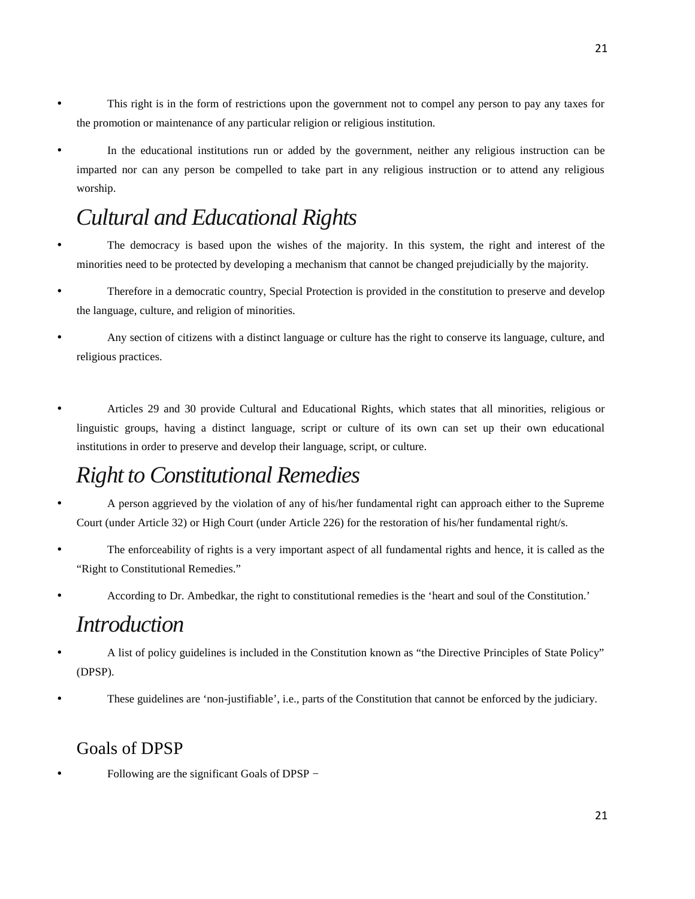- This right is in the form of restrictions upon the government not to compel any person to pay any taxes for the promotion or maintenance of any particular religion or religious institution.
- In the educational institutions run or added by the government, neither any religious instruction can be imparted nor can any person be compelled to take part in any religious instruction or to attend any religious worship.

## *Cultural and Educational Rights*

- The democracy is based upon the wishes of the majority. In this system, the right and interest of the minorities need to be protected by developing a mechanism that cannot be changed prejudicially by the majority.
- Therefore in a democratic country, Special Protection is provided in the constitution to preserve and develop the language, culture, and religion of minorities.
- Any section of citizens with a distinct language or culture has the right to conserve its language, culture, and religious practices.
- Articles 29 and 30 provide Cultural and Educational Rights, which states that all minorities, religious or linguistic groups, having a distinct language, script or culture of its own can set up their own educational institutions in order to preserve and develop their language, script, or culture.

## *Right to Constitutional Remedies*

- A person aggrieved by the violation of any of his/her fundamental right can approach either to the Supreme Court (under Article 32) or High Court (under Article 226) for the restoration of his/her fundamental right/s.
- The enforceability of rights is a very important aspect of all fundamental rights and hence, it is called as the "Right to Constitutional Remedies."
- According to Dr. Ambedkar, the right to constitutional remedies is the 'heart and soul of the Constitution.'

## *Introduction*

- A list of policy guidelines is included in the Constitution known as "the Directive Principles of State Policy" (DPSP).
- These guidelines are 'non-justifiable', i.e., parts of the Constitution that cannot be enforced by the judiciary.

### Goals of DPSP

- Following are the significant Goals of DPSP −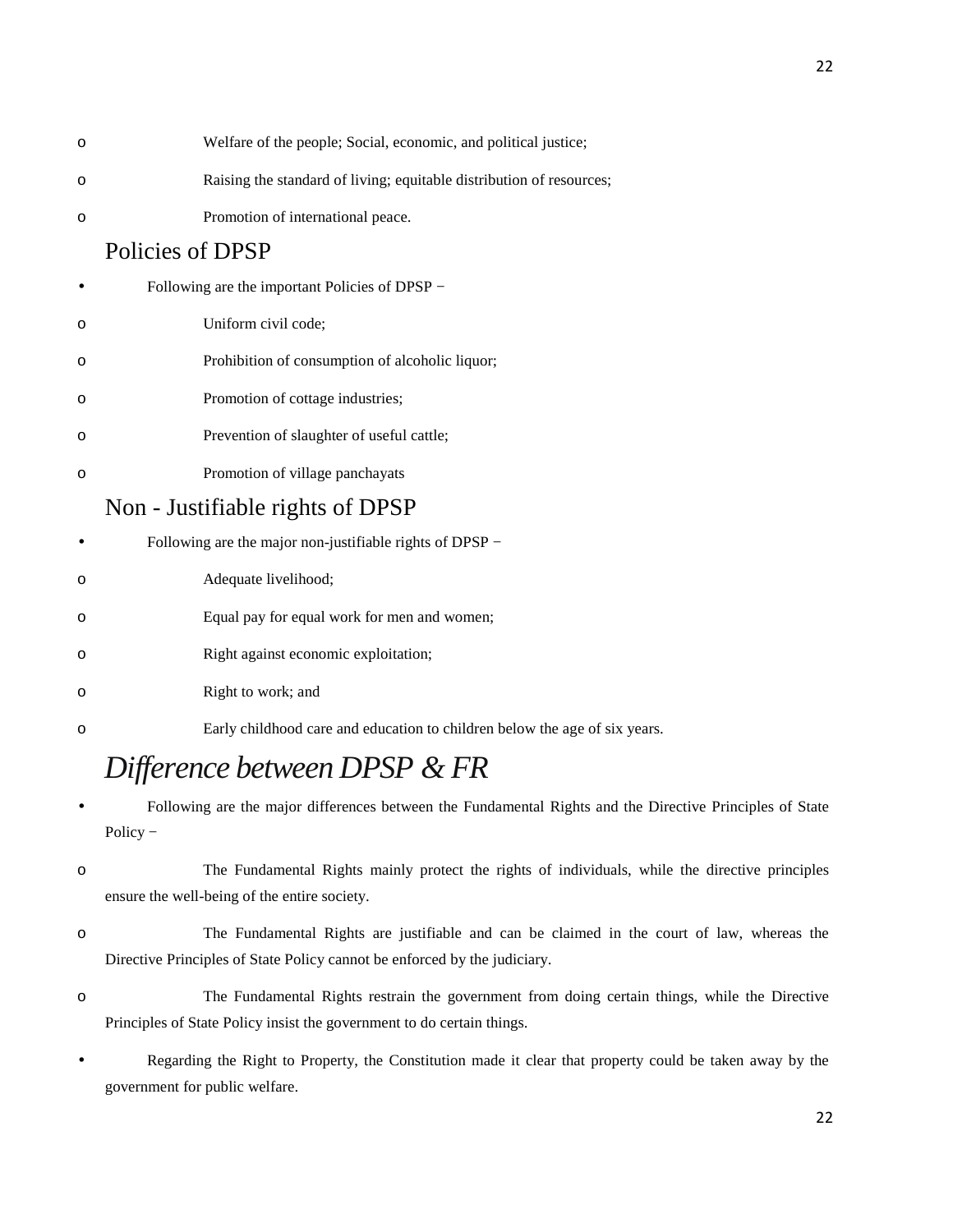- Welfare of the people; Social, economic, and political justice;
- Raising the standard of living; equitable distribution of resources;
- Promotion of international peace.

## Policies of DPSP

- Following are the important Policies of DPSP −
  - Uniform civil code;
  - Prohibition of consumption of alcoholic liquor;
  - Promotion of cottage industries;
  - Prevention of slaughter of useful cattle;
  - Promotion of village panchayats

## Non - Justifiable rights of DPSP

- Following are the major non-justifiable rights of DPSP −
  - Adequate livelihood;
  - Equal pay for equal work for men and women;
  - Right against economic exploitation;
  - Right to work; and
  - Early childhood care and education to children below the age of six years.

## *Difference between DPSP & FR*

- Following are the major differences between the Fundamental Rights and the Directive Principles of State Policy −
  - The Fundamental Rights mainly protect the rights of individuals, while the directive principles ensure the well-being of the entire society.
  - The Fundamental Rights are justifiable and can be claimed in the court of law, whereas the Directive Principles of State Policy cannot be enforced by the judiciary.
  - The Fundamental Rights restrain the government from doing certain things, while the Directive Principles of State Policy insist the government to do certain things.
- Regarding the Right to Property, the Constitution made it clear that property could be taken away by the government for public welfare.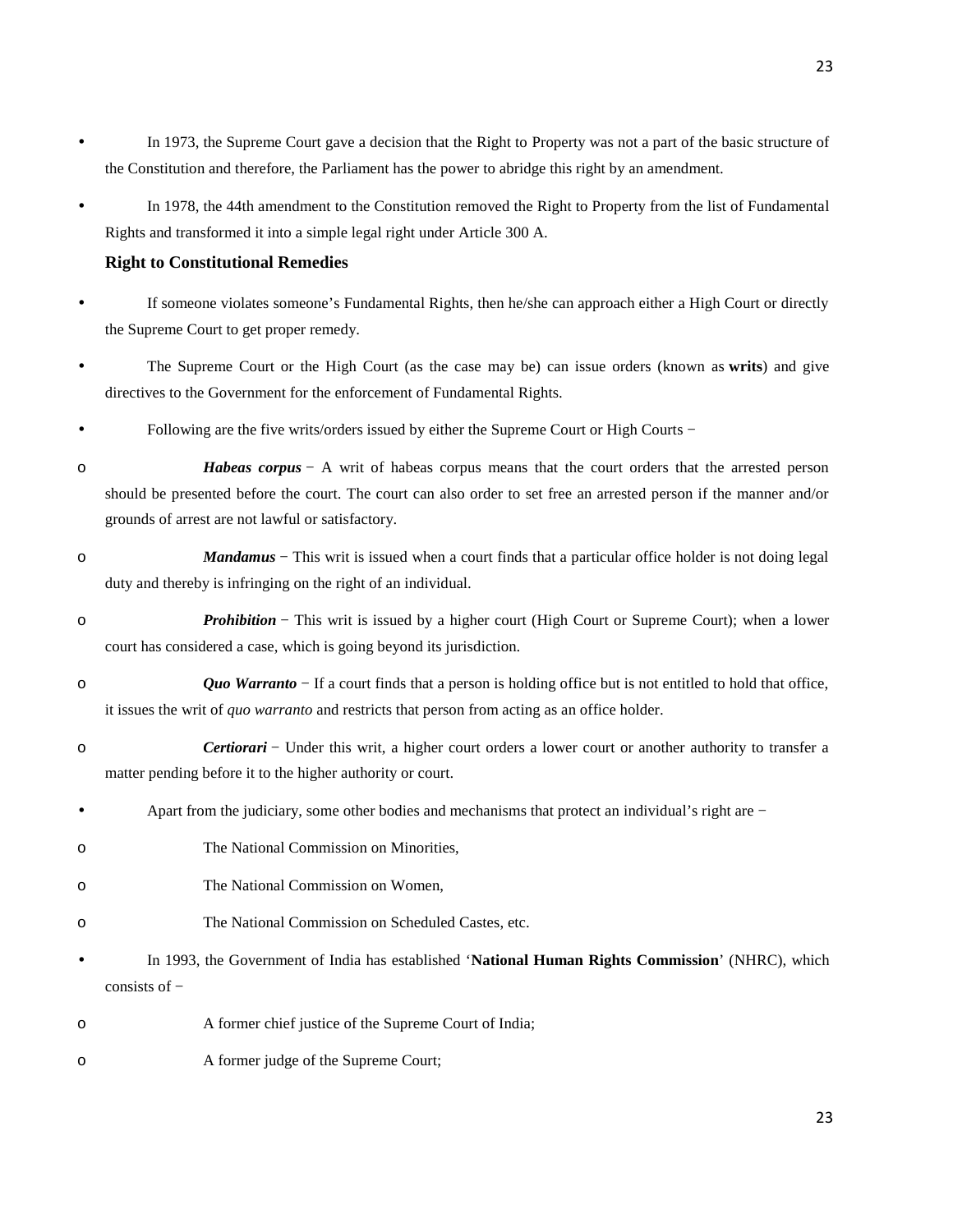- In 1973, the Supreme Court gave a decision that the Right to Property was not a part of the basic structure of the Constitution and therefore, the Parliament has the power to abridge this right by an amendment.
- In 1978, the 44th amendment to the Constitution removed the Right to Property from the list of Fundamental Rights and transformed it into a simple legal right under Article 300 A.

**Right to Constitutional Remedies**

- If someone violates someone's Fundamental Rights, then he/she can approach either a High Court or directly the Supreme Court to get proper remedy.
- The Supreme Court or the High Court (as the case may be) can issue orders (known as **writs**) and give directives to the Government for the enforcement of Fundamental Rights.
- Following are the five writs/orders issued by either the Supreme Court or High Courts −
  - ***Habeas corpus*** − A writ of habeas corpus means that the court orders that the arrested person should be presented before the court. The court can also order to set free an arrested person if the manner and/or grounds of arrest are not lawful or satisfactory.
  - ***Mandamus*** − This writ is issued when a court finds that a particular office holder is not doing legal duty and thereby is infringing on the right of an individual.
  - ***Prohibition*** − This writ is issued by a higher court (High Court or Supreme Court); when a lower court has considered a case, which is going beyond its jurisdiction.
  - ***Quo Warranto*** − If a court finds that a person is holding office but is not entitled to hold that office, it issues the writ of *quo warranto* and restricts that person from acting as an office holder.
  - ***Certiorari*** − Under this writ, a higher court orders a lower court or another authority to transfer a matter pending before it to the higher authority or court.
- Apart from the judiciary, some other bodies and mechanisms that protect an individual's right are −
  - The National Commission on Minorities,
  - The National Commission on Women,
  - The National Commission on Scheduled Castes, etc.
- In 1993, the Government of India has established '**National Human Rights Commission**' (NHRC), which consists of −
  - A former chief justice of the Supreme Court of India;
  - A former judge of the Supreme Court;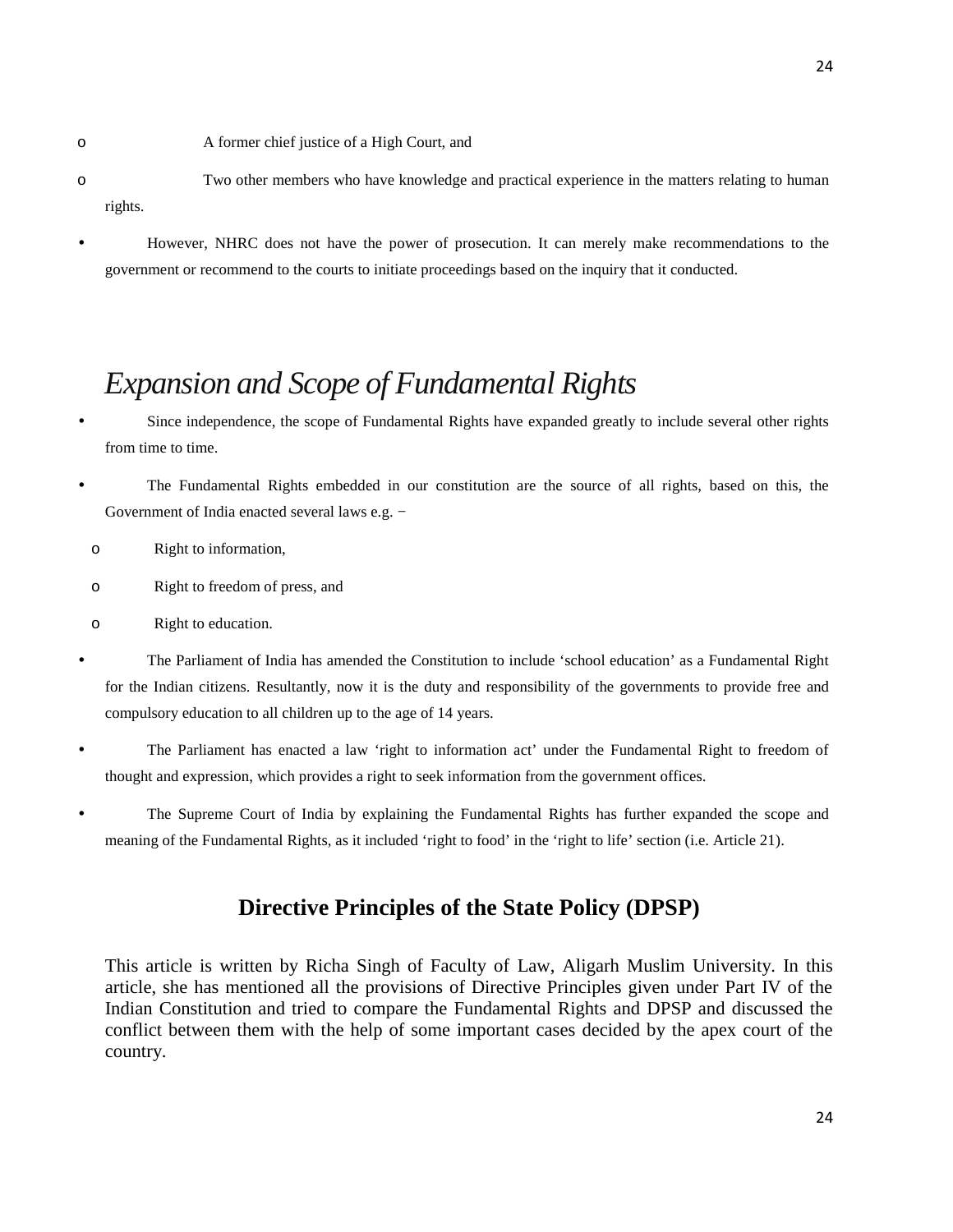- A former chief justice of a High Court, and
- Two other members who have knowledge and practical experience in the matters relating to human rights.

- However, NHRC does not have the power of prosecution. It can merely make recommendations to the government or recommend to the courts to initiate proceedings based on the inquiry that it conducted.

# *Expansion and Scope of Fundamental Rights*

- Since independence, the scope of Fundamental Rights have expanded greatly to include several other rights from time to time.
- The Fundamental Rights embedded in our constitution are the source of all rights, based on this, the Government of India enacted several laws e.g. −
  - Right to information,
  - Right to freedom of press, and
  - Right to education.
- The Parliament of India has amended the Constitution to include 'school education' as a Fundamental Right for the Indian citizens. Resultantly, now it is the duty and responsibility of the governments to provide free and compulsory education to all children up to the age of 14 years.
- The Parliament has enacted a law 'right to information act' under the Fundamental Right to freedom of thought and expression, which provides a right to seek information from the government offices.
- The Supreme Court of India by explaining the Fundamental Rights has further expanded the scope and meaning of the Fundamental Rights, as it included 'right to food' in the 'right to life' section (i.e. Article 21).

## Directive Principles of the State Policy (DPSP)

This article is written by Richa Singh of Faculty of Law, Aligarh Muslim University. In this article, she has mentioned all the provisions of Directive Principles given under Part IV of the Indian Constitution and tried to compare the Fundamental Rights and DPSP and discussed the conflict between them with the help of some important cases decided by the apex court of the country.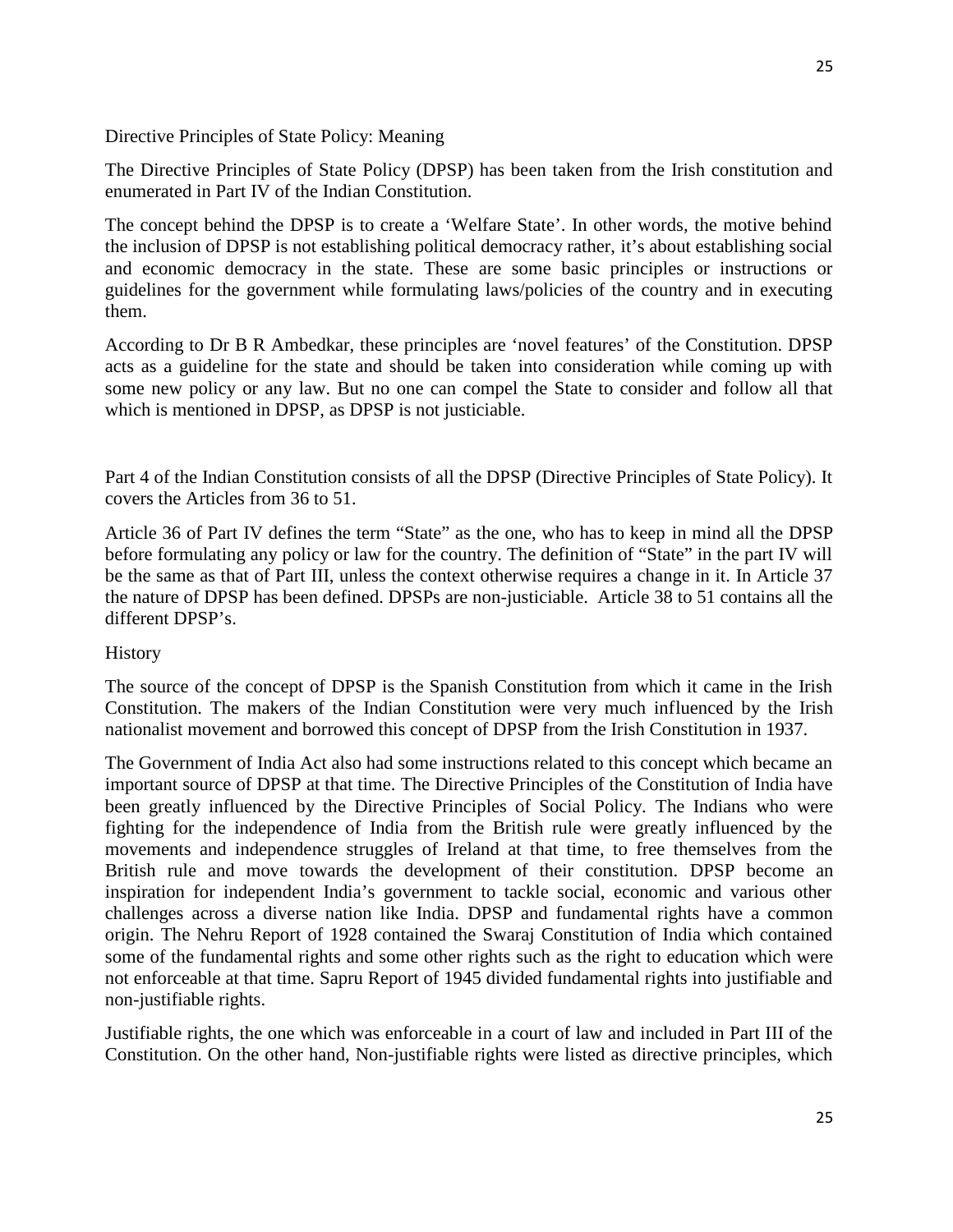Directive Principles of State Policy: Meaning

The Directive Principles of State Policy (DPSP) has been taken from the Irish constitution and enumerated in Part IV of the Indian Constitution.

The concept behind the DPSP is to create a 'Welfare State'. In other words, the motive behind the inclusion of DPSP is not establishing political democracy rather, it's about establishing social and economic democracy in the state. These are some basic principles or instructions or guidelines for the government while formulating laws/policies of the country and in executing them.

According to Dr B R Ambedkar, these principles are 'novel features' of the Constitution. DPSP acts as a guideline for the state and should be taken into consideration while coming up with some new policy or any law. But no one can compel the State to consider and follow all that which is mentioned in DPSP, as DPSP is not justiciable.

Part 4 of the Indian Constitution consists of all the DPSP (Directive Principles of State Policy). It covers the Articles from 36 to 51.

Article 36 of Part IV defines the term "State" as the one, who has to keep in mind all the DPSP before formulating any policy or law for the country. The definition of "State" in the part IV will be the same as that of Part III, unless the context otherwise requires a change in it. In Article 37 the nature of DPSP has been defined. DPSPs are non-justiciable. Article 38 to 51 contains all the different DPSP's.

History

The source of the concept of DPSP is the Spanish Constitution from which it came in the Irish Constitution. The makers of the Indian Constitution were very much influenced by the Irish nationalist movement and borrowed this concept of DPSP from the Irish Constitution in 1937.

The Government of India Act also had some instructions related to this concept which became an important source of DPSP at that time. The Directive Principles of the Constitution of India have been greatly influenced by the Directive Principles of Social Policy. The Indians who were fighting for the independence of India from the British rule were greatly influenced by the movements and independence struggles of Ireland at that time, to free themselves from the British rule and move towards the development of their constitution. DPSP become an inspiration for independent India's government to tackle social, economic and various other challenges across a diverse nation like India. DPSP and fundamental rights have a common origin. The Nehru Report of 1928 contained the Swaraj Constitution of India which contained some of the fundamental rights and some other rights such as the right to education which were not enforceable at that time. Sapru Report of 1945 divided fundamental rights into justifiable and non-justifiable rights.

Justifiable rights, the one which was enforceable in a court of law and included in Part III of the Constitution. On the other hand, Non-justifiable rights were listed as directive principles, which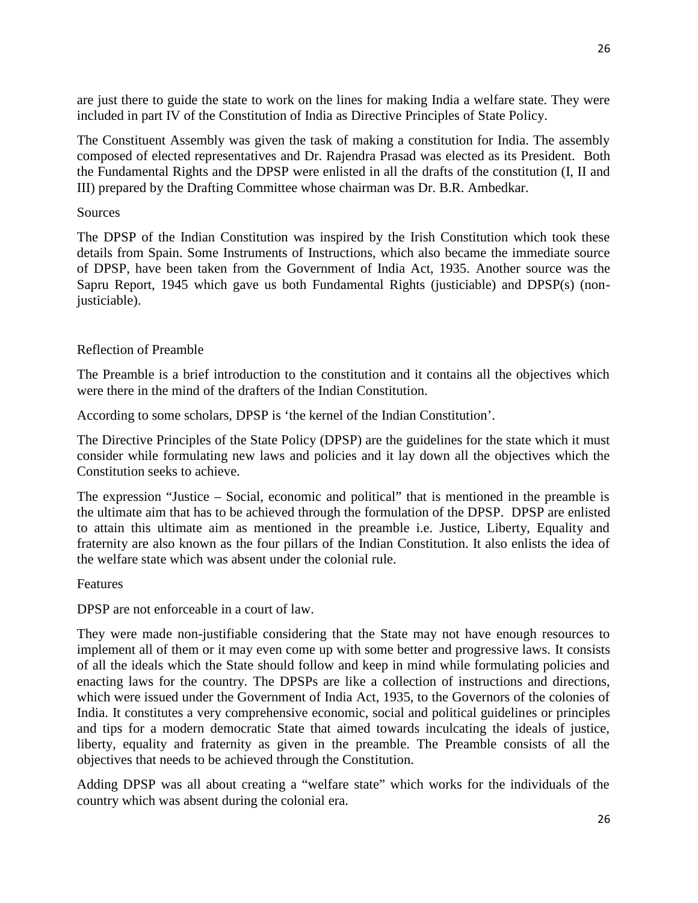are just there to guide the state to work on the lines for making India a welfare state. They were included in part IV of the Constitution of India as Directive Principles of State Policy.

The Constituent Assembly was given the task of making a constitution for India. The assembly composed of elected representatives and Dr. Rajendra Prasad was elected as its President. Both the Fundamental Rights and the DPSP were enlisted in all the drafts of the constitution (I, II and III) prepared by the Drafting Committee whose chairman was Dr. B.R. Ambedkar.

## Sources

The DPSP of the Indian Constitution was inspired by the Irish Constitution which took these details from Spain. Some Instruments of Instructions, which also became the immediate source of DPSP, have been taken from the Government of India Act, 1935. Another source was the Sapru Report, 1945 which gave us both Fundamental Rights (justiciable) and DPSP(s) (non-justiciable).

## Reflection of Preamble

The Preamble is a brief introduction to the constitution and it contains all the objectives which were there in the mind of the drafters of the Indian Constitution.

According to some scholars, DPSP is 'the kernel of the Indian Constitution'.

The Directive Principles of the State Policy (DPSP) are the guidelines for the state which it must consider while formulating new laws and policies and it lay down all the objectives which the Constitution seeks to achieve.

The expression "Justice – Social, economic and political" that is mentioned in the preamble is the ultimate aim that has to be achieved through the formulation of the DPSP. DPSP are enlisted to attain this ultimate aim as mentioned in the preamble i.e. Justice, Liberty, Equality and fraternity are also known as the four pillars of the Indian Constitution. It also enlists the idea of the welfare state which was absent under the colonial rule.

## Features

DPSP are not enforceable in a court of law.

They were made non-justifiable considering that the State may not have enough resources to implement all of them or it may even come up with some better and progressive laws. It consists of all the ideals which the State should follow and keep in mind while formulating policies and enacting laws for the country. The DPSPs are like a collection of instructions and directions, which were issued under the Government of India Act, 1935, to the Governors of the colonies of India. It constitutes a very comprehensive economic, social and political guidelines or principles and tips for a modern democratic State that aimed towards inculcating the ideals of justice, liberty, equality and fraternity as given in the preamble. The Preamble consists of all the objectives that needs to be achieved through the Constitution.

Adding DPSP was all about creating a "welfare state" which works for the individuals of the country which was absent during the colonial era.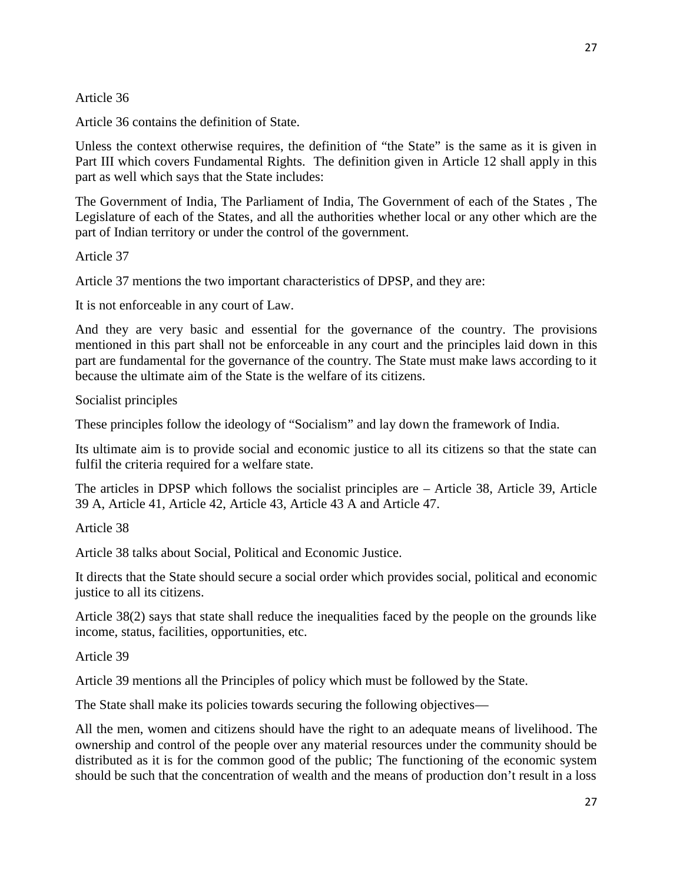Article 36

Article 36 contains the definition of State.

Unless the context otherwise requires, the definition of “the State” is the same as it is given in Part III which covers Fundamental Rights. The definition given in Article 12 shall apply in this part as well which says that the State includes:

The Government of India, The Parliament of India, The Government of each of the States , The Legislature of each of the States, and all the authorities whether local or any other which are the part of Indian territory or under the control of the government.

Article 37

Article 37 mentions the two important characteristics of DPSP, and they are:

It is not enforceable in any court of Law.

And they are very basic and essential for the governance of the country. The provisions mentioned in this part shall not be enforceable in any court and the principles laid down in this part are fundamental for the governance of the country. The State must make laws according to it because the ultimate aim of the State is the welfare of its citizens.

Socialist principles

These principles follow the ideology of “Socialism” and lay down the framework of India.

Its ultimate aim is to provide social and economic justice to all its citizens so that the state can fulfil the criteria required for a welfare state.

The articles in DPSP which follows the socialist principles are – Article 38, Article 39, Article 39 A, Article 41, Article 42, Article 43, Article 43 A and Article 47.

Article 38

Article 38 talks about Social, Political and Economic Justice.

It directs that the State should secure a social order which provides social, political and economic justice to all its citizens.

Article 38(2) says that state shall reduce the inequalities faced by the people on the grounds like income, status, facilities, opportunities, etc.

Article 39

Article 39 mentions all the Principles of policy which must be followed by the State.

The State shall make its policies towards securing the following objectives—

All the men, women and citizens should have the right to an adequate means of livelihood. The ownership and control of the people over any material resources under the community should be distributed as it is for the common good of the public; The functioning of the economic system should be such that the concentration of wealth and the means of production don’t result in a loss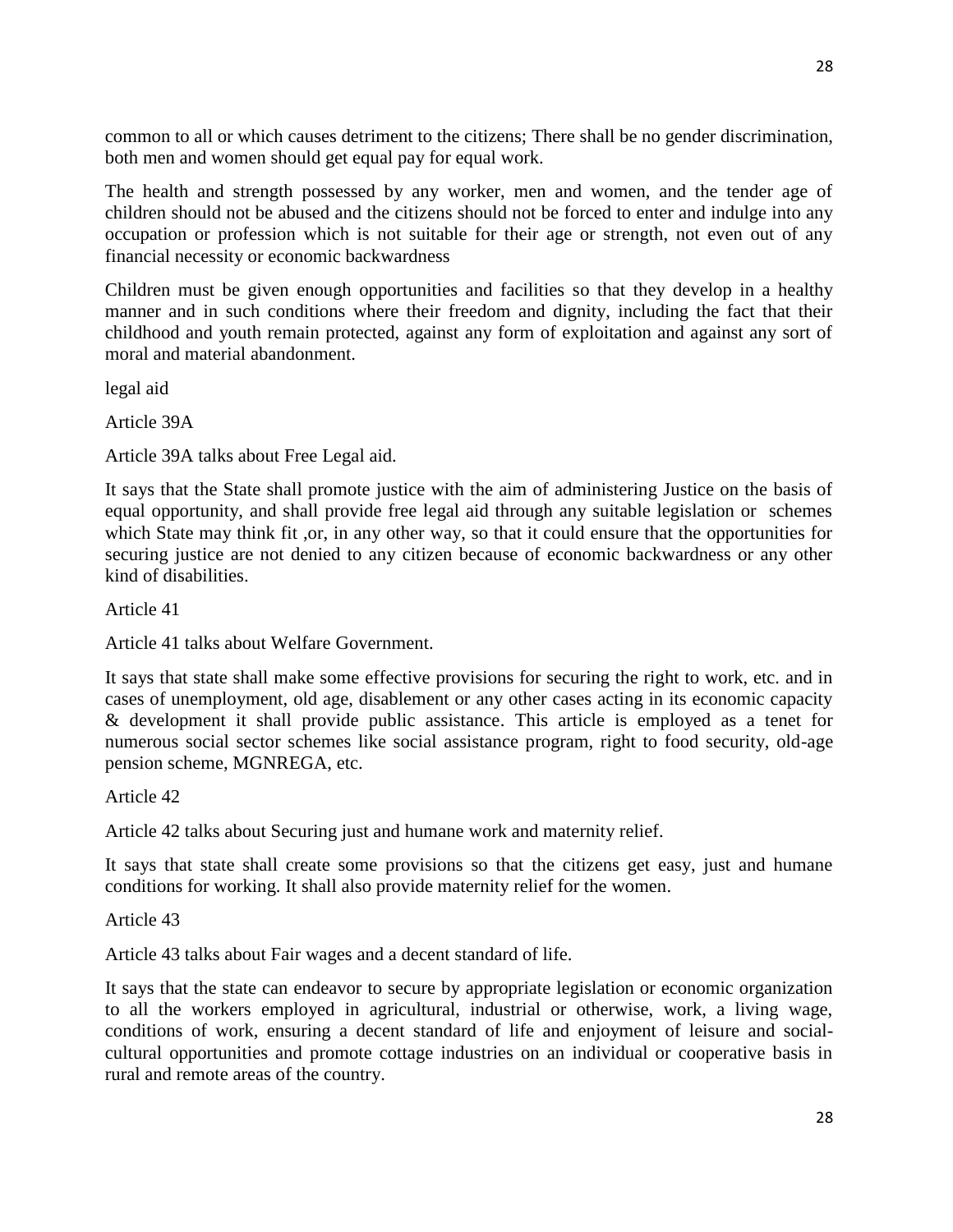common to all or which causes detriment to the citizens; There shall be no gender discrimination, both men and women should get equal pay for equal work.

The health and strength possessed by any worker, men and women, and the tender age of children should not be abused and the citizens should not be forced to enter and indulge into any occupation or profession which is not suitable for their age or strength, not even out of any financial necessity or economic backwardness

Children must be given enough opportunities and facilities so that they develop in a healthy manner and in such conditions where their freedom and dignity, including the fact that their childhood and youth remain protected, against any form of exploitation and against any sort of moral and material abandonment.

legal aid

Article 39A

Article 39A talks about Free Legal aid.

It says that the State shall promote justice with the aim of administering Justice on the basis of equal opportunity, and shall provide free legal aid through any suitable legislation or schemes which State may think fit ,or, in any other way, so that it could ensure that the opportunities for securing justice are not denied to any citizen because of economic backwardness or any other kind of disabilities.

Article 41

Article 41 talks about Welfare Government.

It says that state shall make some effective provisions for securing the right to work, etc. and in cases of unemployment, old age, disablement or any other cases acting in its economic capacity & development it shall provide public assistance. This article is employed as a tenet for numerous social sector schemes like social assistance program, right to food security, old-age pension scheme, MGNREGA, etc.

Article 42

Article 42 talks about Securing just and humane work and maternity relief.

It says that state shall create some provisions so that the citizens get easy, just and humane conditions for working. It shall also provide maternity relief for the women.

Article 43

Article 43 talks about Fair wages and a decent standard of life.

It says that the state can endeavor to secure by appropriate legislation or economic organization to all the workers employed in agricultural, industrial or otherwise, work, a living wage, conditions of work, ensuring a decent standard of life and enjoyment of leisure and social-cultural opportunities and promote cottage industries on an individual or cooperative basis in rural and remote areas of the country.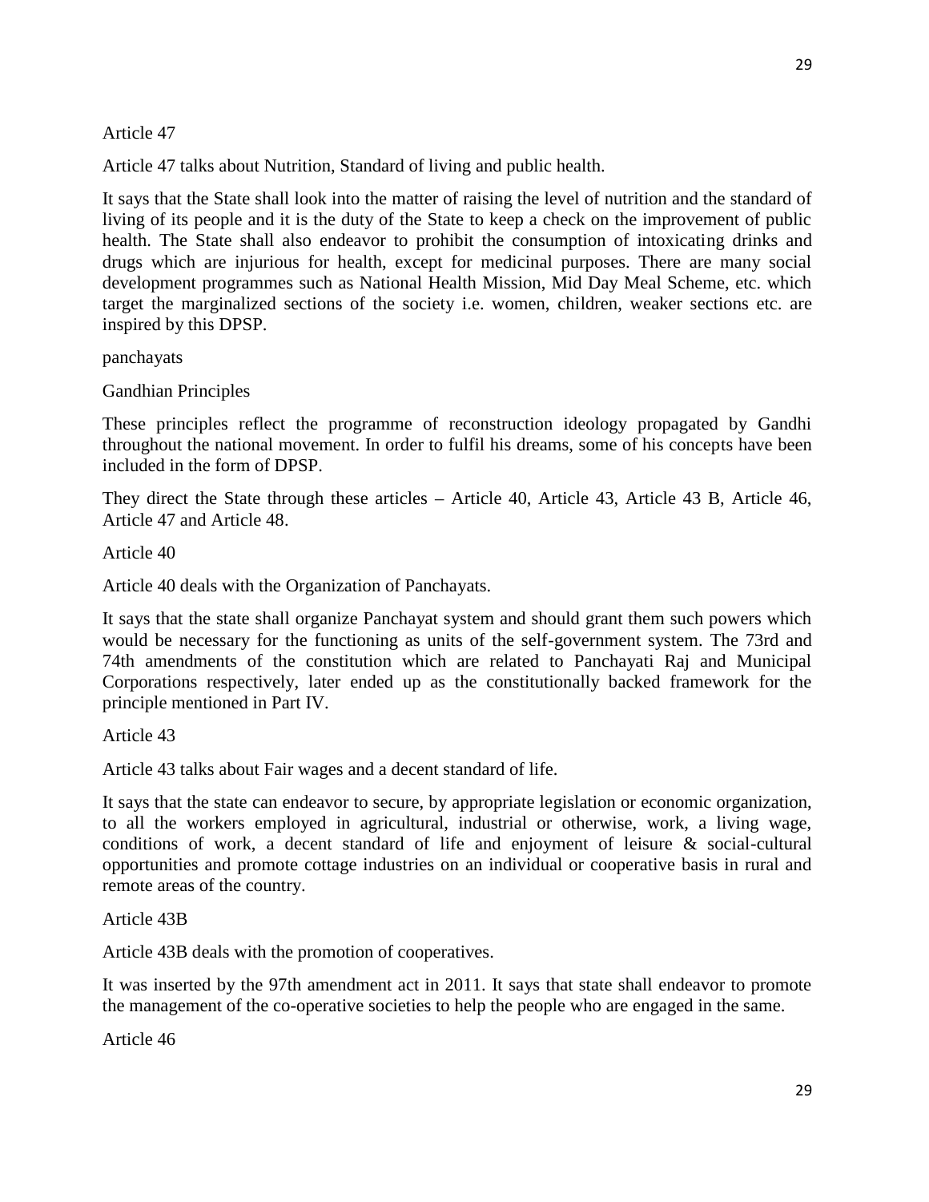Article 47

Article 47 talks about Nutrition, Standard of living and public health.

It says that the State shall look into the matter of raising the level of nutrition and the standard of living of its people and it is the duty of the State to keep a check on the improvement of public health. The State shall also endeavor to prohibit the consumption of intoxicating drinks and drugs which are injurious for health, except for medicinal purposes. There are many social development programmes such as National Health Mission, Mid Day Meal Scheme, etc. which target the marginalized sections of the society i.e. women, children, weaker sections etc. are inspired by this DPSP.

panchayats

Gandhian Principles

These principles reflect the programme of reconstruction ideology propagated by Gandhi throughout the national movement. In order to fulfil his dreams, some of his concepts have been included in the form of DPSP.

They direct the State through these articles – Article 40, Article 43, Article 43 B, Article 46, Article 47 and Article 48.

Article 40

Article 40 deals with the Organization of Panchayats.

It says that the state shall organize Panchayat system and should grant them such powers which would be necessary for the functioning as units of the self-government system. The 73rd and 74th amendments of the constitution which are related to Panchayati Raj and Municipal Corporations respectively, later ended up as the constitutionally backed framework for the principle mentioned in Part IV.

Article 43

Article 43 talks about Fair wages and a decent standard of life.

It says that the state can endeavor to secure, by appropriate legislation or economic organization, to all the workers employed in agricultural, industrial or otherwise, work, a living wage, conditions of work, a decent standard of life and enjoyment of leisure & social-cultural opportunities and promote cottage industries on an individual or cooperative basis in rural and remote areas of the country.

Article 43B

Article 43B deals with the promotion of cooperatives.

It was inserted by the 97th amendment act in 2011. It says that state shall endeavor to promote the management of the co-operative societies to help the people who are engaged in the same.

Article 46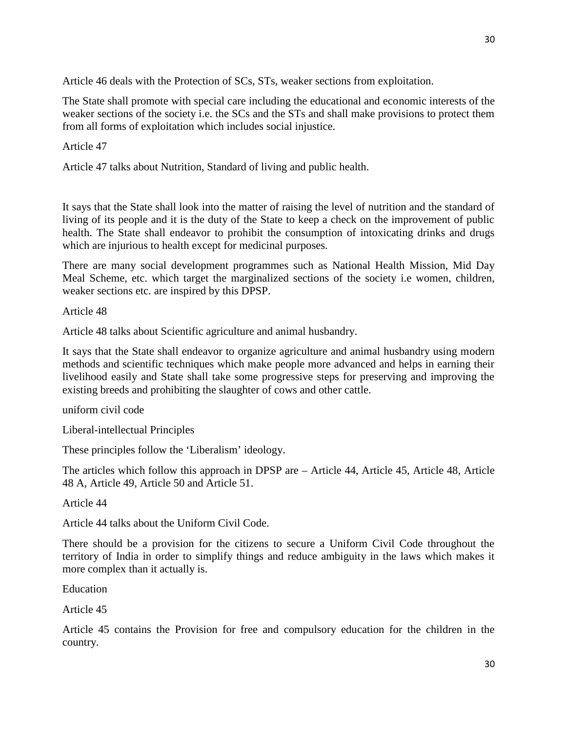Article 46 deals with the Protection of SCs, STs, weaker sections from exploitation.

The State shall promote with special care including the educational and economic interests of the weaker sections of the society i.e. the SCs and the STs and shall make provisions to protect them from all forms of exploitation which includes social injustice.

Article 47

Article 47 talks about Nutrition, Standard of living and public health.

It says that the State shall look into the matter of raising the level of nutrition and the standard of living of its people and it is the duty of the State to keep a check on the improvement of public health. The State shall endeavor to prohibit the consumption of intoxicating drinks and drugs which are injurious to health except for medicinal purposes.

There are many social development programmes such as National Health Mission, Mid Day Meal Scheme, etc. which target the marginalized sections of the society i.e women, children, weaker sections etc. are inspired by this DPSP.

Article 48

Article 48 talks about Scientific agriculture and animal husbandry.

It says that the State shall endeavor to organize agriculture and animal husbandry using modern methods and scientific techniques which make people more advanced and helps in earning their livelihood easily and State shall take some progressive steps for preserving and improving the existing breeds and prohibiting the slaughter of cows and other cattle.

uniform civil code

Liberal-intellectual Principles

These principles follow the 'Liberalism' ideology.

The articles which follow this approach in DPSP are – Article 44, Article 45, Article 48, Article 48 A, Article 49, Article 50 and Article 51.

Article 44

Article 44 talks about the Uniform Civil Code.

There should be a provision for the citizens to secure a Uniform Civil Code throughout the territory of India in order to simplify things and reduce ambiguity in the laws which makes it more complex than it actually is.

Education

Article 45

Article 45 contains the Provision for free and compulsory education for the children in the country.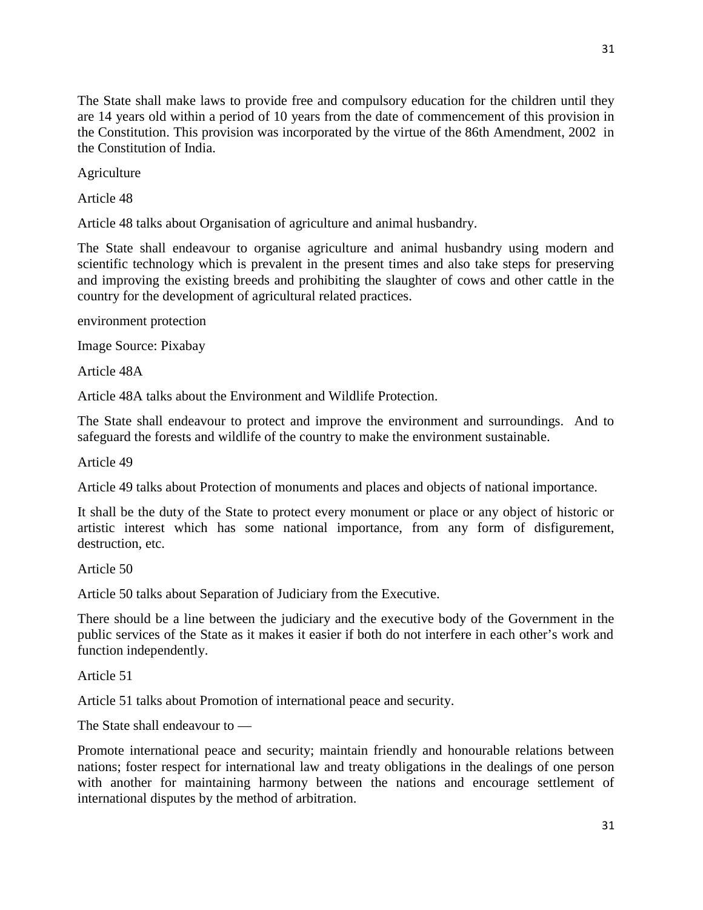The State shall make laws to provide free and compulsory education for the children until they are 14 years old within a period of 10 years from the date of commencement of this provision in the Constitution. This provision was incorporated by the virtue of the 86th Amendment, 2002 in the Constitution of India.

Agriculture

Article 48

Article 48 talks about Organisation of agriculture and animal husbandry.

The State shall endeavour to organise agriculture and animal husbandry using modern and scientific technology which is prevalent in the present times and also take steps for preserving and improving the existing breeds and prohibiting the slaughter of cows and other cattle in the country for the development of agricultural related practices.

environment protection

Image Source: Pixabay

Article 48A

Article 48A talks about the Environment and Wildlife Protection.

The State shall endeavour to protect and improve the environment and surroundings. And to safeguard the forests and wildlife of the country to make the environment sustainable.

Article 49

Article 49 talks about Protection of monuments and places and objects of national importance.

It shall be the duty of the State to protect every monument or place or any object of historic or artistic interest which has some national importance, from any form of disfigurement, destruction, etc.

Article 50

Article 50 talks about Separation of Judiciary from the Executive.

There should be a line between the judiciary and the executive body of the Government in the public services of the State as it makes it easier if both do not interfere in each other's work and function independently.

Article 51

Article 51 talks about Promotion of international peace and security.

The State shall endeavour to —

Promote international peace and security; maintain friendly and honourable relations between nations; foster respect for international law and treaty obligations in the dealings of one person with another for maintaining harmony between the nations and encourage settlement of international disputes by the method of arbitration.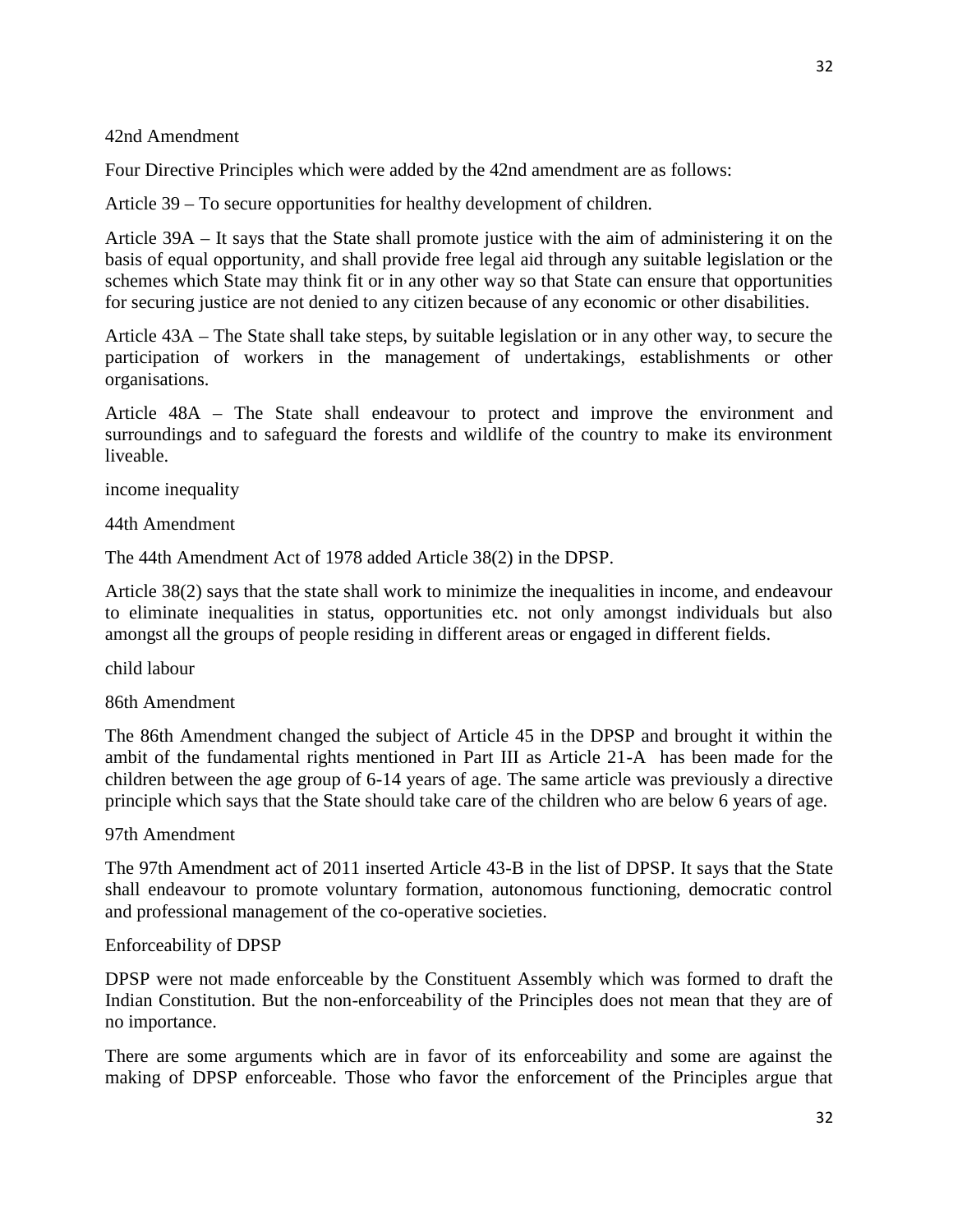42nd Amendment

Four Directive Principles which were added by the 42nd amendment are as follows:

Article 39 – To secure opportunities for healthy development of children.

Article 39A – It says that the State shall promote justice with the aim of administering it on the basis of equal opportunity, and shall provide free legal aid through any suitable legislation or the schemes which State may think fit or in any other way so that State can ensure that opportunities for securing justice are not denied to any citizen because of any economic or other disabilities.

Article 43A – The State shall take steps, by suitable legislation or in any other way, to secure the participation of workers in the management of undertakings, establishments or other organisations.

Article 48A – The State shall endeavour to protect and improve the environment and surroundings and to safeguard the forests and wildlife of the country to make its environment liveable.

income inequality

44th Amendment

The 44th Amendment Act of 1978 added Article 38(2) in the DPSP.

Article 38(2) says that the state shall work to minimize the inequalities in income, and endeavour to eliminate inequalities in status, opportunities etc. not only amongst individuals but also amongst all the groups of people residing in different areas or engaged in different fields.

child labour

86th Amendment

The 86th Amendment changed the subject of Article 45 in the DPSP and brought it within the ambit of the fundamental rights mentioned in Part III as Article 21-A has been made for the children between the age group of 6-14 years of age. The same article was previously a directive principle which says that the State should take care of the children who are below 6 years of age.

97th Amendment

The 97th Amendment act of 2011 inserted Article 43-B in the list of DPSP. It says that the State shall endeavour to promote voluntary formation, autonomous functioning, democratic control and professional management of the co-operative societies.

Enforceability of DPSP

DPSP were not made enforceable by the Constituent Assembly which was formed to draft the Indian Constitution. But the non-enforceability of the Principles does not mean that they are of no importance.

There are some arguments which are in favor of its enforceability and some are against the making of DPSP enforceable. Those who favor the enforcement of the Principles argue that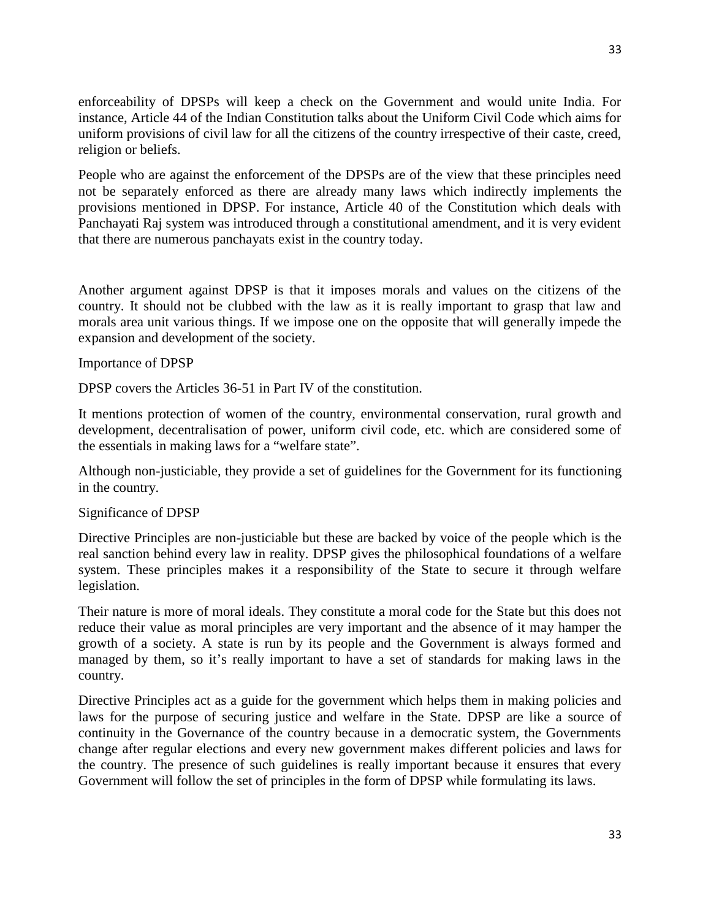enforceability of DPSPs will keep a check on the Government and would unite India. For instance, Article 44 of the Indian Constitution talks about the Uniform Civil Code which aims for uniform provisions of civil law for all the citizens of the country irrespective of their caste, creed, religion or beliefs.

People who are against the enforcement of the DPSPs are of the view that these principles need not be separately enforced as there are already many laws which indirectly implements the provisions mentioned in DPSP. For instance, Article 40 of the Constitution which deals with Panchayati Raj system was introduced through a constitutional amendment, and it is very evident that there are numerous panchayats exist in the country today.

Another argument against DPSP is that it imposes morals and values on the citizens of the country. It should not be clubbed with the law as it is really important to grasp that law and morals area unit various things. If we impose one on the opposite that will generally impede the expansion and development of the society.

## Importance of DPSP

DPSP covers the Articles 36-51 in Part IV of the constitution.

It mentions protection of women of the country, environmental conservation, rural growth and development, decentralisation of power, uniform civil code, etc. which are considered some of the essentials in making laws for a "welfare state".

Although non-justiciable, they provide a set of guidelines for the Government for its functioning in the country.

## Significance of DPSP

Directive Principles are non-justiciable but these are backed by voice of the people which is the real sanction behind every law in reality. DPSP gives the philosophical foundations of a welfare system. These principles makes it a responsibility of the State to secure it through welfare legislation.

Their nature is more of moral ideals. They constitute a moral code for the State but this does not reduce their value as moral principles are very important and the absence of it may hamper the growth of a society. A state is run by its people and the Government is always formed and managed by them, so it's really important to have a set of standards for making laws in the country.

Directive Principles act as a guide for the government which helps them in making policies and laws for the purpose of securing justice and welfare in the State. DPSP are like a source of continuity in the Governance of the country because in a democratic system, the Governments change after regular elections and every new government makes different policies and laws for the country. The presence of such guidelines is really important because it ensures that every Government will follow the set of principles in the form of DPSP while formulating its laws.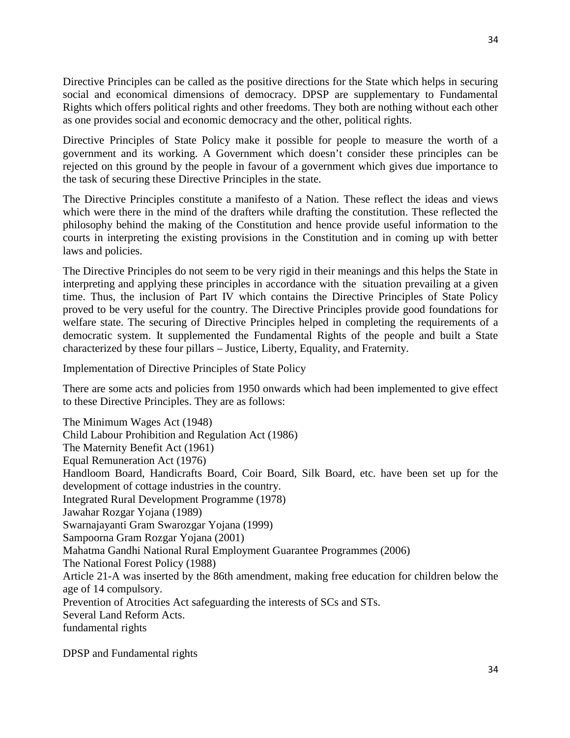Directive Principles can be called as the positive directions for the State which helps in securing social and economical dimensions of democracy. DPSP are supplementary to Fundamental Rights which offers political rights and other freedoms. They both are nothing without each other as one provides social and economic democracy and the other, political rights.

Directive Principles of State Policy make it possible for people to measure the worth of a government and its working. A Government which doesn't consider these principles can be rejected on this ground by the people in favour of a government which gives due importance to the task of securing these Directive Principles in the state.

The Directive Principles constitute a manifesto of a Nation. These reflect the ideas and views which were there in the mind of the drafters while drafting the constitution. These reflected the philosophy behind the making of the Constitution and hence provide useful information to the courts in interpreting the existing provisions in the Constitution and in coming up with better laws and policies.

The Directive Principles do not seem to be very rigid in their meanings and this helps the State in interpreting and applying these principles in accordance with the situation prevailing at a given time. Thus, the inclusion of Part IV which contains the Directive Principles of State Policy proved to be very useful for the country. The Directive Principles provide good foundations for welfare state. The securing of Directive Principles helped in completing the requirements of a democratic system. It supplemented the Fundamental Rights of the people and built a State characterized by these four pillars – Justice, Liberty, Equality, and Fraternity.

Implementation of Directive Principles of State Policy

There are some acts and policies from 1950 onwards which had been implemented to give effect to these Directive Principles. They are as follows:

The Minimum Wages Act (1948)
Child Labour Prohibition and Regulation Act (1986)
The Maternity Benefit Act (1961)
Equal Remuneration Act (1976)
Handloom Board, Handicrafts Board, Coir Board, Silk Board, etc. have been set up for the development of cottage industries in the country.
Integrated Rural Development Programme (1978)
Jawahar Rozgar Yojana (1989)
Swarnajayanti Gram Swarozgar Yojana (1999)
Sampoorna Gram Rozgar Yojana (2001)
Mahatma Gandhi National Rural Employment Guarantee Programmes (2006)
The National Forest Policy (1988)
Article 21-A was inserted by the 86th amendment, making free education for children below the age of 14 compulsory.
Prevention of Atrocities Act safeguarding the interests of SCs and STs.
Several Land Reform Acts.
fundamental rights

DPSP and Fundamental rights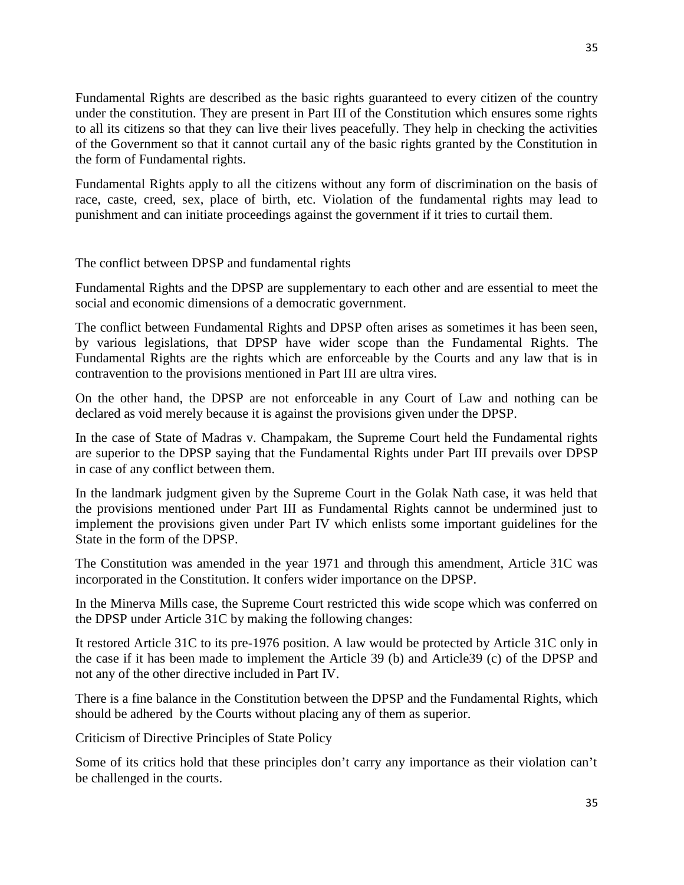Fundamental Rights are described as the basic rights guaranteed to every citizen of the country under the constitution. They are present in Part III of the Constitution which ensures some rights to all its citizens so that they can live their lives peacefully. They help in checking the activities of the Government so that it cannot curtail any of the basic rights granted by the Constitution in the form of Fundamental rights.

Fundamental Rights apply to all the citizens without any form of discrimination on the basis of race, caste, creed, sex, place of birth, etc. Violation of the fundamental rights may lead to punishment and can initiate proceedings against the government if it tries to curtail them.

## The conflict between DPSP and fundamental rights

Fundamental Rights and the DPSP are supplementary to each other and are essential to meet the social and economic dimensions of a democratic government.

The conflict between Fundamental Rights and DPSP often arises as sometimes it has been seen, by various legislations, that DPSP have wider scope than the Fundamental Rights. The Fundamental Rights are the rights which are enforceable by the Courts and any law that is in contravention to the provisions mentioned in Part III are ultra vires.

On the other hand, the DPSP are not enforceable in any Court of Law and nothing can be declared as void merely because it is against the provisions given under the DPSP.

In the case of State of Madras v. Champakam, the Supreme Court held the Fundamental rights are superior to the DPSP saying that the Fundamental Rights under Part III prevails over DPSP in case of any conflict between them.

In the landmark judgment given by the Supreme Court in the Golak Nath case, it was held that the provisions mentioned under Part III as Fundamental Rights cannot be undermined just to implement the provisions given under Part IV which enlists some important guidelines for the State in the form of the DPSP.

The Constitution was amended in the year 1971 and through this amendment, Article 31C was incorporated in the Constitution. It confers wider importance on the DPSP.

In the Minerva Mills case, the Supreme Court restricted this wide scope which was conferred on the DPSP under Article 31C by making the following changes:

It restored Article 31C to its pre-1976 position. A law would be protected by Article 31C only in the case if it has been made to implement the Article 39 (b) and Article39 (c) of the DPSP and not any of the other directive included in Part IV.

There is a fine balance in the Constitution between the DPSP and the Fundamental Rights, which should be adhered by the Courts without placing any of them as superior.

## Criticism of Directive Principles of State Policy

Some of its critics hold that these principles don't carry any importance as their violation can't be challenged in the courts.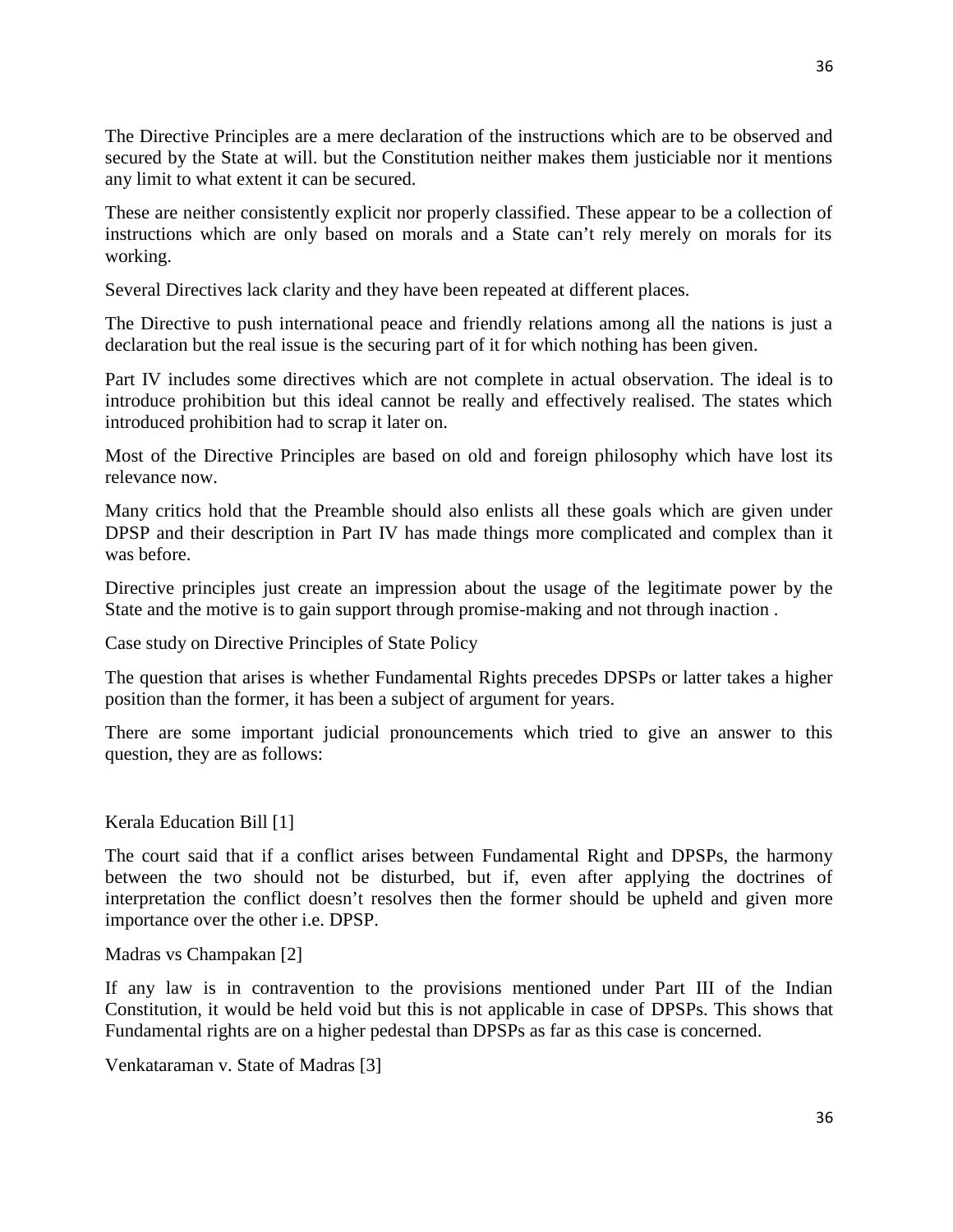The Directive Principles are a mere declaration of the instructions which are to be observed and secured by the State at will. but the Constitution neither makes them justiciable nor it mentions any limit to what extent it can be secured.

These are neither consistently explicit nor properly classified. These appear to be a collection of instructions which are only based on morals and a State can't rely merely on morals for its working.

Several Directives lack clarity and they have been repeated at different places.

The Directive to push international peace and friendly relations among all the nations is just a declaration but the real issue is the securing part of it for which nothing has been given.

Part IV includes some directives which are not complete in actual observation. The ideal is to introduce prohibition but this ideal cannot be really and effectively realised. The states which introduced prohibition had to scrap it later on.

Most of the Directive Principles are based on old and foreign philosophy which have lost its relevance now.

Many critics hold that the Preamble should also enlists all these goals which are given under DPSP and their description in Part IV has made things more complicated and complex than it was before.

Directive principles just create an impression about the usage of the legitimate power by the State and the motive is to gain support through promise-making and not through inaction .

Case study on Directive Principles of State Policy

The question that arises is whether Fundamental Rights precedes DPSPs or latter takes a higher position than the former, it has been a subject of argument for years.

There are some important judicial pronouncements which tried to give an answer to this question, they are as follows:

Kerala Education Bill [1]

The court said that if a conflict arises between Fundamental Right and DPSPs, the harmony between the two should not be disturbed, but if, even after applying the doctrines of interpretation the conflict doesn't resolves then the former should be upheld and given more importance over the other i.e. DPSP.

Madras vs Champakan [2]

If any law is in contravention to the provisions mentioned under Part III of the Indian Constitution, it would be held void but this is not applicable in case of DPSPs. This shows that Fundamental rights are on a higher pedestal than DPSPs as far as this case is concerned.

Venkataraman v. State of Madras [3]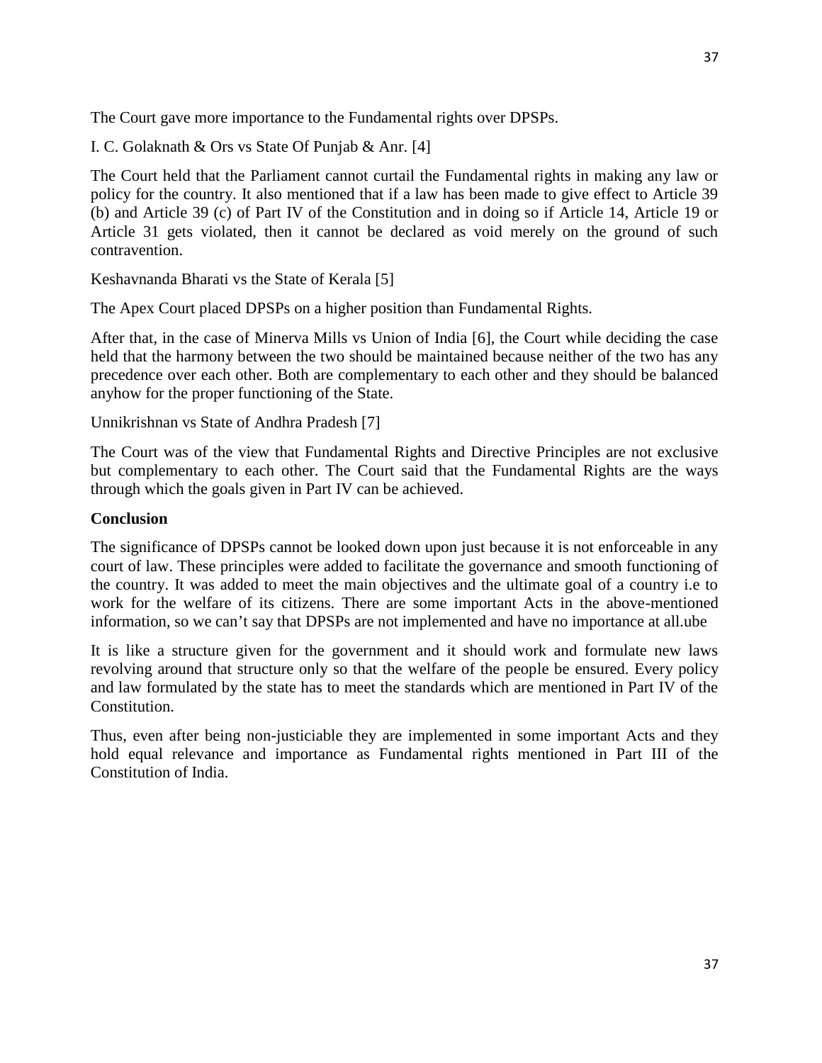The Court gave more importance to the Fundamental rights over DPSPs.

I. C. Golaknath & Ors vs State Of Punjab & Anr. [4]

The Court held that the Parliament cannot curtail the Fundamental rights in making any law or policy for the country. It also mentioned that if a law has been made to give effect to Article 39 (b) and Article 39 (c) of Part IV of the Constitution and in doing so if Article 14, Article 19 or Article 31 gets violated, then it cannot be declared as void merely on the ground of such contravention.

Keshavnanda Bharati vs the State of Kerala [5]

The Apex Court placed DPSPs on a higher position than Fundamental Rights.

After that, in the case of Minerva Mills vs Union of India [6], the Court while deciding the case held that the harmony between the two should be maintained because neither of the two has any precedence over each other. Both are complementary to each other and they should be balanced anyhow for the proper functioning of the State.

Unnikrishnan vs State of Andhra Pradesh [7]

The Court was of the view that Fundamental Rights and Directive Principles are not exclusive but complementary to each other. The Court said that the Fundamental Rights are the ways through which the goals given in Part IV can be achieved.

**Conclusion**

The significance of DPSPs cannot be looked down upon just because it is not enforceable in any court of law. These principles were added to facilitate the governance and smooth functioning of the country. It was added to meet the main objectives and the ultimate goal of a country i.e to work for the welfare of its citizens. There are some important Acts in the above-mentioned information, so we can't say that DPSPs are not implemented and have no importance at all.ube

It is like a structure given for the government and it should work and formulate new laws revolving around that structure only so that the welfare of the people be ensured. Every policy and law formulated by the state has to meet the standards which are mentioned in Part IV of the Constitution.

Thus, even after being non-justiciable they are implemented in some important Acts and they hold equal relevance and importance as Fundamental rights mentioned in Part III of the Constitution of India.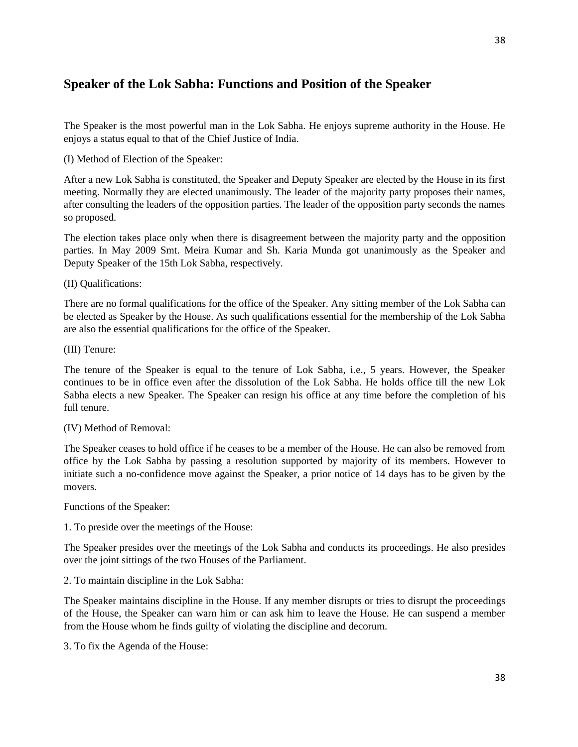## Speaker of the Lok Sabha: Functions and Position of the Speaker

The Speaker is the most powerful man in the Lok Sabha. He enjoys supreme authority in the House. He enjoys a status equal to that of the Chief Justice of India.

(I) Method of Election of the Speaker:

After a new Lok Sabha is constituted, the Speaker and Deputy Speaker are elected by the House in its first meeting. Normally they are elected unanimously. The leader of the majority party proposes their names, after consulting the leaders of the opposition parties. The leader of the opposition party seconds the names so proposed.

The election takes place only when there is disagreement between the majority party and the opposition parties. In May 2009 Smt. Meira Kumar and Sh. Karia Munda got unanimously as the Speaker and Deputy Speaker of the 15th Lok Sabha, respectively.

(II) Qualifications:

There are no formal qualifications for the office of the Speaker. Any sitting member of the Lok Sabha can be elected as Speaker by the House. As such qualifications essential for the membership of the Lok Sabha are also the essential qualifications for the office of the Speaker.

(III) Tenure:

The tenure of the Speaker is equal to the tenure of Lok Sabha, i.e., 5 years. However, the Speaker continues to be in office even after the dissolution of the Lok Sabha. He holds office till the new Lok Sabha elects a new Speaker. The Speaker can resign his office at any time before the completion of his full tenure.

(IV) Method of Removal:

The Speaker ceases to hold office if he ceases to be a member of the House. He can also be removed from office by the Lok Sabha by passing a resolution supported by majority of its members. However to initiate such a no-confidence move against the Speaker, a prior notice of 14 days has to be given by the movers.

Functions of the Speaker:

1. To preside over the meetings of the House:

The Speaker presides over the meetings of the Lok Sabha and conducts its proceedings. He also presides over the joint sittings of the two Houses of the Parliament.

2. To maintain discipline in the Lok Sabha:

The Speaker maintains discipline in the House. If any member disrupts or tries to disrupt the proceedings of the House, the Speaker can warn him or can ask him to leave the House. He can suspend a member from the House whom he finds guilty of violating the discipline and decorum.

3. To fix the Agenda of the House: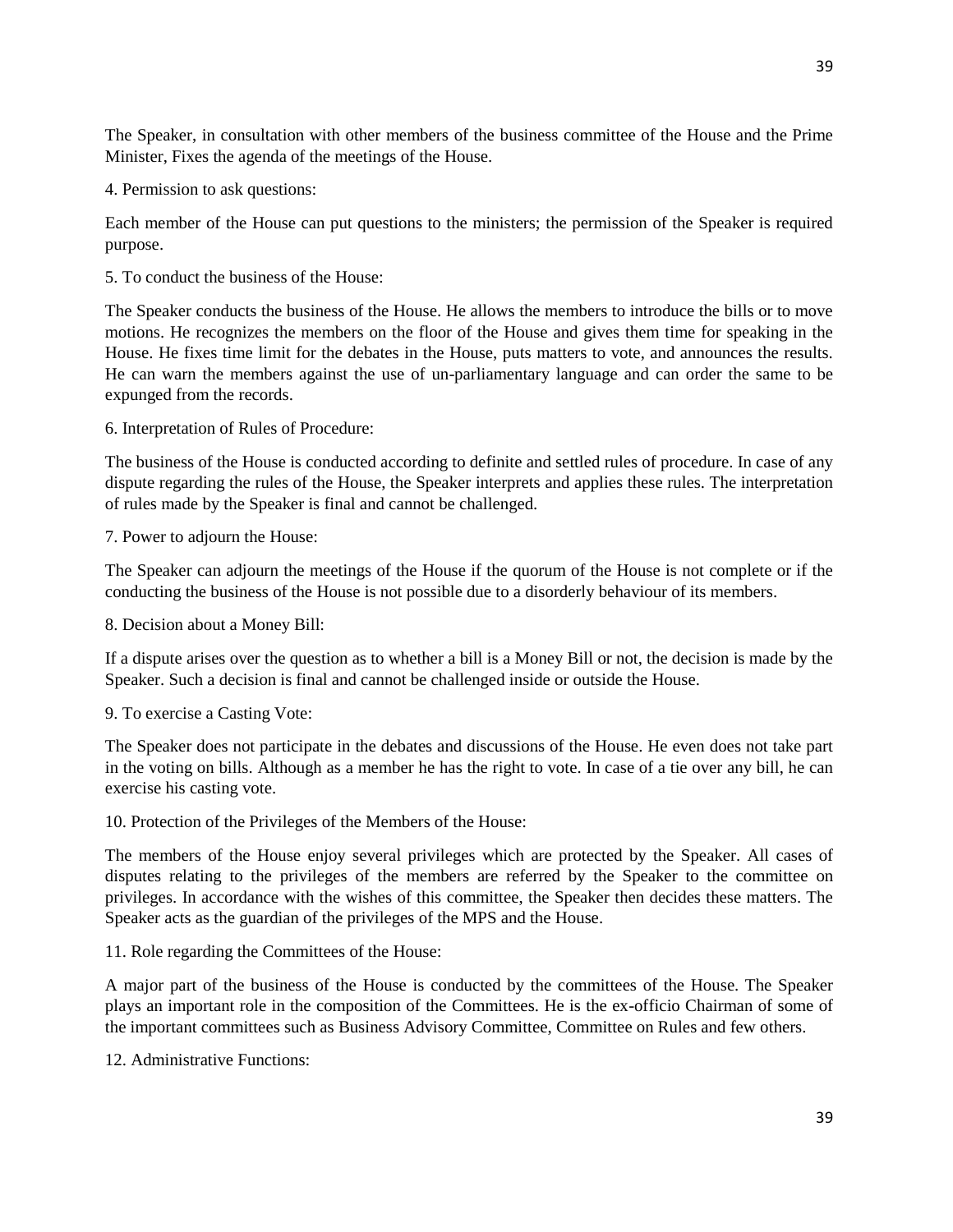The Speaker, in consultation with other members of the business committee of the House and the Prime Minister, Fixes the agenda of the meetings of the House.

4. Permission to ask questions:

Each member of the House can put questions to the ministers; the permission of the Speaker is required purpose.

5. To conduct the business of the House:

The Speaker conducts the business of the House. He allows the members to introduce the bills or to move motions. He recognizes the members on the floor of the House and gives them time for speaking in the House. He fixes time limit for the debates in the House, puts matters to vote, and announces the results. He can warn the members against the use of un-parliamentary language and can order the same to be expunged from the records.

6. Interpretation of Rules of Procedure:

The business of the House is conducted according to definite and settled rules of procedure. In case of any dispute regarding the rules of the House, the Speaker interprets and applies these rules. The interpretation of rules made by the Speaker is final and cannot be challenged.

7. Power to adjourn the House:

The Speaker can adjourn the meetings of the House if the quorum of the House is not complete or if the conducting the business of the House is not possible due to a disorderly behaviour of its members.

8. Decision about a Money Bill:

If a dispute arises over the question as to whether a bill is a Money Bill or not, the decision is made by the Speaker. Such a decision is final and cannot be challenged inside or outside the House.

9. To exercise a Casting Vote:

The Speaker does not participate in the debates and discussions of the House. He even does not take part in the voting on bills. Although as a member he has the right to vote. In case of a tie over any bill, he can exercise his casting vote.

10. Protection of the Privileges of the Members of the House:

The members of the House enjoy several privileges which are protected by the Speaker. All cases of disputes relating to the privileges of the members are referred by the Speaker to the committee on privileges. In accordance with the wishes of this committee, the Speaker then decides these matters. The Speaker acts as the guardian of the privileges of the MPS and the House.

11. Role regarding the Committees of the House:

A major part of the business of the House is conducted by the committees of the House. The Speaker plays an important role in the composition of the Committees. He is the ex-officio Chairman of some of the important committees such as Business Advisory Committee, Committee on Rules and few others.

12. Administrative Functions: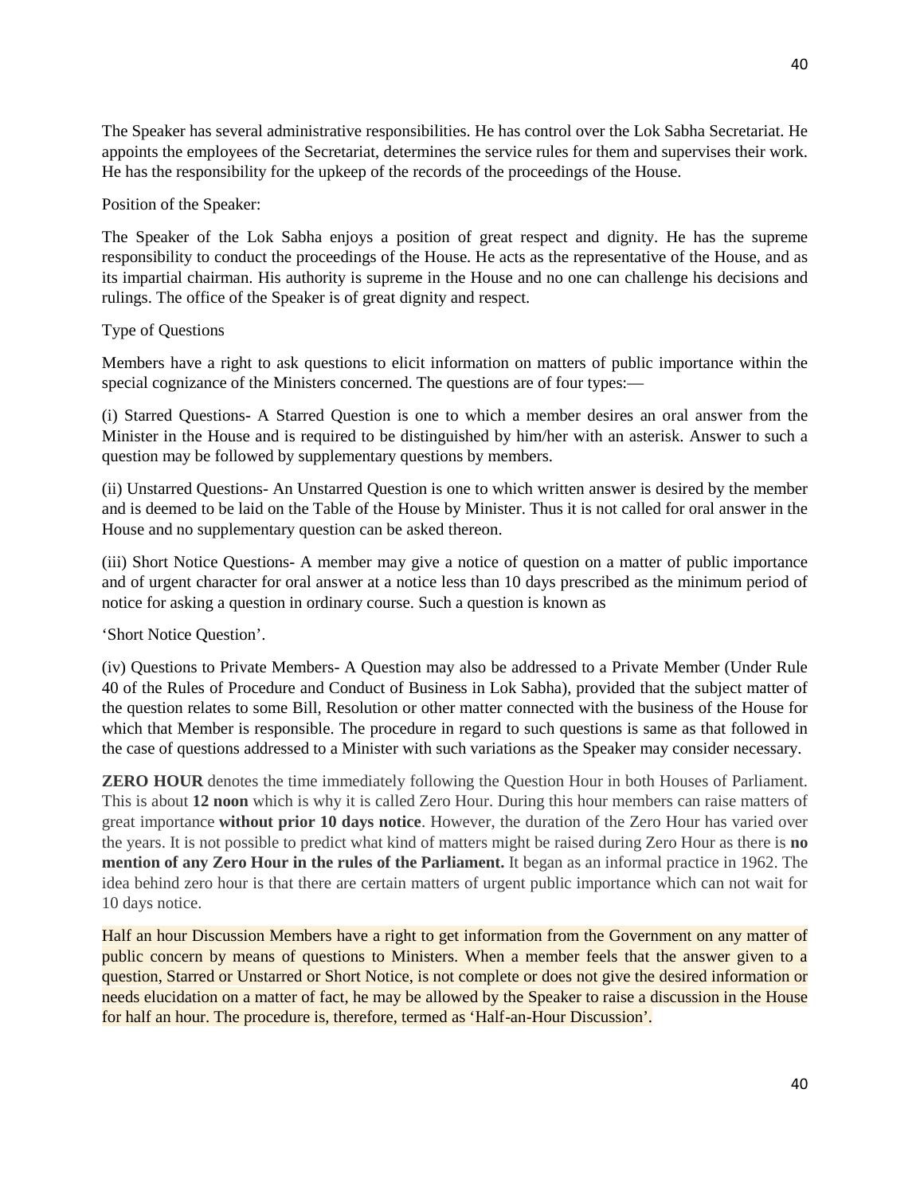The Speaker has several administrative responsibilities. He has control over the Lok Sabha Secretariat. He appoints the employees of the Secretariat, determines the service rules for them and supervises their work. He has the responsibility for the upkeep of the records of the proceedings of the House.

Position of the Speaker:

The Speaker of the Lok Sabha enjoys a position of great respect and dignity. He has the supreme responsibility to conduct the proceedings of the House. He acts as the representative of the House, and as its impartial chairman. His authority is supreme in the House and no one can challenge his decisions and rulings. The office of the Speaker is of great dignity and respect.

Type of Questions

Members have a right to ask questions to elicit information on matters of public importance within the special cognizance of the Ministers concerned. The questions are of four types:—

(i) Starred Questions- A Starred Question is one to which a member desires an oral answer from the Minister in the House and is required to be distinguished by him/her with an asterisk. Answer to such a question may be followed by supplementary questions by members.

(ii) Unstarred Questions- An Unstarred Question is one to which written answer is desired by the member and is deemed to be laid on the Table of the House by Minister. Thus it is not called for oral answer in the House and no supplementary question can be asked thereon.

(iii) Short Notice Questions- A member may give a notice of question on a matter of public importance and of urgent character for oral answer at a notice less than 10 days prescribed as the minimum period of notice for asking a question in ordinary course. Such a question is known as

'Short Notice Question'.

(iv) Questions to Private Members- A Question may also be addressed to a Private Member (Under Rule 40 of the Rules of Procedure and Conduct of Business in Lok Sabha), provided that the subject matter of the question relates to some Bill, Resolution or other matter connected with the business of the House for which that Member is responsible. The procedure in regard to such questions is same as that followed in the case of questions addressed to a Minister with such variations as the Speaker may consider necessary.

**ZERO HOUR** denotes the time immediately following the Question Hour in both Houses of Parliament. This is about **12 noon** which is why it is called Zero Hour. During this hour members can raise matters of great importance **without prior 10 days notice**. However, the duration of the Zero Hour has varied over the years. It is not possible to predict what kind of matters might be raised during Zero Hour as there is **no mention of any Zero Hour in the rules of the Parliament.** It began as an informal practice in 1962. The idea behind zero hour is that there are certain matters of urgent public importance which can not wait for 10 days notice.

Half an hour Discussion Members have a right to get information from the Government on any matter of public concern by means of questions to Ministers. When a member feels that the answer given to a question, Starred or Unstarred or Short Notice, is not complete or does not give the desired information or needs elucidation on a matter of fact, he may be allowed by the Speaker to raise a discussion in the House for half an hour. The procedure is, therefore, termed as 'Half-an-Hour Discussion'.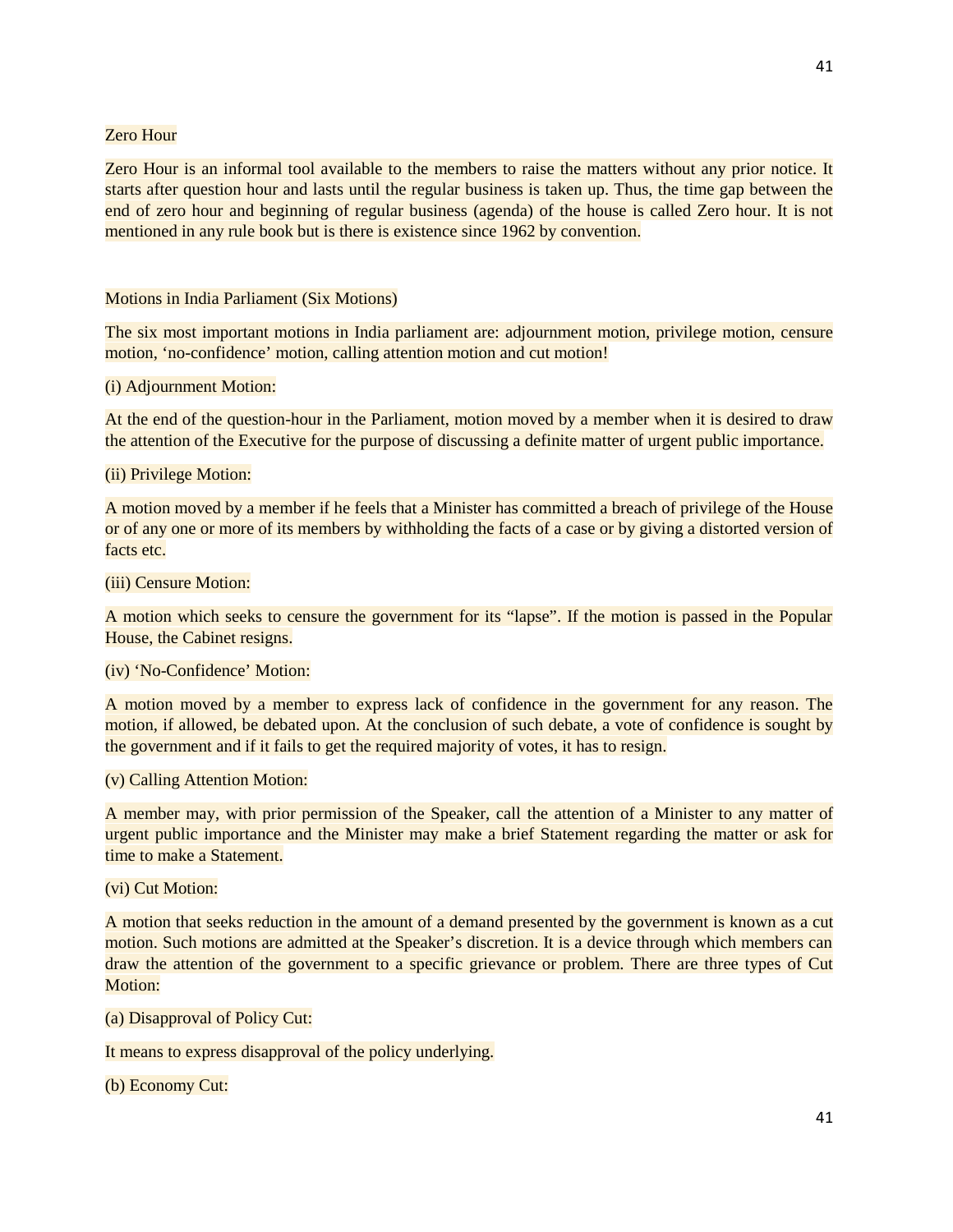## Zero Hour

Zero Hour is an informal tool available to the members to raise the matters without any prior notice. It starts after question hour and lasts until the regular business is taken up. Thus, the time gap between the end of zero hour and beginning of regular business (agenda) of the house is called Zero hour. It is not mentioned in any rule book but is there is existence since 1962 by convention.

## Motions in India Parliament (Six Motions)

The six most important motions in India parliament are: adjournment motion, privilege motion, censure motion, 'no-confidence' motion, calling attention motion and cut motion!

### (i) Adjournment Motion:

At the end of the question-hour in the Parliament, motion moved by a member when it is desired to draw the attention of the Executive for the purpose of discussing a definite matter of urgent public importance.

### (ii) Privilege Motion:

A motion moved by a member if he feels that a Minister has committed a breach of privilege of the House or of any one or more of its members by withholding the facts of a case or by giving a distorted version of facts etc.

### (iii) Censure Motion:

A motion which seeks to censure the government for its "lapse". If the motion is passed in the Popular House, the Cabinet resigns.

### (iv) 'No-Confidence' Motion:

A motion moved by a member to express lack of confidence in the government for any reason. The motion, if allowed, be debated upon. At the conclusion of such debate, a vote of confidence is sought by the government and if it fails to get the required majority of votes, it has to resign.

### (v) Calling Attention Motion:

A member may, with prior permission of the Speaker, call the attention of a Minister to any matter of urgent public importance and the Minister may make a brief Statement regarding the matter or ask for time to make a Statement.

### (vi) Cut Motion:

A motion that seeks reduction in the amount of a demand presented by the government is known as a cut motion. Such motions are admitted at the Speaker's discretion. It is a device through which members can draw the attention of the government to a specific grievance or problem. There are three types of Cut Motion:

#### (a) Disapproval of Policy Cut:

It means to express disapproval of the policy underlying.

#### (b) Economy Cut: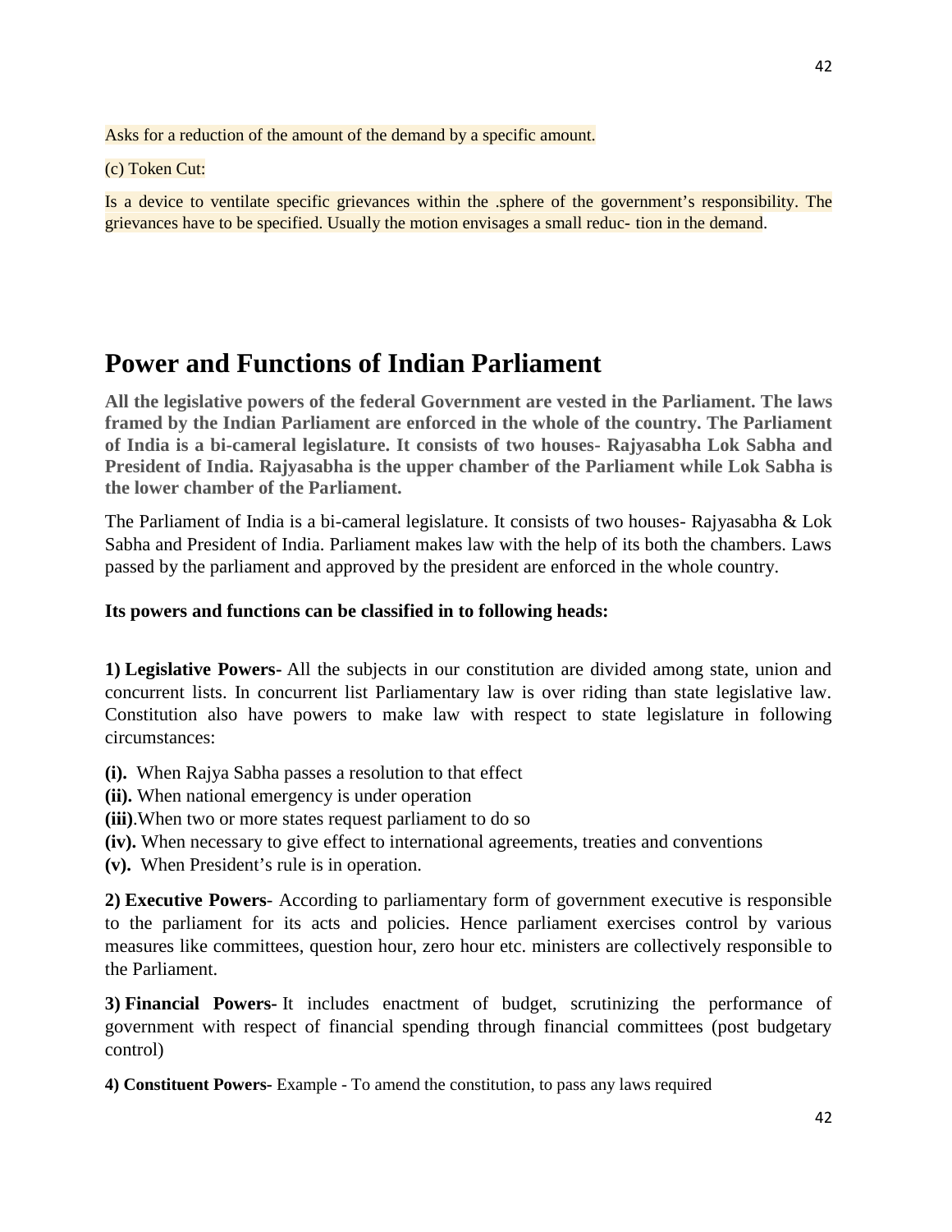Asks for a reduction of the amount of the demand by a specific amount.

(c) Token Cut:

Is a device to ventilate specific grievances within the .sphere of the government's responsibility. The grievances have to be specified. Usually the motion envisages a small reduc- tion in the demand.

# Power and Functions of Indian Parliament

**All the legislative powers of the federal Government are vested in the Parliament. The laws framed by the Indian Parliament are enforced in the whole of the country. The Parliament of India is a bi-cameral legislature. It consists of two houses- Rajyasabha Lok Sabha and President of India. Rajyasabha is the upper chamber of the Parliament while Lok Sabha is the lower chamber of the Parliament.**

The Parliament of India is a bi-cameral legislature. It consists of two houses- Rajyasabha & Lok Sabha and President of India. Parliament makes law with the help of its both the chambers. Laws passed by the parliament and approved by the president are enforced in the whole country.

**Its powers and functions can be classified in to following heads:**

**1) Legislative Powers-** All the subjects in our constitution are divided among state, union and concurrent lists. In concurrent list Parliamentary law is over riding than state legislative law. Constitution also have powers to make law with respect to state legislature in following circumstances:

**(i).** When Rajya Sabha passes a resolution to that effect
**(ii).** When national emergency is under operation
**(iii)**.When two or more states request parliament to do so
**(iv).** When necessary to give effect to international agreements, treaties and conventions
**(v).** When President's rule is in operation.

**2) Executive Powers**- According to parliamentary form of government executive is responsible to the parliament for its acts and policies. Hence parliament exercises control by various measures like committees, question hour, zero hour etc. ministers are collectively responsible to the Parliament.

**3) Financial Powers-** It includes enactment of budget, scrutinizing the performance of government with respect of financial spending through financial committees (post budgetary control)

**4) Constituent Powers-** Example - To amend the constitution, to pass any laws required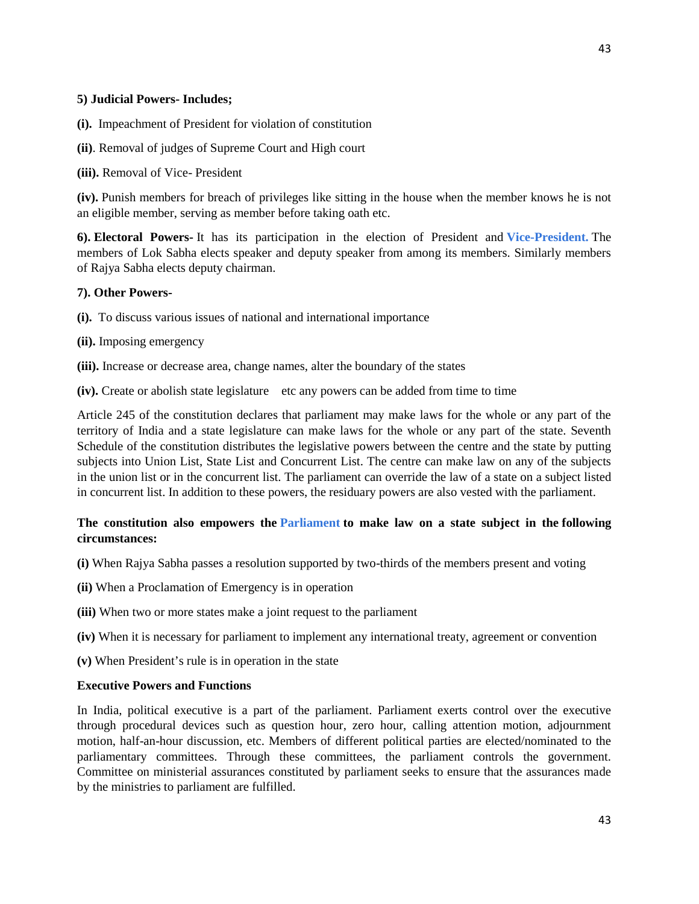**5) Judicial Powers- Includes;**

**(i).** Impeachment of President for violation of constitution

**(ii)**. Removal of judges of Supreme Court and High court

**(iii).** Removal of Vice- President

**(iv).** Punish members for breach of privileges like sitting in the house when the member knows he is not an eligible member, serving as member before taking oath etc.

**6). Electoral Powers-** It has its participation in the election of President and **Vice-President.** The members of Lok Sabha elects speaker and deputy speaker from among its members. Similarly members of Rajya Sabha elects deputy chairman.

**7). Other Powers-**

**(i).** To discuss various issues of national and international importance

**(ii).** Imposing emergency

**(iii).** Increase or decrease area, change names, alter the boundary of the states

**(iv).** Create or abolish state legislature etc any powers can be added from time to time

Article 245 of the constitution declares that parliament may make laws for the whole or any part of the territory of India and a state legislature can make laws for the whole or any part of the state. Seventh Schedule of the constitution distributes the legislative powers between the centre and the state by putting subjects into Union List, State List and Concurrent List. The centre can make law on any of the subjects in the union list or in the concurrent list. The parliament can override the law of a state on a subject listed in concurrent list. In addition to these powers, the residuary powers are also vested with the parliament.

**The constitution also empowers the Parliament to make law on a state subject in the following circumstances:**

**(i)** When Rajya Sabha passes a resolution supported by two-thirds of the members present and voting

**(ii)** When a Proclamation of Emergency is in operation

**(iii)** When two or more states make a joint request to the parliament

**(iv)** When it is necessary for parliament to implement any international treaty, agreement or convention

**(v)** When President's rule is in operation in the state

**Executive Powers and Functions**

In India, political executive is a part of the parliament. Parliament exerts control over the executive through procedural devices such as question hour, zero hour, calling attention motion, adjournment motion, half-an-hour discussion, etc. Members of different political parties are elected/nominated to the parliamentary committees. Through these committees, the parliament controls the government. Committee on ministerial assurances constituted by parliament seeks to ensure that the assurances made by the ministries to parliament are fulfilled.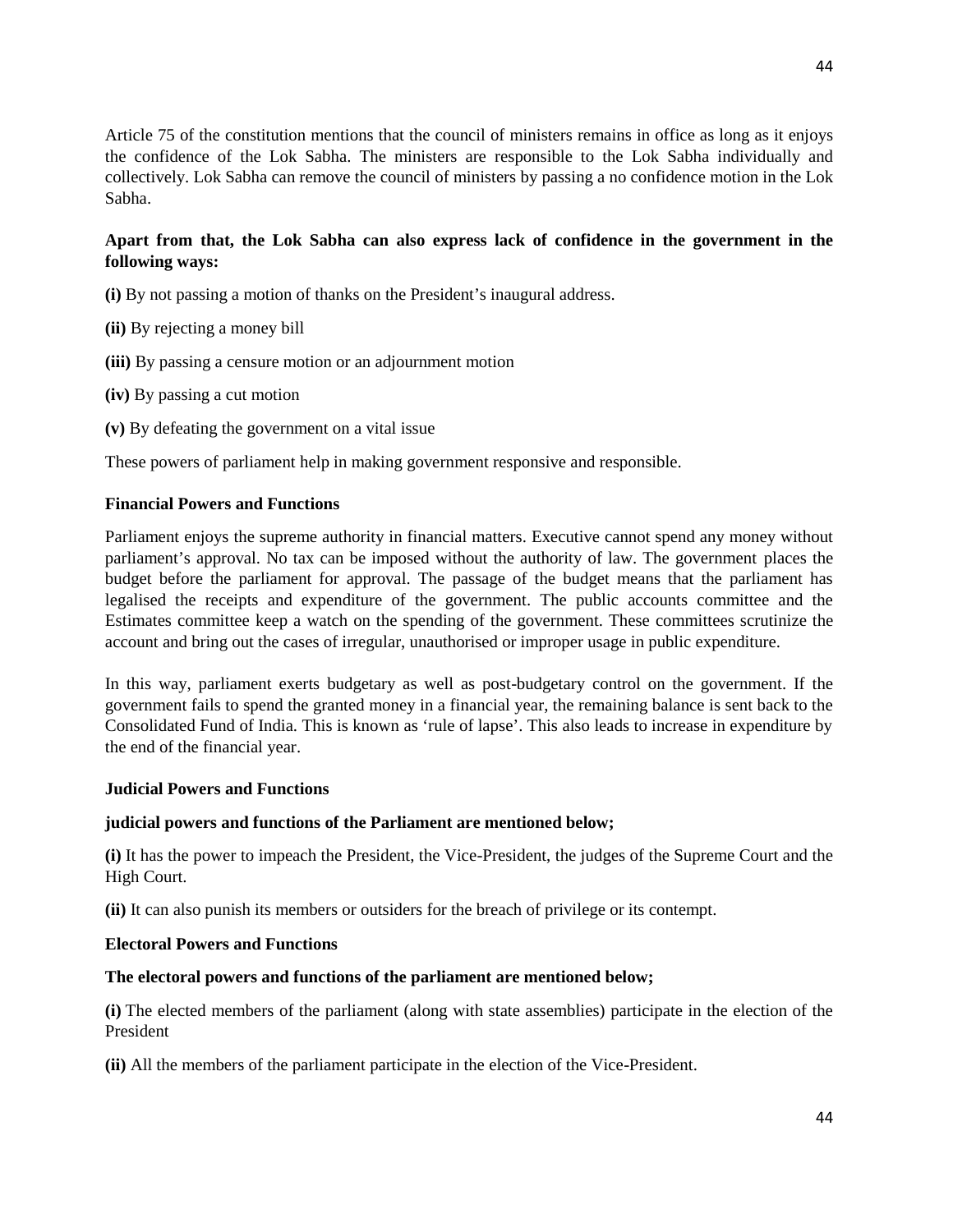Article 75 of the constitution mentions that the council of ministers remains in office as long as it enjoys the confidence of the Lok Sabha. The ministers are responsible to the Lok Sabha individually and collectively. Lok Sabha can remove the council of ministers by passing a no confidence motion in the Lok Sabha.

**Apart from that, the Lok Sabha can also express lack of confidence in the government in the following ways:**

**(i)** By not passing a motion of thanks on the President's inaugural address.

**(ii)** By rejecting a money bill

**(iii)** By passing a censure motion or an adjournment motion

**(iv)** By passing a cut motion

**(v)** By defeating the government on a vital issue

These powers of parliament help in making government responsive and responsible.

**Financial Powers and Functions**

Parliament enjoys the supreme authority in financial matters. Executive cannot spend any money without parliament's approval. No tax can be imposed without the authority of law. The government places the budget before the parliament for approval. The passage of the budget means that the parliament has legalised the receipts and expenditure of the government. The public accounts committee and the Estimates committee keep a watch on the spending of the government. These committees scrutinize the account and bring out the cases of irregular, unauthorised or improper usage in public expenditure.

In this way, parliament exerts budgetary as well as post-budgetary control on the government. If the government fails to spend the granted money in a financial year, the remaining balance is sent back to the Consolidated Fund of India. This is known as 'rule of lapse'. This also leads to increase in expenditure by the end of the financial year.

**Judicial Powers and Functions**

**judicial powers and functions of the Parliament are mentioned below;**

**(i)** It has the power to impeach the President, the Vice-President, the judges of the Supreme Court and the High Court.

**(ii)** It can also punish its members or outsiders for the breach of privilege or its contempt.

**Electoral Powers and Functions**

**The electoral powers and functions of the parliament are mentioned below;**

**(i)** The elected members of the parliament (along with state assemblies) participate in the election of the President

**(ii)** All the members of the parliament participate in the election of the Vice-President.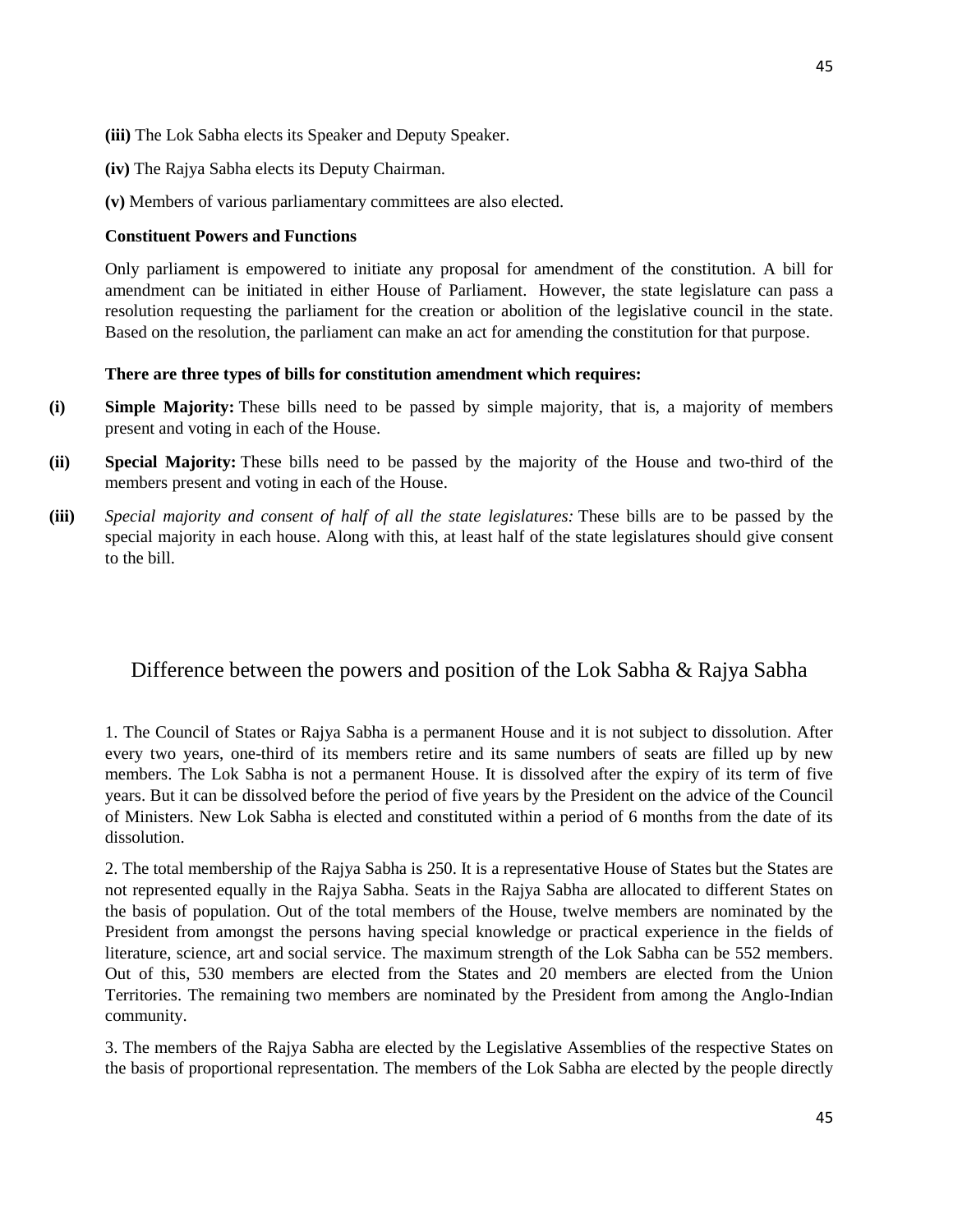**(iii)** The Lok Sabha elects its Speaker and Deputy Speaker.

**(iv)** The Rajya Sabha elects its Deputy Chairman.

**(v)** Members of various parliamentary committees are also elected.

**Constituent Powers and Functions**

Only parliament is empowered to initiate any proposal for amendment of the constitution. A bill for amendment can be initiated in either House of Parliament. However, the state legislature can pass a resolution requesting the parliament for the creation or abolition of the legislative council in the state. Based on the resolution, the parliament can make an act for amending the constitution for that purpose.

**There are three types of bills for constitution amendment which requires:**

**(i)** **Simple Majority:** These bills need to be passed by simple majority, that is, a majority of members present and voting in each of the House.

**(ii)** **Special Majority:** These bills need to be passed by the majority of the House and two-third of the members present and voting in each of the House.

**(iii)** *Special majority and consent of half of all the state legislatures:* These bills are to be passed by the special majority in each house. Along with this, at least half of the state legislatures should give consent to the bill.

## Difference between the powers and position of the Lok Sabha & Rajya Sabha

1. The Council of States or Rajya Sabha is a permanent House and it is not subject to dissolution. After every two years, one-third of its members retire and its same numbers of seats are filled up by new members. The Lok Sabha is not a permanent House. It is dissolved after the expiry of its term of five years. But it can be dissolved before the period of five years by the President on the advice of the Council of Ministers. New Lok Sabha is elected and constituted within a period of 6 months from the date of its dissolution.

2. The total membership of the Rajya Sabha is 250. It is a representative House of States but the States are not represented equally in the Rajya Sabha. Seats in the Rajya Sabha are allocated to different States on the basis of population. Out of the total members of the House, twelve members are nominated by the President from amongst the persons having special knowledge or practical experience in the fields of literature, science, art and social service. The maximum strength of the Lok Sabha can be 552 members. Out of this, 530 members are elected from the States and 20 members are elected from the Union Territories. The remaining two members are nominated by the President from among the Anglo-Indian community.

3. The members of the Rajya Sabha are elected by the Legislative Assemblies of the respective States on the basis of proportional representation. The members of the Lok Sabha are elected by the people directly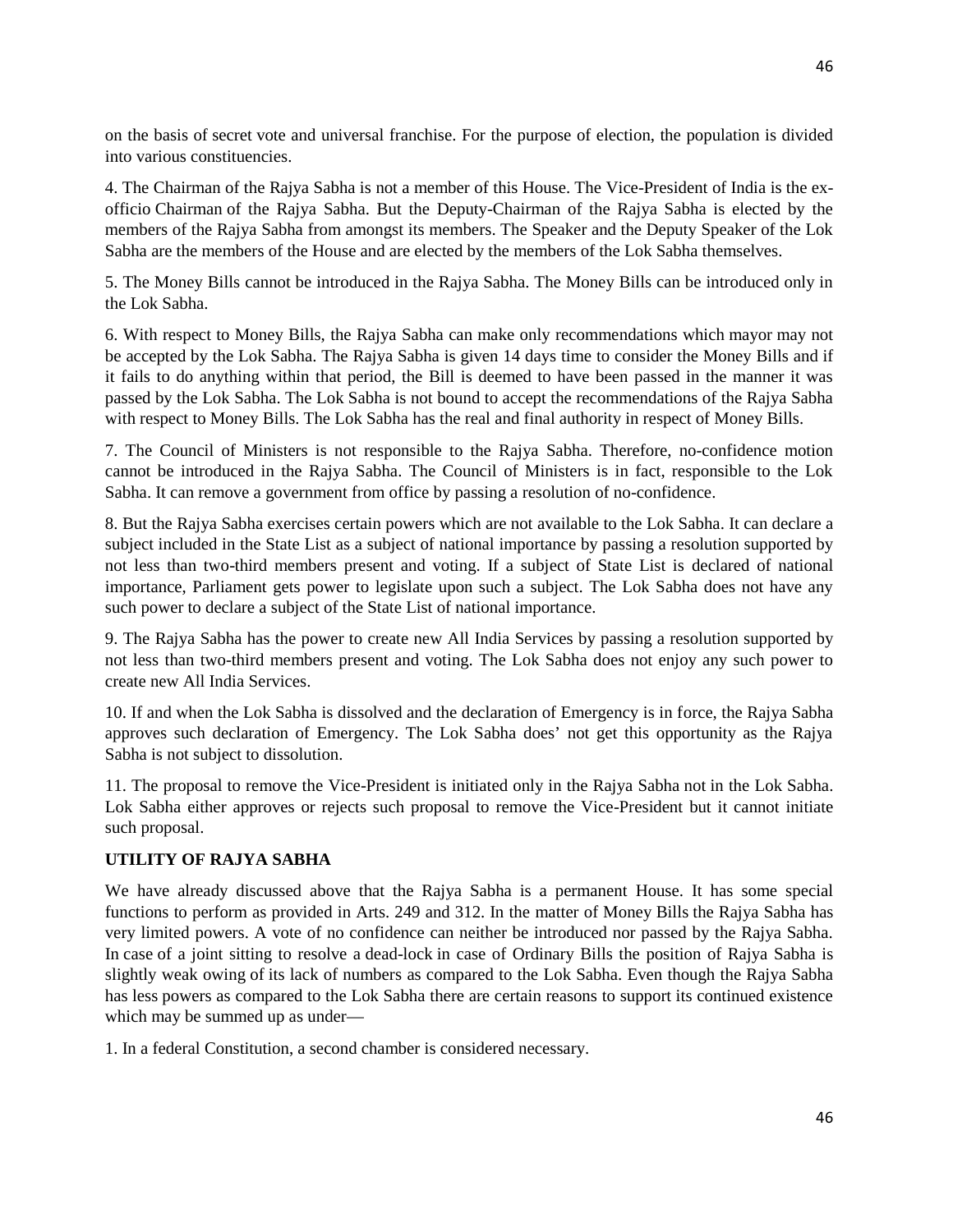on the basis of secret vote and universal franchise. For the purpose of election, the population is divided into various constituencies.

4. The Chairman of the Rajya Sabha is not a member of this House. The Vice-President of India is the ex-officio Chairman of the Rajya Sabha. But the Deputy-Chairman of the Rajya Sabha is elected by the members of the Rajya Sabha from amongst its members. The Speaker and the Deputy Speaker of the Lok Sabha are the members of the House and are elected by the members of the Lok Sabha themselves.

5. The Money Bills cannot be introduced in the Rajya Sabha. The Money Bills can be introduced only in the Lok Sabha.

6. With respect to Money Bills, the Rajya Sabha can make only recommendations which mayor may not be accepted by the Lok Sabha. The Rajya Sabha is given 14 days time to consider the Money Bills and if it fails to do anything within that period, the Bill is deemed to have been passed in the manner it was passed by the Lok Sabha. The Lok Sabha is not bound to accept the recommendations of the Rajya Sabha with respect to Money Bills. The Lok Sabha has the real and final authority in respect of Money Bills.

7. The Council of Ministers is not responsible to the Rajya Sabha. Therefore, no-confidence motion cannot be introduced in the Rajya Sabha. The Council of Ministers is in fact, responsible to the Lok Sabha. It can remove a government from office by passing a resolution of no-confidence.

8. But the Rajya Sabha exercises certain powers which are not available to the Lok Sabha. It can declare a subject included in the State List as a subject of national importance by passing a resolution supported by not less than two-third members present and voting. If a subject of State List is declared of national importance, Parliament gets power to legislate upon such a subject. The Lok Sabha does not have any such power to declare a subject of the State List of national importance.

9. The Rajya Sabha has the power to create new All India Services by passing a resolution supported by not less than two-third members present and voting. The Lok Sabha does not enjoy any such power to create new All India Services.

10. If and when the Lok Sabha is dissolved and the declaration of Emergency is in force, the Rajya Sabha approves such declaration of Emergency. The Lok Sabha does' not get this opportunity as the Rajya Sabha is not subject to dissolution.

11. The proposal to remove the Vice-President is initiated only in the Rajya Sabha not in the Lok Sabha. Lok Sabha either approves or rejects such proposal to remove the Vice-President but it cannot initiate such proposal.

**UTILITY OF RAJYA SABHA**

We have already discussed above that the Rajya Sabha is a permanent House. It has some special functions to perform as provided in Arts. 249 and 312. In the matter of Money Bills the Rajya Sabha has very limited powers. A vote of no confidence can neither be introduced nor passed by the Rajya Sabha. In case of a joint sitting to resolve a dead-lock in case of Ordinary Bills the position of Rajya Sabha is slightly weak owing of its lack of numbers as compared to the Lok Sabha. Even though the Rajya Sabha has less powers as compared to the Lok Sabha there are certain reasons to support its continued existence which may be summed up as under—

1. In a federal Constitution, a second chamber is considered necessary.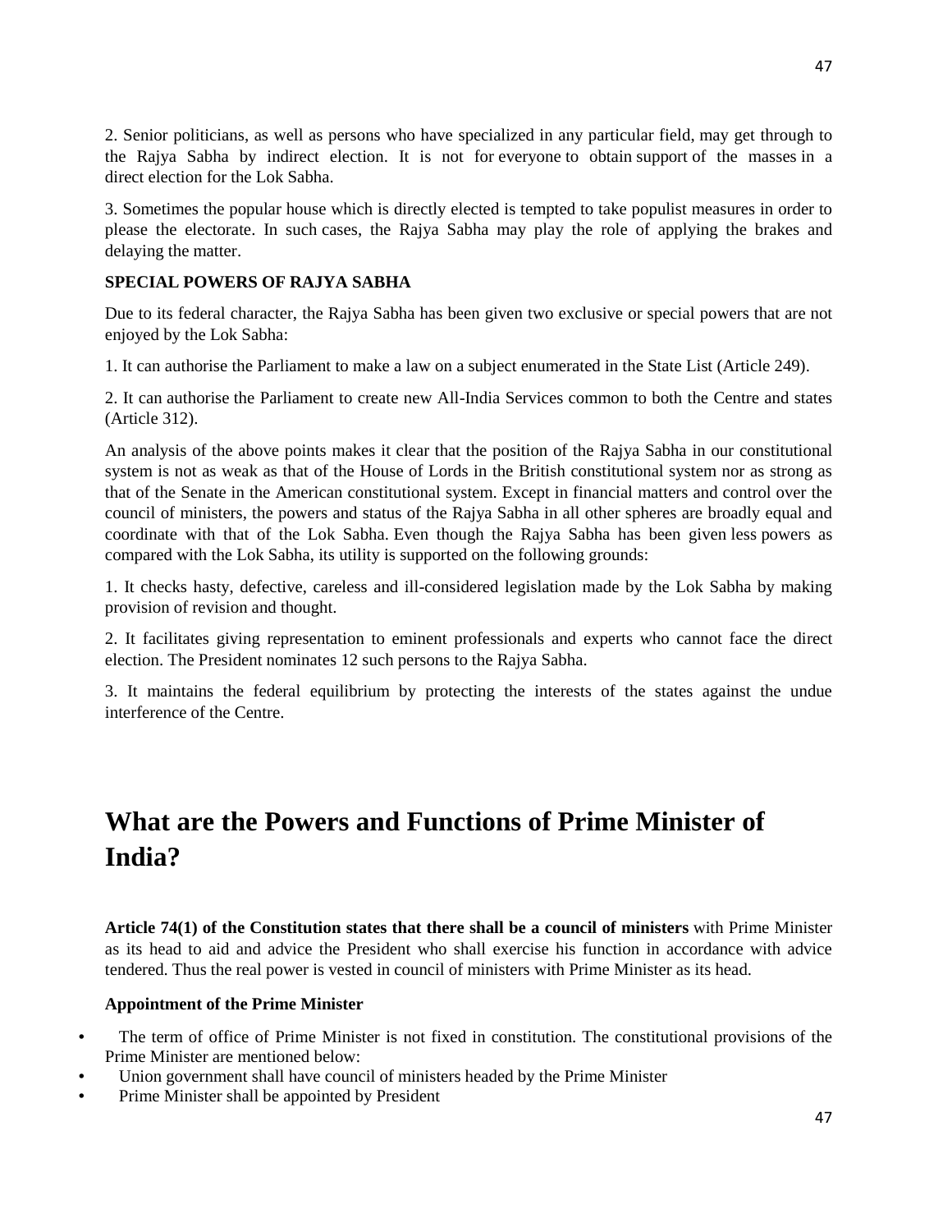2. Senior politicians, as well as persons who have specialized in any particular field, may get through to the Rajya Sabha by indirect election. It is not for everyone to obtain support of the masses in a direct election for the Lok Sabha.

3. Sometimes the popular house which is directly elected is tempted to take populist measures in order to please the electorate. In such cases, the Rajya Sabha may play the role of applying the brakes and delaying the matter.

**SPECIAL POWERS OF RAJYA SABHA**

Due to its federal character, the Rajya Sabha has been given two exclusive or special powers that are not enjoyed by the Lok Sabha:

1. It can authorise the Parliament to make a law on a subject enumerated in the State List (Article 249).

2. It can authorise the Parliament to create new All-India Services common to both the Centre and states (Article 312).

An analysis of the above points makes it clear that the position of the Rajya Sabha in our constitutional system is not as weak as that of the House of Lords in the British constitutional system nor as strong as that of the Senate in the American constitutional system. Except in financial matters and control over the council of ministers, the powers and status of the Rajya Sabha in all other spheres are broadly equal and coordinate with that of the Lok Sabha. Even though the Rajya Sabha has been given less powers as compared with the Lok Sabha, its utility is supported on the following grounds:

1. It checks hasty, defective, careless and ill-considered legislation made by the Lok Sabha by making provision of revision and thought.

2. It facilitates giving representation to eminent professionals and experts who cannot face the direct election. The President nominates 12 such persons to the Rajya Sabha.

3. It maintains the federal equilibrium by protecting the interests of the states against the undue interference of the Centre.

# What are the Powers and Functions of Prime Minister of India?

**Article 74(1) of the Constitution states that there shall be a council of ministers** with Prime Minister as its head to aid and advice the President who shall exercise his function in accordance with advice tendered. Thus the real power is vested in council of ministers with Prime Minister as its head.

**Appointment of the Prime Minister**

- The term of office of Prime Minister is not fixed in constitution. The constitutional provisions of the Prime Minister are mentioned below:
- Union government shall have council of ministers headed by the Prime Minister
- Prime Minister shall be appointed by President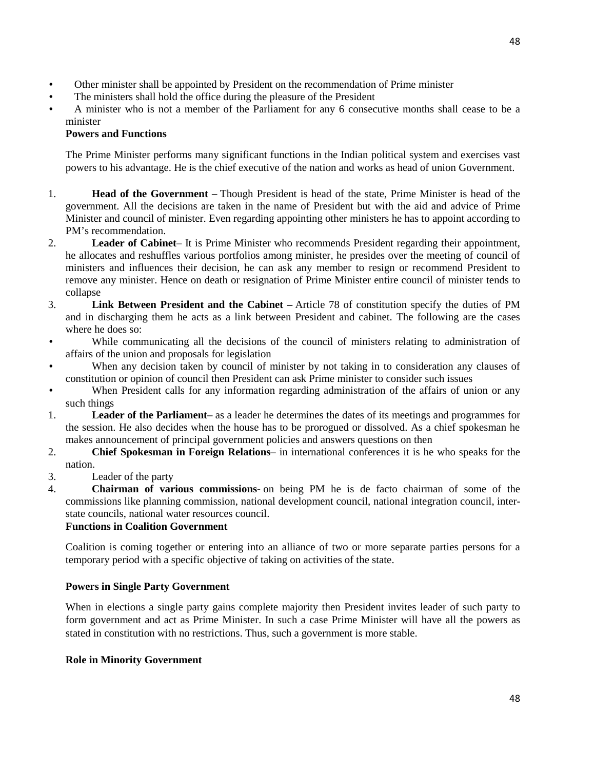- Other minister shall be appointed by President on the recommendation of Prime minister
- The ministers shall hold the office during the pleasure of the President
- A minister who is not a member of the Parliament for any 6 consecutive months shall cease to be a minister

**Powers and Functions**

The Prime Minister performs many significant functions in the Indian political system and exercises vast powers to his advantage. He is the chief executive of the nation and works as head of union Government.

1. **Head of the Government –** Though President is head of the state, Prime Minister is head of the government. All the decisions are taken in the name of President but with the aid and advice of Prime Minister and council of minister. Even regarding appointing other ministers he has to appoint according to PM's recommendation.
2. **Leader of Cabinet**– It is Prime Minister who recommends President regarding their appointment, he allocates and reshuffles various portfolios among minister, he presides over the meeting of council of ministers and influences their decision, he can ask any member to resign or recommend President to remove any minister. Hence on death or resignation of Prime Minister entire council of minister tends to collapse
3. **Link Between President and the Cabinet –** Article 78 of constitution specify the duties of PM and in discharging them he acts as a link between President and cabinet. The following are the cases where he does so:

- While communicating all the decisions of the council of ministers relating to administration of affairs of the union and proposals for legislation
- When any decision taken by council of minister by not taking in to consideration any clauses of constitution or opinion of council then President can ask Prime minister to consider such issues
- When President calls for any information regarding administration of the affairs of union or any such things

1. **Leader of the Parliament–** as a leader he determines the dates of its meetings and programmes for the session. He also decides when the house has to be prorogued or dissolved. As a chief spokesman he makes announcement of principal government policies and answers questions on then
2. **Chief Spokesman in Foreign Relations**– in international conferences it is he who speaks for the nation.
3. Leader of the party
4. **Chairman of various commissions-** on being PM he is de facto chairman of some of the commissions like planning commission, national development council, national integration council, inter-state councils, national water resources council.

**Functions in Coalition Government**

Coalition is coming together or entering into an alliance of two or more separate parties persons for a temporary period with a specific objective of taking on activities of the state.

**Powers in Single Party Government**

When in elections a single party gains complete majority then President invites leader of such party to form government and act as Prime Minister. In such a case Prime Minister will have all the powers as stated in constitution with no restrictions. Thus, such a government is more stable.

**Role in Minority Government**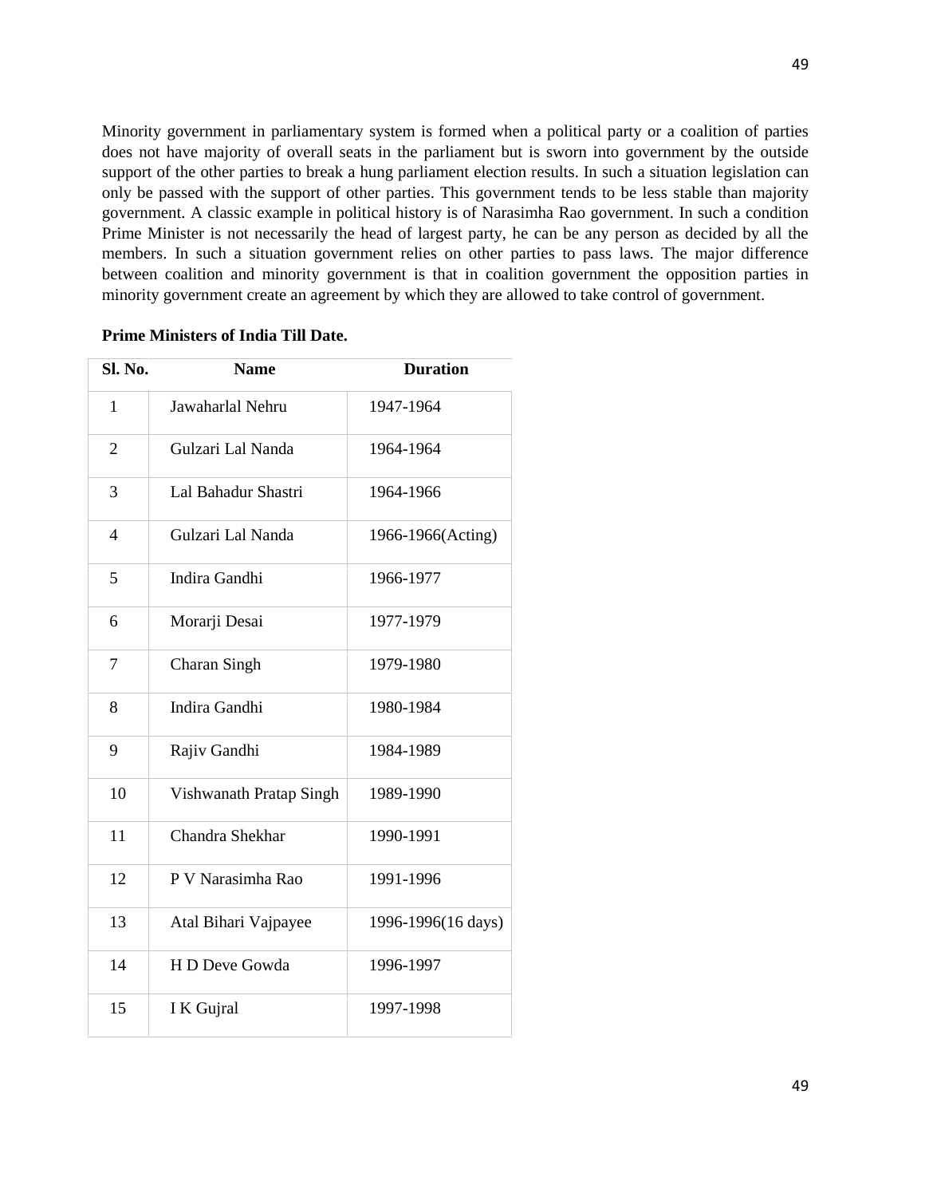Minority government in parliamentary system is formed when a political party or a coalition of parties does not have majority of overall seats in the parliament but is sworn into government by the outside support of the other parties to break a hung parliament election results. In such a situation legislation can only be passed with the support of other parties. This government tends to be less stable than majority government. A classic example in political history is of Narasimha Rao government. In such a condition Prime Minister is not necessarily the head of largest party, he can be any person as decided by all the members. In such a situation government relies on other parties to pass laws. The major difference between coalition and minority government is that in coalition government the opposition parties in minority government create an agreement by which they are allowed to take control of government.

**Prime Ministers of India Till Date.**

| Sl. No. | Name | Duration |
|---|---|---|
| 1 | Jawaharlal Nehru | 1947-1964 |
| 2 | Gulzari Lal Nanda | 1964-1964 |
| 3 | Lal Bahadur Shastri | 1964-1966 |
| 4 | Gulzari Lal Nanda | 1966-1966(Acting) |
| 5 | Indira Gandhi | 1966-1977 |
| 6 | Morarji Desai | 1977-1979 |
| 7 | Charan Singh | 1979-1980 |
| 8 | Indira Gandhi | 1980-1984 |
| 9 | Rajiv Gandhi | 1984-1989 |
| 10 | Vishwanath Pratap Singh | 1989-1990 |
| 11 | Chandra Shekhar | 1990-1991 |
| 12 | P V Narasimha Rao | 1991-1996 |
| 13 | Atal Bihari Vajpayee | 1996-1996(16 days) |
| 14 | H D Deve Gowda | 1996-1997 |
| 15 | I K Gujral | 1997-1998 |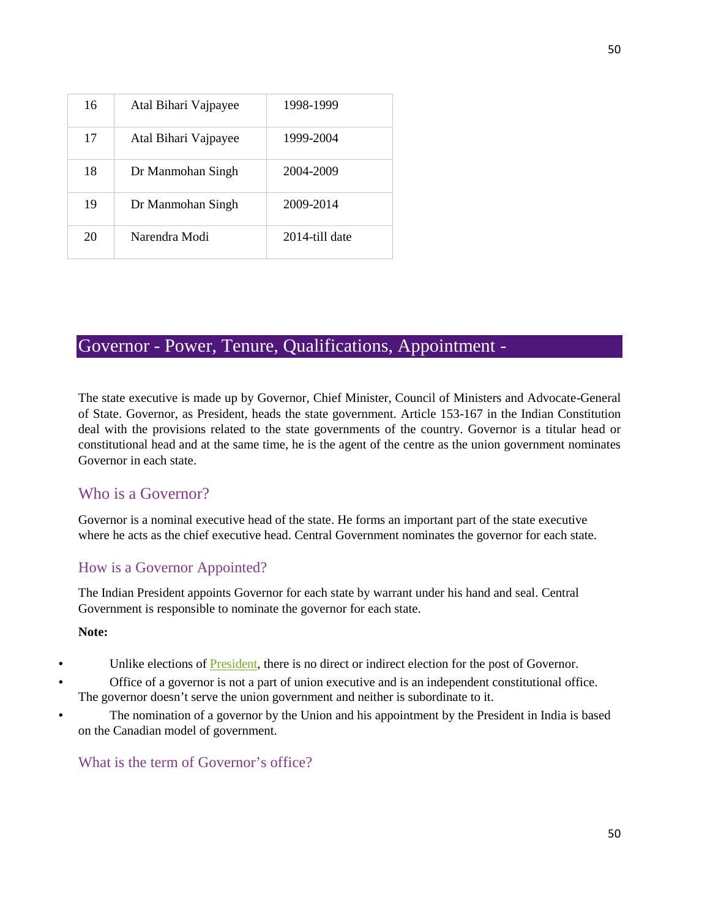| 16 | Atal Bihari Vajpayee | 1998-1999 |
|---|---|---|
| 17 | Atal Bihari Vajpayee | 1999-2004 |
| 18 | Dr Manmohan Singh | 2004-2009 |
| 19 | Dr Manmohan Singh | 2009-2014 |
| 20 | Narendra Modi | 2014-till date |

## Governor - Power, Tenure, Qualifications, Appointment -

The state executive is made up by Governor, Chief Minister, Council of Ministers and Advocate-General of State. Governor, as President, heads the state government. Article 153-167 in the Indian Constitution deal with the provisions related to the state governments of the country. Governor is a titular head or constitutional head and at the same time, he is the agent of the centre as the union government nominates Governor in each state.

### Who is a Governor?

Governor is a nominal executive head of the state. He forms an important part of the state executive where he acts as the chief executive head. Central Government nominates the governor for each state.

### How is a Governor Appointed?

The Indian President appoints Governor for each state by warrant under his hand and seal. Central Government is responsible to nominate the governor for each state.

**Note:**

- Unlike elections of President, there is no direct or indirect election for the post of Governor.
- Office of a governor is not a part of union executive and is an independent constitutional office. The governor doesn't serve the union government and neither is subordinate to it.
- The nomination of a governor by the Union and his appointment by the President in India is based on the Canadian model of government.

### What is the term of Governor's office?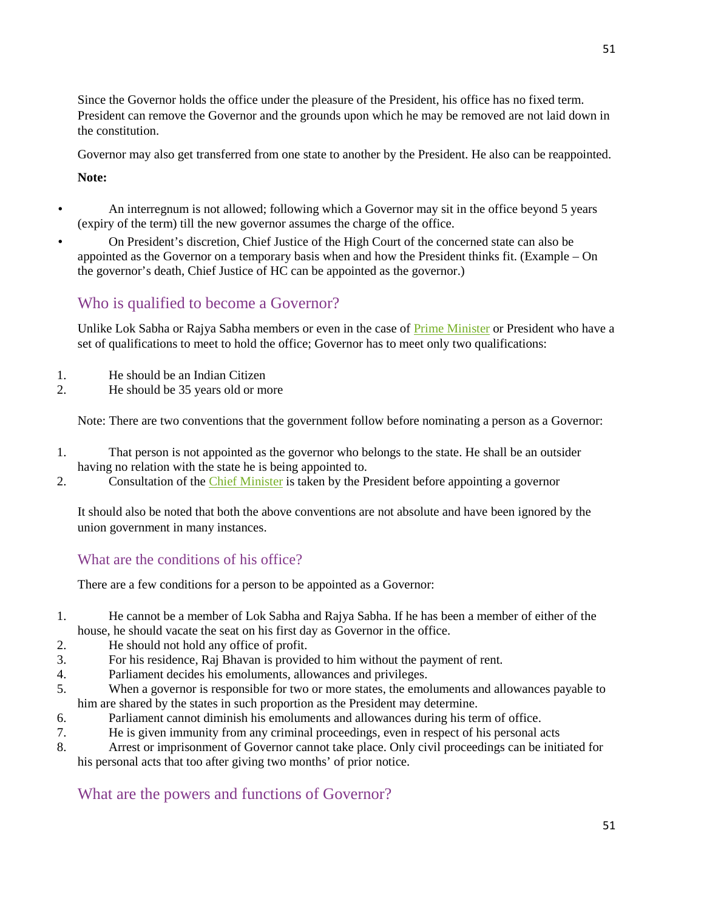Since the Governor holds the office under the pleasure of the President, his office has no fixed term. President can remove the Governor and the grounds upon which he may be removed are not laid down in the constitution.

Governor may also get transferred from one state to another by the President. He also can be reappointed.

**Note:**

- An interregnum is not allowed; following which a Governor may sit in the office beyond 5 years (expiry of the term) till the new governor assumes the charge of the office.
- On President's discretion, Chief Justice of the High Court of the concerned state can also be appointed as the Governor on a temporary basis when and how the President thinks fit. (Example – On the governor's death, Chief Justice of HC can be appointed as the governor.)

## Who is qualified to become a Governor?

Unlike Lok Sabha or Rajya Sabha members or even in the case of Prime Minister or President who have a set of qualifications to meet to hold the office; Governor has to meet only two qualifications:

1. He should be an Indian Citizen
2. He should be 35 years old or more

Note: There are two conventions that the government follow before nominating a person as a Governor:

1. That person is not appointed as the governor who belongs to the state. He shall be an outsider having no relation with the state he is being appointed to.
2. Consultation of the Chief Minister is taken by the President before appointing a governor

It should also be noted that both the above conventions are not absolute and have been ignored by the union government in many instances.

## What are the conditions of his office?

There are a few conditions for a person to be appointed as a Governor:

1. He cannot be a member of Lok Sabha and Rajya Sabha. If he has been a member of either of the house, he should vacate the seat on his first day as Governor in the office.
2. He should not hold any office of profit.
3. For his residence, Raj Bhavan is provided to him without the payment of rent.
4. Parliament decides his emoluments, allowances and privileges.
5. When a governor is responsible for two or more states, the emoluments and allowances payable to him are shared by the states in such proportion as the President may determine.
6. Parliament cannot diminish his emoluments and allowances during his term of office.
7. He is given immunity from any criminal proceedings, even in respect of his personal acts
8. Arrest or imprisonment of Governor cannot take place. Only civil proceedings can be initiated for his personal acts that too after giving two months' of prior notice.

## What are the powers and functions of Governor?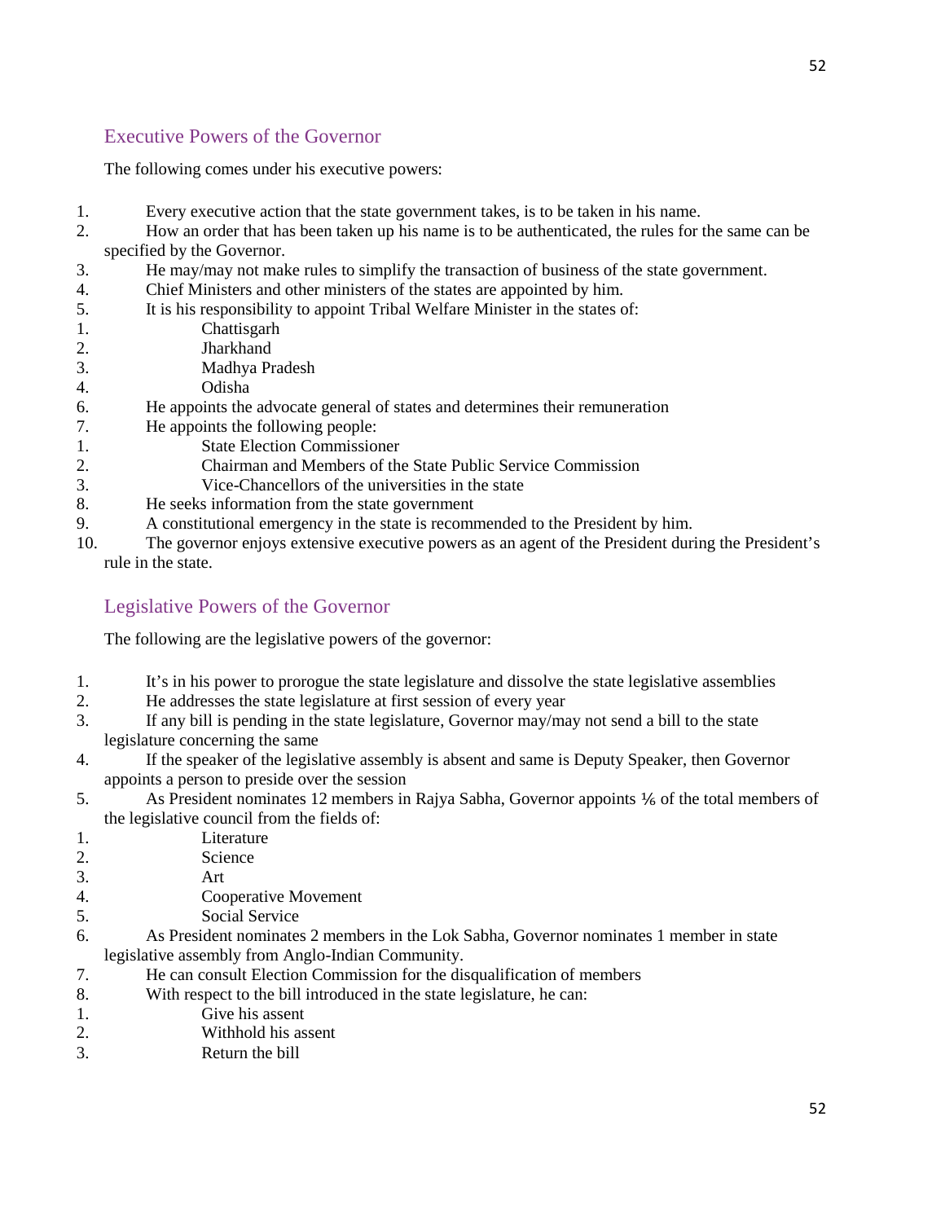## Executive Powers of the Governor

The following comes under his executive powers:

1. Every executive action that the state government takes, is to be taken in his name.
2. How an order that has been taken up his name is to be authenticated, the rules for the same can be specified by the Governor.
3. He may/may not make rules to simplify the transaction of business of the state government.
4. Chief Ministers and other ministers of the states are appointed by him.
5. It is his responsibility to appoint Tribal Welfare Minister in the states of:
   1. Chattisgarh
   2. Jharkhand
   3. Madhya Pradesh
   4. Odisha
6. He appoints the advocate general of states and determines their remuneration
7. He appoints the following people:
   1. State Election Commissioner
   2. Chairman and Members of the State Public Service Commission
   3. Vice-Chancellors of the universities in the state
8. He seeks information from the state government
9. A constitutional emergency in the state is recommended to the President by him.
10. The governor enjoys extensive executive powers as an agent of the President during the President's rule in the state.

## Legislative Powers of the Governor

The following are the legislative powers of the governor:

1. It's in his power to prorogue the state legislature and dissolve the state legislative assemblies
2. He addresses the state legislature at first session of every year
3. If any bill is pending in the state legislature, Governor may/may not send a bill to the state legislature concerning the same
4. If the speaker of the legislative assembly is absent and same is Deputy Speaker, then Governor appoints a person to preside over the session
5. As President nominates 12 members in Rajya Sabha, Governor appoints ⅙ of the total members of the legislative council from the fields of:
   1. Literature
   2. Science
   3. Art
   4. Cooperative Movement
   5. Social Service
6. As President nominates 2 members in the Lok Sabha, Governor nominates 1 member in state legislative assembly from Anglo-Indian Community.
7. He can consult Election Commission for the disqualification of members
8. With respect to the bill introduced in the state legislature, he can:
   1. Give his assent
   2. Withhold his assent
   3. Return the bill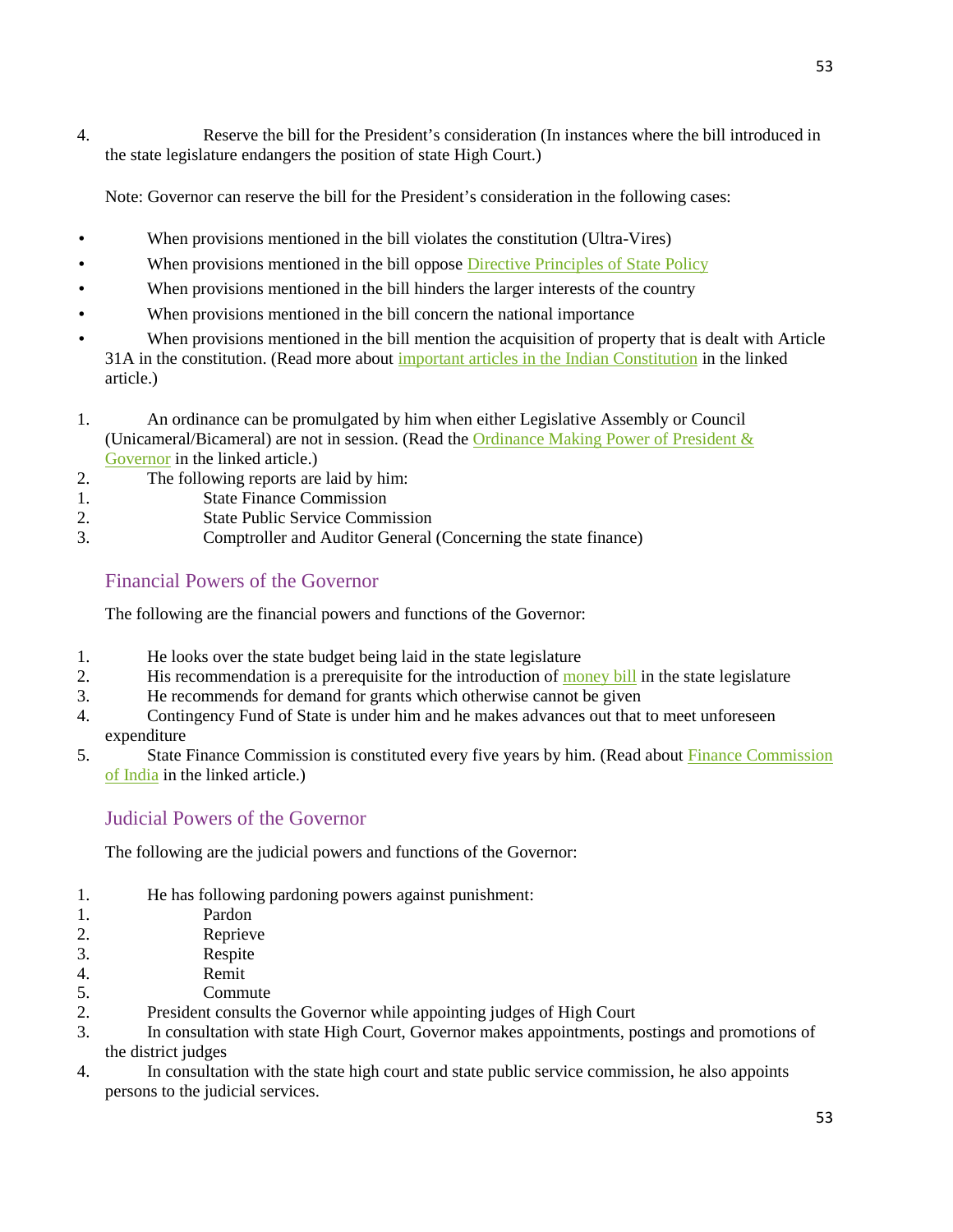4. Reserve the bill for the President's consideration (In instances where the bill introduced in the state legislature endangers the position of state High Court.)

   Note: Governor can reserve the bill for the President's consideration in the following cases:

- When provisions mentioned in the bill violates the constitution (Ultra-Vires)
- When provisions mentioned in the bill oppose Directive Principles of State Policy
- When provisions mentioned in the bill hinders the larger interests of the country
- When provisions mentioned in the bill concern the national importance
- When provisions mentioned in the bill mention the acquisition of property that is dealt with Article 31A in the constitution. (Read more about important articles in the Indian Constitution in the linked article.)

1. An ordinance can be promulgated by him when either Legislative Assembly or Council (Unicameral/Bicameral) are not in session. (Read the Ordinance Making Power of President & Governor in the linked article.)
2. The following reports are laid by him:
   1. State Finance Commission
   2. State Public Service Commission
   3. Comptroller and Auditor General (Concerning the state finance)

## Financial Powers of the Governor

The following are the financial powers and functions of the Governor:

1. He looks over the state budget being laid in the state legislature
2. His recommendation is a prerequisite for the introduction of money bill in the state legislature
3. He recommends for demand for grants which otherwise cannot be given
4. Contingency Fund of State is under him and he makes advances out that to meet unforeseen expenditure
5. State Finance Commission is constituted every five years by him. (Read about Finance Commission of India in the linked article.)

## Judicial Powers of the Governor

The following are the judicial powers and functions of the Governor:

1. He has following pardoning powers against punishment:
   1. Pardon
   2. Reprieve
   3. Respite
   4. Remit
   5. Commute
2. President consults the Governor while appointing judges of High Court
3. In consultation with state High Court, Governor makes appointments, postings and promotions of the district judges
4. In consultation with the state high court and state public service commission, he also appoints persons to the judicial services.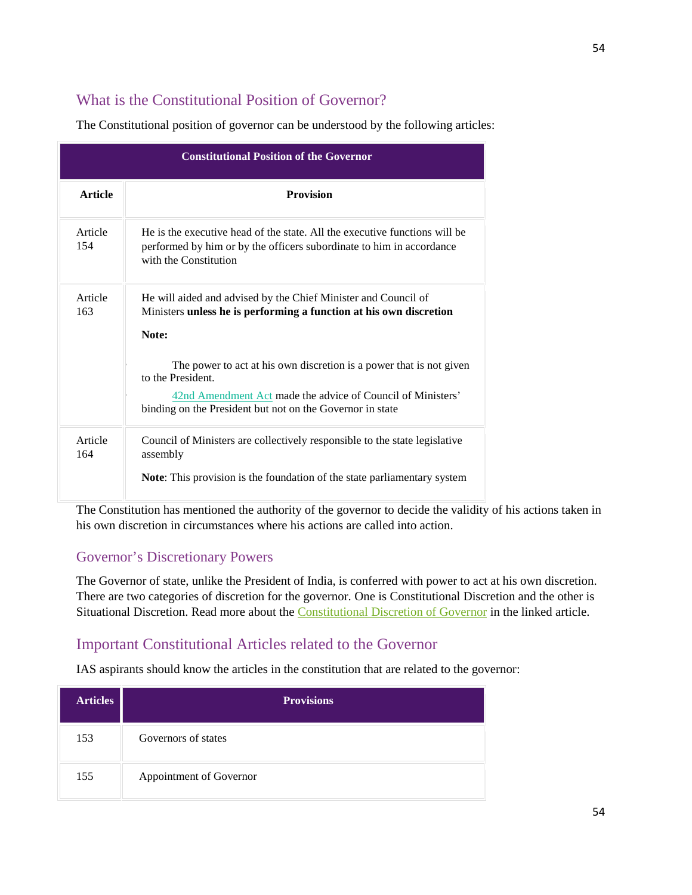## What is the Constitutional Position of Governor?

The Constitutional position of governor can be understood by the following articles:

| Constitutional Position of the Governor | |
|---|---|
| **Article** | **Provision** |
| Article 154 | He is the executive head of the state. All the executive functions will be performed by him or by the officers subordinate to him in accordance with the Constitution |
| Article 163 | He will aided and advised by the Chief Minister and Council of Ministers **unless he is performing a function at his own discretion** <br><br> **Note:** <br><br> The power to act at his own discretion is a power that is not given to the President. <br><br> 42nd Amendment Act made the advice of Council of Ministers' binding on the President but not on the Governor in state |
| Article 164 | Council of Ministers are collectively responsible to the state legislative assembly <br><br> **Note**: This provision is the foundation of the state parliamentary system |

The Constitution has mentioned the authority of the governor to decide the validity of his actions taken in his own discretion in circumstances where his actions are called into action.

## Governor's Discretionary Powers

The Governor of state, unlike the President of India, is conferred with power to act at his own discretion. There are two categories of discretion for the governor. One is Constitutional Discretion and the other is Situational Discretion. Read more about the Constitutional Discretion of Governor in the linked article.

## Important Constitutional Articles related to the Governor

IAS aspirants should know the articles in the constitution that are related to the governor:

| Articles | Provisions |
|---|---|
| 153 | Governors of states |
| 155 | Appointment of Governor |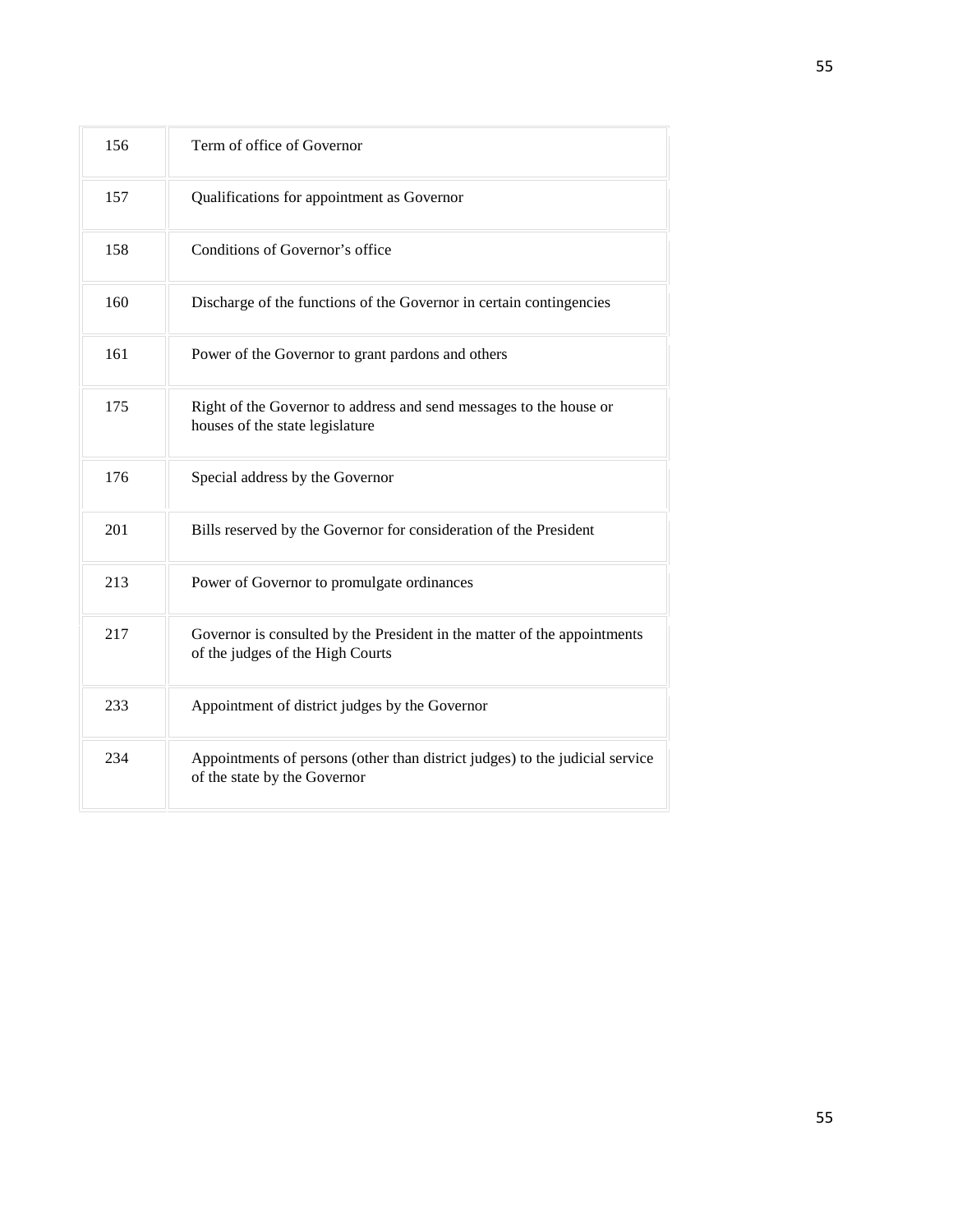| 156 | Term of office of Governor |
|---|---|
| 157 | Qualifications for appointment as Governor |
| 158 | Conditions of Governor's office |
| 160 | Discharge of the functions of the Governor in certain contingencies |
| 161 | Power of the Governor to grant pardons and others |
| 175 | Right of the Governor to address and send messages to the house or houses of the state legislature |
| 176 | Special address by the Governor |
| 201 | Bills reserved by the Governor for consideration of the President |
| 213 | Power of Governor to promulgate ordinances |
| 217 | Governor is consulted by the President in the matter of the appointments of the judges of the High Courts |
| 233 | Appointment of district judges by the Governor |
| 234 | Appointments of persons (other than district judges) to the judicial service of the state by the Governor |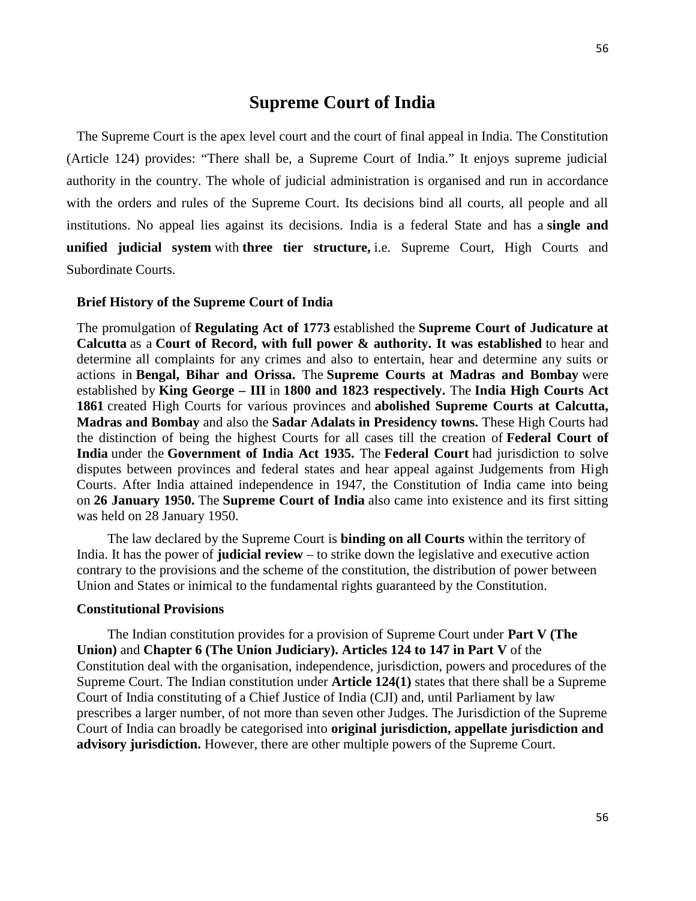# Supreme Court of India

The Supreme Court is the apex level court and the court of final appeal in India. The Constitution (Article 124) provides: "There shall be, a Supreme Court of India." It enjoys supreme judicial authority in the country. The whole of judicial administration is organised and run in accordance with the orders and rules of the Supreme Court. Its decisions bind all courts, all people and all institutions. No appeal lies against its decisions. India is a federal State and has a **single and unified judicial system** with **three tier structure,** i.e. Supreme Court, High Courts and Subordinate Courts.

### Brief History of the Supreme Court of India

The promulgation of **Regulating Act of 1773** established the **Supreme Court of Judicature at Calcutta** as a **Court of Record, with full power & authority. It was established** to hear and determine all complaints for any crimes and also to entertain, hear and determine any suits or actions in **Bengal, Bihar and Orissa.** The **Supreme Courts at Madras and Bombay** were established by **King George – III** in **1800 and 1823 respectively.** The **India High Courts Act 1861** created High Courts for various provinces and **abolished Supreme Courts at Calcutta, Madras and Bombay** and also the **Sadar Adalats in Presidency towns.** These High Courts had the distinction of being the highest Courts for all cases till the creation of **Federal Court of India** under the **Government of India Act 1935.** The **Federal Court** had jurisdiction to solve disputes between provinces and federal states and hear appeal against Judgements from High Courts. After India attained independence in 1947, the Constitution of India came into being on **26 January 1950.** The **Supreme Court of India** also came into existence and its first sitting was held on 28 January 1950.

The law declared by the Supreme Court is **binding on all Courts** within the territory of India. It has the power of **judicial review** – to strike down the legislative and executive action contrary to the provisions and the scheme of the constitution, the distribution of power between Union and States or inimical to the fundamental rights guaranteed by the Constitution.

### Constitutional Provisions

The Indian constitution provides for a provision of Supreme Court under **Part V (The Union)** and **Chapter 6 (The Union Judiciary). Articles 124 to 147 in Part V** of the Constitution deal with the organisation, independence, jurisdiction, powers and procedures of the Supreme Court. The Indian constitution under **Article 124(1)** states that there shall be a Supreme Court of India constituting of a Chief Justice of India (CJI) and, until Parliament by law prescribes a larger number, of not more than seven other Judges. The Jurisdiction of the Supreme Court of India can broadly be categorised into **original jurisdiction, appellate jurisdiction and advisory jurisdiction.** However, there are other multiple powers of the Supreme Court.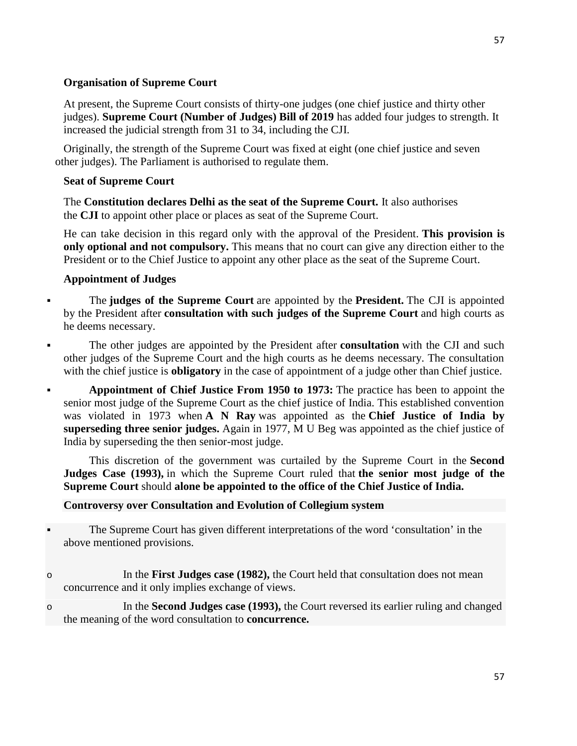**Organisation of Supreme Court**

At present, the Supreme Court consists of thirty-one judges (one chief justice and thirty other judges). **Supreme Court (Number of Judges) Bill of 2019** has added four judges to strength. It increased the judicial strength from 31 to 34, including the CJI.

Originally, the strength of the Supreme Court was fixed at eight (one chief justice and seven other judges). The Parliament is authorised to regulate them.

**Seat of Supreme Court**

The **Constitution declares Delhi as the seat of the Supreme Court.** It also authorises the **CJI** to appoint other place or places as seat of the Supreme Court.

He can take decision in this regard only with the approval of the President. **This provision is only optional and not compulsory.** This means that no court can give any direction either to the President or to the Chief Justice to appoint any other place as the seat of the Supreme Court.

**Appointment of Judges**

- The **judges of the Supreme Court** are appointed by the **President.** The CJI is appointed by the President after **consultation with such judges of the Supreme Court** and high courts as he deems necessary.
- The other judges are appointed by the President after **consultation** with the CJI and such other judges of the Supreme Court and the high courts as he deems necessary. The consultation with the chief justice is **obligatory** in the case of appointment of a judge other than Chief justice.
- **Appointment of Chief Justice From 1950 to 1973:** The practice has been to appoint the senior most judge of the Supreme Court as the chief justice of India. This established convention was violated in 1973 when **A N Ray** was appointed as the **Chief Justice of India by superseding three senior judges.** Again in 1977, M U Beg was appointed as the chief justice of India by superseding the then senior-most judge.

  This discretion of the government was curtailed by the Supreme Court in the **Second Judges Case (1993),** in which the Supreme Court ruled that **the senior most judge of the Supreme Court** should **alone be appointed to the office of the Chief Justice of India.**

**Controversy over Consultation and Evolution of Collegium system**

- The Supreme Court has given different interpretations of the word 'consultation' in the above mentioned provisions.
  - In the **First Judges case (1982),** the Court held that consultation does not mean concurrence and it only implies exchange of views.
  - In the **Second Judges case (1993),** the Court reversed its earlier ruling and changed the meaning of the word consultation to **concurrence.**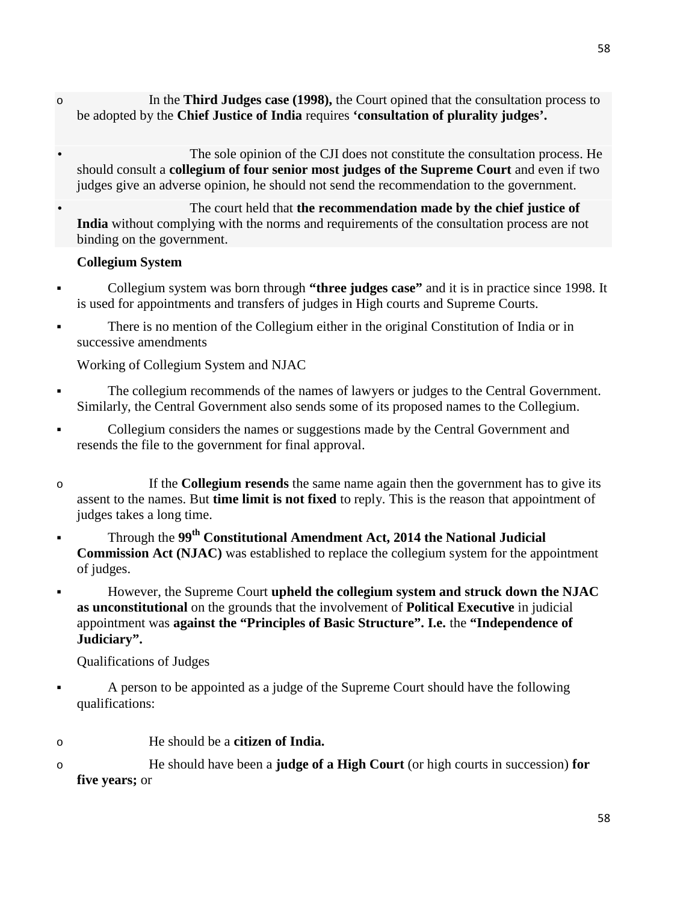- In the **Third Judges case (1998),** the Court opined that the consultation process to be adopted by the **Chief Justice of India** requires **'consultation of plurality judges'.**

  - The sole opinion of the CJI does not constitute the consultation process. He should consult a **collegium of four senior most judges of the Supreme Court** and even if two judges give an adverse opinion, he should not send the recommendation to the government.
  - The court held that **the recommendation made by the chief justice of India** without complying with the norms and requirements of the consultation process are not binding on the government.

**Collegium System**

- Collegium system was born through **"three judges case"** and it is in practice since 1998. It is used for appointments and transfers of judges in High courts and Supreme Courts.
- There is no mention of the Collegium either in the original Constitution of India or in successive amendments

Working of Collegium System and NJAC

- The collegium recommends of the names of lawyers or judges to the Central Government. Similarly, the Central Government also sends some of its proposed names to the Collegium.
- Collegium considers the names or suggestions made by the Central Government and resends the file to the government for final approval.
  - If the **Collegium resends** the same name again then the government has to give its assent to the names. But **time limit is not fixed** to reply. This is the reason that appointment of judges takes a long time.
- Through the **99th Constitutional Amendment Act, 2014 the National Judicial Commission Act (NJAC)** was established to replace the collegium system for the appointment of judges.
- However, the Supreme Court **upheld the collegium system and struck down the NJAC as unconstitutional** on the grounds that the involvement of **Political Executive** in judicial appointment was **against the "Principles of Basic Structure". I.e.** the **"Independence of Judiciary".**

Qualifications of Judges

- A person to be appointed as a judge of the Supreme Court should have the following qualifications:
  - He should be a **citizen of India.**
  - He should have been a **judge of a High Court** (or high courts in succession) **for five years;** or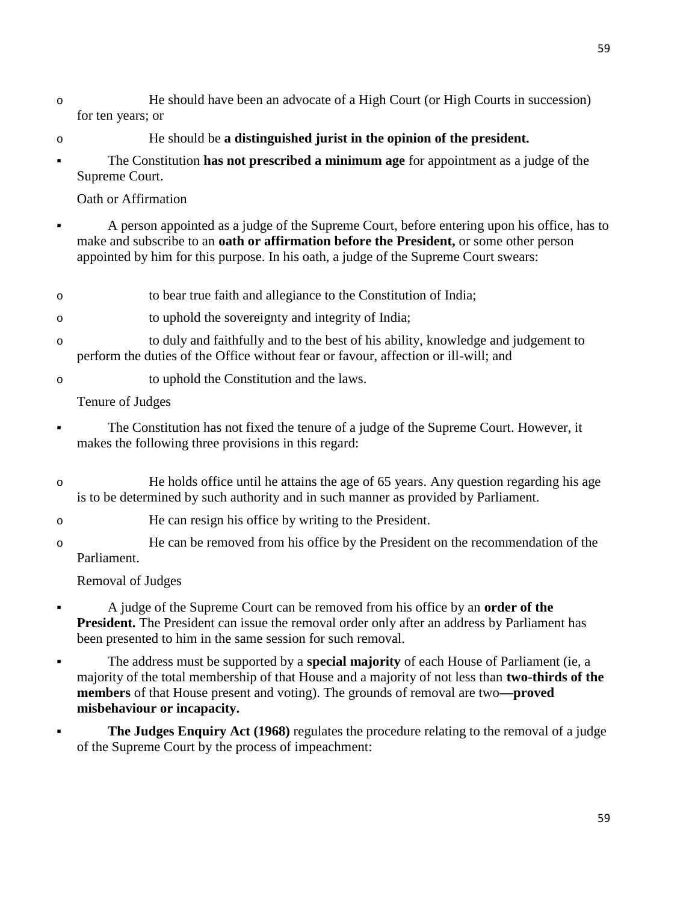- He should have been an advocate of a High Court (or High Courts in succession) for ten years; or
- He should be **a distinguished jurist in the opinion of the president.**

- The Constitution **has not prescribed a minimum age** for appointment as a judge of the Supreme Court.

Oath or Affirmation

- A person appointed as a judge of the Supreme Court, before entering upon his office, has to make and subscribe to an **oath or affirmation before the President,** or some other person appointed by him for this purpose. In his oath, a judge of the Supreme Court swears:
  - to bear true faith and allegiance to the Constitution of India;
  - to uphold the sovereignty and integrity of India;
  - to duly and faithfully and to the best of his ability, knowledge and judgement to perform the duties of the Office without fear or favour, affection or ill-will; and
  - to uphold the Constitution and the laws.

Tenure of Judges

- The Constitution has not fixed the tenure of a judge of the Supreme Court. However, it makes the following three provisions in this regard:
  - He holds office until he attains the age of 65 years. Any question regarding his age is to be determined by such authority and in such manner as provided by Parliament.
  - He can resign his office by writing to the President.
  - He can be removed from his office by the President on the recommendation of the Parliament.

Removal of Judges

- A judge of the Supreme Court can be removed from his office by an **order of the President.** The President can issue the removal order only after an address by Parliament has been presented to him in the same session for such removal.
- The address must be supported by a **special majority** of each House of Parliament (ie, a majority of the total membership of that House and a majority of not less than **two-thirds of the members** of that House present and voting). The grounds of removal are two**—proved misbehaviour or incapacity.**
- **The Judges Enquiry Act (1968)** regulates the procedure relating to the removal of a judge of the Supreme Court by the process of impeachment: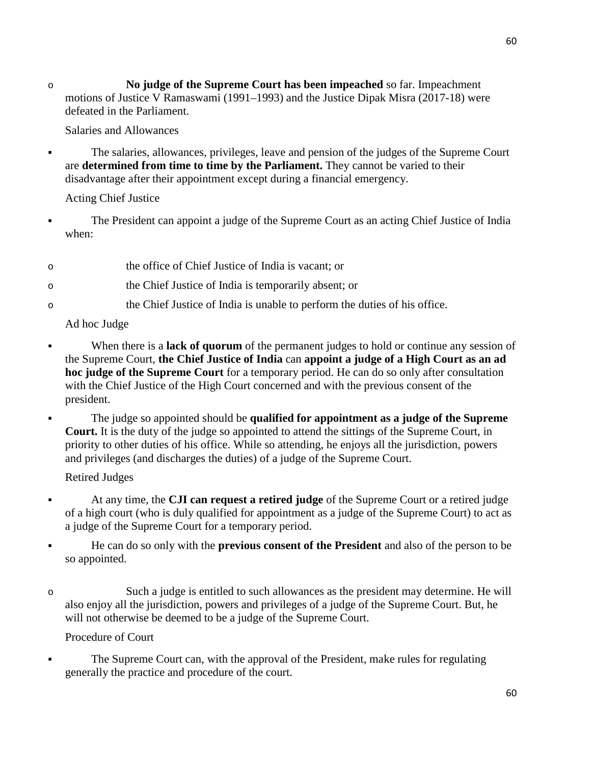- **No judge of the Supreme Court has been impeached** so far. Impeachment motions of Justice V Ramaswami (1991–1993) and the Justice Dipak Misra (2017-18) were defeated in the Parliament.

Salaries and Allowances

- The salaries, allowances, privileges, leave and pension of the judges of the Supreme Court are **determined from time to time by the Parliament.** They cannot be varied to their disadvantage after their appointment except during a financial emergency.

Acting Chief Justice

- The President can appoint a judge of the Supreme Court as an acting Chief Justice of India when:
  - the office of Chief Justice of India is vacant; or
  - the Chief Justice of India is temporarily absent; or
  - the Chief Justice of India is unable to perform the duties of his office.

Ad hoc Judge

- When there is a **lack of quorum** of the permanent judges to hold or continue any session of the Supreme Court, **the Chief Justice of India** can **appoint a judge of a High Court as an ad hoc judge of the Supreme Court** for a temporary period. He can do so only after consultation with the Chief Justice of the High Court concerned and with the previous consent of the president.
- The judge so appointed should be **qualified for appointment as a judge of the Supreme Court.** It is the duty of the judge so appointed to attend the sittings of the Supreme Court, in priority to other duties of his office. While so attending, he enjoys all the jurisdiction, powers and privileges (and discharges the duties) of a judge of the Supreme Court.

Retired Judges

- At any time, the **CJI can request a retired judge** of the Supreme Court or a retired judge of a high court (who is duly qualified for appointment as a judge of the Supreme Court) to act as a judge of the Supreme Court for a temporary period.
- He can do so only with the **previous consent of the President** and also of the person to be so appointed.
  - Such a judge is entitled to such allowances as the president may determine. He will also enjoy all the jurisdiction, powers and privileges of a judge of the Supreme Court. But, he will not otherwise be deemed to be a judge of the Supreme Court.

Procedure of Court

- The Supreme Court can, with the approval of the President, make rules for regulating generally the practice and procedure of the court.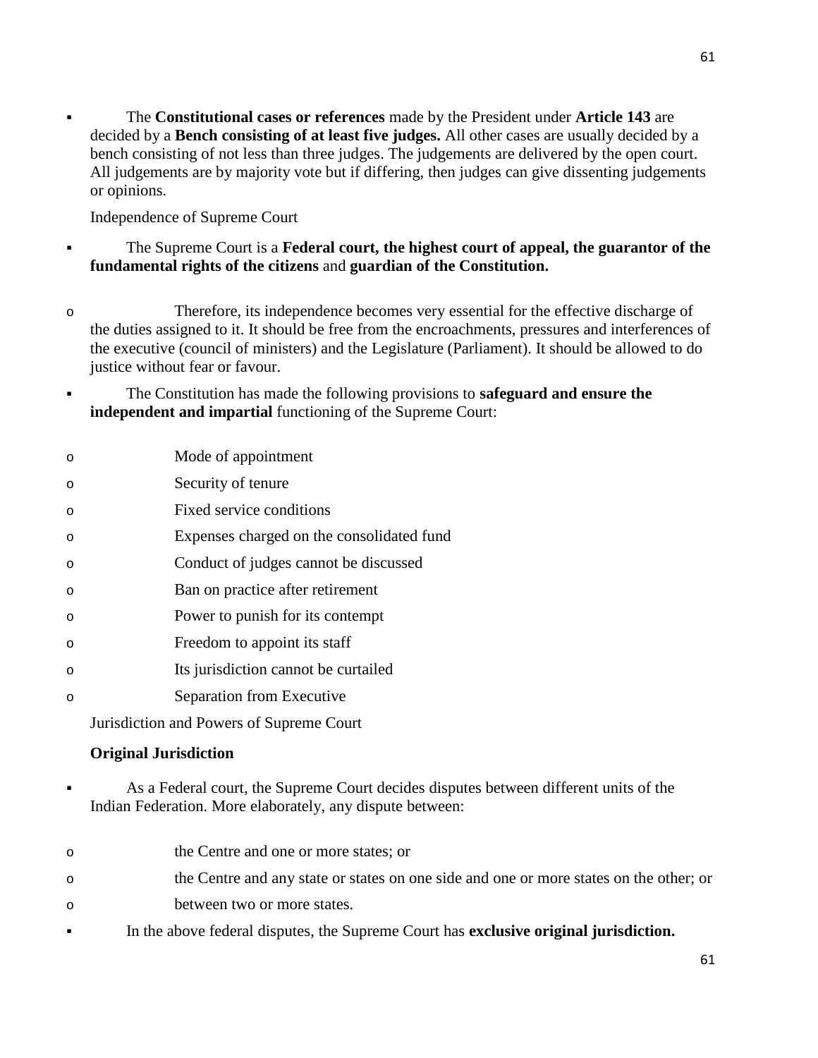- The **Constitutional cases or references** made by the President under **Article 143** are decided by a **Bench consisting of at least five judges.** All other cases are usually decided by a bench consisting of not less than three judges. The judgements are delivered by the open court. All judgements are by majority vote but if differing, then judges can give dissenting judgements or opinions.

Independence of Supreme Court

- The Supreme Court is a **Federal court, the highest court of appeal, the guarantor of the fundamental rights of the citizens** and **guardian of the Constitution.**
    - Therefore, its independence becomes very essential for the effective discharge of the duties assigned to it. It should be free from the encroachments, pressures and interferences of the executive (council of ministers) and the Legislature (Parliament). It should be allowed to do justice without fear or favour.
- The Constitution has made the following provisions to **safeguard and ensure the independent and impartial** functioning of the Supreme Court:
    - Mode of appointment
    - Security of tenure
    - Fixed service conditions
    - Expenses charged on the consolidated fund
    - Conduct of judges cannot be discussed
    - Ban on practice after retirement
    - Power to punish for its contempt
    - Freedom to appoint its staff
    - Its jurisdiction cannot be curtailed
    - Separation from Executive

Jurisdiction and Powers of Supreme Court

**Original Jurisdiction**

- As a Federal court, the Supreme Court decides disputes between different units of the Indian Federation. More elaborately, any dispute between:
    - the Centre and one or more states; or
    - the Centre and any state or states on one side and one or more states on the other; or
    - between two or more states.
- In the above federal disputes, the Supreme Court has **exclusive original jurisdiction.**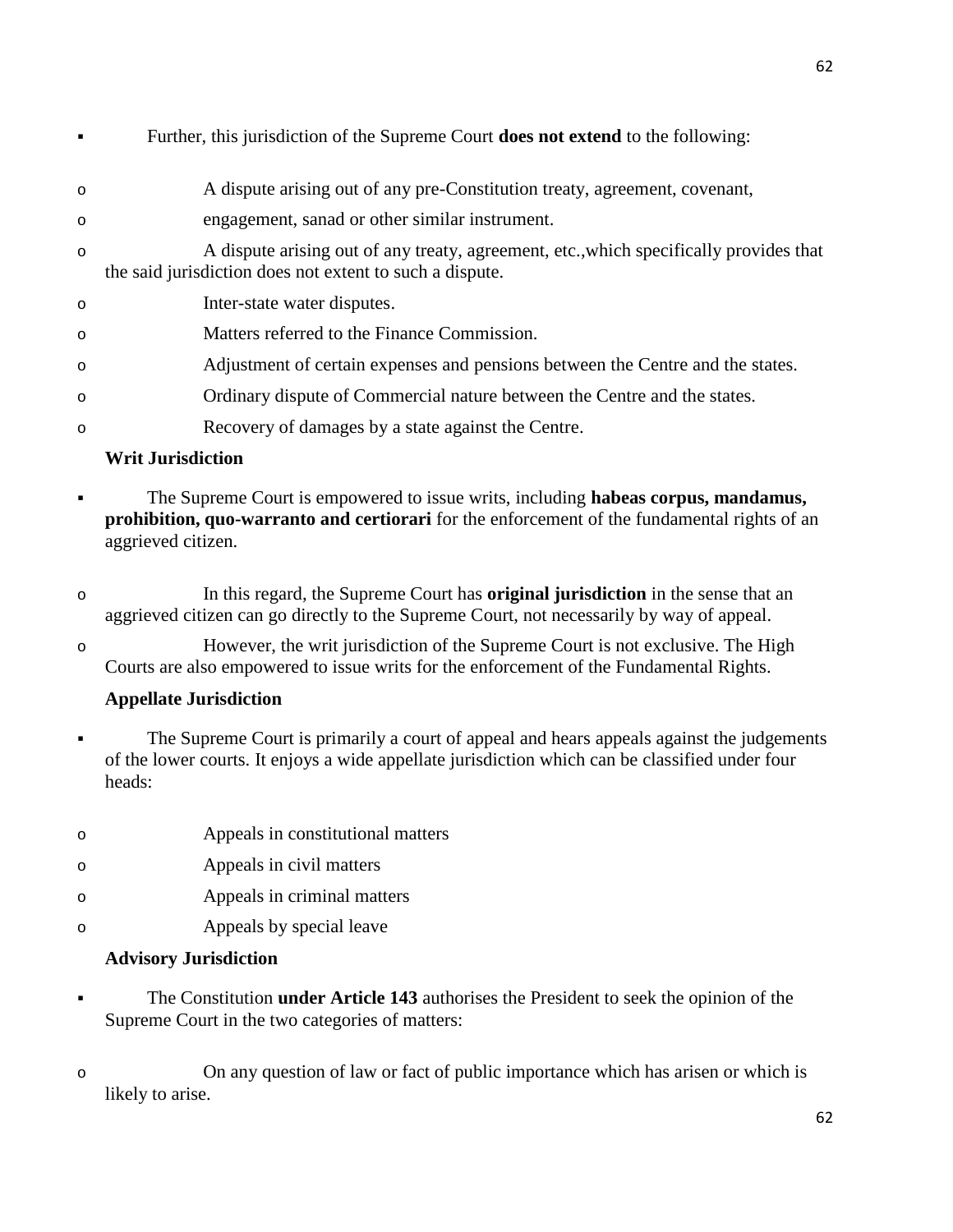- Further, this jurisdiction of the Supreme Court **does not extend** to the following:
  - A dispute arising out of any pre-Constitution treaty, agreement, covenant,
  - engagement, sanad or other similar instrument.
  - A dispute arising out of any treaty, agreement, etc.,which specifically provides that the said jurisdiction does not extent to such a dispute.
  - Inter-state water disputes.
  - Matters referred to the Finance Commission.
  - Adjustment of certain expenses and pensions between the Centre and the states.
  - Ordinary dispute of Commercial nature between the Centre and the states.
  - Recovery of damages by a state against the Centre.

**Writ Jurisdiction**

- The Supreme Court is empowered to issue writs, including **habeas corpus, mandamus, prohibition, quo-warranto and certiorari** for the enforcement of the fundamental rights of an aggrieved citizen.
  - In this regard, the Supreme Court has **original jurisdiction** in the sense that an aggrieved citizen can go directly to the Supreme Court, not necessarily by way of appeal.
  - However, the writ jurisdiction of the Supreme Court is not exclusive. The High Courts are also empowered to issue writs for the enforcement of the Fundamental Rights.

**Appellate Jurisdiction**

- The Supreme Court is primarily a court of appeal and hears appeals against the judgements of the lower courts. It enjoys a wide appellate jurisdiction which can be classified under four heads:
  - Appeals in constitutional matters
  - Appeals in civil matters
  - Appeals in criminal matters
  - Appeals by special leave

**Advisory Jurisdiction**

- The Constitution **under Article 143** authorises the President to seek the opinion of the Supreme Court in the two categories of matters:
  - On any question of law or fact of public importance which has arisen or which is likely to arise.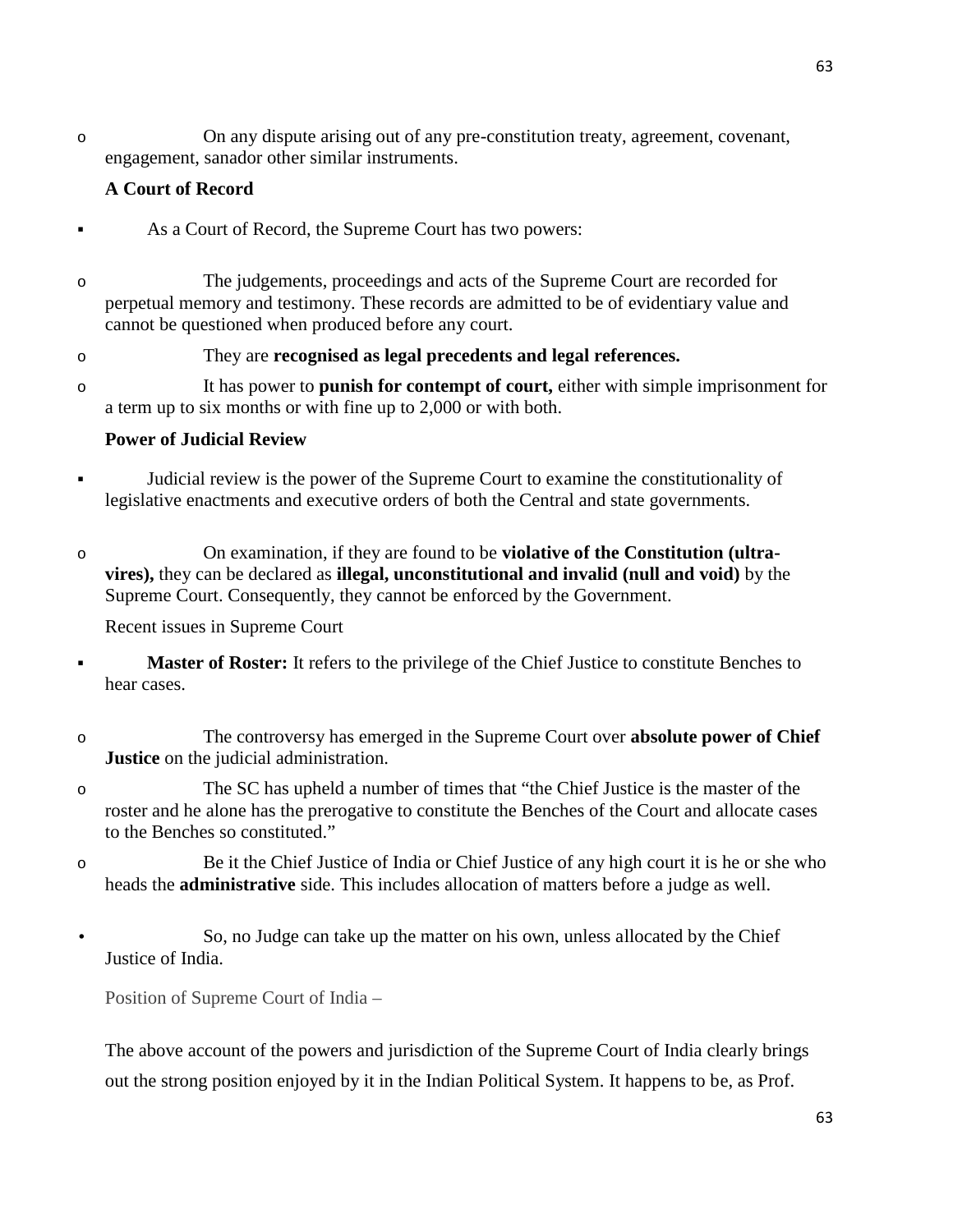- On any dispute arising out of any pre-constitution treaty, agreement, covenant, engagement, sanador other similar instruments.

**A Court of Record**

- As a Court of Record, the Supreme Court has two powers:
  - The judgements, proceedings and acts of the Supreme Court are recorded for perpetual memory and testimony. These records are admitted to be of evidentiary value and cannot be questioned when produced before any court.
  - They are **recognised as legal precedents and legal references.**
  - It has power to **punish for contempt of court,** either with simple imprisonment for a term up to six months or with fine up to 2,000 or with both.

**Power of Judicial Review**

- Judicial review is the power of the Supreme Court to examine the constitutionality of legislative enactments and executive orders of both the Central and state governments.
  - On examination, if they are found to be **violative of the Constitution (ultra-vires),** they can be declared as **illegal, unconstitutional and invalid (null and void)** by the Supreme Court. Consequently, they cannot be enforced by the Government.

Recent issues in Supreme Court

- **Master of Roster:** It refers to the privilege of the Chief Justice to constitute Benches to hear cases.
  - The controversy has emerged in the Supreme Court over **absolute power of Chief Justice** on the judicial administration.
  - The SC has upheld a number of times that "the Chief Justice is the master of the roster and he alone has the prerogative to constitute the Benches of the Court and allocate cases to the Benches so constituted."
  - Be it the Chief Justice of India or Chief Justice of any high court it is he or she who heads the **administrative** side. This includes allocation of matters before a judge as well.
- So, no Judge can take up the matter on his own, unless allocated by the Chief Justice of India.

Position of Supreme Court of India –

The above account of the powers and jurisdiction of the Supreme Court of India clearly brings out the strong position enjoyed by it in the Indian Political System. It happens to be, as Prof.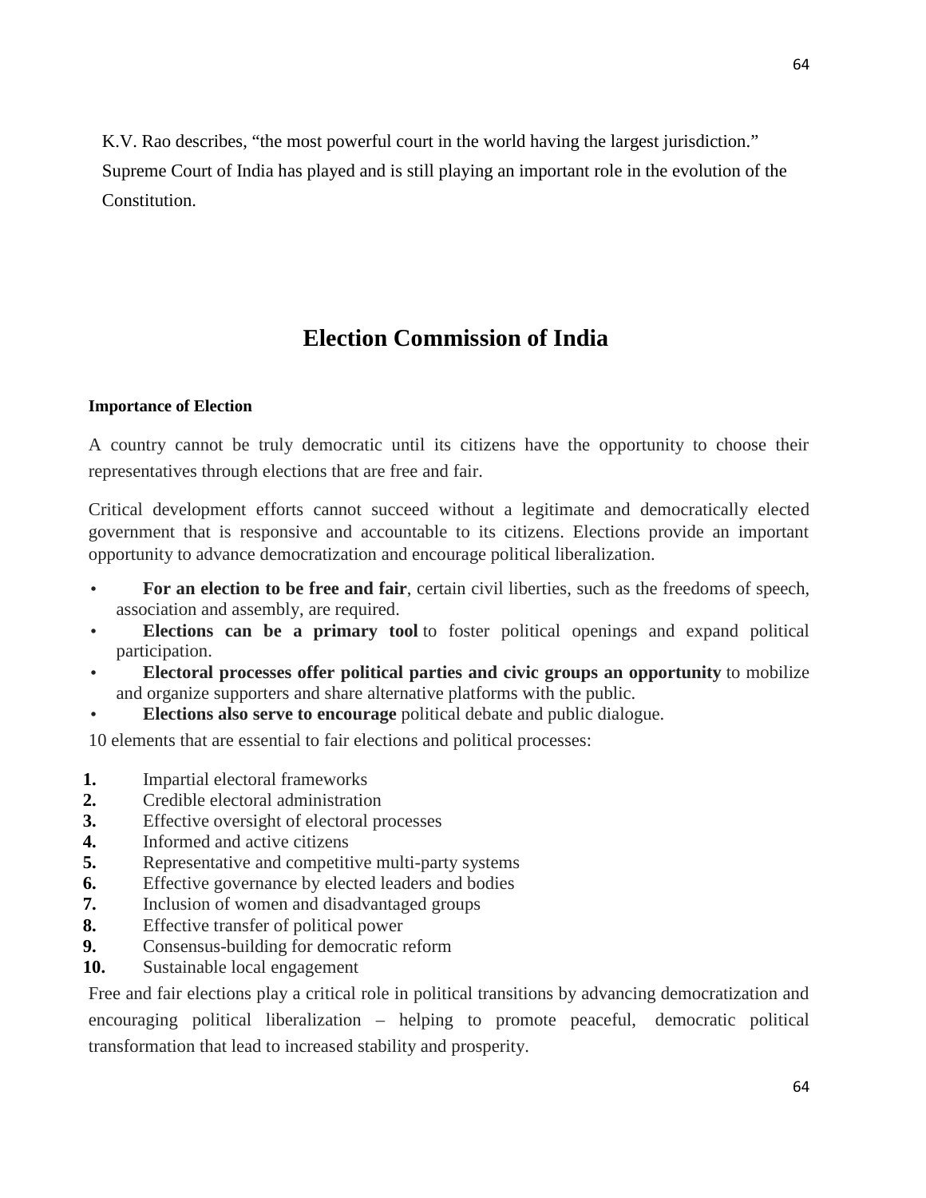K.V. Rao describes, “the most powerful court in the world having the largest jurisdiction.” Supreme Court of India has played and is still playing an important role in the evolution of the Constitution.

# Election Commission of India

**Importance of Election**

A country cannot be truly democratic until its citizens have the opportunity to choose their representatives through elections that are free and fair.

Critical development efforts cannot succeed without a legitimate and democratically elected government that is responsive and accountable to its citizens. Elections provide an important opportunity to advance democratization and encourage political liberalization.

- **For an election to be free and fair**, certain civil liberties, such as the freedoms of speech, association and assembly, are required.
- **Elections can be a primary tool** to foster political openings and expand political participation.
- **Electoral processes offer political parties and civic groups an opportunity** to mobilize and organize supporters and share alternative platforms with the public.
- **Elections also serve to encourage** political debate and public dialogue.

10 elements that are essential to fair elections and political processes:

1. Impartial electoral frameworks
2. Credible electoral administration
3. Effective oversight of electoral processes
4. Informed and active citizens
5. Representative and competitive multi-party systems
6. Effective governance by elected leaders and bodies
7. Inclusion of women and disadvantaged groups
8. Effective transfer of political power
9. Consensus-building for democratic reform
10. Sustainable local engagement

Free and fair elections play a critical role in political transitions by advancing democratization and encouraging political liberalization – helping to promote peaceful, democratic political transformation that lead to increased stability and prosperity.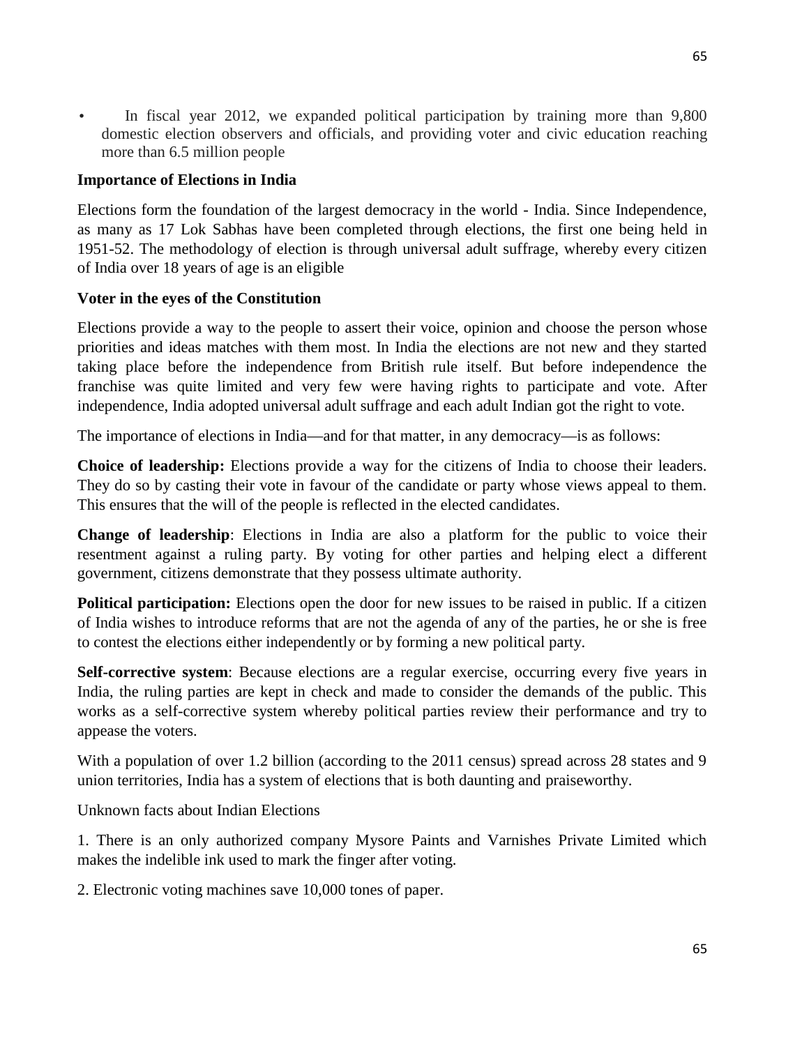- In fiscal year 2012, we expanded political participation by training more than 9,800 domestic election observers and officials, and providing voter and civic education reaching more than 6.5 million people

**Importance of Elections in India**

Elections form the foundation of the largest democracy in the world - India. Since Independence, as many as 17 Lok Sabhas have been completed through elections, the first one being held in 1951-52. The methodology of election is through universal adult suffrage, whereby every citizen of India over 18 years of age is an eligible

**Voter in the eyes of the Constitution**

Elections provide a way to the people to assert their voice, opinion and choose the person whose priorities and ideas matches with them most. In India the elections are not new and they started taking place before the independence from British rule itself. But before independence the franchise was quite limited and very few were having rights to participate and vote. After independence, India adopted universal adult suffrage and each adult Indian got the right to vote.

The importance of elections in India—and for that matter, in any democracy—is as follows:

**Choice of leadership:** Elections provide a way for the citizens of India to choose their leaders. They do so by casting their vote in favour of the candidate or party whose views appeal to them. This ensures that the will of the people is reflected in the elected candidates.

**Change of leadership**: Elections in India are also a platform for the public to voice their resentment against a ruling party. By voting for other parties and helping elect a different government, citizens demonstrate that they possess ultimate authority.

**Political participation:** Elections open the door for new issues to be raised in public. If a citizen of India wishes to introduce reforms that are not the agenda of any of the parties, he or she is free to contest the elections either independently or by forming a new political party.

**Self-corrective system**: Because elections are a regular exercise, occurring every five years in India, the ruling parties are kept in check and made to consider the demands of the public. This works as a self-corrective system whereby political parties review their performance and try to appease the voters.

With a population of over 1.2 billion (according to the 2011 census) spread across 28 states and 9 union territories, India has a system of elections that is both daunting and praiseworthy.

Unknown facts about Indian Elections

1. There is an only authorized company Mysore Paints and Varnishes Private Limited which makes the indelible ink used to mark the finger after voting.

2. Electronic voting machines save 10,000 tones of paper.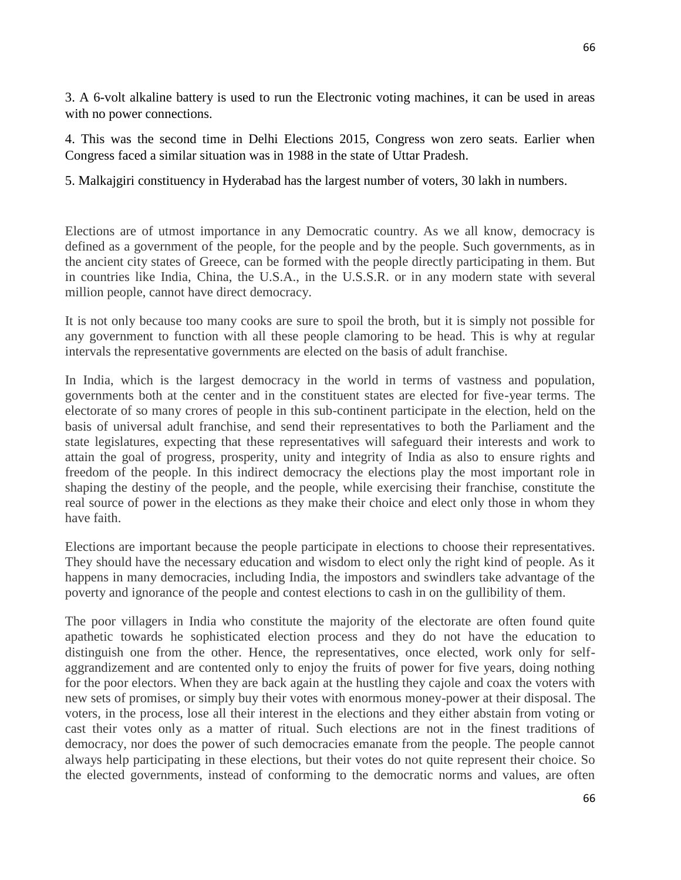3. A 6-volt alkaline battery is used to run the Electronic voting machines, it can be used in areas with no power connections.

4. This was the second time in Delhi Elections 2015, Congress won zero seats. Earlier when Congress faced a similar situation was in 1988 in the state of Uttar Pradesh.

5. Malkajgiri constituency in Hyderabad has the largest number of voters, 30 lakh in numbers.

Elections are of utmost importance in any Democratic country. As we all know, democracy is defined as a government of the people, for the people and by the people. Such governments, as in the ancient city states of Greece, can be formed with the people directly participating in them. But in countries like India, China, the U.S.A., in the U.S.S.R. or in any modern state with several million people, cannot have direct democracy.

It is not only because too many cooks are sure to spoil the broth, but it is simply not possible for any government to function with all these people clamoring to be head. This is why at regular intervals the representative governments are elected on the basis of adult franchise.

In India, which is the largest democracy in the world in terms of vastness and population, governments both at the center and in the constituent states are elected for five-year terms. The electorate of so many crores of people in this sub-continent participate in the election, held on the basis of universal adult franchise, and send their representatives to both the Parliament and the state legislatures, expecting that these representatives will safeguard their interests and work to attain the goal of progress, prosperity, unity and integrity of India as also to ensure rights and freedom of the people. In this indirect democracy the elections play the most important role in shaping the destiny of the people, and the people, while exercising their franchise, constitute the real source of power in the elections as they make their choice and elect only those in whom they have faith.

Elections are important because the people participate in elections to choose their representatives. They should have the necessary education and wisdom to elect only the right kind of people. As it happens in many democracies, including India, the impostors and swindlers take advantage of the poverty and ignorance of the people and contest elections to cash in on the gullibility of them.

The poor villagers in India who constitute the majority of the electorate are often found quite apathetic towards he sophisticated election process and they do not have the education to distinguish one from the other. Hence, the representatives, once elected, work only for self-aggrandizement and are contented only to enjoy the fruits of power for five years, doing nothing for the poor electors. When they are back again at the hustling they cajole and coax the voters with new sets of promises, or simply buy their votes with enormous money-power at their disposal. The voters, in the process, lose all their interest in the elections and they either abstain from voting or cast their votes only as a matter of ritual. Such elections are not in the finest traditions of democracy, nor does the power of such democracies emanate from the people. The people cannot always help participating in these elections, but their votes do not quite represent their choice. So the elected governments, instead of conforming to the democratic norms and values, are often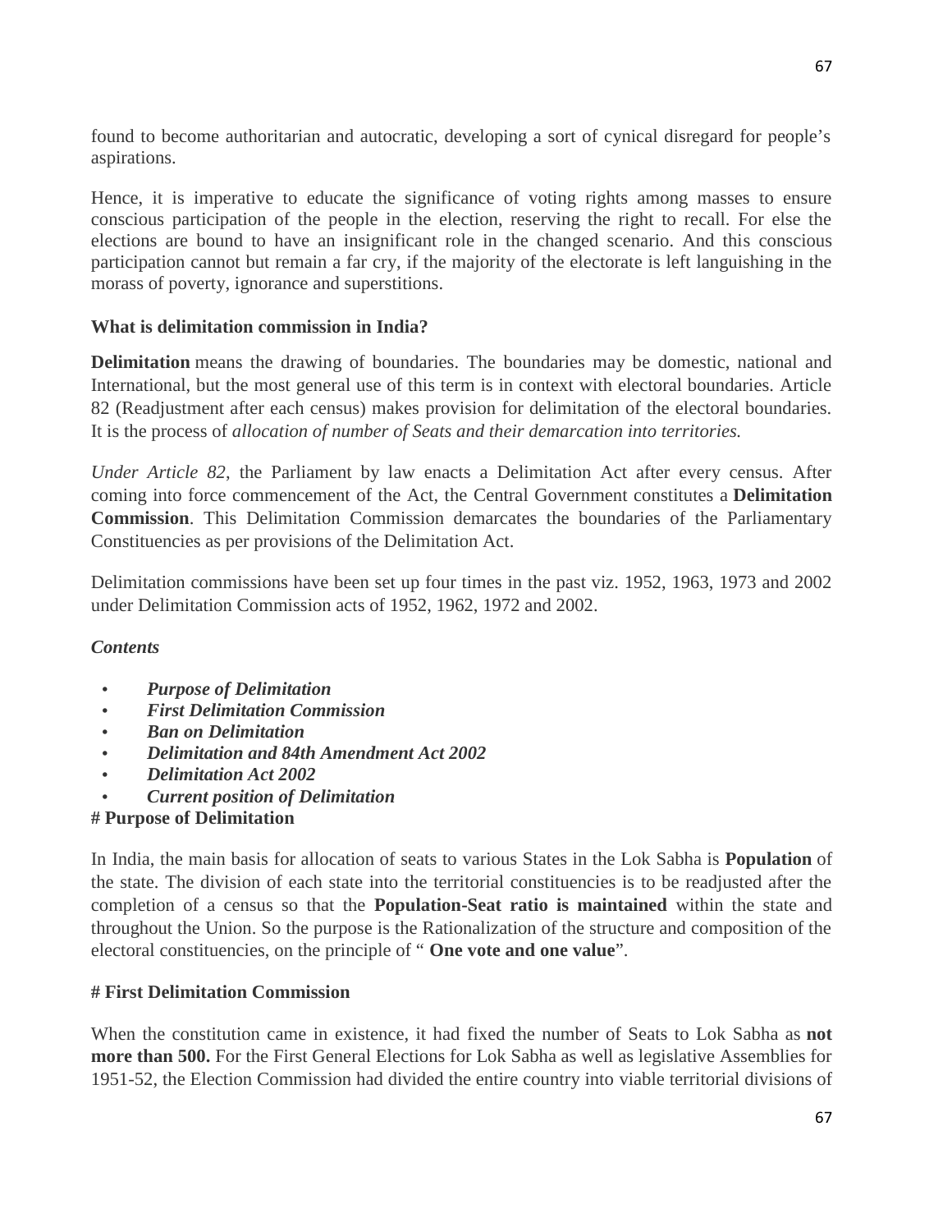found to become authoritarian and autocratic, developing a sort of cynical disregard for people's aspirations.

Hence, it is imperative to educate the significance of voting rights among masses to ensure conscious participation of the people in the election, reserving the right to recall. For else the elections are bound to have an insignificant role in the changed scenario. And this conscious participation cannot but remain a far cry, if the majority of the electorate is left languishing in the morass of poverty, ignorance and superstitions.

**What is delimitation commission in India?**

**Delimitation** means the drawing of boundaries. The boundaries may be domestic, national and International, but the most general use of this term is in context with electoral boundaries. Article 82 (Readjustment after each census) makes provision for delimitation of the electoral boundaries. It is the process of *allocation of number of Seats and their demarcation into territories.*

*Under Article 82*, the Parliament by law enacts a Delimitation Act after every census. After coming into force commencement of the Act, the Central Government constitutes a **Delimitation Commission**. This Delimitation Commission demarcates the boundaries of the Parliamentary Constituencies as per provisions of the Delimitation Act.

Delimitation commissions have been set up four times in the past viz. 1952, 1963, 1973 and 2002 under Delimitation Commission acts of 1952, 1962, 1972 and 2002.

***Contents***

- ***Purpose of Delimitation***
- ***First Delimitation Commission***
- ***Ban on Delimitation***
- ***Delimitation and 84th Amendment Act 2002***
- ***Delimitation Act 2002***
- ***Current position of Delimitation***

**# Purpose of Delimitation**

In India, the main basis for allocation of seats to various States in the Lok Sabha is **Population** of the state. The division of each state into the territorial constituencies is to be readjusted after the completion of a census so that the **Population-Seat ratio is maintained** within the state and throughout the Union. So the purpose is the Rationalization of the structure and composition of the electoral constituencies, on the principle of " **One vote and one value**".

**# First Delimitation Commission**

When the constitution came in existence, it had fixed the number of Seats to Lok Sabha as **not more than 500.** For the First General Elections for Lok Sabha as well as legislative Assemblies for 1951-52, the Election Commission had divided the entire country into viable territorial divisions of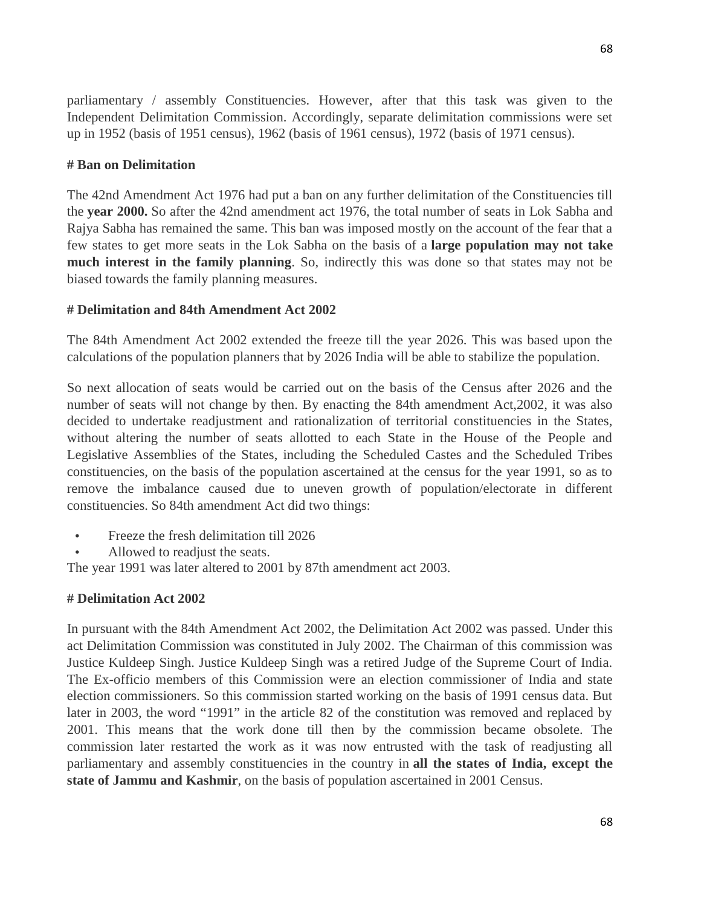parliamentary / assembly Constituencies. However, after that this task was given to the Independent Delimitation Commission. Accordingly, separate delimitation commissions were set up in 1952 (basis of 1951 census), 1962 (basis of 1961 census), 1972 (basis of 1971 census).

**# Ban on Delimitation**

The 42nd Amendment Act 1976 had put a ban on any further delimitation of the Constituencies till the **year 2000.** So after the 42nd amendment act 1976, the total number of seats in Lok Sabha and Rajya Sabha has remained the same. This ban was imposed mostly on the account of the fear that a few states to get more seats in the Lok Sabha on the basis of a **large population may not take much interest in the family planning**. So, indirectly this was done so that states may not be biased towards the family planning measures.

**# Delimitation and 84th Amendment Act 2002**

The 84th Amendment Act 2002 extended the freeze till the year 2026. This was based upon the calculations of the population planners that by 2026 India will be able to stabilize the population.

So next allocation of seats would be carried out on the basis of the Census after 2026 and the number of seats will not change by then. By enacting the 84th amendment Act,2002, it was also decided to undertake readjustment and rationalization of territorial constituencies in the States, without altering the number of seats allotted to each State in the House of the People and Legislative Assemblies of the States, including the Scheduled Castes and the Scheduled Tribes constituencies, on the basis of the population ascertained at the census for the year 1991, so as to remove the imbalance caused due to uneven growth of population/electorate in different constituencies. So 84th amendment Act did two things:

- Freeze the fresh delimitation till 2026
- Allowed to readjust the seats.

The year 1991 was later altered to 2001 by 87th amendment act 2003.

**# Delimitation Act 2002**

In pursuant with the 84th Amendment Act 2002, the Delimitation Act 2002 was passed. Under this act Delimitation Commission was constituted in July 2002. The Chairman of this commission was Justice Kuldeep Singh. Justice Kuldeep Singh was a retired Judge of the Supreme Court of India. The Ex-officio members of this Commission were an election commissioner of India and state election commissioners. So this commission started working on the basis of 1991 census data. But later in 2003, the word "1991" in the article 82 of the constitution was removed and replaced by 2001. This means that the work done till then by the commission became obsolete. The commission later restarted the work as it was now entrusted with the task of readjusting all parliamentary and assembly constituencies in the country in **all the states of India, except the state of Jammu and Kashmir**, on the basis of population ascertained in 2001 Census.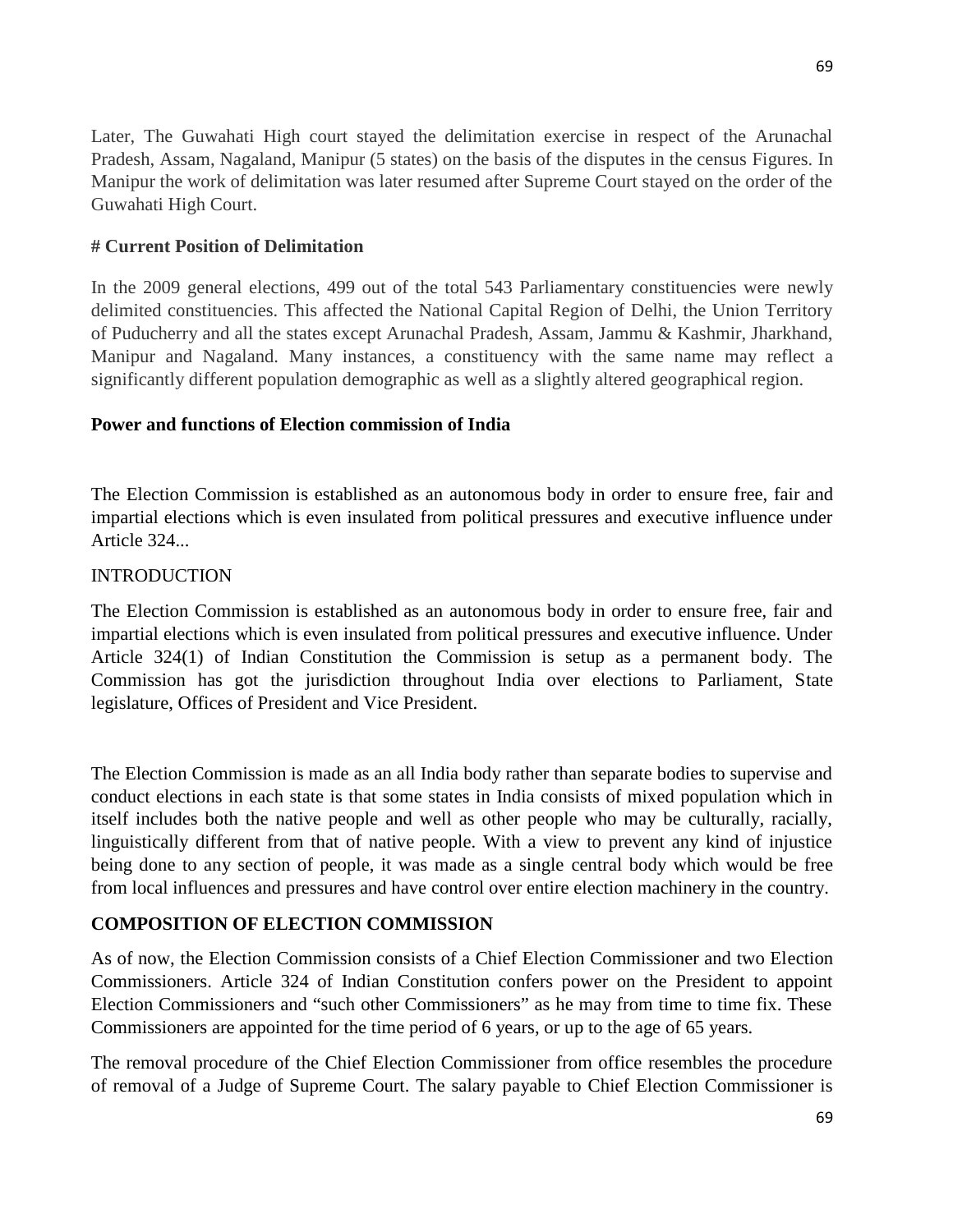Later, The Guwahati High court stayed the delimitation exercise in respect of the Arunachal Pradesh, Assam, Nagaland, Manipur (5 states) on the basis of the disputes in the census Figures. In Manipur the work of delimitation was later resumed after Supreme Court stayed on the order of the Guwahati High Court.

**# Current Position of Delimitation**

In the 2009 general elections, 499 out of the total 543 Parliamentary constituencies were newly delimited constituencies. This affected the National Capital Region of Delhi, the Union Territory of Puducherry and all the states except Arunachal Pradesh, Assam, Jammu & Kashmir, Jharkhand, Manipur and Nagaland. Many instances, a constituency with the same name may reflect a significantly different population demographic as well as a slightly altered geographical region.

**Power and functions of Election commission of India**

The Election Commission is established as an autonomous body in order to ensure free, fair and impartial elections which is even insulated from political pressures and executive influence under Article 324...

INTRODUCTION

The Election Commission is established as an autonomous body in order to ensure free, fair and impartial elections which is even insulated from political pressures and executive influence. Under Article 324(1) of Indian Constitution the Commission is setup as a permanent body. The Commission has got the jurisdiction throughout India over elections to Parliament, State legislature, Offices of President and Vice President.

The Election Commission is made as an all India body rather than separate bodies to supervise and conduct elections in each state is that some states in India consists of mixed population which in itself includes both the native people and well as other people who may be culturally, racially, linguistically different from that of native people. With a view to prevent any kind of injustice being done to any section of people, it was made as a single central body which would be free from local influences and pressures and have control over entire election machinery in the country.

**COMPOSITION OF ELECTION COMMISSION**

As of now, the Election Commission consists of a Chief Election Commissioner and two Election Commissioners. Article 324 of Indian Constitution confers power on the President to appoint Election Commissioners and "such other Commissioners" as he may from time to time fix. These Commissioners are appointed for the time period of 6 years, or up to the age of 65 years.

The removal procedure of the Chief Election Commissioner from office resembles the procedure of removal of a Judge of Supreme Court. The salary payable to Chief Election Commissioner is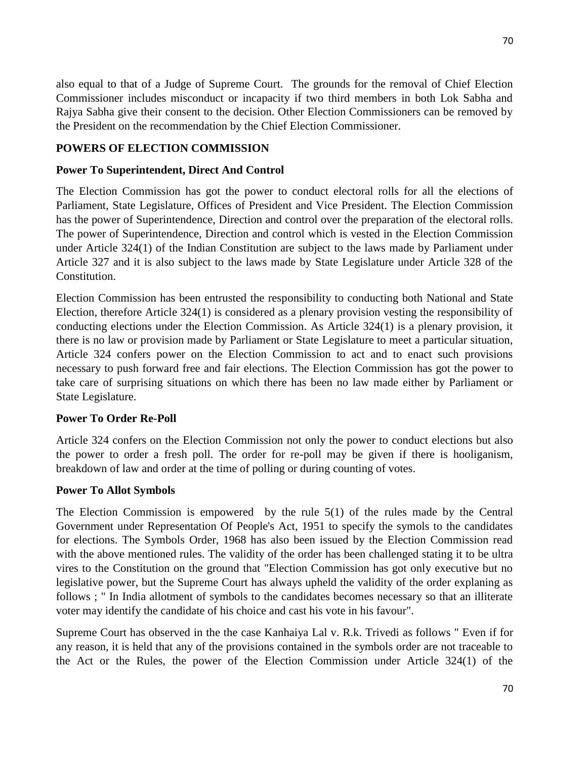also equal to that of a Judge of Supreme Court. The grounds for the removal of Chief Election Commissioner includes misconduct or incapacity if two third members in both Lok Sabha and Rajya Sabha give their consent to the decision. Other Election Commissioners can be removed by the President on the recommendation by the Chief Election Commissioner.

**POWERS OF ELECTION COMMISSION**

**Power To Superintendent, Direct And Control**

The Election Commission has got the power to conduct electoral rolls for all the elections of Parliament, State Legislature, Offices of President and Vice President. The Election Commission has the power of Superintendence, Direction and control over the preparation of the electoral rolls. The power of Superintendence, Direction and control which is vested in the Election Commission under Article 324(1) of the Indian Constitution are subject to the laws made by Parliament under Article 327 and it is also subject to the laws made by State Legislature under Article 328 of the Constitution.

Election Commission has been entrusted the responsibility to conducting both National and State Election, therefore Article 324(1) is considered as a plenary provision vesting the responsibility of conducting elections under the Election Commission. As Article 324(1) is a plenary provision, it there is no law or provision made by Parliament or State Legislature to meet a particular situation, Article 324 confers power on the Election Commission to act and to enact such provisions necessary to push forward free and fair elections. The Election Commission has got the power to take care of surprising situations on which there has been no law made either by Parliament or State Legislature.

**Power To Order Re-Poll**

Article 324 confers on the Election Commission not only the power to conduct elections but also the power to order a fresh poll. The order for re-poll may be given if there is hooliganism, breakdown of law and order at the time of polling or during counting of votes.

**Power To Allot Symbols**

The Election Commission is empowered by the rule 5(1) of the rules made by the Central Government under Representation Of People's Act, 1951 to specify the symols to the candidates for elections. The Symbols Order, 1968 has also been issued by the Election Commission read with the above mentioned rules. The validity of the order has been challenged stating it to be ultra vires to the Constitution on the ground that "Election Commission has got only executive but no legislative power, but the Supreme Court has always upheld the validity of the order explaning as follows ; " In India allotment of symbols to the candidates becomes necessary so that an illiterate voter may identify the candidate of his choice and cast his vote in his favour".

Supreme Court has observed in the the case Kanhaiya Lal v. R.k. Trivedi as follows " Even if for any reason, it is held that any of the provisions contained in the symbols order are not traceable to the Act or the Rules, the power of the Election Commission under Article 324(1) of the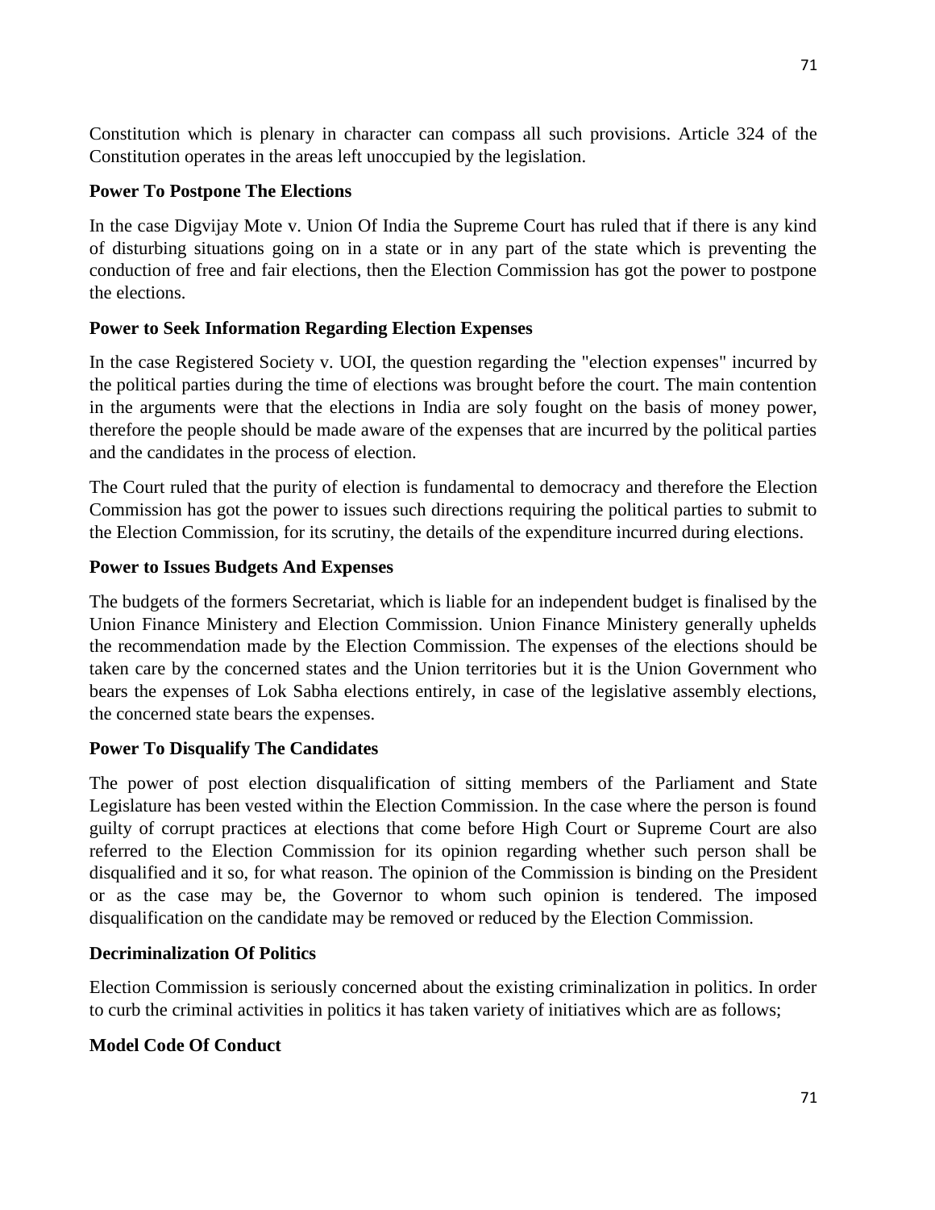Constitution which is plenary in character can compass all such provisions. Article 324 of the Constitution operates in the areas left unoccupied by the legislation.

**Power To Postpone The Elections**

In the case Digvijay Mote v. Union Of India the Supreme Court has ruled that if there is any kind of disturbing situations going on in a state or in any part of the state which is preventing the conduction of free and fair elections, then the Election Commission has got the power to postpone the elections.

**Power to Seek Information Regarding Election Expenses**

In the case Registered Society v. UOI, the question regarding the "election expenses" incurred by the political parties during the time of elections was brought before the court. The main contention in the arguments were that the elections in India are soly fought on the basis of money power, therefore the people should be made aware of the expenses that are incurred by the political parties and the candidates in the process of election.

The Court ruled that the purity of election is fundamental to democracy and therefore the Election Commission has got the power to issues such directions requiring the political parties to submit to the Election Commission, for its scrutiny, the details of the expenditure incurred during elections.

**Power to Issues Budgets And Expenses**

The budgets of the formers Secretariat, which is liable for an independent budget is finalised by the Union Finance Ministery and Election Commission. Union Finance Ministery generally upehlds the recommendation made by the Election Commission. The expenses of the elections should be taken care by the concerned states and the Union territories but it is the Union Government who bears the expenses of Lok Sabha elections entirely, in case of the legislative assembly elections, the concerned state bears the expenses.

**Power To Disqualify The Candidates**

The power of post election disqualification of sitting members of the Parliament and State Legislature has been vested within the Election Commission. In the case where the person is found guilty of corrupt practices at elections that come before High Court or Supreme Court are also referred to the Election Commission for its opinion regarding whether such person shall be disqualified and it so, for what reason. The opinion of the Commission is binding on the President or as the case may be, the Governor to whom such opinion is tendered. The imposed disqualification on the candidate may be removed or reduced by the Election Commission.

**Decriminalization Of Politics**

Election Commission is seriously concerned about the existing criminalization in politics. In order to curb the criminal activities in politics it has taken variety of initiatives which are as follows;

**Model Code Of Conduct**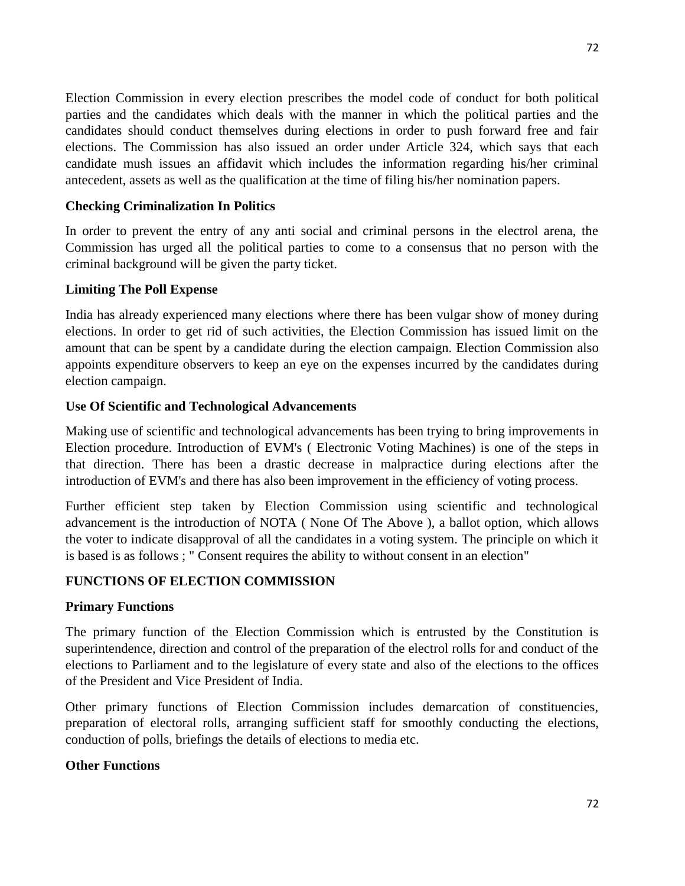Election Commission in every election prescribes the model code of conduct for both political parties and the candidates which deals with the manner in which the political parties and the candidates should conduct themselves during elections in order to push forward free and fair elections. The Commission has also issued an order under Article 324, which says that each candidate mush issues an affidavit which includes the information regarding his/her criminal antecedent, assets as well as the qualification at the time of filing his/her nomination papers.

**Checking Criminalization In Politics**

In order to prevent the entry of any anti social and criminal persons in the electrol arena, the Commission has urged all the political parties to come to a consensus that no person with the criminal background will be given the party ticket.

**Limiting The Poll Expense**

India has already experienced many elections where there has been vulgar show of money during elections. In order to get rid of such activities, the Election Commission has issued limit on the amount that can be spent by a candidate during the election campaign. Election Commission also appoints expenditure observers to keep an eye on the expenses incurred by the candidates during election campaign.

**Use Of Scientific and Technological Advancements**

Making use of scientific and technological advancements has been trying to bring improvements in Election procedure. Introduction of EVM's ( Electronic Voting Machines) is one of the steps in that direction. There has been a drastic decrease in malpractice during elections after the introduction of EVM's and there has also been improvement in the efficiency of voting process.

Further efficient step taken by Election Commission using scientific and technological advancement is the introduction of NOTA ( None Of The Above ), a ballot option, which allows the voter to indicate disapproval of all the candidates in a voting system. The principle on which it is based is as follows ; " Consent requires the ability to without consent in an election"

**FUNCTIONS OF ELECTION COMMISSION**

**Primary Functions**

The primary function of the Election Commission which is entrusted by the Constitution is superintendence, direction and control of the preparation of the electrol rolls for and conduct of the elections to Parliament and to the legislature of every state and also of the elections to the offices of the President and Vice President of India.

Other primary functions of Election Commission includes demarcation of constituencies, preparation of electoral rolls, arranging sufficient staff for smoothly conducting the elections, conduction of polls, briefings the details of elections to media etc.

**Other Functions**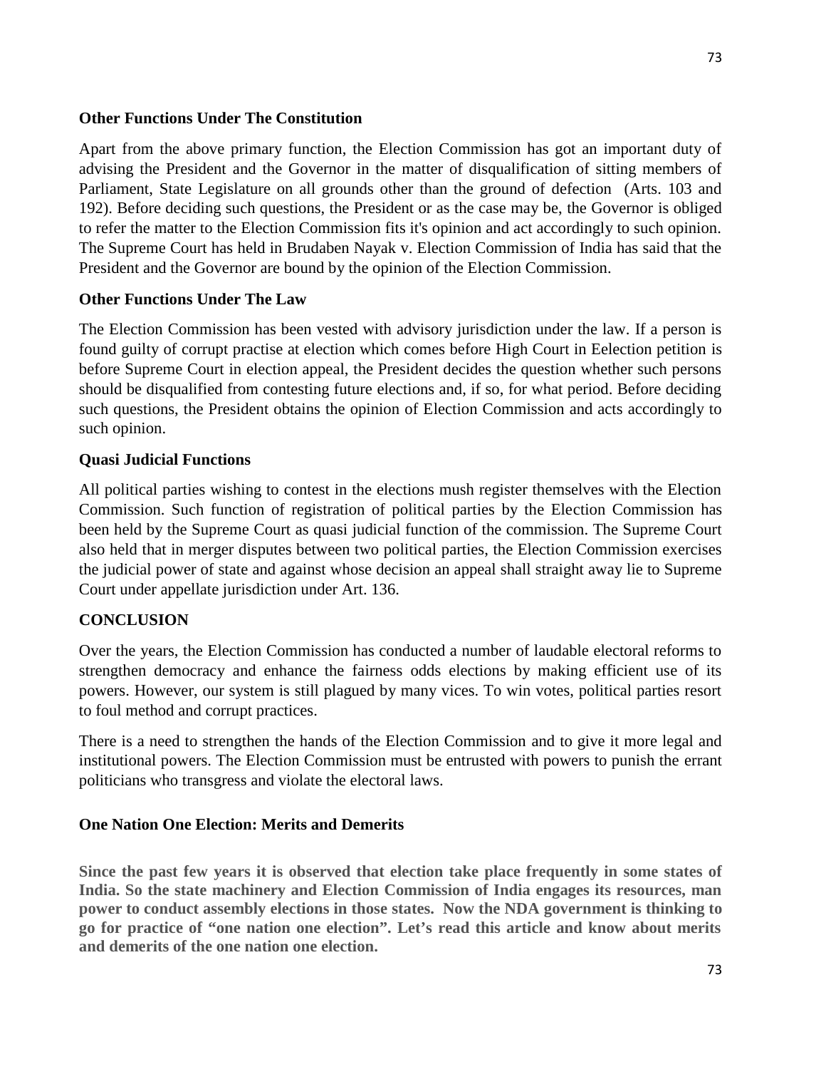**Other Functions Under The Constitution**

Apart from the above primary function, the Election Commission has got an important duty of advising the President and the Governor in the matter of disqualification of sitting members of Parliament, State Legislature on all grounds other than the ground of defection (Arts. 103 and 192). Before deciding such questions, the President or as the case may be, the Governor is obliged to refer the matter to the Election Commission fits it's opinion and act accordingly to such opinion. The Supreme Court has held in Brudaben Nayak v. Election Commission of India has said that the President and the Governor are bound by the opinion of the Election Commission.

**Other Functions Under The Law**

The Election Commission has been vested with advisory jurisdiction under the law. If a person is found guilty of corrupt practise at election which comes before High Court in Eelection petition is before Supreme Court in election appeal, the President decides the question whether such persons should be disqualified from contesting future elections and, if so, for what period. Before deciding such questions, the President obtains the opinion of Election Commission and acts accordingly to such opinion.

**Quasi Judicial Functions**

All political parties wishing to contest in the elections mush register themselves with the Election Commission. Such function of registration of political parties by the Election Commission has been held by the Supreme Court as quasi judicial function of the commission. The Supreme Court also held that in merger disputes between two political parties, the Election Commission exercises the judicial power of state and against whose decision an appeal shall straight away lie to Supreme Court under appellate jurisdiction under Art. 136.

**CONCLUSION**

Over the years, the Election Commission has conducted a number of laudable electoral reforms to strengthen democracy and enhance the fairness odds elections by making efficient use of its powers. However, our system is still plagued by many vices. To win votes, political parties resort to foul method and corrupt practices.

There is a need to strengthen the hands of the Election Commission and to give it more legal and institutional powers. The Election Commission must be entrusted with powers to punish the errant politicians who transgress and violate the electoral laws.

**One Nation One Election: Merits and Demerits**

**Since the past few years it is observed that election take place frequently in some states of India. So the state machinery and Election Commission of India engages its resources, man power to conduct assembly elections in those states. Now the NDA government is thinking to go for practice of "one nation one election". Let's read this article and know about merits and demerits of the one nation one election.**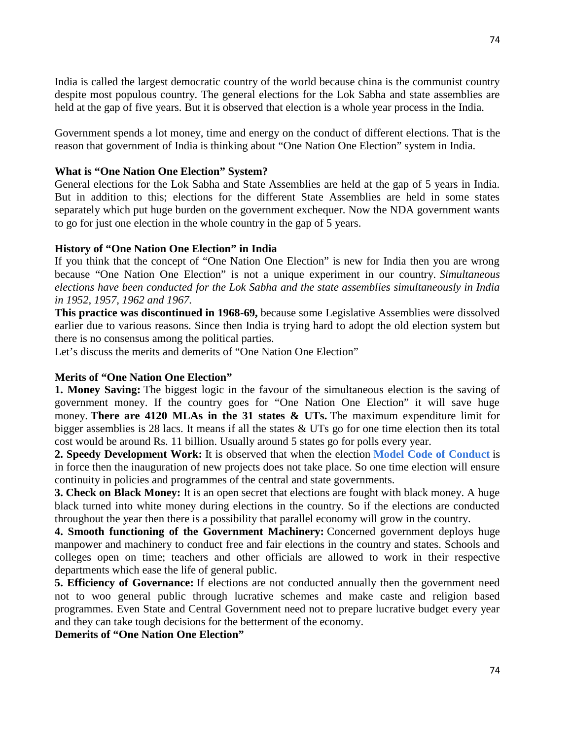India is called the largest democratic country of the world because china is the communist country despite most populous country. The general elections for the Lok Sabha and state assemblies are held at the gap of five years. But it is observed that election is a whole year process in the India.

Government spends a lot money, time and energy on the conduct of different elections. That is the reason that government of India is thinking about "One Nation One Election" system in India.

**What is "One Nation One Election" System?**

General elections for the Lok Sabha and State Assemblies are held at the gap of 5 years in India. But in addition to this; elections for the different State Assemblies are held in some states separately which put huge burden on the government exchequer. Now the NDA government wants to go for just one election in the whole country in the gap of 5 years.

**History of "One Nation One Election" in India**

If you think that the concept of "One Nation One Election" is new for India then you are wrong because "One Nation One Election" is not a unique experiment in our country. *Simultaneous elections have been conducted for the Lok Sabha and the state assemblies simultaneously in India in 1952, 1957, 1962 and 1967.*

**This practice was discontinued in 1968-69,** because some Legislative Assemblies were dissolved earlier due to various reasons. Since then India is trying hard to adopt the old election system but there is no consensus among the political parties.

Let's discuss the merits and demerits of "One Nation One Election"

**Merits of "One Nation One Election"**

**1. Money Saving:** The biggest logic in the favour of the simultaneous election is the saving of government money. If the country goes for "One Nation One Election" it will save huge money. **There are 4120 MLAs in the 31 states & UTs.** The maximum expenditure limit for bigger assemblies is 28 lacs. It means if all the states & UTs go for one time election then its total cost would be around Rs. 11 billion. Usually around 5 states go for polls every year.

**2. Speedy Development Work:** It is observed that when the election **Model Code of Conduct** is in force then the inauguration of new projects does not take place. So one time election will ensure continuity in policies and programmes of the central and state governments.

**3. Check on Black Money:** It is an open secret that elections are fought with black money. A huge black turned into white money during elections in the country. So if the elections are conducted throughout the year then there is a possibility that parallel economy will grow in the country.

**4. Smooth functioning of the Government Machinery:** Concerned government deploys huge manpower and machinery to conduct free and fair elections in the country and states. Schools and colleges open on time; teachers and other officials are allowed to work in their respective departments which ease the life of general public.

**5. Efficiency of Governance:** If elections are not conducted annually then the government need not to woo general public through lucrative schemes and make caste and religion based programmes. Even State and Central Government need not to prepare lucrative budget every year and they can take tough decisions for the betterment of the economy.

**Demerits of "One Nation One Election"**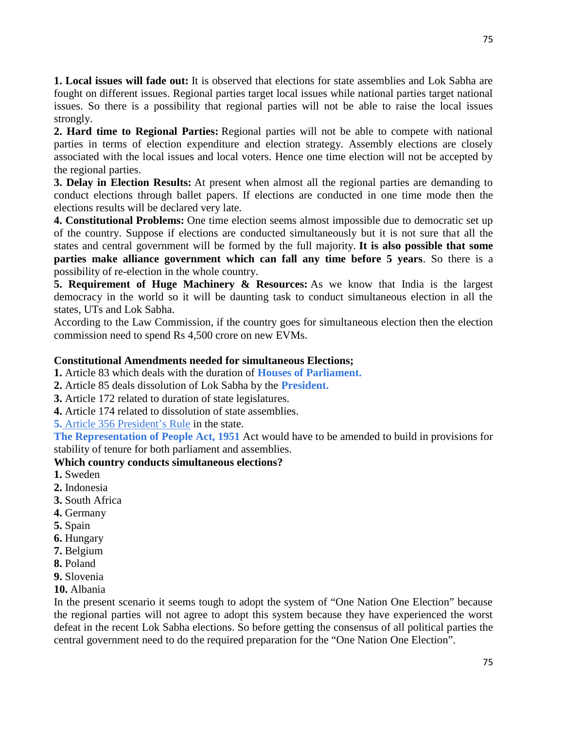**1. Local issues will fade out:** It is observed that elections for state assemblies and Lok Sabha are fought on different issues. Regional parties target local issues while national parties target national issues. So there is a possibility that regional parties will not be able to raise the local issues strongly.

**2. Hard time to Regional Parties:** Regional parties will not be able to compete with national parties in terms of election expenditure and election strategy. Assembly elections are closely associated with the local issues and local voters. Hence one time election will not be accepted by the regional parties.

**3. Delay in Election Results:** At present when almost all the regional parties are demanding to conduct elections through ballet papers. If elections are conducted in one time mode then the elections results will be declared very late.

**4. Constitutional Problems:** One time election seems almost impossible due to democratic set up of the country. Suppose if elections are conducted simultaneously but it is not sure that all the states and central government will be formed by the full majority. **It is also possible that some parties make alliance government which can fall any time before 5 years**. So there is a possibility of re-election in the whole country.

**5. Requirement of Huge Machinery & Resources:** As we know that India is the largest democracy in the world so it will be daunting task to conduct simultaneous election in all the states, UTs and Lok Sabha.

According to the Law Commission, if the country goes for simultaneous election then the election commission need to spend Rs 4,500 crore on new EVMs.

**Constitutional Amendments needed for simultaneous Elections;**

**1.** Article 83 which deals with the duration of **Houses of Parliament.**
**2.** Article 85 deals dissolution of Lok Sabha by the **President.**
**3.** Article 172 related to duration of state legislatures.
**4.** Article 174 related to dissolution of state assemblies.
**5.** Article 356 President's Rule in the state.

**The Representation of People Act, 1951** Act would have to be amended to build in provisions for stability of tenure for both parliament and assemblies.

**Which country conducts simultaneous elections?**

**1.** Sweden
**2.** Indonesia
**3.** South Africa
**4.** Germany
**5.** Spain
**6.** Hungary
**7.** Belgium
**8.** Poland
**9.** Slovenia
**10.** Albania

In the present scenario it seems tough to adopt the system of "One Nation One Election" because the regional parties will not agree to adopt this system because they have experienced the worst defeat in the recent Lok Sabha elections. So before getting the consensus of all political parties the central government need to do the required preparation for the "One Nation One Election".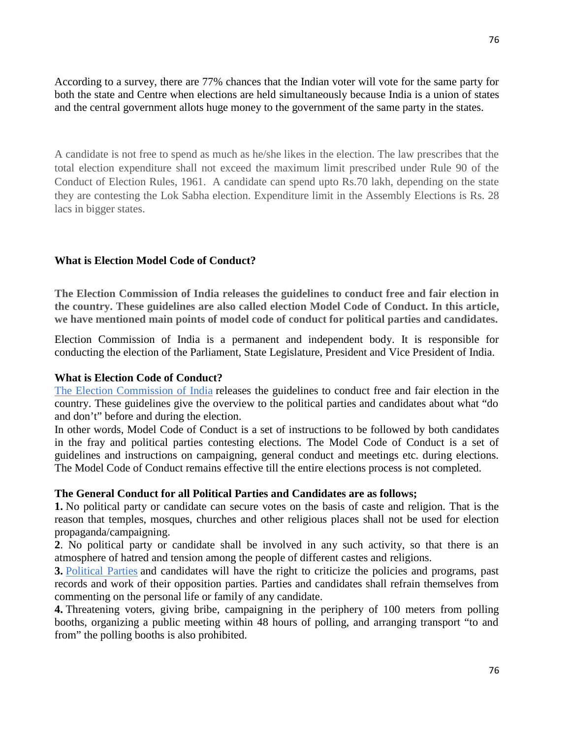According to a survey, there are 77% chances that the Indian voter will vote for the same party for both the state and Centre when elections are held simultaneously because India is a union of states and the central government allots huge money to the government of the same party in the states.

A candidate is not free to spend as much as he/she likes in the election. The law prescribes that the total election expenditure shall not exceed the maximum limit prescribed under Rule 90 of the Conduct of Election Rules, 1961. A candidate can spend upto Rs.70 lakh, depending on the state they are contesting the Lok Sabha election. Expenditure limit in the Assembly Elections is Rs. 28 lacs in bigger states.

### What is Election Model Code of Conduct?

**The Election Commission of India releases the guidelines to conduct free and fair election in the country. These guidelines are also called election Model Code of Conduct. In this article, we have mentioned main points of model code of conduct for political parties and candidates.**

Election Commission of India is a permanent and independent body. It is responsible for conducting the election of the Parliament, State Legislature, President and Vice President of India.

### What is Election Code of Conduct?

The Election Commission of India releases the guidelines to conduct free and fair election in the country. These guidelines give the overview to the political parties and candidates about what "do and don't" before and during the election.

In other words, Model Code of Conduct is a set of instructions to be followed by both candidates in the fray and political parties contesting elections. The Model Code of Conduct is a set of guidelines and instructions on campaigning, general conduct and meetings etc. during elections. The Model Code of Conduct remains effective till the entire elections process is not completed.

### The General Conduct for all Political Parties and Candidates are as follows;

**1.** No political party or candidate can secure votes on the basis of caste and religion. That is the reason that temples, mosques, churches and other religious places shall not be used for election propaganda/campaigning.

**2**. No political party or candidate shall be involved in any such activity, so that there is an atmosphere of hatred and tension among the people of different castes and religions.

**3.** Political Parties and candidates will have the right to criticize the policies and programs, past records and work of their opposition parties. Parties and candidates shall refrain themselves from commenting on the personal life or family of any candidate.

**4.** Threatening voters, giving bribe, campaigning in the periphery of 100 meters from polling booths, organizing a public meeting within 48 hours of polling, and arranging transport "to and from" the polling booths is also prohibited.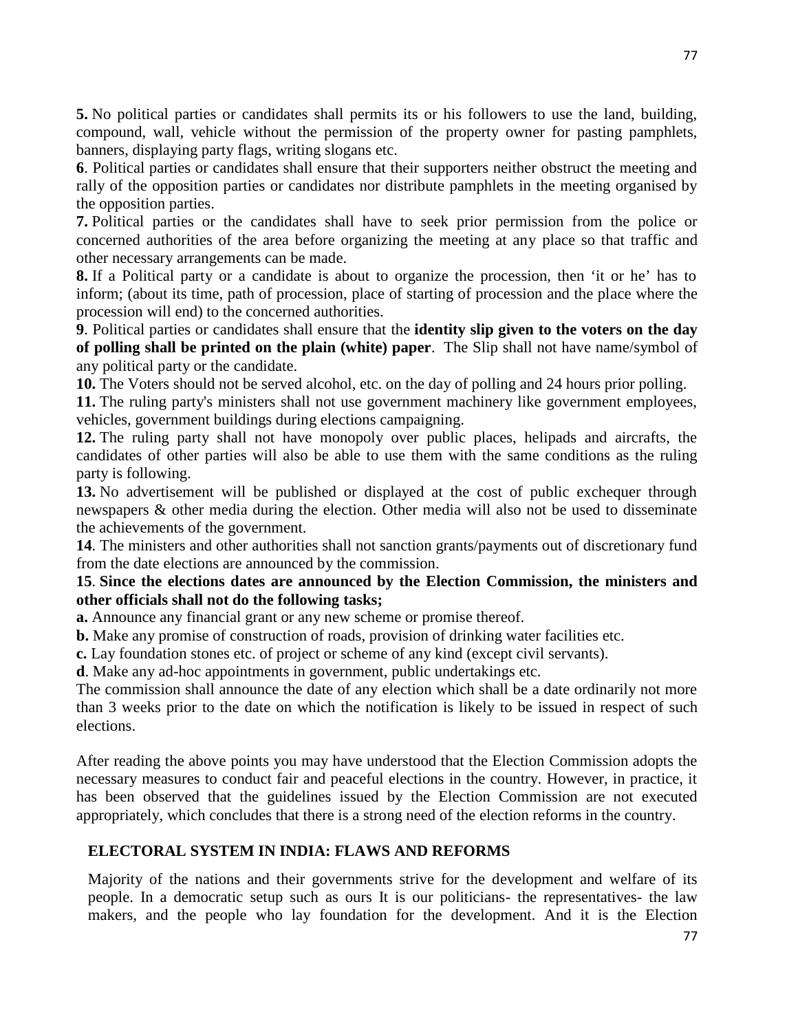**5.** No political parties or candidates shall permits its or his followers to use the land, building, compound, wall, vehicle without the permission of the property owner for pasting pamphlets, banners, displaying party flags, writing slogans etc.

**6**. Political parties or candidates shall ensure that their supporters neither obstruct the meeting and rally of the opposition parties or candidates nor distribute pamphlets in the meeting organised by the opposition parties.

**7.** Political parties or the candidates shall have to seek prior permission from the police or concerned authorities of the area before organizing the meeting at any place so that traffic and other necessary arrangements can be made.

**8.** If a Political party or a candidate is about to organize the procession, then 'it or he' has to inform; (about its time, path of procession, place of starting of procession and the place where the procession will end) to the concerned authorities.

**9**. Political parties or candidates shall ensure that the **identity slip given to the voters on the day of polling shall be printed on the plain (white) paper**. The Slip shall not have name/symbol of any political party or the candidate.

**10.** The Voters should not be served alcohol, etc. on the day of polling and 24 hours prior polling.

**11.** The ruling party's ministers shall not use government machinery like government employees, vehicles, government buildings during elections campaigning.

**12.** The ruling party shall not have monopoly over public places, helipads and aircrafts, the candidates of other parties will also be able to use them with the same conditions as the ruling party is following.

**13.** No advertisement will be published or displayed at the cost of public exchequer through newspapers & other media during the election. Other media will also not be used to disseminate the achievements of the government.

**14**. The ministers and other authorities shall not sanction grants/payments out of discretionary fund from the date elections are announced by the commission.

**15**. **Since the elections dates are announced by the Election Commission, the ministers and other officials shall not do the following tasks;**

**a.** Announce any financial grant or any new scheme or promise thereof.

**b.** Make any promise of construction of roads, provision of drinking water facilities etc.

**c.** Lay foundation stones etc. of project or scheme of any kind (except civil servants).

**d**. Make any ad-hoc appointments in government, public undertakings etc.

The commission shall announce the date of any election which shall be a date ordinarily not more than 3 weeks prior to the date on which the notification is likely to be issued in respect of such elections.

After reading the above points you may have understood that the Election Commission adopts the necessary measures to conduct fair and peaceful elections in the country. However, in practice, it has been observed that the guidelines issued by the Election Commission are not executed appropriately, which concludes that there is a strong need of the election reforms in the country.

## ELECTORAL SYSTEM IN INDIA: FLAWS AND REFORMS

Majority of the nations and their governments strive for the development and welfare of its people. In a democratic setup such as ours It is our politicians- the representatives- the law makers, and the people who lay foundation for the development. And it is the Election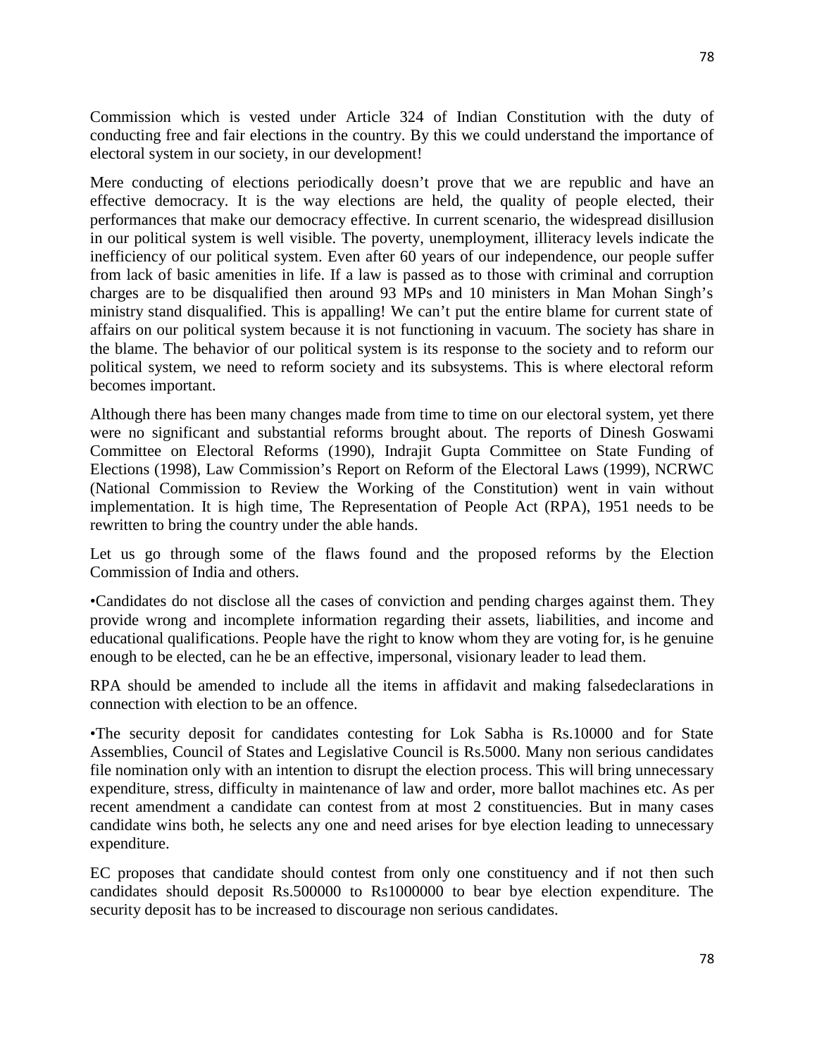Commission which is vested under Article 324 of Indian Constitution with the duty of conducting free and fair elections in the country. By this we could understand the importance of electoral system in our society, in our development!

Mere conducting of elections periodically doesn't prove that we are republic and have an effective democracy. It is the way elections are held, the quality of people elected, their performances that make our democracy effective. In current scenario, the widespread disillusion in our political system is well visible. The poverty, unemployment, illiteracy levels indicate the inefficiency of our political system. Even after 60 years of our independence, our people suffer from lack of basic amenities in life. If a law is passed as to those with criminal and corruption charges are to be disqualified then around 93 MPs and 10 ministers in Man Mohan Singh's ministry stand disqualified. This is appalling! We can't put the entire blame for current state of affairs on our political system because it is not functioning in vacuum. The society has share in the blame. The behavior of our political system is its response to the society and to reform our political system, we need to reform society and its subsystems. This is where electoral reform becomes important.

Although there has been many changes made from time to time on our electoral system, yet there were no significant and substantial reforms brought about. The reports of Dinesh Goswami Committee on Electoral Reforms (1990), Indrajit Gupta Committee on State Funding of Elections (1998), Law Commission's Report on Reform of the Electoral Laws (1999), NCRWC (National Commission to Review the Working of the Constitution) went in vain without implementation. It is high time, The Representation of People Act (RPA), 1951 needs to be rewritten to bring the country under the able hands.

Let us go through some of the flaws found and the proposed reforms by the Election Commission of India and others.

•Candidates do not disclose all the cases of conviction and pending charges against them. They provide wrong and incomplete information regarding their assets, liabilities, and income and educational qualifications. People have the right to know whom they are voting for, is he genuine enough to be elected, can he be an effective, impersonal, visionary leader to lead them.

RPA should be amended to include all the items in affidavit and making falsedeclarations in connection with election to be an offence.

•The security deposit for candidates contesting for Lok Sabha is Rs.10000 and for State Assemblies, Council of States and Legislative Council is Rs.5000. Many non serious candidates file nomination only with an intention to disrupt the election process. This will bring unnecessary expenditure, stress, difficulty in maintenance of law and order, more ballot machines etc. As per recent amendment a candidate can contest from at most 2 constituencies. But in many cases candidate wins both, he selects any one and need arises for bye election leading to unnecessary expenditure.

EC proposes that candidate should contest from only one constituency and if not then such candidates should deposit Rs.500000 to Rs1000000 to bear bye election expenditure. The security deposit has to be increased to discourage non serious candidates.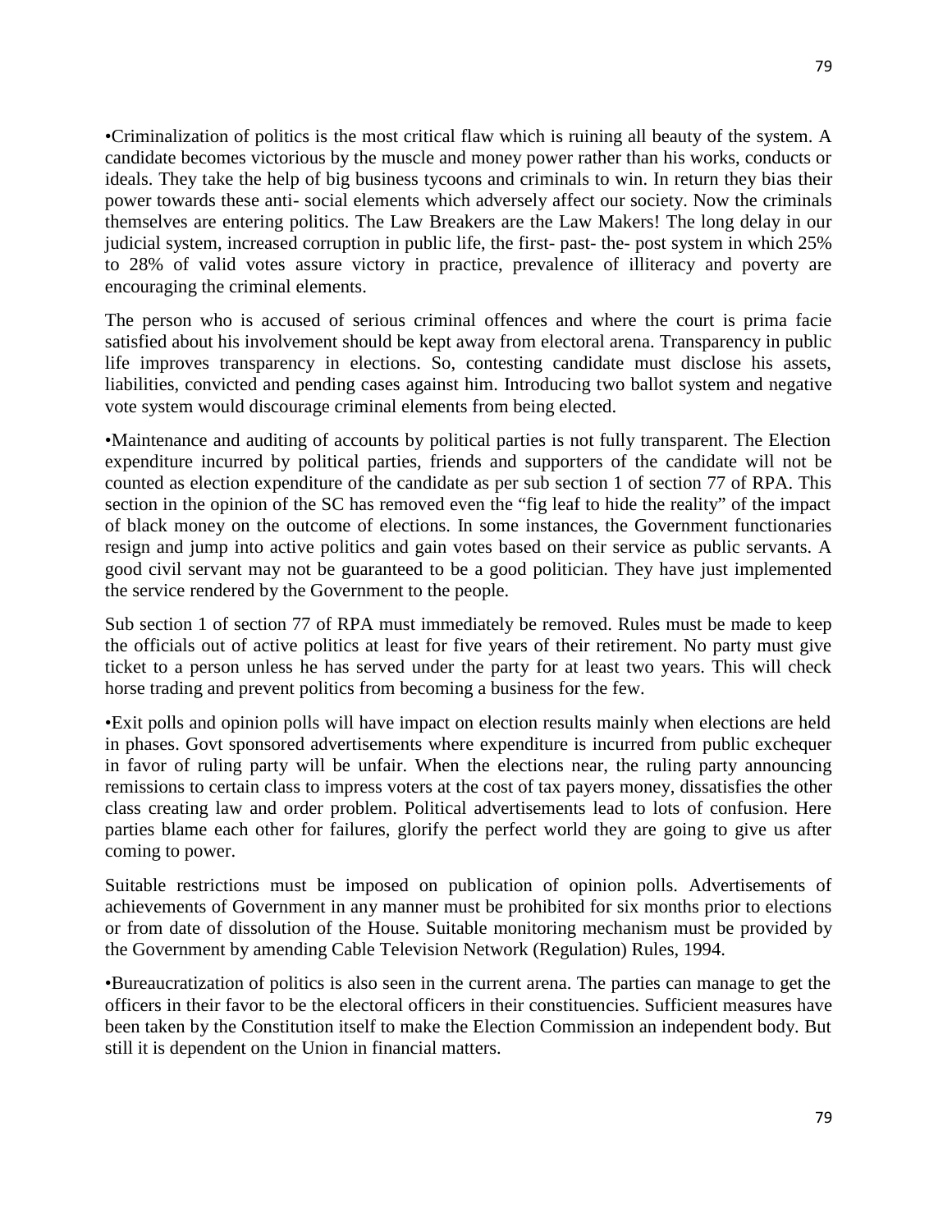•Criminalization of politics is the most critical flaw which is ruining all beauty of the system. A candidate becomes victorious by the muscle and money power rather than his works, conducts or ideals. They take the help of big business tycoons and criminals to win. In return they bias their power towards these anti- social elements which adversely affect our society. Now the criminals themselves are entering politics. The Law Breakers are the Law Makers! The long delay in our judicial system, increased corruption in public life, the first- past- the- post system in which 25% to 28% of valid votes assure victory in practice, prevalence of illiteracy and poverty are encouraging the criminal elements.

The person who is accused of serious criminal offences and where the court is prima facie satisfied about his involvement should be kept away from electoral arena. Transparency in public life improves transparency in elections. So, contesting candidate must disclose his assets, liabilities, convicted and pending cases against him. Introducing two ballot system and negative vote system would discourage criminal elements from being elected.

•Maintenance and auditing of accounts by political parties is not fully transparent. The Election expenditure incurred by political parties, friends and supporters of the candidate will not be counted as election expenditure of the candidate as per sub section 1 of section 77 of RPA. This section in the opinion of the SC has removed even the "fig leaf to hide the reality" of the impact of black money on the outcome of elections. In some instances, the Government functionaries resign and jump into active politics and gain votes based on their service as public servants. A good civil servant may not be guaranteed to be a good politician. They have just implemented the service rendered by the Government to the people.

Sub section 1 of section 77 of RPA must immediately be removed. Rules must be made to keep the officials out of active politics at least for five years of their retirement. No party must give ticket to a person unless he has served under the party for at least two years. This will check horse trading and prevent politics from becoming a business for the few.

•Exit polls and opinion polls will have impact on election results mainly when elections are held in phases. Govt sponsored advertisements where expenditure is incurred from public exchequer in favor of ruling party will be unfair. When the elections near, the ruling party announcing remissions to certain class to impress voters at the cost of tax payers money, dissatisfies the other class creating law and order problem. Political advertisements lead to lots of confusion. Here parties blame each other for failures, glorify the perfect world they are going to give us after coming to power.

Suitable restrictions must be imposed on publication of opinion polls. Advertisements of achievements of Government in any manner must be prohibited for six months prior to elections or from date of dissolution of the House. Suitable monitoring mechanism must be provided by the Government by amending Cable Television Network (Regulation) Rules, 1994.

•Bureaucratization of politics is also seen in the current arena. The parties can manage to get the officers in their favor to be the electoral officers in their constituencies. Sufficient measures have been taken by the Constitution itself to make the Election Commission an independent body. But still it is dependent on the Union in financial matters.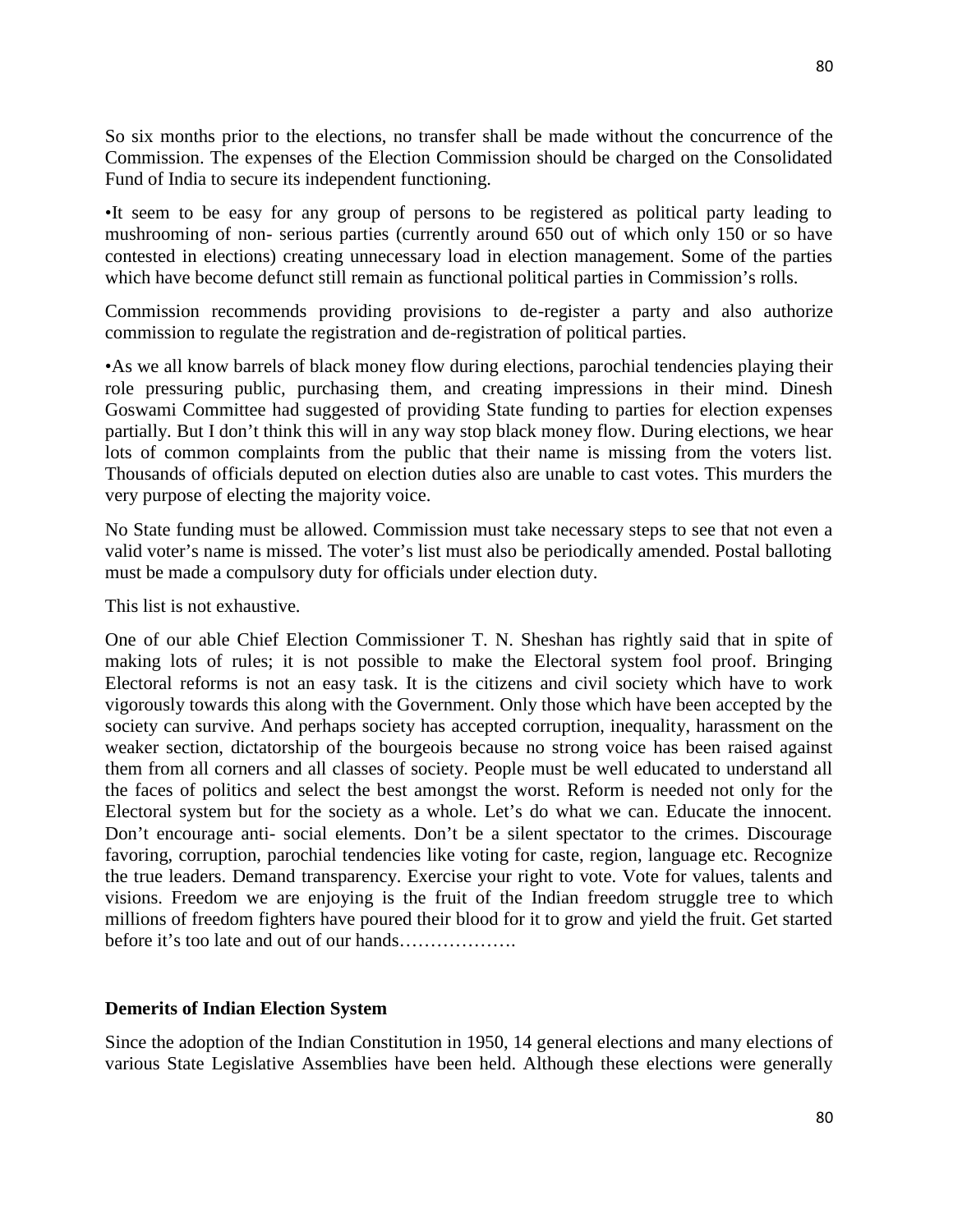So six months prior to the elections, no transfer shall be made without the concurrence of the Commission. The expenses of the Election Commission should be charged on the Consolidated Fund of India to secure its independent functioning.

•It seem to be easy for any group of persons to be registered as political party leading to mushrooming of non- serious parties (currently around 650 out of which only 150 or so have contested in elections) creating unnecessary load in election management. Some of the parties which have become defunct still remain as functional political parties in Commission's rolls.

Commission recommends providing provisions to de-register a party and also authorize commission to regulate the registration and de-registration of political parties.

•As we all know barrels of black money flow during elections, parochial tendencies playing their role pressuring public, purchasing them, and creating impressions in their mind. Dinesh Goswami Committee had suggested of providing State funding to parties for election expenses partially. But I don't think this will in any way stop black money flow. During elections, we hear lots of common complaints from the public that their name is missing from the voters list. Thousands of officials deputed on election duties also are unable to cast votes. This murders the very purpose of electing the majority voice.

No State funding must be allowed. Commission must take necessary steps to see that not even a valid voter's name is missed. The voter's list must also be periodically amended. Postal balloting must be made a compulsory duty for officials under election duty.

This list is not exhaustive.

One of our able Chief Election Commissioner T. N. Sheshan has rightly said that in spite of making lots of rules; it is not possible to make the Electoral system fool proof. Bringing Electoral reforms is not an easy task. It is the citizens and civil society which have to work vigorously towards this along with the Government. Only those which have been accepted by the society can survive. And perhaps society has accepted corruption, inequality, harassment on the weaker section, dictatorship of the bourgeois because no strong voice has been raised against them from all corners and all classes of society. People must be well educated to understand all the faces of politics and select the best amongst the worst. Reform is needed not only for the Electoral system but for the society as a whole. Let's do what we can. Educate the innocent. Don't encourage anti- social elements. Don't be a silent spectator to the crimes. Discourage favoring, corruption, parochial tendencies like voting for caste, region, language etc. Recognize the true leaders. Demand transparency. Exercise your right to vote. Vote for values, talents and visions. Freedom we are enjoying is the fruit of the Indian freedom struggle tree to which millions of freedom fighters have poured their blood for it to grow and yield the fruit. Get started before it's too late and out of our hands……………….

**Demerits of Indian Election System**

Since the adoption of the Indian Constitution in 1950, 14 general elections and many elections of various State Legislative Assemblies have been held. Although these elections were generally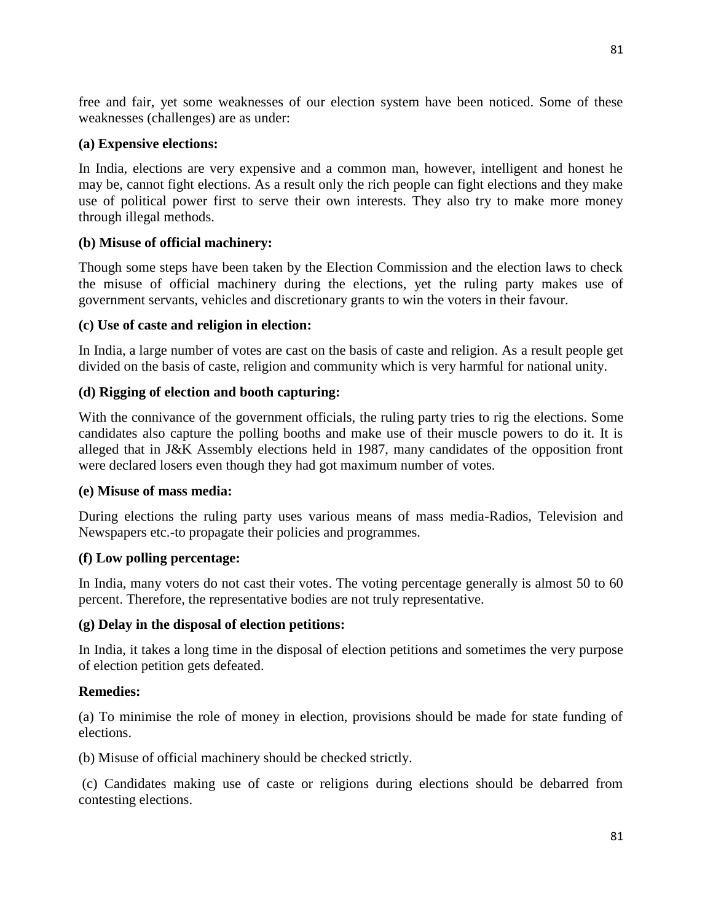free and fair, yet some weaknesses of our election system have been noticed. Some of these weaknesses (challenges) are as under:

**(a) Expensive elections:**

In India, elections are very expensive and a common man, however, intelligent and honest he may be, cannot fight elections. As a result only the rich people can fight elections and they make use of political power first to serve their own interests. They also try to make more money through illegal methods.

**(b) Misuse of official machinery:**

Though some steps have been taken by the Election Commission and the election laws to check the misuse of official machinery during the elections, yet the ruling party makes use of government servants, vehicles and discretionary grants to win the voters in their favour.

**(c) Use of caste and religion in election:**

In India, a large number of votes are cast on the basis of caste and religion. As a result people get divided on the basis of caste, religion and community which is very harmful for national unity.

**(d) Rigging of election and booth capturing:**

With the connivance of the government officials, the ruling party tries to rig the elections. Some candidates also capture the polling booths and make use of their muscle powers to do it. It is alleged that in J&K Assembly elections held in 1987, many candidates of the opposition front were declared losers even though they had got maximum number of votes.

**(e) Misuse of mass media:**

During elections the ruling party uses various means of mass media-Radios, Television and Newspapers etc.-to propagate their policies and programmes.

**(f) Low polling percentage:**

In India, many voters do not cast their votes. The voting percentage generally is almost 50 to 60 percent. Therefore, the representative bodies are not truly representative.

**(g) Delay in the disposal of election petitions:**

In India, it takes a long time in the disposal of election petitions and sometimes the very purpose of election petition gets defeated.

**Remedies:**

(a) To minimise the role of money in election, provisions should be made for state funding of elections.

(b) Misuse of official machinery should be checked strictly.

(c) Candidates making use of caste or religions during elections should be debarred from contesting elections.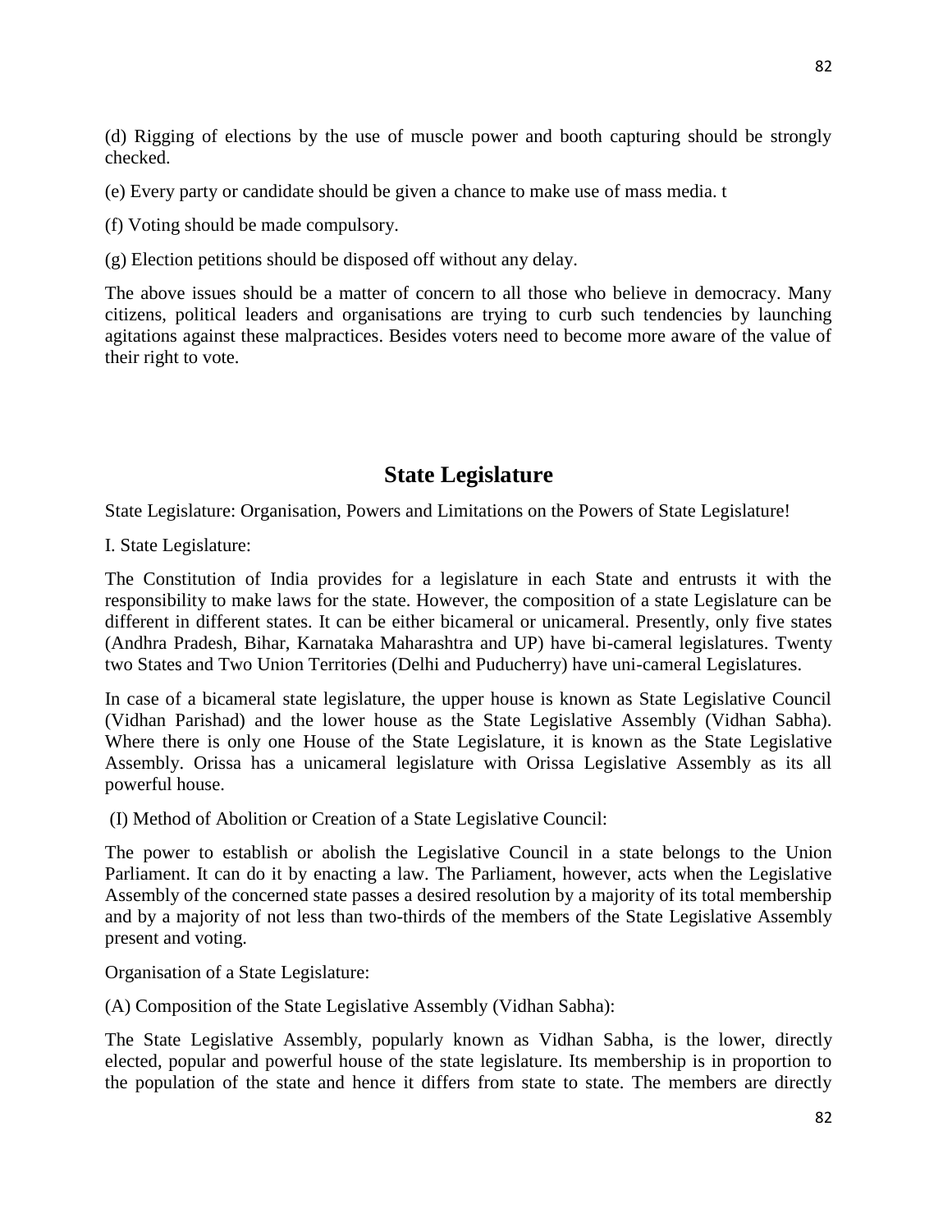(d) Rigging of elections by the use of muscle power and booth capturing should be strongly checked.

(e) Every party or candidate should be given a chance to make use of mass media. t

(f) Voting should be made compulsory.

(g) Election petitions should be disposed off without any delay.

The above issues should be a matter of concern to all those who believe in democracy. Many citizens, political leaders and organisations are trying to curb such tendencies by launching agitations against these malpractices. Besides voters need to become more aware of the value of their right to vote.

## State Legislature

State Legislature: Organisation, Powers and Limitations on the Powers of State Legislature!

I. State Legislature:

The Constitution of India provides for a legislature in each State and entrusts it with the responsibility to make laws for the state. However, the composition of a state Legislature can be different in different states. It can be either bicameral or unicameral. Presently, only five states (Andhra Pradesh, Bihar, Karnataka Maharashtra and UP) have bi-cameral legislatures. Twenty two States and Two Union Territories (Delhi and Puducherry) have uni-cameral Legislatures.

In case of a bicameral state legislature, the upper house is known as State Legislative Council (Vidhan Parishad) and the lower house as the State Legislative Assembly (Vidhan Sabha). Where there is only one House of the State Legislature, it is known as the State Legislative Assembly. Orissa has a unicameral legislature with Orissa Legislative Assembly as its all powerful house.

(I) Method of Abolition or Creation of a State Legislative Council:

The power to establish or abolish the Legislative Council in a state belongs to the Union Parliament. It can do it by enacting a law. The Parliament, however, acts when the Legislative Assembly of the concerned state passes a desired resolution by a majority of its total membership and by a majority of not less than two-thirds of the members of the State Legislative Assembly present and voting.

Organisation of a State Legislature:

(A) Composition of the State Legislative Assembly (Vidhan Sabha):

The State Legislative Assembly, popularly known as Vidhan Sabha, is the lower, directly elected, popular and powerful house of the state legislature. Its membership is in proportion to the population of the state and hence it differs from state to state. The members are directly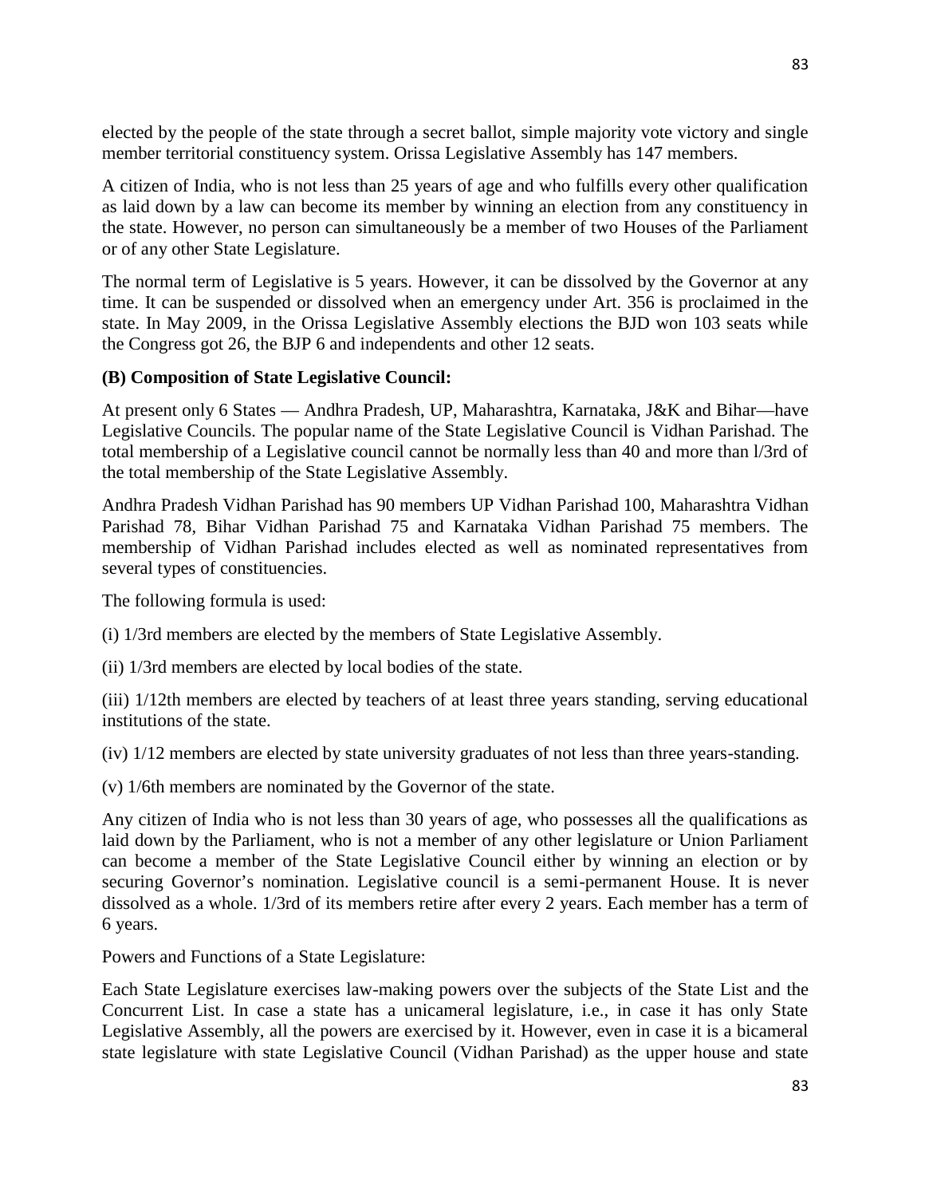elected by the people of the state through a secret ballot, simple majority vote victory and single member territorial constituency system. Orissa Legislative Assembly has 147 members.

A citizen of India, who is not less than 25 years of age and who fulfills every other qualification as laid down by a law can become its member by winning an election from any constituency in the state. However, no person can simultaneously be a member of two Houses of the Parliament or of any other State Legislature.

The normal term of Legislative is 5 years. However, it can be dissolved by the Governor at any time. It can be suspended or dissolved when an emergency under Art. 356 is proclaimed in the state. In May 2009, in the Orissa Legislative Assembly elections the BJD won 103 seats while the Congress got 26, the BJP 6 and independents and other 12 seats.

**(B) Composition of State Legislative Council:**

At present only 6 States — Andhra Pradesh, UP, Maharashtra, Karnataka, J&K and Bihar—have Legislative Councils. The popular name of the State Legislative Council is Vidhan Parishad. The total membership of a Legislative council cannot be normally less than 40 and more than l/3rd of the total membership of the State Legislative Assembly.

Andhra Pradesh Vidhan Parishad has 90 members UP Vidhan Parishad 100, Maharashtra Vidhan Parishad 78, Bihar Vidhan Parishad 75 and Karnataka Vidhan Parishad 75 members. The membership of Vidhan Parishad includes elected as well as nominated representatives from several types of constituencies.

The following formula is used:

(i) 1/3rd members are elected by the members of State Legislative Assembly.

(ii) 1/3rd members are elected by local bodies of the state.

(iii) 1/12th members are elected by teachers of at least three years standing, serving educational institutions of the state.

(iv) 1/12 members are elected by state university graduates of not less than three years-standing.

(v) 1/6th members are nominated by the Governor of the state.

Any citizen of India who is not less than 30 years of age, who possesses all the qualifications as laid down by the Parliament, who is not a member of any other legislature or Union Parliament can become a member of the State Legislative Council either by winning an election or by securing Governor's nomination. Legislative council is a semi-permanent House. It is never dissolved as a whole. 1/3rd of its members retire after every 2 years. Each member has a term of 6 years.

Powers and Functions of a State Legislature:

Each State Legislature exercises law-making powers over the subjects of the State List and the Concurrent List. In case a state has a unicameral legislature, i.e., in case it has only State Legislative Assembly, all the powers are exercised by it. However, even in case it is a bicameral state legislature with state Legislative Council (Vidhan Parishad) as the upper house and state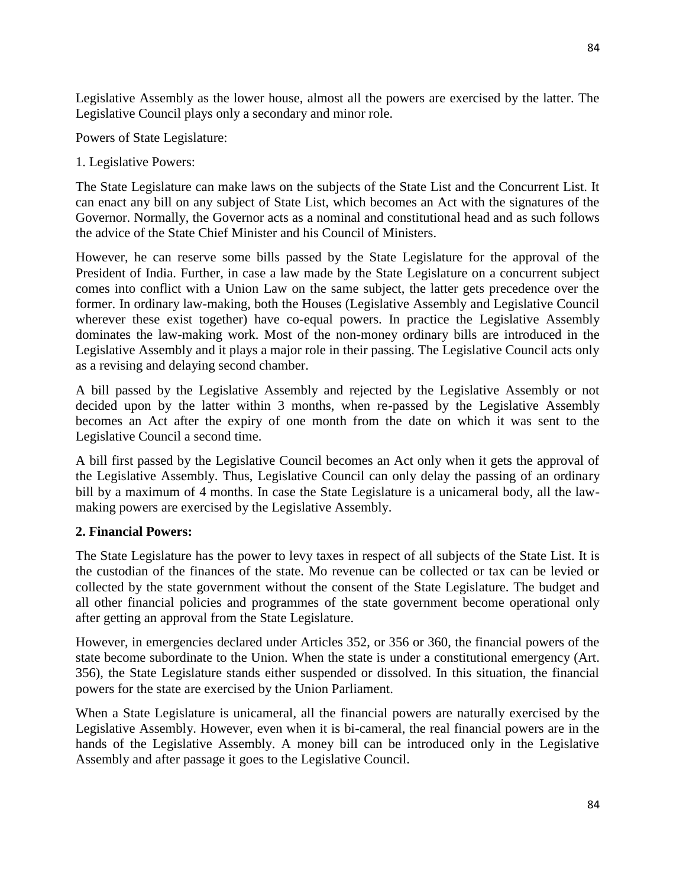Legislative Assembly as the lower house, almost all the powers are exercised by the latter. The Legislative Council plays only a secondary and minor role.

Powers of State Legislature:

1. Legislative Powers:

The State Legislature can make laws on the subjects of the State List and the Concurrent List. It can enact any bill on any subject of State List, which becomes an Act with the signatures of the Governor. Normally, the Governor acts as a nominal and constitutional head and as such follows the advice of the State Chief Minister and his Council of Ministers.

However, he can reserve some bills passed by the State Legislature for the approval of the President of India. Further, in case a law made by the State Legislature on a concurrent subject comes into conflict with a Union Law on the same subject, the latter gets precedence over the former. In ordinary law-making, both the Houses (Legislative Assembly and Legislative Council wherever these exist together) have co-equal powers. In practice the Legislative Assembly dominates the law-making work. Most of the non-money ordinary bills are introduced in the Legislative Assembly and it plays a major role in their passing. The Legislative Council acts only as a revising and delaying second chamber.

A bill passed by the Legislative Assembly and rejected by the Legislative Assembly or not decided upon by the latter within 3 months, when re-passed by the Legislative Assembly becomes an Act after the expiry of one month from the date on which it was sent to the Legislative Council a second time.

A bill first passed by the Legislative Council becomes an Act only when it gets the approval of the Legislative Assembly. Thus, Legislative Council can only delay the passing of an ordinary bill by a maximum of 4 months. In case the State Legislature is a unicameral body, all the law-making powers are exercised by the Legislative Assembly.

**2. Financial Powers:**

The State Legislature has the power to levy taxes in respect of all subjects of the State List. It is the custodian of the finances of the state. Mo revenue can be collected or tax can be levied or collected by the state government without the consent of the State Legislature. The budget and all other financial policies and programmes of the state government become operational only after getting an approval from the State Legislature.

However, in emergencies declared under Articles 352, or 356 or 360, the financial powers of the state become subordinate to the Union. When the state is under a constitutional emergency (Art. 356), the State Legislature stands either suspended or dissolved. In this situation, the financial powers for the state are exercised by the Union Parliament.

When a State Legislature is unicameral, all the financial powers are naturally exercised by the Legislative Assembly. However, even when it is bi-cameral, the real financial powers are in the hands of the Legislative Assembly. A money bill can be introduced only in the Legislative Assembly and after passage it goes to the Legislative Council.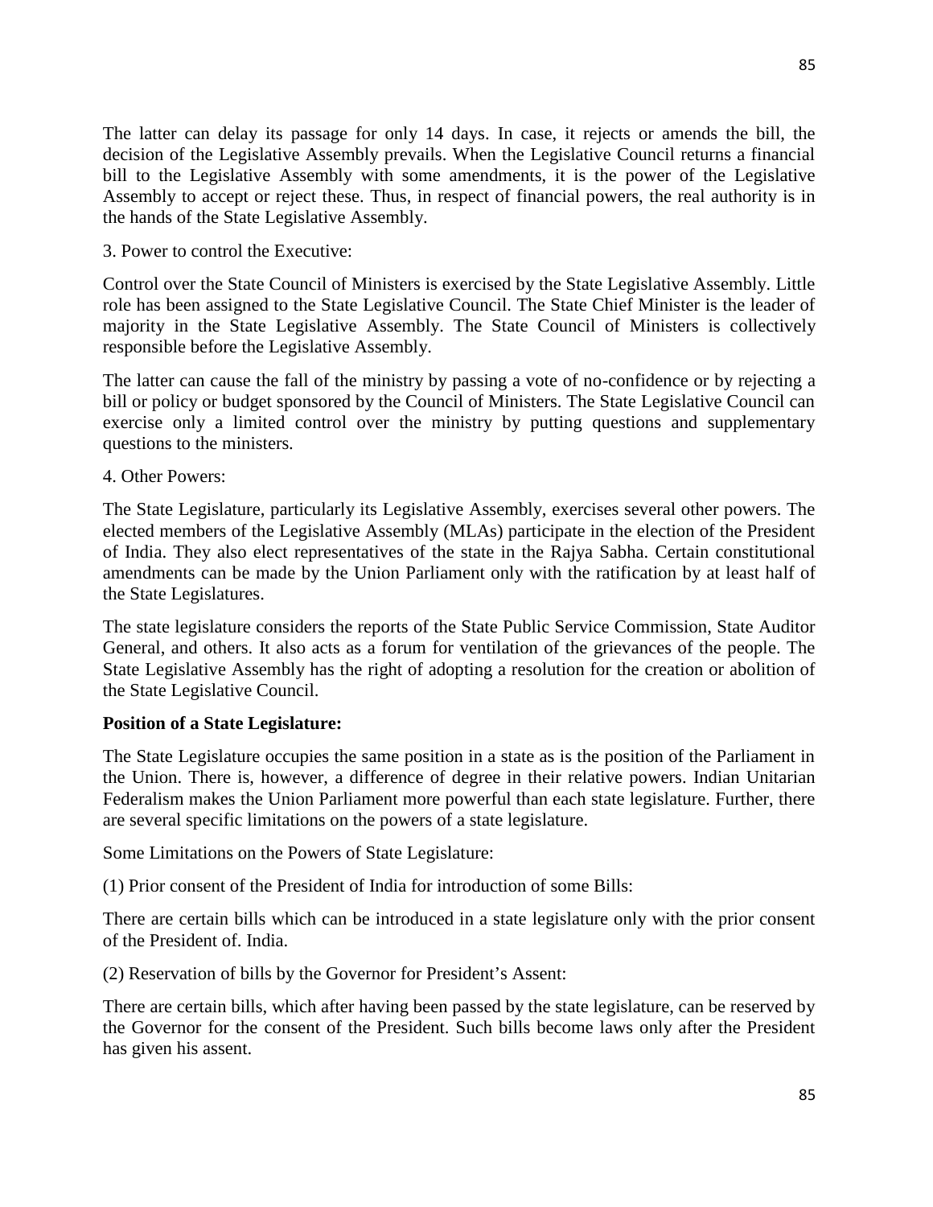The latter can delay its passage for only 14 days. In case, it rejects or amends the bill, the decision of the Legislative Assembly prevails. When the Legislative Council returns a financial bill to the Legislative Assembly with some amendments, it is the power of the Legislative Assembly to accept or reject these. Thus, in respect of financial powers, the real authority is in the hands of the State Legislative Assembly.

3. Power to control the Executive:

Control over the State Council of Ministers is exercised by the State Legislative Assembly. Little role has been assigned to the State Legislative Council. The State Chief Minister is the leader of majority in the State Legislative Assembly. The State Council of Ministers is collectively responsible before the Legislative Assembly.

The latter can cause the fall of the ministry by passing a vote of no-confidence or by rejecting a bill or policy or budget sponsored by the Council of Ministers. The State Legislative Council can exercise only a limited control over the ministry by putting questions and supplementary questions to the ministers.

4. Other Powers:

The State Legislature, particularly its Legislative Assembly, exercises several other powers. The elected members of the Legislative Assembly (MLAs) participate in the election of the President of India. They also elect representatives of the state in the Rajya Sabha. Certain constitutional amendments can be made by the Union Parliament only with the ratification by at least half of the State Legislatures.

The state legislature considers the reports of the State Public Service Commission, State Auditor General, and others. It also acts as a forum for ventilation of the grievances of the people. The State Legislative Assembly has the right of adopting a resolution for the creation or abolition of the State Legislative Council.

**Position of a State Legislature:**

The State Legislature occupies the same position in a state as is the position of the Parliament in the Union. There is, however, a difference of degree in their relative powers. Indian Unitarian Federalism makes the Union Parliament more powerful than each state legislature. Further, there are several specific limitations on the powers of a state legislature.

Some Limitations on the Powers of State Legislature:

(1) Prior consent of the President of India for introduction of some Bills:

There are certain bills which can be introduced in a state legislature only with the prior consent of the President of. India.

(2) Reservation of bills by the Governor for President's Assent:

There are certain bills, which after having been passed by the state legislature, can be reserved by the Governor for the consent of the President. Such bills become laws only after the President has given his assent.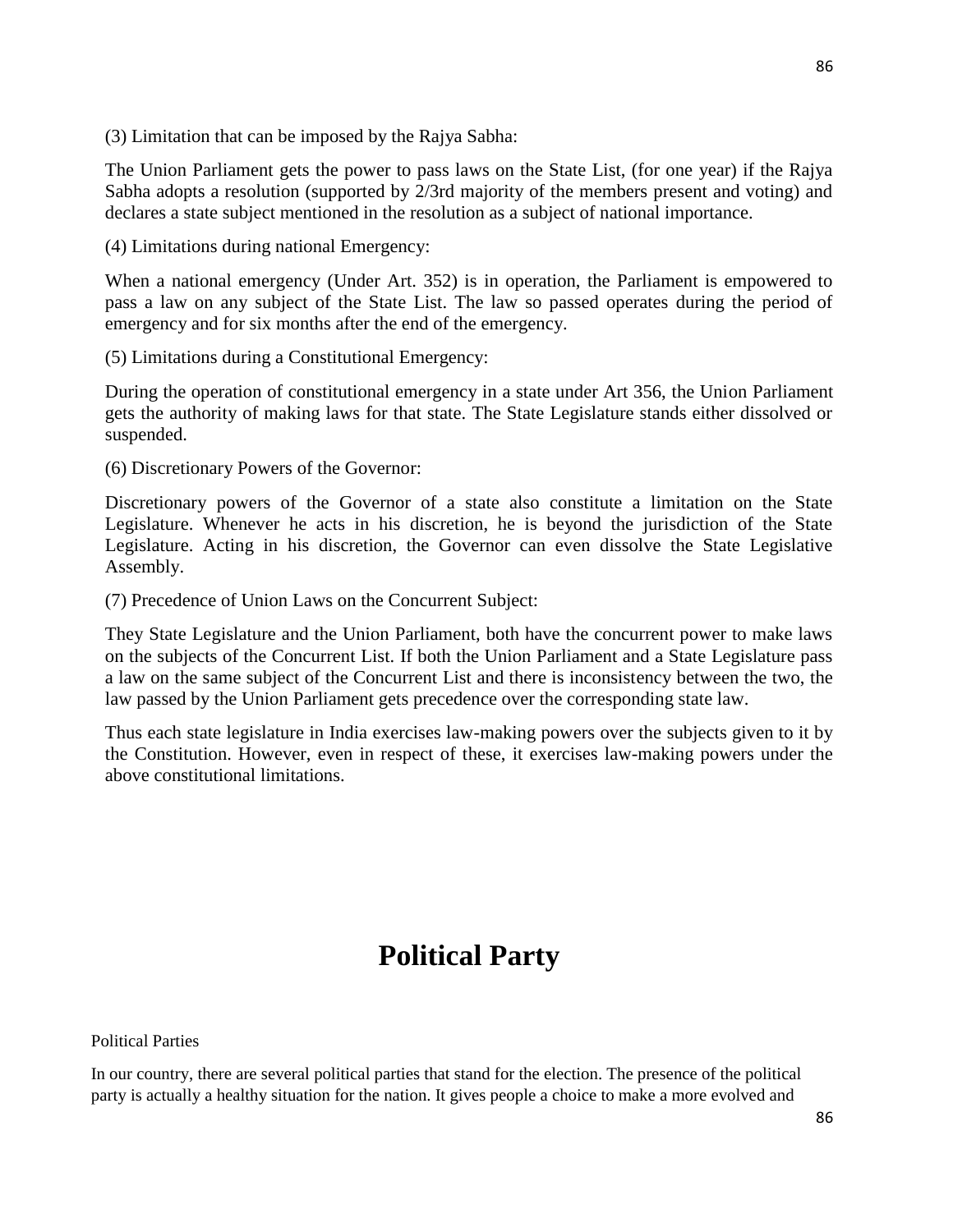(3) Limitation that can be imposed by the Rajya Sabha:

The Union Parliament gets the power to pass laws on the State List, (for one year) if the Rajya Sabha adopts a resolution (supported by 2/3rd majority of the members present and voting) and declares a state subject mentioned in the resolution as a subject of national importance.

(4) Limitations during national Emergency:

When a national emergency (Under Art. 352) is in operation, the Parliament is empowered to pass a law on any subject of the State List. The law so passed operates during the period of emergency and for six months after the end of the emergency.

(5) Limitations during a Constitutional Emergency:

During the operation of constitutional emergency in a state under Art 356, the Union Parliament gets the authority of making laws for that state. The State Legislature stands either dissolved or suspended.

(6) Discretionary Powers of the Governor:

Discretionary powers of the Governor of a state also constitute a limitation on the State Legislature. Whenever he acts in his discretion, he is beyond the jurisdiction of the State Legislature. Acting in his discretion, the Governor can even dissolve the State Legislative Assembly.

(7) Precedence of Union Laws on the Concurrent Subject:

They State Legislature and the Union Parliament, both have the concurrent power to make laws on the subjects of the Concurrent List. If both the Union Parliament and a State Legislature pass a law on the same subject of the Concurrent List and there is inconsistency between the two, the law passed by the Union Parliament gets precedence over the corresponding state law.

Thus each state legislature in India exercises law-making powers over the subjects given to it by the Constitution. However, even in respect of these, it exercises law-making powers under the above constitutional limitations.

# Political Party

Political Parties

In our country, there are several political parties that stand for the election. The presence of the political party is actually a healthy situation for the nation. It gives people a choice to make a more evolved and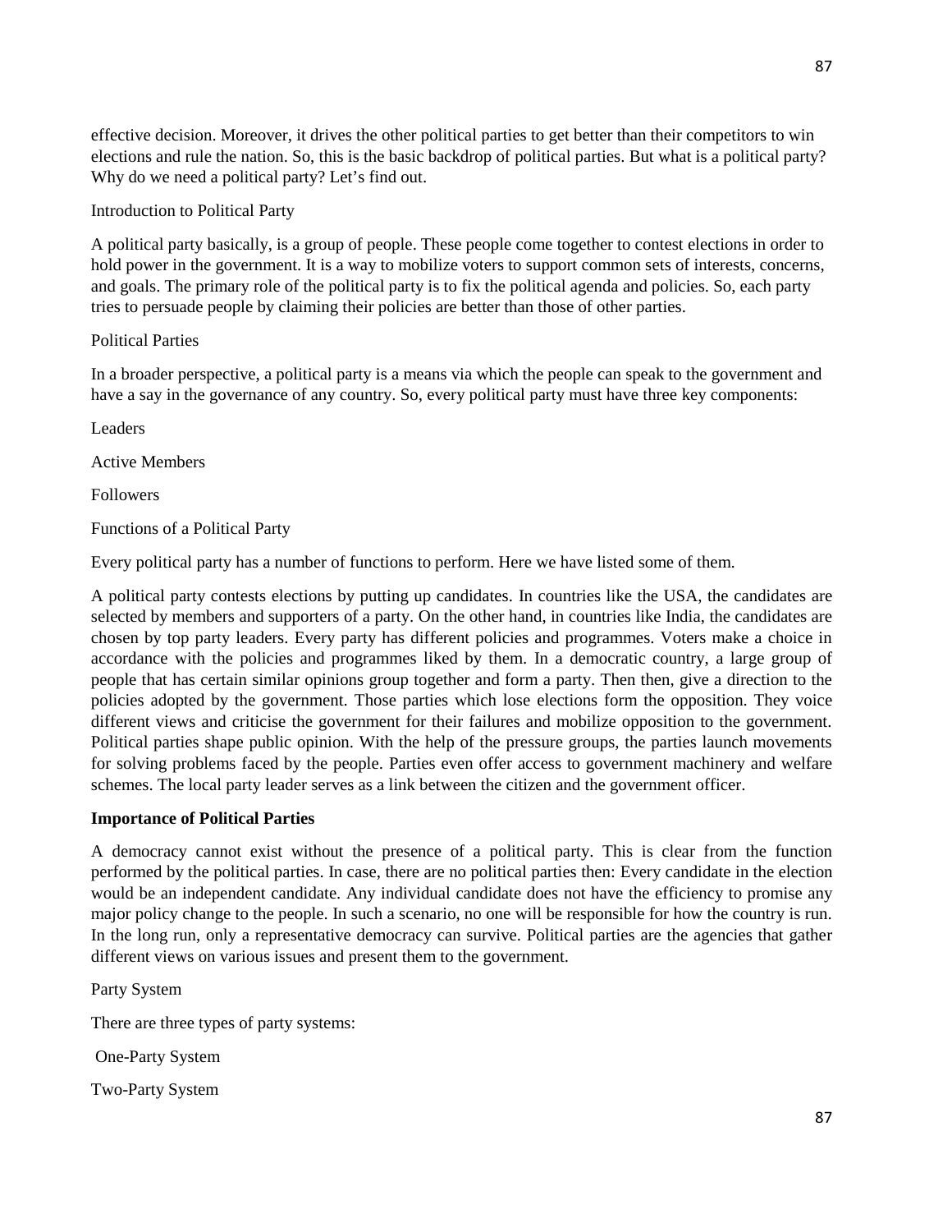effective decision. Moreover, it drives the other political parties to get better than their competitors to win elections and rule the nation. So, this is the basic backdrop of political parties. But what is a political party? Why do we need a political party? Let's find out.

Introduction to Political Party

A political party basically, is a group of people. These people come together to contest elections in order to hold power in the government. It is a way to mobilize voters to support common sets of interests, concerns, and goals. The primary role of the political party is to fix the political agenda and policies. So, each party tries to persuade people by claiming their policies are better than those of other parties.

Political Parties

In a broader perspective, a political party is a means via which the people can speak to the government and have a say in the governance of any country. So, every political party must have three key components:

Leaders

Active Members

Followers

Functions of a Political Party

Every political party has a number of functions to perform. Here we have listed some of them.

A political party contests elections by putting up candidates. In countries like the USA, the candidates are selected by members and supporters of a party. On the other hand, in countries like India, the candidates are chosen by top party leaders. Every party has different policies and programmes. Voters make a choice in accordance with the policies and programmes liked by them. In a democratic country, a large group of people that has certain similar opinions group together and form a party. Then then, give a direction to the policies adopted by the government. Those parties which lose elections form the opposition. They voice different views and criticise the government for their failures and mobilize opposition to the government. Political parties shape public opinion. With the help of the pressure groups, the parties launch movements for solving problems faced by the people. Parties even offer access to government machinery and welfare schemes. The local party leader serves as a link between the citizen and the government officer.

**Importance of Political Parties**

A democracy cannot exist without the presence of a political party. This is clear from the function performed by the political parties. In case, there are no political parties then: Every candidate in the election would be an independent candidate. Any individual candidate does not have the efficiency to promise any major policy change to the people. In such a scenario, no one will be responsible for how the country is run. In the long run, only a representative democracy can survive. Political parties are the agencies that gather different views on various issues and present them to the government.

Party System

There are three types of party systems:

One-Party System

Two-Party System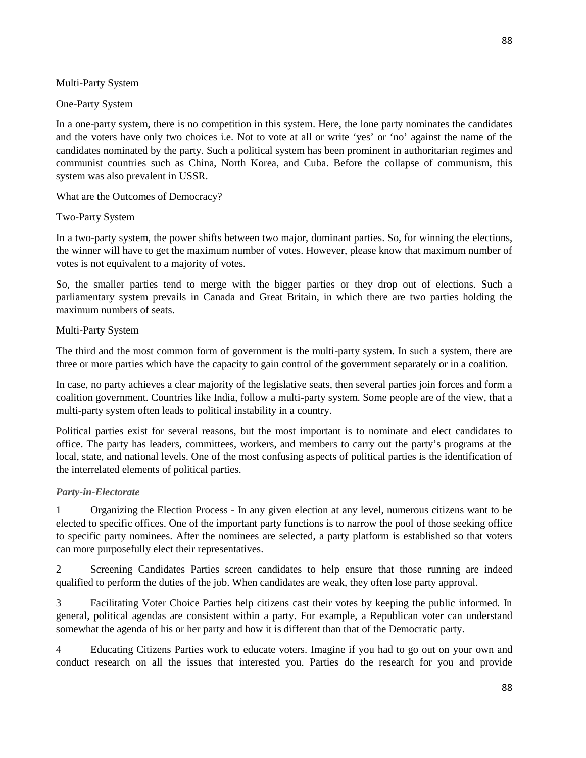Multi-Party System

One-Party System

In a one-party system, there is no competition in this system. Here, the lone party nominates the candidates and the voters have only two choices i.e. Not to vote at all or write 'yes' or 'no' against the name of the candidates nominated by the party. Such a political system has been prominent in authoritarian regimes and communist countries such as China, North Korea, and Cuba. Before the collapse of communism, this system was also prevalent in USSR.

What are the Outcomes of Democracy?

Two-Party System

In a two-party system, the power shifts between two major, dominant parties. So, for winning the elections, the winner will have to get the maximum number of votes. However, please know that maximum number of votes is not equivalent to a majority of votes.

So, the smaller parties tend to merge with the bigger parties or they drop out of elections. Such a parliamentary system prevails in Canada and Great Britain, in which there are two parties holding the maximum numbers of seats.

Multi-Party System

The third and the most common form of government is the multi-party system. In such a system, there are three or more parties which have the capacity to gain control of the government separately or in a coalition.

In case, no party achieves a clear majority of the legislative seats, then several parties join forces and form a coalition government. Countries like India, follow a multi-party system. Some people are of the view, that a multi-party system often leads to political instability in a country.

Political parties exist for several reasons, but the most important is to nominate and elect candidates to office. The party has leaders, committees, workers, and members to carry out the party's programs at the local, state, and national levels. One of the most confusing aspects of political parties is the identification of the interrelated elements of political parties.

***Party-in-Electorate***

1 Organizing the Election Process - In any given election at any level, numerous citizens want to be elected to specific offices. One of the important party functions is to narrow the pool of those seeking office to specific party nominees. After the nominees are selected, a party platform is established so that voters can more purposefully elect their representatives.

2 Screening Candidates Parties screen candidates to help ensure that those running are indeed qualified to perform the duties of the job. When candidates are weak, they often lose party approval.

3 Facilitating Voter Choice Parties help citizens cast their votes by keeping the public informed. In general, political agendas are consistent within a party. For example, a Republican voter can understand somewhat the agenda of his or her party and how it is different than that of the Democratic party.

4 Educating Citizens Parties work to educate voters. Imagine if you had to go out on your own and conduct research on all the issues that interested you. Parties do the research for you and provide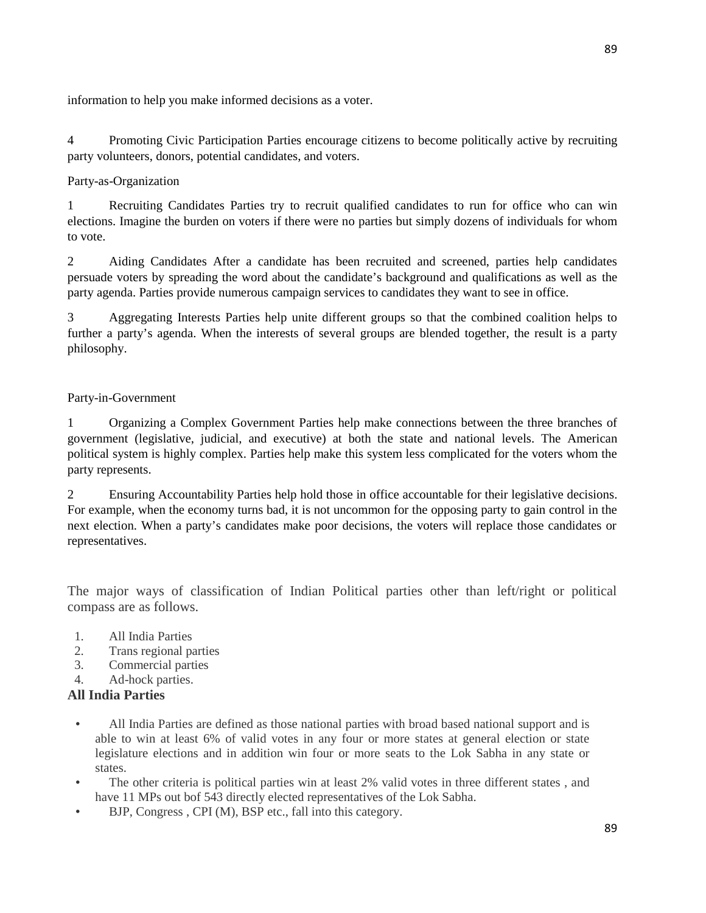information to help you make informed decisions as a voter.

4 Promoting Civic Participation Parties encourage citizens to become politically active by recruiting party volunteers, donors, potential candidates, and voters.

Party-as-Organization

1 Recruiting Candidates Parties try to recruit qualified candidates to run for office who can win elections. Imagine the burden on voters if there were no parties but simply dozens of individuals for whom to vote.

2 Aiding Candidates After a candidate has been recruited and screened, parties help candidates persuade voters by spreading the word about the candidate's background and qualifications as well as the party agenda. Parties provide numerous campaign services to candidates they want to see in office.

3 Aggregating Interests Parties help unite different groups so that the combined coalition helps to further a party's agenda. When the interests of several groups are blended together, the result is a party philosophy.

Party-in-Government

1 Organizing a Complex Government Parties help make connections between the three branches of government (legislative, judicial, and executive) at both the state and national levels. The American political system is highly complex. Parties help make this system less complicated for the voters whom the party represents.

2 Ensuring Accountability Parties help hold those in office accountable for their legislative decisions. For example, when the economy turns bad, it is not uncommon for the opposing party to gain control in the next election. When a party's candidates make poor decisions, the voters will replace those candidates or representatives.

The major ways of classification of Indian Political parties other than left/right or political compass are as follows.

1. All India Parties
2. Trans regional parties
3. Commercial parties
4. Ad-hock parties.

**All India Parties**

- All India Parties are defined as those national parties with broad based national support and is able to win at least 6% of valid votes in any four or more states at general election or state legislature elections and in addition win four or more seats to the Lok Sabha in any state or states.
- The other criteria is political parties win at least 2% valid votes in three different states , and have 11 MPs out bof 543 directly elected representatives of the Lok Sabha.
- BJP, Congress , CPI (M), BSP etc., fall into this category.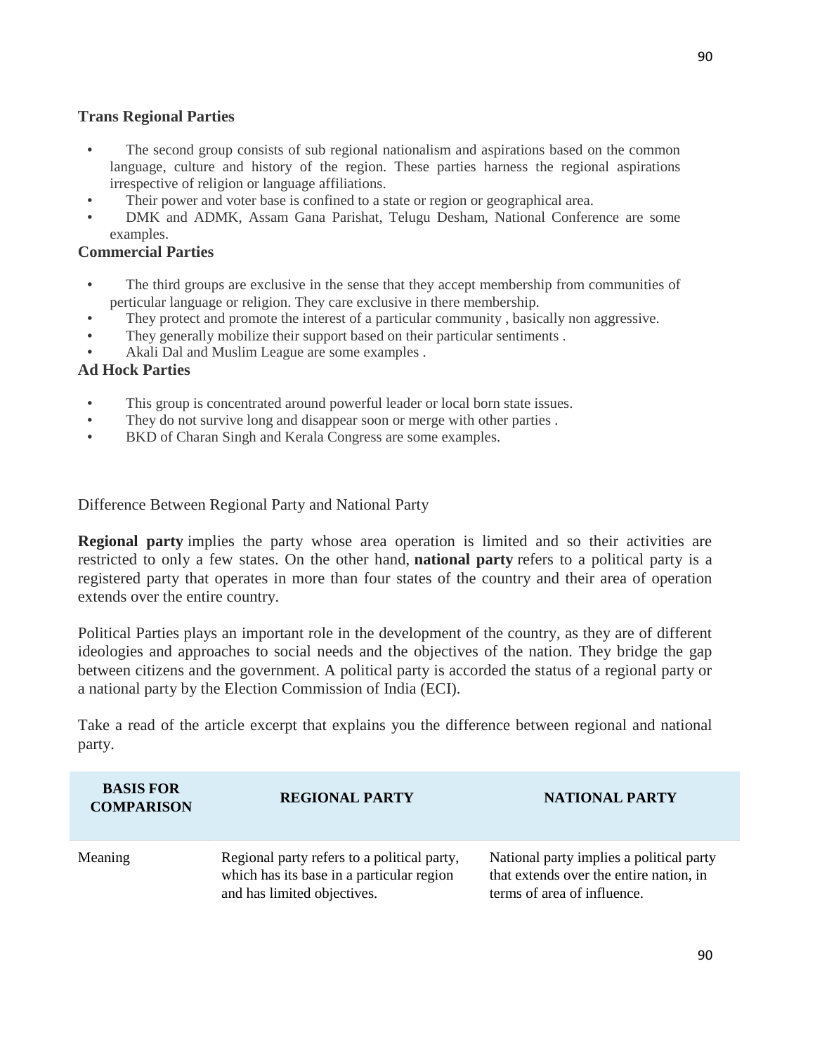### Trans Regional Parties

- The second group consists of sub regional nationalism and aspirations based on the common language, culture and history of the region. These parties harness the regional aspirations irrespective of religion or language affiliations.
- Their power and voter base is confined to a state or region or geographical area.
- DMK and ADMK, Assam Gana Parishat, Telugu Desham, National Conference are some examples.

### Commercial Parties

- The third groups are exclusive in the sense that they accept membership from communities of perticular language or religion. They care exclusive in there membership.
- They protect and promote the interest of a particular community , basically non aggressive.
- They generally mobilize their support based on their particular sentiments .
- Akali Dal and Muslim League are some examples .

### Ad Hock Parties

- This group is concentrated around powerful leader or local born state issues.
- They do not survive long and disappear soon or merge with other parties .
- BKD of Charan Singh and Kerala Congress are some examples.

Difference Between Regional Party and National Party

**Regional party** implies the party whose area operation is limited and so their activities are restricted to only a few states. On the other hand, **national party** refers to a political party is a registered party that operates in more than four states of the country and their area of operation extends over the entire country.

Political Parties plays an important role in the development of the country, as they are of different ideologies and approaches to social needs and the objectives of the nation. They bridge the gap between citizens and the government. A political party is accorded the status of a regional party or a national party by the Election Commission of India (ECI).

Take a read of the article excerpt that explains you the difference between regional and national party.

| BASIS FOR COMPARISON | REGIONAL PARTY | NATIONAL PARTY |
| --- | --- | --- |
| Meaning | Regional party refers to a political party, which has its base in a particular region and has limited objectives. | National party implies a political party that extends over the entire nation, in terms of area of influence. |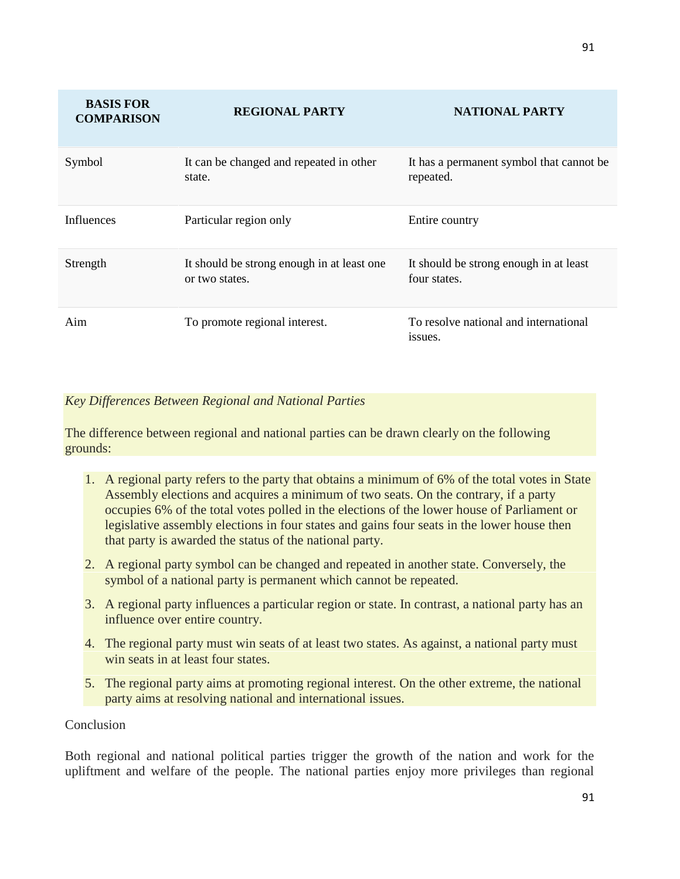| BASIS FOR COMPARISON | REGIONAL PARTY | NATIONAL PARTY |
|---|---|---|
| Symbol | It can be changed and repeated in other state. | It has a permanent symbol that cannot be repeated. |
| Influences | Particular region only | Entire country |
| Strength | It should be strong enough in at least one or two states. | It should be strong enough in at least four states. |
| Aim | To promote regional interest. | To resolve national and international issues. |

*Key Differences Between Regional and National Parties*

The difference between regional and national parties can be drawn clearly on the following grounds:

1. A regional party refers to the party that obtains a minimum of 6% of the total votes in State Assembly elections and acquires a minimum of two seats. On the contrary, if a party occupies 6% of the total votes polled in the elections of the lower house of Parliament or legislative assembly elections in four states and gains four seats in the lower house then that party is awarded the status of the national party.
2. A regional party symbol can be changed and repeated in another state. Conversely, the symbol of a national party is permanent which cannot be repeated.
3. A regional party influences a particular region or state. In contrast, a national party has an influence over entire country.
4. The regional party must win seats of at least two states. As against, a national party must win seats in at least four states.
5. The regional party aims at promoting regional interest. On the other extreme, the national party aims at resolving national and international issues.

Conclusion

Both regional and national political parties trigger the growth of the nation and work for the upliftment and welfare of the people. The national parties enjoy more privileges than regional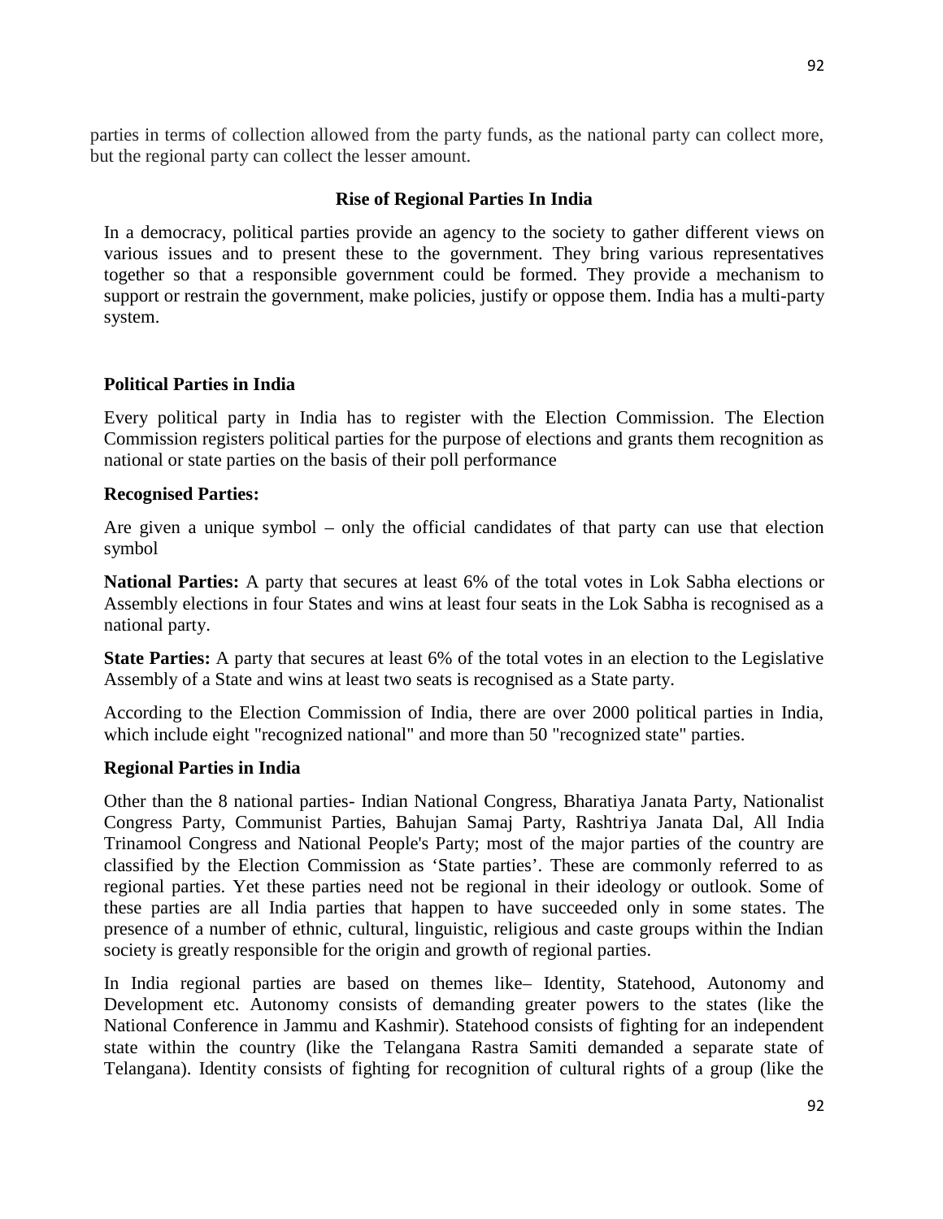parties in terms of collection allowed from the party funds, as the national party can collect more, but the regional party can collect the lesser amount.

## Rise of Regional Parties In India

In a democracy, political parties provide an agency to the society to gather different views on various issues and to present these to the government. They bring various representatives together so that a responsible government could be formed. They provide a mechanism to support or restrain the government, make policies, justify or oppose them. India has a multi-party system.

### Political Parties in India

Every political party in India has to register with the Election Commission. The Election Commission registers political parties for the purpose of elections and grants them recognition as national or state parties on the basis of their poll performance

**Recognised Parties:**

Are given a unique symbol – only the official candidates of that party can use that election symbol

**National Parties:** A party that secures at least 6% of the total votes in Lok Sabha elections or Assembly elections in four States and wins at least four seats in the Lok Sabha is recognised as a national party.

**State Parties:** A party that secures at least 6% of the total votes in an election to the Legislative Assembly of a State and wins at least two seats is recognised as a State party.

According to the Election Commission of India, there are over 2000 political parties in India, which include eight "recognized national" and more than 50 "recognized state" parties.

### Regional Parties in India

Other than the 8 national parties- Indian National Congress, Bharatiya Janata Party, Nationalist Congress Party, Communist Parties, Bahujan Samaj Party, Rashtriya Janata Dal, All India Trinamool Congress and National People's Party; most of the major parties of the country are classified by the Election Commission as 'State parties'. These are commonly referred to as regional parties. Yet these parties need not be regional in their ideology or outlook. Some of these parties are all India parties that happen to have succeeded only in some states. The presence of a number of ethnic, cultural, linguistic, religious and caste groups within the Indian society is greatly responsible for the origin and growth of regional parties.

In India regional parties are based on themes like– Identity, Statehood, Autonomy and Development etc. Autonomy consists of demanding greater powers to the states (like the National Conference in Jammu and Kashmir). Statehood consists of fighting for an independent state within the country (like the Telangana Rastra Samiti demanded a separate state of Telangana). Identity consists of fighting for recognition of cultural rights of a group (like the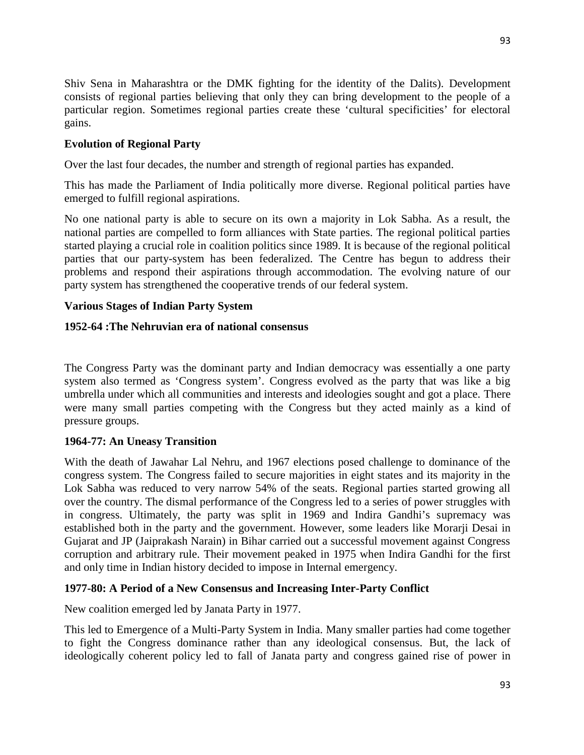Shiv Sena in Maharashtra or the DMK fighting for the identity of the Dalits). Development consists of regional parties believing that only they can bring development to the people of a particular region. Sometimes regional parties create these 'cultural specificities' for electoral gains.

**Evolution of Regional Party**

Over the last four decades, the number and strength of regional parties has expanded.

This has made the Parliament of India politically more diverse. Regional political parties have emerged to fulfill regional aspirations.

No one national party is able to secure on its own a majority in Lok Sabha. As a result, the national parties are compelled to form alliances with State parties. The regional political parties started playing a crucial role in coalition politics since 1989. It is because of the regional political parties that our party-system has been federalized. The Centre has begun to address their problems and respond their aspirations through accommodation. The evolving nature of our party system has strengthened the cooperative trends of our federal system.

**Various Stages of Indian Party System**

**1952-64 :The Nehruvian era of national consensus**

The Congress Party was the dominant party and Indian democracy was essentially a one party system also termed as 'Congress system'. Congress evolved as the party that was like a big umbrella under which all communities and interests and ideologies sought and got a place. There were many small parties competing with the Congress but they acted mainly as a kind of pressure groups.

**1964-77: An Uneasy Transition**

With the death of Jawahar Lal Nehru, and 1967 elections posed challenge to dominance of the congress system. The Congress failed to secure majorities in eight states and its majority in the Lok Sabha was reduced to very narrow 54% of the seats. Regional parties started growing all over the country. The dismal performance of the Congress led to a series of power struggles with in congress. Ultimately, the party was split in 1969 and Indira Gandhi's supremacy was established both in the party and the government. However, some leaders like Morarji Desai in Gujarat and JP (Jaiprakash Narain) in Bihar carried out a successful movement against Congress corruption and arbitrary rule. Their movement peaked in 1975 when Indira Gandhi for the first and only time in Indian history decided to impose in Internal emergency.

**1977-80: A Period of a New Consensus and Increasing Inter-Party Conflict**

New coalition emerged led by Janata Party in 1977.

This led to Emergence of a Multi-Party System in India. Many smaller parties had come together to fight the Congress dominance rather than any ideological consensus. But, the lack of ideologically coherent policy led to fall of Janata party and congress gained rise of power in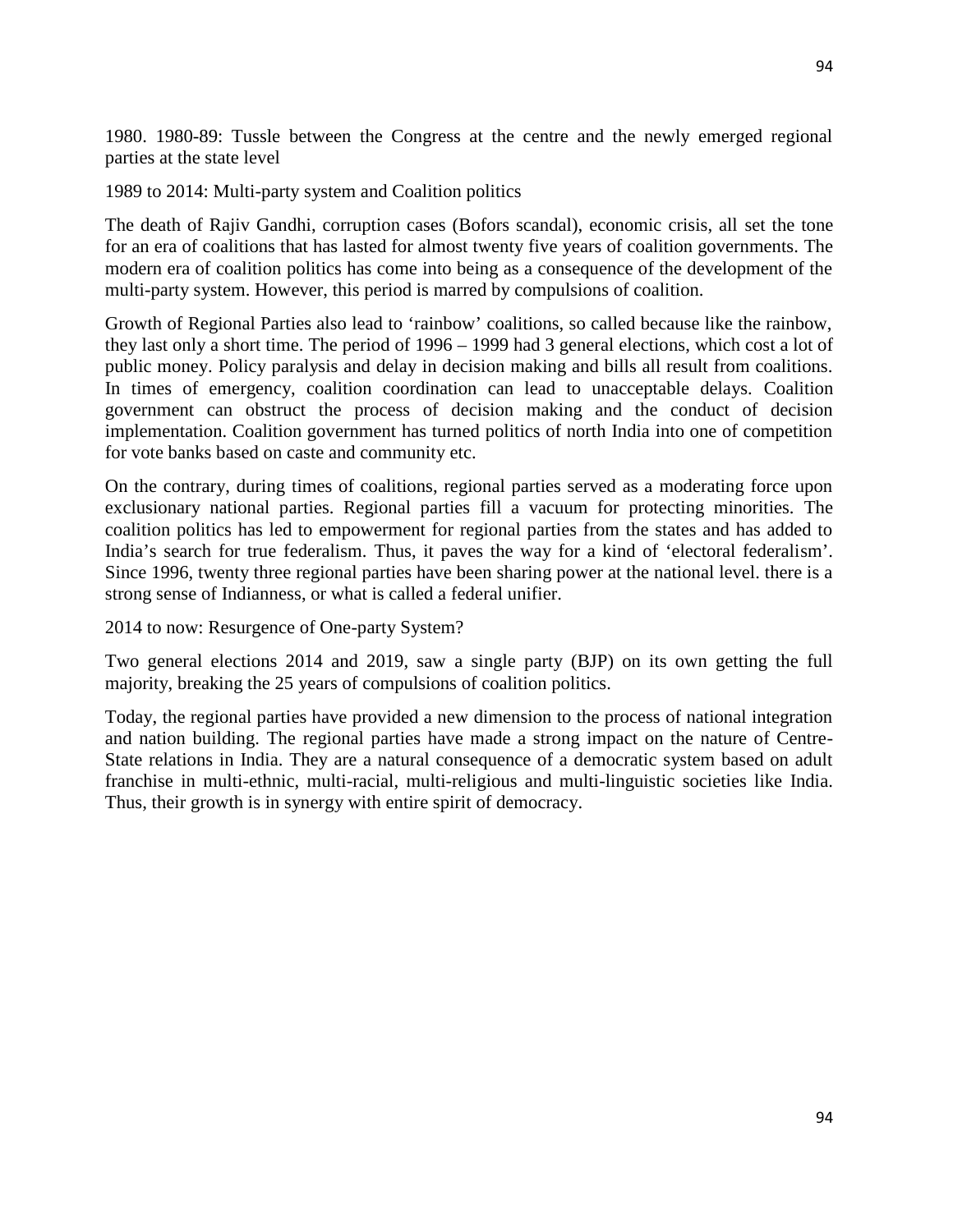1980. 1980-89: Tussle between the Congress at the centre and the newly emerged regional parties at the state level

1989 to 2014: Multi-party system and Coalition politics

The death of Rajiv Gandhi, corruption cases (Bofors scandal), economic crisis, all set the tone for an era of coalitions that has lasted for almost twenty five years of coalition governments. The modern era of coalition politics has come into being as a consequence of the development of the multi-party system. However, this period is marred by compulsions of coalition.

Growth of Regional Parties also lead to 'rainbow' coalitions, so called because like the rainbow, they last only a short time. The period of 1996 – 1999 had 3 general elections, which cost a lot of public money. Policy paralysis and delay in decision making and bills all result from coalitions. In times of emergency, coalition coordination can lead to unacceptable delays. Coalition government can obstruct the process of decision making and the conduct of decision implementation. Coalition government has turned politics of north India into one of competition for vote banks based on caste and community etc.

On the contrary, during times of coalitions, regional parties served as a moderating force upon exclusionary national parties. Regional parties fill a vacuum for protecting minorities. The coalition politics has led to empowerment for regional parties from the states and has added to India's search for true federalism. Thus, it paves the way for a kind of 'electoral federalism'. Since 1996, twenty three regional parties have been sharing power at the national level. there is a strong sense of Indianness, or what is called a federal unifier.

2014 to now: Resurgence of One-party System?

Two general elections 2014 and 2019, saw a single party (BJP) on its own getting the full majority, breaking the 25 years of compulsions of coalition politics.

Today, the regional parties have provided a new dimension to the process of national integration and nation building. The regional parties have made a strong impact on the nature of Centre-State relations in India. They are a natural consequence of a democratic system based on adult franchise in multi-ethnic, multi-racial, multi-religious and multi-linguistic societies like India. Thus, their growth is in synergy with entire spirit of democracy.